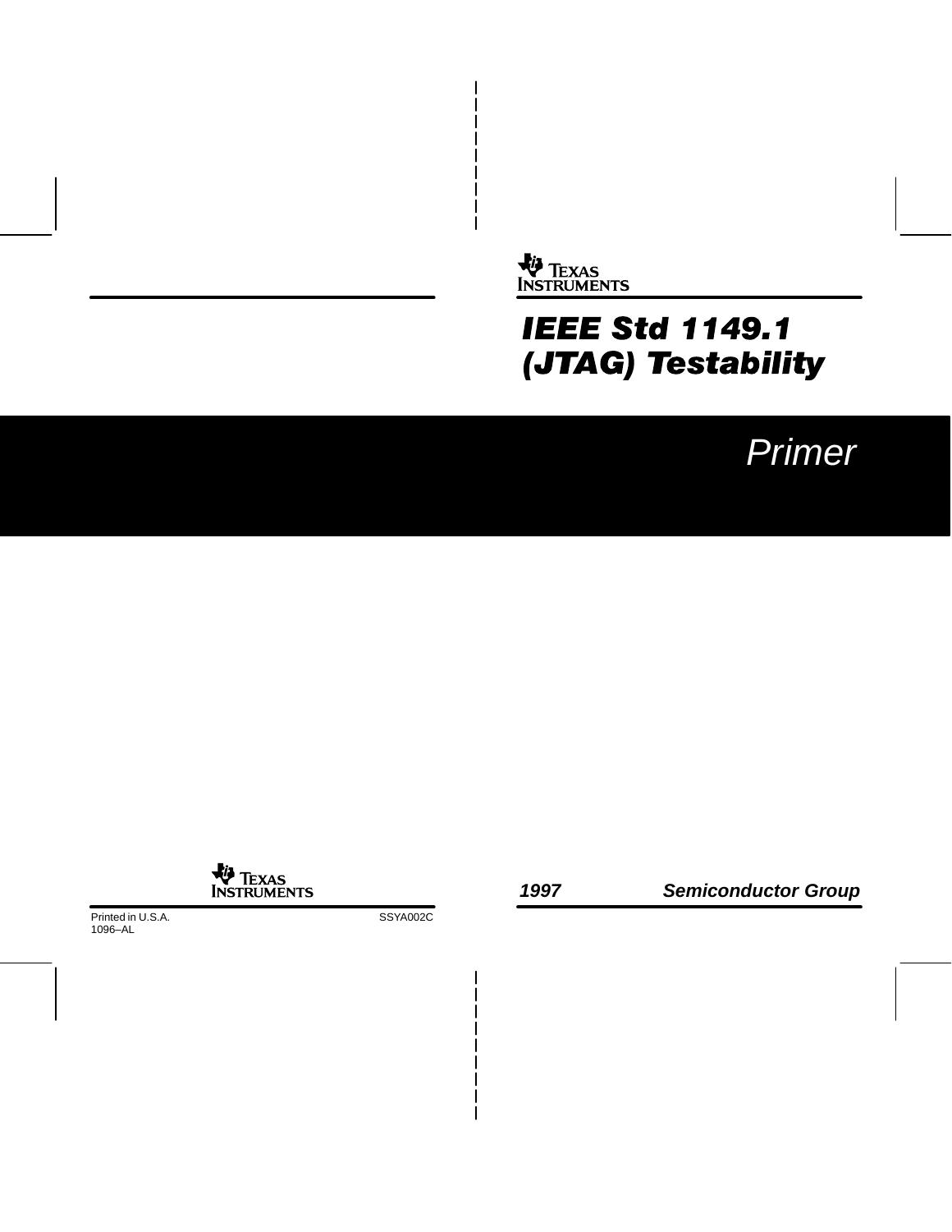TEXAS INSTRUMENTS

# IEEE Std 1149.1 (JTAG) Testability

## Primer

TEXAS INSTRUMENTS

Printed in U.S.A.
1096–AL

SSYA002C

**1997** **Semiconductor Group**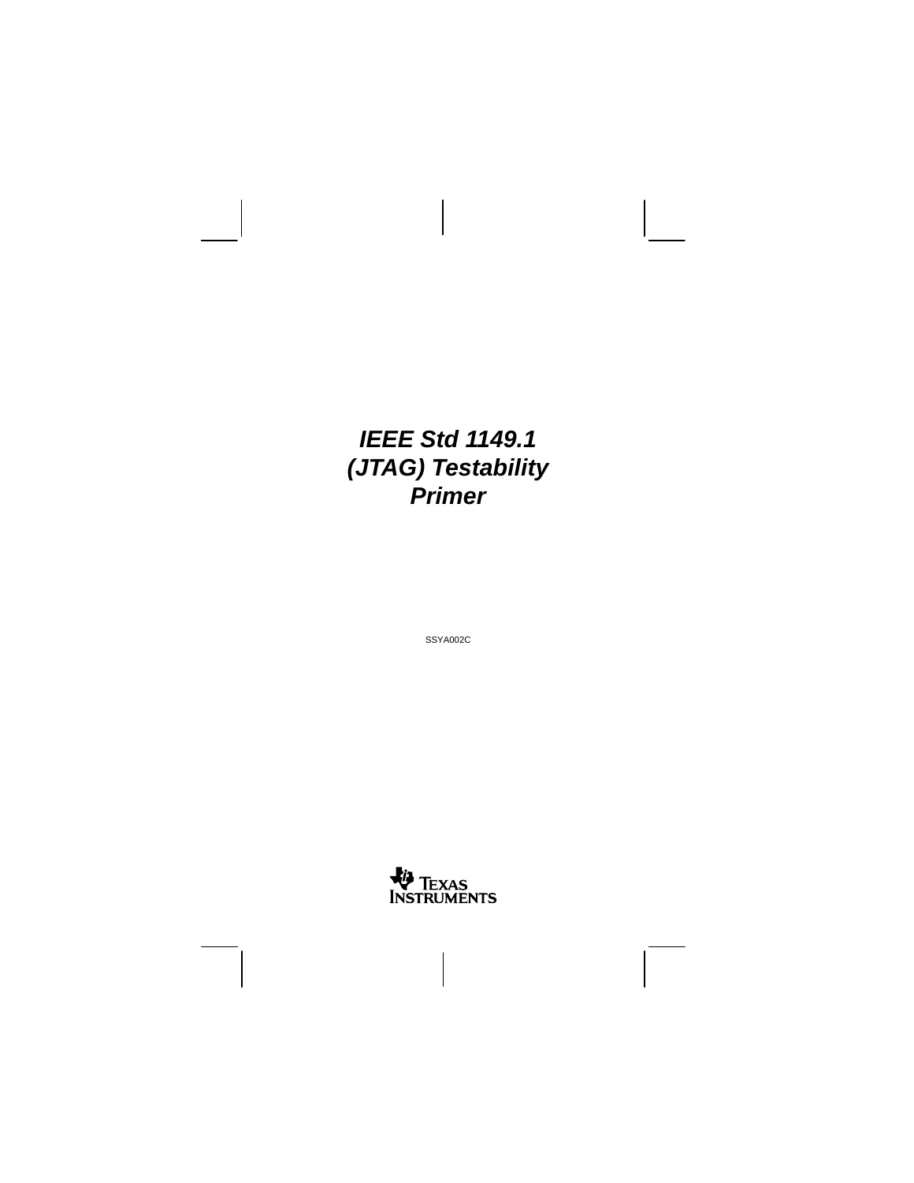# *IEEE Std 1149.1 (JTAG) Testability Primer*

SSYA002C

TEXAS INSTRUMENTS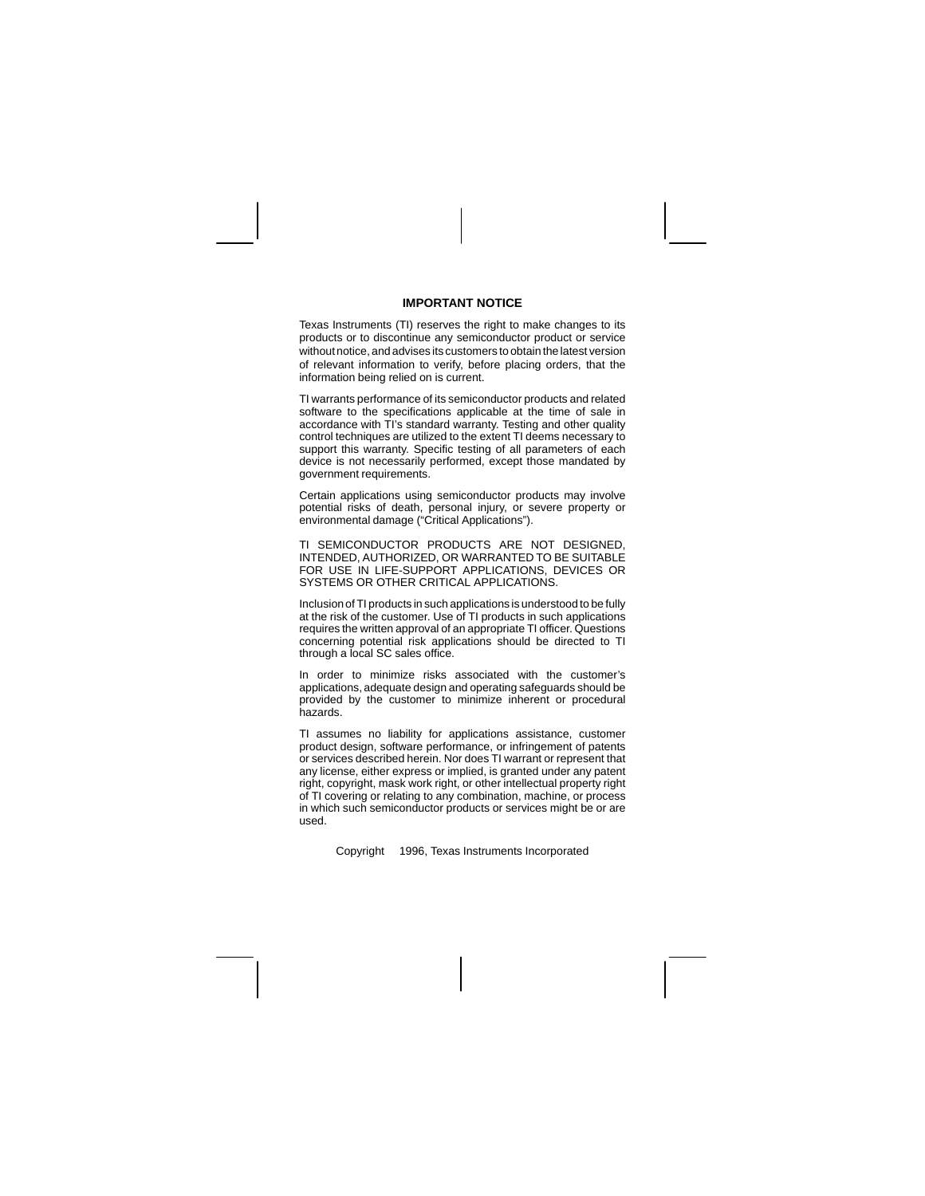## IMPORTANT NOTICE

Texas Instruments (TI) reserves the right to make changes to its products or to discontinue any semiconductor product or service without notice, and advises its customers to obtain the latest version of relevant information to verify, before placing orders, that the information being relied on is current.

TI warrants performance of its semiconductor products and related software to the specifications applicable at the time of sale in accordance with TI's standard warranty. Testing and other quality control techniques are utilized to the extent TI deems necessary to support this warranty. Specific testing of all parameters of each device is not necessarily performed, except those mandated by government requirements.

Certain applications using semiconductor products may involve potential risks of death, personal injury, or severe property or environmental damage ("Critical Applications").

TI SEMICONDUCTOR PRODUCTS ARE NOT DESIGNED, INTENDED, AUTHORIZED, OR WARRANTED TO BE SUITABLE FOR USE IN LIFE-SUPPORT APPLICATIONS, DEVICES OR SYSTEMS OR OTHER CRITICAL APPLICATIONS.

Inclusion of TI products in such applications is understood to be fully at the risk of the customer. Use of TI products in such applications requires the written approval of an appropriate TI officer. Questions concerning potential risk applications should be directed to TI through a local SC sales office.

In order to minimize risks associated with the customer's applications, adequate design and operating safeguards should be provided by the customer to minimize inherent or procedural hazards.

TI assumes no liability for applications assistance, customer product design, software performance, or infringement of patents or services described herein. Nor does TI warrant or represent that any license, either express or implied, is granted under any patent right, copyright, mask work right, or other intellectual property right of TI covering or relating to any combination, machine, or process in which such semiconductor products or services might be or are used.

Copyright © 1996, Texas Instruments Incorporated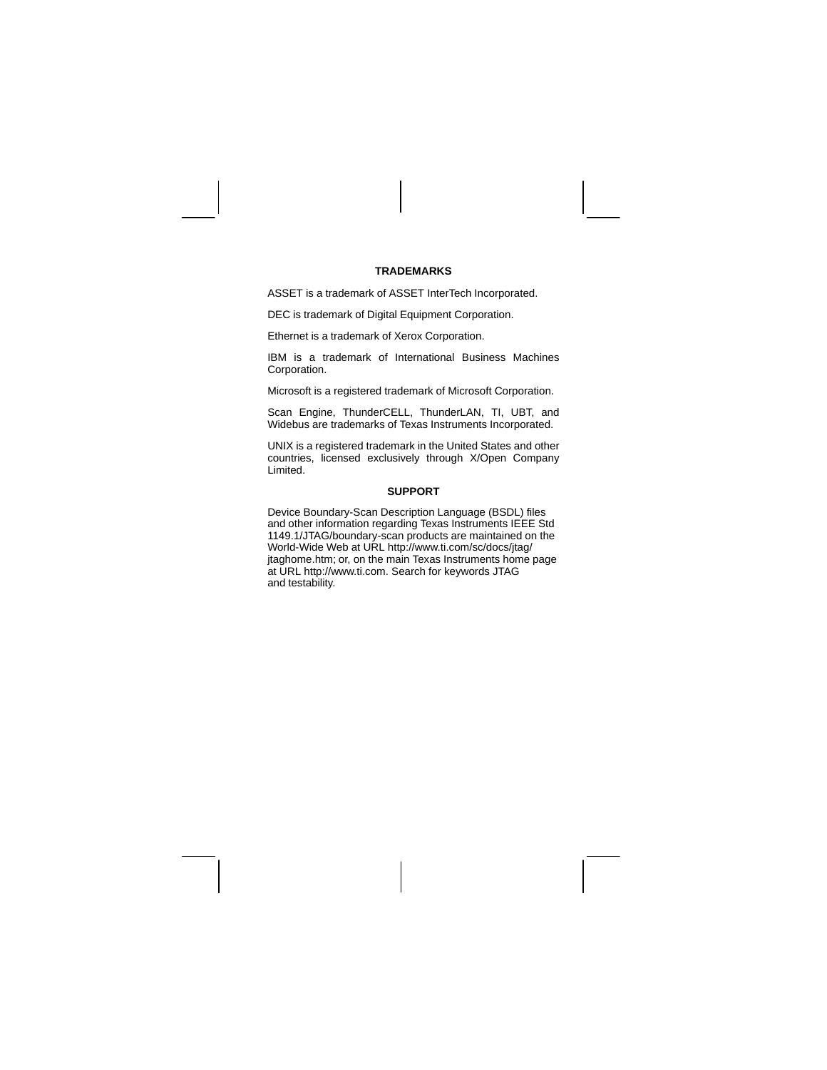## TRADEMARKS

ASSET is a trademark of ASSET InterTech Incorporated.

DEC is trademark of Digital Equipment Corporation.

Ethernet is a trademark of Xerox Corporation.

IBM is a trademark of International Business Machines Corporation.

Microsoft is a registered trademark of Microsoft Corporation.

Scan Engine, ThunderCELL, ThunderLAN, TI, UBT, and Widebus are trademarks of Texas Instruments Incorporated.

UNIX is a registered trademark in the United States and other countries, licensed exclusively through X/Open Company Limited.

## SUPPORT

Device Boundary-Scan Description Language (BSDL) files and other information regarding Texas Instruments IEEE Std 1149.1/JTAG/boundary-scan products are maintained on the World-Wide Web at URL http://www.ti.com/sc/docs/jtag/jtaghome.htm; or, on the main Texas Instruments home page at URL http://www.ti.com. Search for keywords JTAG and testability.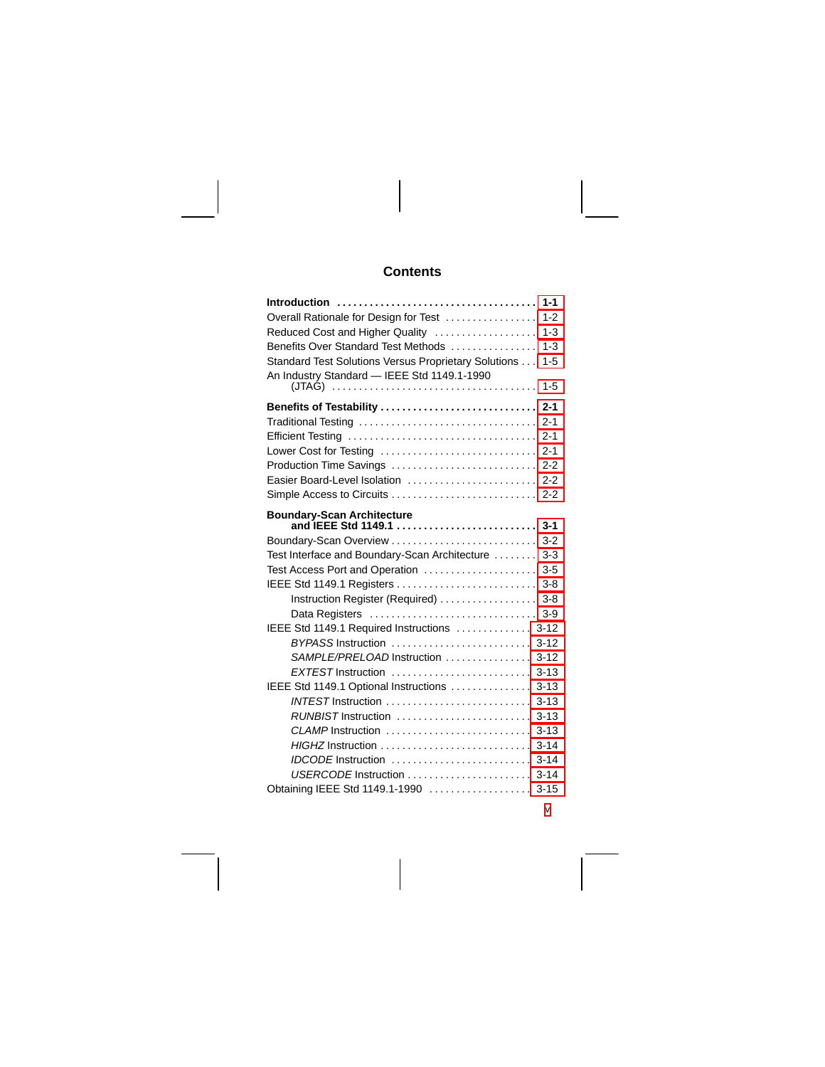# Contents

**Introduction** ........ **1-1**
Overall Rationale for Design for Test ........ 1-2
Reduced Cost and Higher Quality ........ 1-3
Benefits Over Standard Test Methods ........ 1-3
Standard Test Solutions Versus Proprietary Solutions ........ 1-5
An Industry Standard — IEEE Std 1149.1-1990 (JTAG) ........ 1-5

**Benefits of Testability** ........ **2-1**
Traditional Testing ........ 2-1
Efficient Testing ........ 2-1
Lower Cost for Testing ........ 2-1
Production Time Savings ........ 2-2
Easier Board-Level Isolation ........ 2-2
Simple Access to Circuits ........ 2-2

**Boundary-Scan Architecture and IEEE Std 1149.1** ........ **3-1**
Boundary-Scan Overview ........ 3-2
Test Interface and Boundary-Scan Architecture ........ 3-3
Test Access Port and Operation ........ 3-5
IEEE Std 1149.1 Registers ........ 3-8
- Instruction Register (Required) ........ 3-8
- Data Registers ........ 3-9

IEEE Std 1149.1 Required Instructions ........ 3-12
- *BYPASS* Instruction ........ 3-12
- *SAMPLE/PRELOAD* Instruction ........ 3-12
- *EXTEST* Instruction ........ 3-13

IEEE Std 1149.1 Optional Instructions ........ 3-13
- *INTEST* Instruction ........ 3-13
- *RUNBIST* Instruction ........ 3-13
- *CLAMP* Instruction ........ 3-13
- *HIGHZ* Instruction ........ 3-14
- *IDCODE* Instruction ........ 3-14
- *USERCODE* Instruction ........ 3-14

Obtaining IEEE Std 1149.1-1990 ........ 3-15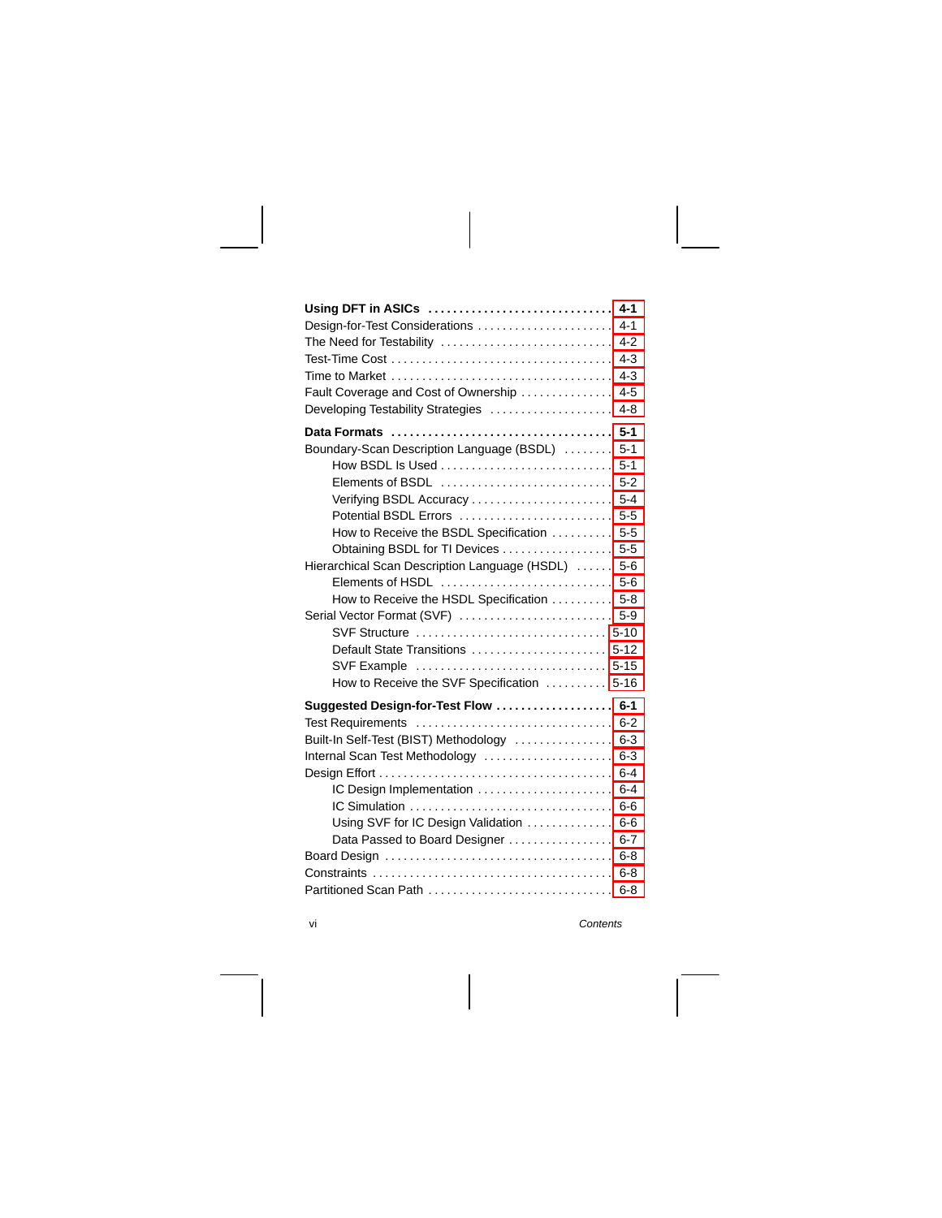**Using DFT in ASICs .............................. 4-1**
Design-for-Test Considerations ...................... 4-1
The Need for Testability ............................ 4-2
Test-Time Cost .................................... 4-3
Time to Market .................................... 4-3
Fault Coverage and Cost of Ownership ............... 4-5
Developing Testability Strategies ................... 4-8

**Data Formats .................................... 5-1**
Boundary-Scan Description Language (BSDL) ........ 5-1
    How BSDL Is Used ............................ 5-1
    Elements of BSDL ............................ 5-2
    Verifying BSDL Accuracy ....................... 5-4
    Potential BSDL Errors ......................... 5-5
    How to Receive the BSDL Specification .......... 5-5
    Obtaining BSDL for TI Devices .................. 5-5
Hierarchical Scan Description Language (HSDL) ...... 5-6
    Elements of HSDL ............................ 5-6
    How to Receive the HSDL Specification .......... 5-8
Serial Vector Format (SVF) ......................... 5-9
    SVF Structure ............................... 5-10
    Default State Transitions ...................... 5-12
    SVF Example ............................... 5-15
    How to Receive the SVF Specification .......... 5-16

**Suggested Design-for-Test Flow ................... 6-1**
Test Requirements ................................ 6-2
Built-In Self-Test (BIST) Methodology ................ 6-3
Internal Scan Test Methodology ..................... 6-3
Design Effort ..................................... 6-4
    IC Design Implementation ...................... 6-4
    IC Simulation ................................ 6-6
    Using SVF for IC Design Validation .............. 6-6
    Data Passed to Board Designer ................. 6-7
Board Design ..................................... 6-8
Constraints ....................................... 6-8
Partitioned Scan Path .............................. 6-8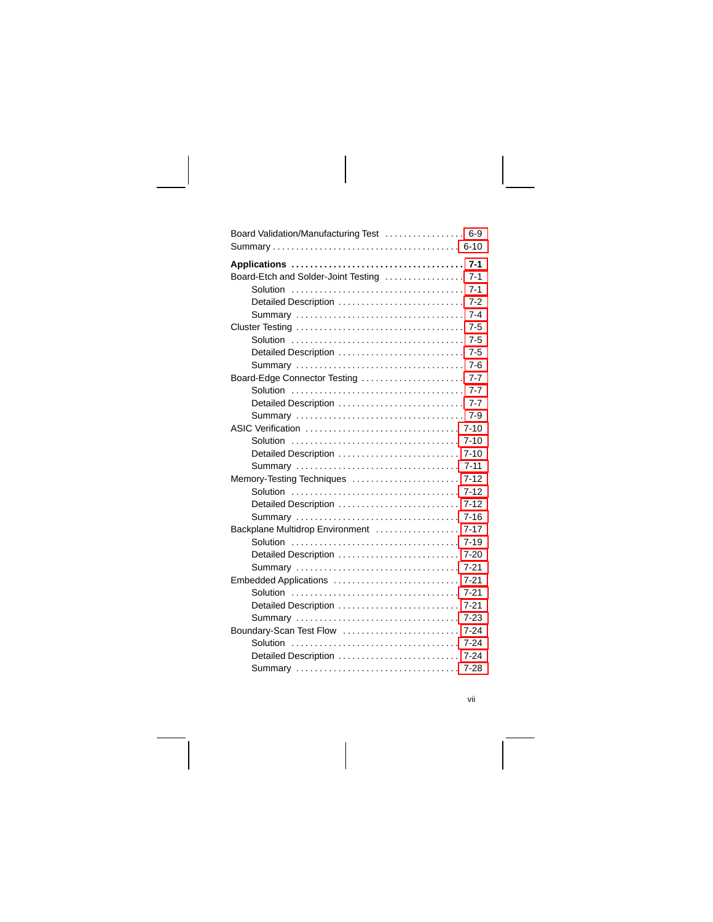Board Validation/Manufacturing Test ................. 6-9
Summary ........................................ 6-10

**Applications ..................................... 7-1**
Board-Etch and Solder-Joint Testing ................. 7-1
    Solution ..................................... 7-1
    Detailed Description ........................... 7-2
    Summary ...................................... 7-4
Cluster Testing .................................... 7-5
    Solution ..................................... 7-5
    Detailed Description ........................... 7-5
    Summary ...................................... 7-6
Board-Edge Connector Testing ....................... 7-7
    Solution ..................................... 7-7
    Detailed Description ........................... 7-7
    Summary ...................................... 7-9
ASIC Verification .................................. 7-10
    Solution ..................................... 7-10
    Detailed Description ........................... 7-10
    Summary ...................................... 7-11
Memory-Testing Techniques .......................... 7-12
    Solution ..................................... 7-12
    Detailed Description ........................... 7-12
    Summary ...................................... 7-16
Backplane Multidrop Environment .................... 7-17
    Solution ..................................... 7-19
    Detailed Description ........................... 7-20
    Summary ...................................... 7-21
Embedded Applications .............................. 7-21
    Solution ..................................... 7-21
    Detailed Description ........................... 7-21
    Summary ...................................... 7-23
Boundary-Scan Test Flow ............................ 7-24
    Solution ..................................... 7-24
    Detailed Description ........................... 7-24
    Summary ...................................... 7-28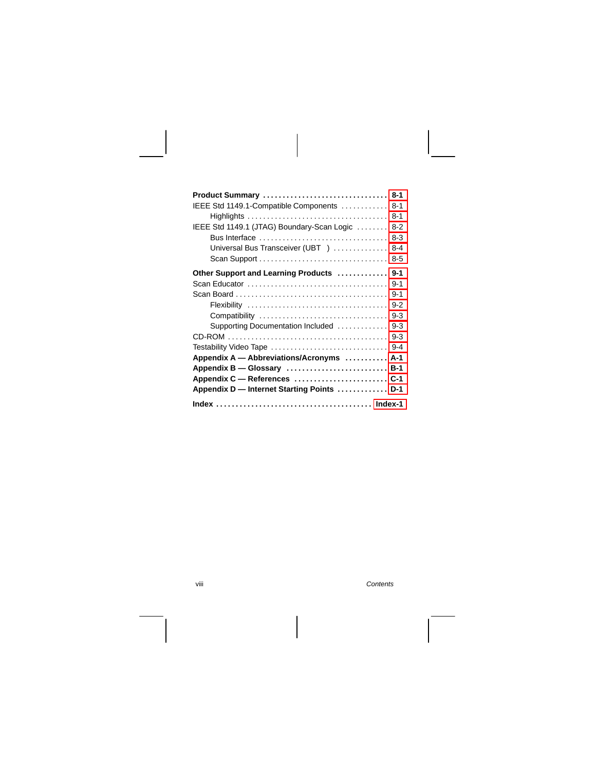**Product Summary** .................................. **8-1**
IEEE Std 1149.1-Compatible Components ............ 8-1
    Highlights .................................... 8-1
IEEE Std 1149.1 (JTAG) Boundary-Scan Logic ........ 8-2
    Bus Interface ................................. 8-3
    Universal Bus Transceiver (UBT ) .............. 8-4
    Scan Support .................................. 8-5

**Other Support and Learning Products** ............. **9-1**
Scan Educator ..................................... 9-1
Scan Board ........................................ 9-1
    Flexibility ................................... 9-2
    Compatibility ................................. 9-3
    Supporting Documentation Included ............. 9-3
CD-ROM ............................................ 9-3
Testability Video Tape ............................ 9-4
**Appendix A — Abbreviations/Acronyms** ........... **A-1**
**Appendix B — Glossary** .......................... **B-1**
**Appendix C — References** ........................ **C-1**
**Appendix D — Internet Starting Points** ........... **D-1**

**Index** ......................................... **Index-1**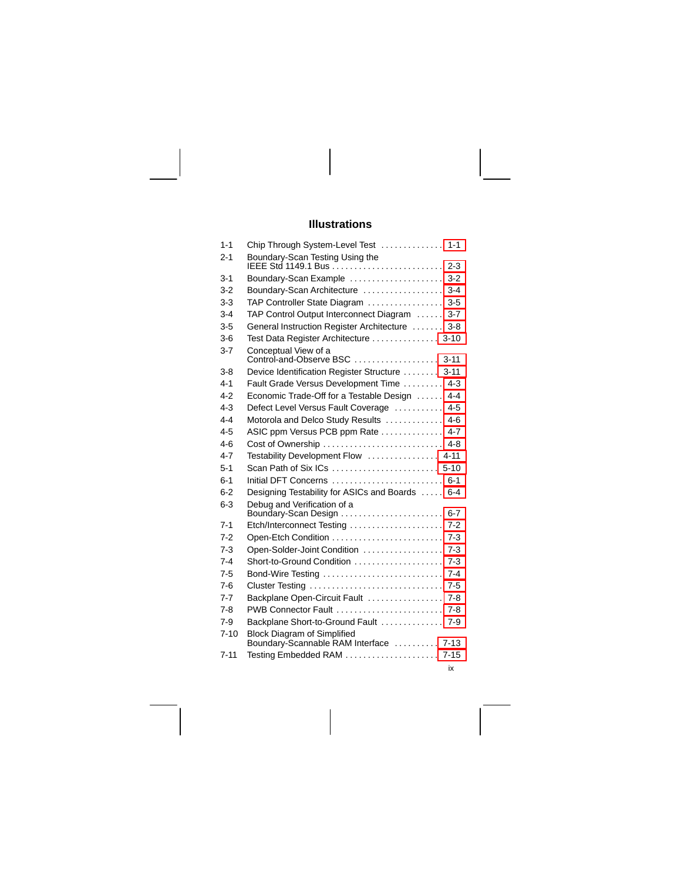# Illustrations

| | | |
|---|---|---|
| 1-1 | Chip Through System-Level Test | 1-1 |
| 2-1 | Boundary-Scan Testing Using the IEEE Std 1149.1 Bus | 2-3 |
| 3-1 | Boundary-Scan Example | 3-2 |
| 3-2 | Boundary-Scan Architecture | 3-4 |
| 3-3 | TAP Controller State Diagram | 3-5 |
| 3-4 | TAP Control Output Interconnect Diagram | 3-7 |
| 3-5 | General Instruction Register Architecture | 3-8 |
| 3-6 | Test Data Register Architecture | 3-10 |
| 3-7 | Conceptual View of a Control-and-Observe BSC | 3-11 |
| 3-8 | Device Identification Register Structure | 3-11 |
| 4-1 | Fault Grade Versus Development Time | 4-3 |
| 4-2 | Economic Trade-Off for a Testable Design | 4-4 |
| 4-3 | Defect Level Versus Fault Coverage | 4-5 |
| 4-4 | Motorola and Delco Study Results | 4-6 |
| 4-5 | ASIC ppm Versus PCB ppm Rate | 4-7 |
| 4-6 | Cost of Ownership | 4-8 |
| 4-7 | Testability Development Flow | 4-11 |
| 5-1 | Scan Path of Six ICs | 5-10 |
| 6-1 | Initial DFT Concerns | 6-1 |
| 6-2 | Designing Testability for ASICs and Boards | 6-4 |
| 6-3 | Debug and Verification of a Boundary-Scan Design | 6-7 |
| 7-1 | Etch/Interconnect Testing | 7-2 |
| 7-2 | Open-Etch Condition | 7-3 |
| 7-3 | Open-Solder-Joint Condition | 7-3 |
| 7-4 | Short-to-Ground Condition | 7-3 |
| 7-5 | Bond-Wire Testing | 7-4 |
| 7-6 | Cluster Testing | 7-5 |
| 7-7 | Backplane Open-Circuit Fault | 7-8 |
| 7-8 | PWB Connector Fault | 7-8 |
| 7-9 | Backplane Short-to-Ground Fault | 7-9 |
| 7-10 | Block Diagram of Simplified Boundary-Scannable RAM Interface | 7-13 |
| 7-11 | Testing Embedded RAM | 7-15 |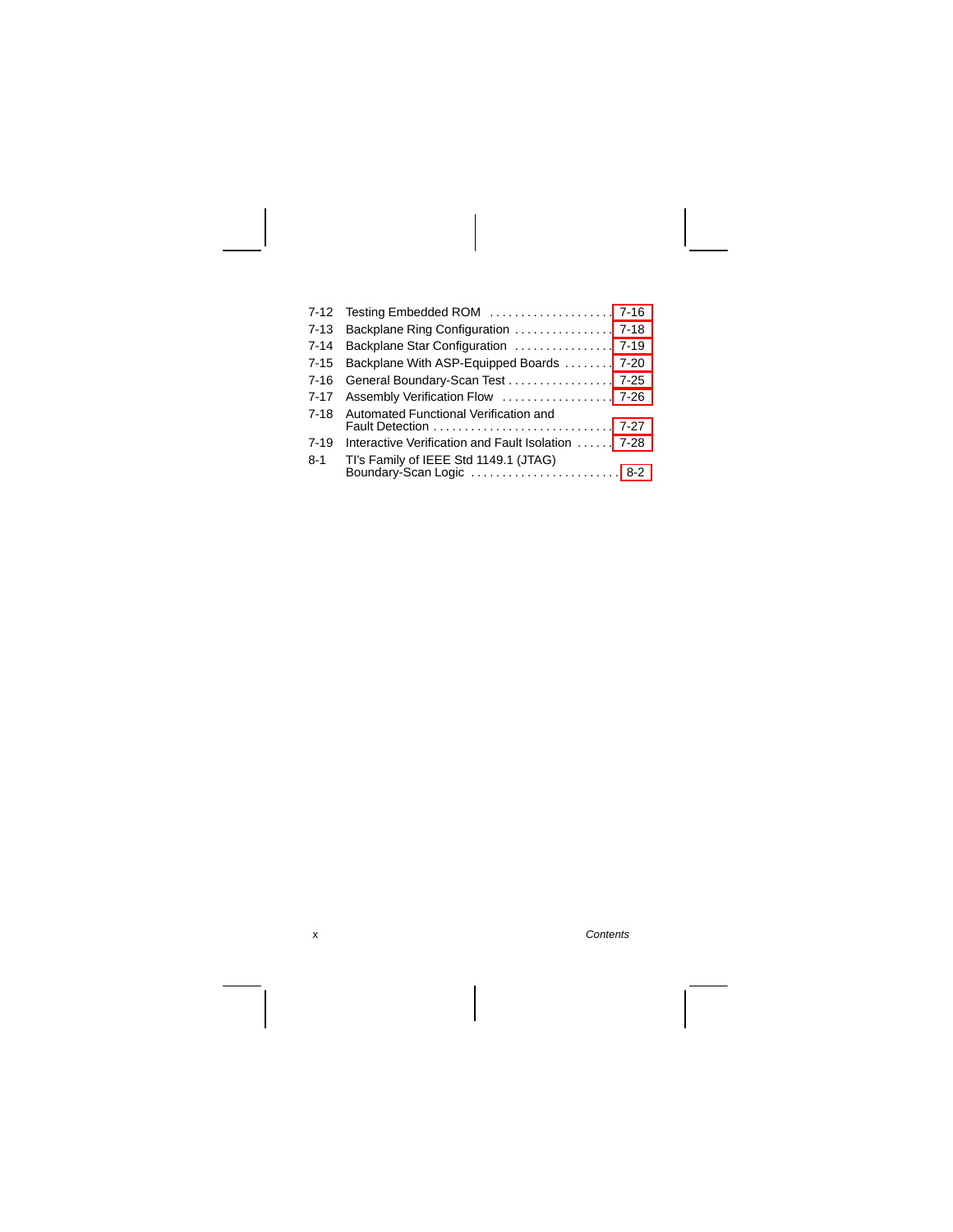| | | |
|---|---|---|
| 7-12 | Testing Embedded ROM | 7-16 |
| 7-13 | Backplane Ring Configuration | 7-18 |
| 7-14 | Backplane Star Configuration | 7-19 |
| 7-15 | Backplane With ASP-Equipped Boards | 7-20 |
| 7-16 | General Boundary-Scan Test | 7-25 |
| 7-17 | Assembly Verification Flow | 7-26 |
| 7-18 | Automated Functional Verification and Fault Detection | 7-27 |
| 7-19 | Interactive Verification and Fault Isolation | 7-28 |
| 8-1 | TI's Family of IEEE Std 1149.1 (JTAG) Boundary-Scan Logic | 8-2 |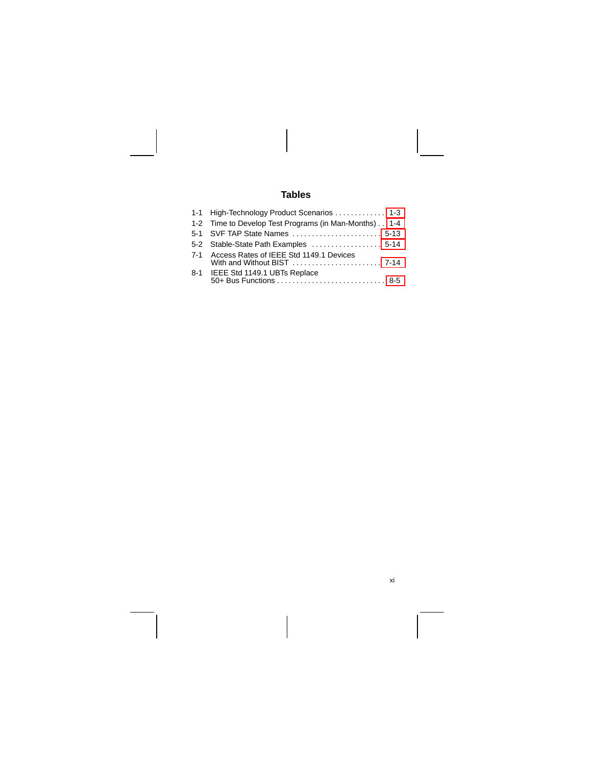# Tables

1-1 High-Technology Product Scenarios . . . . . . . . . . . . . 1-3
1-2 Time to Develop Test Programs (in Man-Months) . . 1-4
5-1 SVF TAP State Names . . . . . . . . . . . . . . . . . . . . . . . 5-13
5-2 Stable-State Path Examples . . . . . . . . . . . . . . . . . . 5-14
7-1 Access Rates of IEEE Std 1149.1 Devices With and Without BIST . . . . . . . . . . . . . . . . . . . . . . . 7-14
8-1 IEEE Std 1149.1 UBTs Replace 50+ Bus Functions . . . . . . . . . . . . . . . . . . . . . . . . . . . . 8-5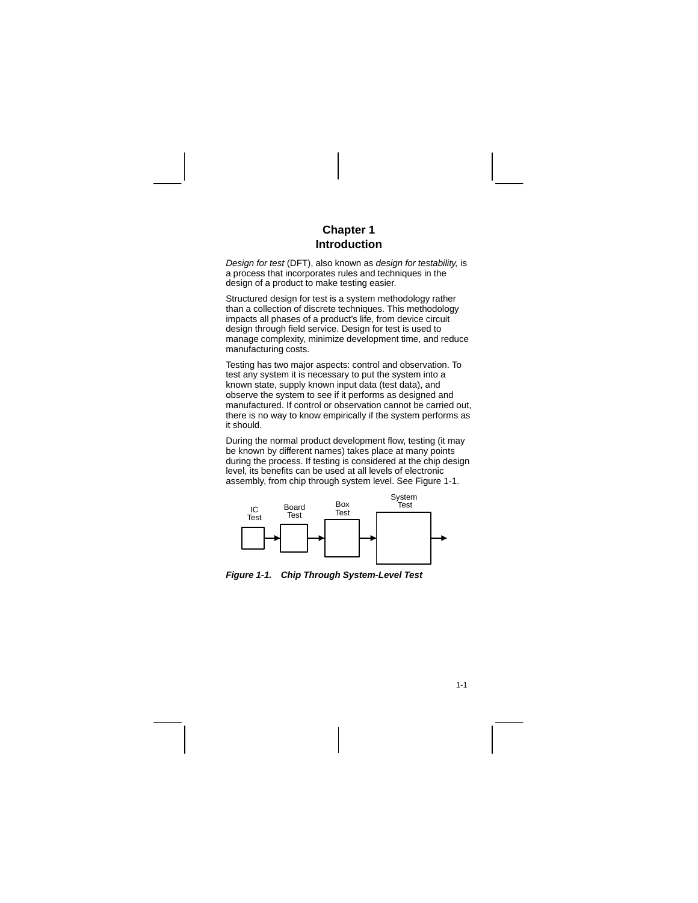# Chapter 1
# Introduction

*Design for test* (DFT), also known as *design for testability,* is a process that incorporates rules and techniques in the design of a product to make testing easier.

Structured design for test is a system methodology rather than a collection of discrete techniques. This methodology impacts all phases of a product's life, from device circuit design through field service. Design for test is used to manage complexity, minimize development time, and reduce manufacturing costs.

Testing has two major aspects: control and observation. To test any system it is necessary to put the system into a known state, supply known input data (test data), and observe the system to see if it performs as designed and manufactured. If control or observation cannot be carried out, there is no way to know empirically if the system performs as it should.

During the normal product development flow, testing (it may be known by different names) takes place at many points during the process. If testing is considered at the chip design level, its benefits can be used at all levels of electronic assembly, from chip through system level. See Figure 1-1.

IC Test → Board Test → Box Test → System Test →

***Figure 1-1. Chip Through System-Level Test***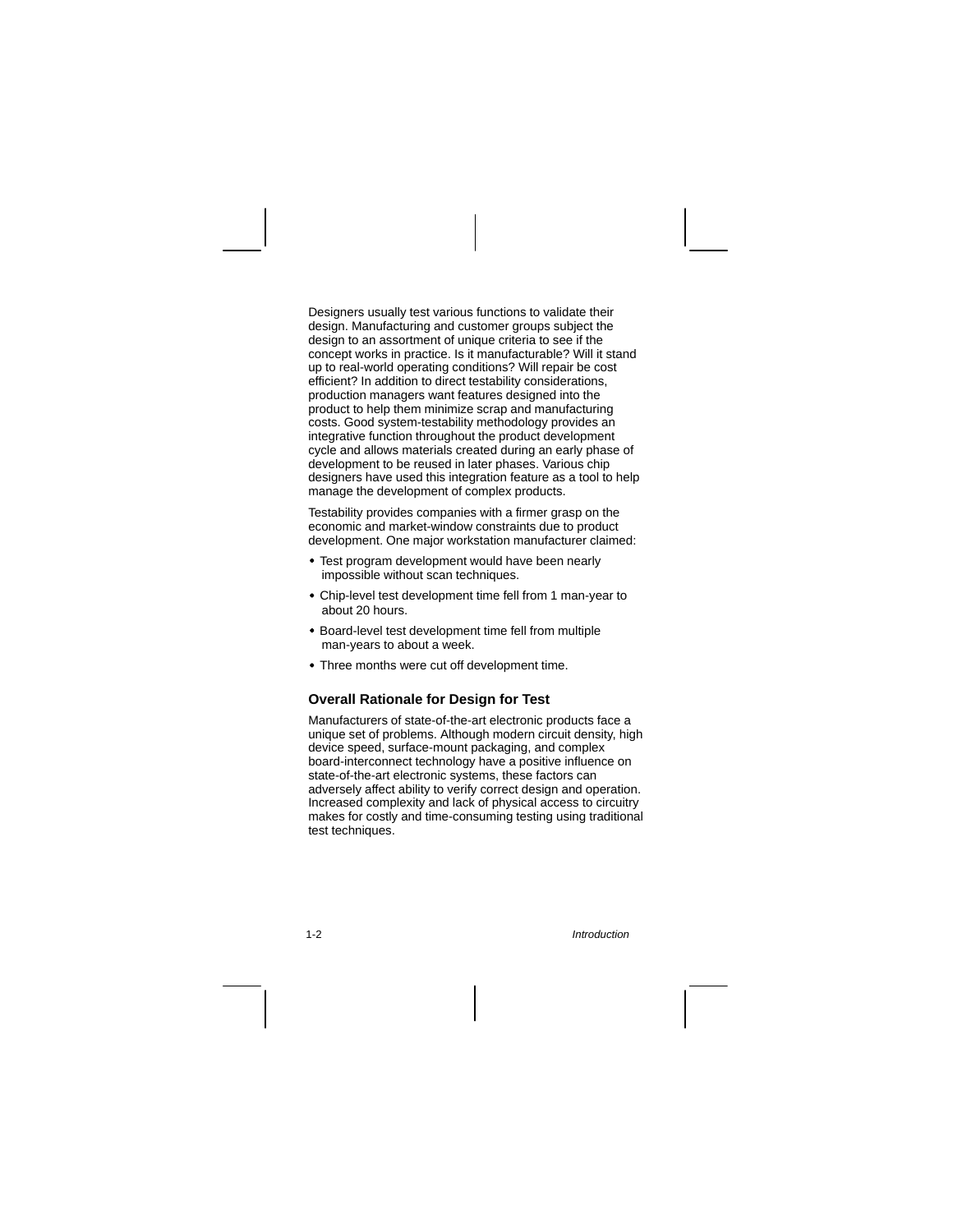Designers usually test various functions to validate their design. Manufacturing and customer groups subject the design to an assortment of unique criteria to see if the concept works in practice. Is it manufacturable? Will it stand up to real-world operating conditions? Will repair be cost efficient? In addition to direct testability considerations, production managers want features designed into the product to help them minimize scrap and manufacturing costs. Good system-testability methodology provides an integrative function throughout the product development cycle and allows materials created during an early phase of development to be reused in later phases. Various chip designers have used this integration feature as a tool to help manage the development of complex products.

Testability provides companies with a firmer grasp on the economic and market-window constraints due to product development. One major workstation manufacturer claimed:

- Test program development would have been nearly impossible without scan techniques.
- Chip-level test development time fell from 1 man-year to about 20 hours.
- Board-level test development time fell from multiple man-years to about a week.
- Three months were cut off development time.

### Overall Rationale for Design for Test

Manufacturers of state-of-the-art electronic products face a unique set of problems. Although modern circuit density, high device speed, surface-mount packaging, and complex board-interconnect technology have a positive influence on state-of-the-art electronic systems, these factors can adversely affect ability to verify correct design and operation. Increased complexity and lack of physical access to circuitry makes for costly and time-consuming testing using traditional test techniques.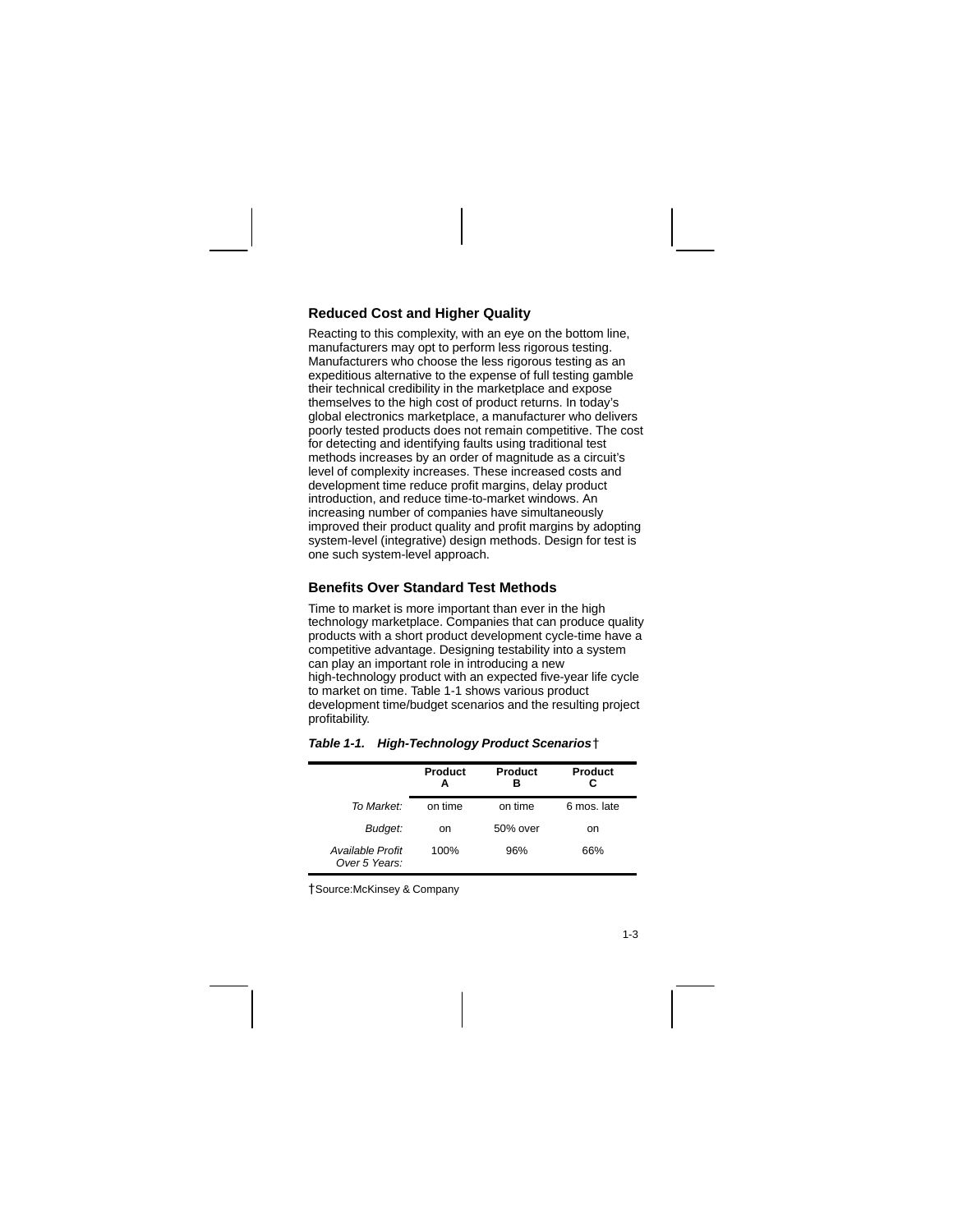## Reduced Cost and Higher Quality

Reacting to this complexity, with an eye on the bottom line, manufacturers may opt to perform less rigorous testing. Manufacturers who choose the less rigorous testing as an expeditious alternative to the expense of full testing gamble their technical credibility in the marketplace and expose themselves to the high cost of product returns. In today's global electronics marketplace, a manufacturer who delivers poorly tested products does not remain competitive. The cost for detecting and identifying faults using traditional test methods increases by an order of magnitude as a circuit's level of complexity increases. These increased costs and development time reduce profit margins, delay product introduction, and reduce time-to-market windows. An increasing number of companies have simultaneously improved their product quality and profit margins by adopting system-level (integrative) design methods. Design for test is one such system-level approach.

## Benefits Over Standard Test Methods

Time to market is more important than ever in the high technology marketplace. Companies that can produce quality products with a short product development cycle-time have a competitive advantage. Designing testability into a system can play an important role in introducing a new high-technology product with an expected five-year life cycle to market on time. Table 1-1 shows various product development time/budget scenarios and the resulting project profitability.

***Table 1-1. High-Technology Product Scenarios*** †

| | **Product A** | **Product B** | **Product C** |
|---|---|---|---|
| *To Market:* | on time | on time | 6 mos. late |
| *Budget:* | on | 50% over | on |
| *Available Profit Over 5 Years:* | 100% | 96% | 66% |

†Source:McKinsey & Company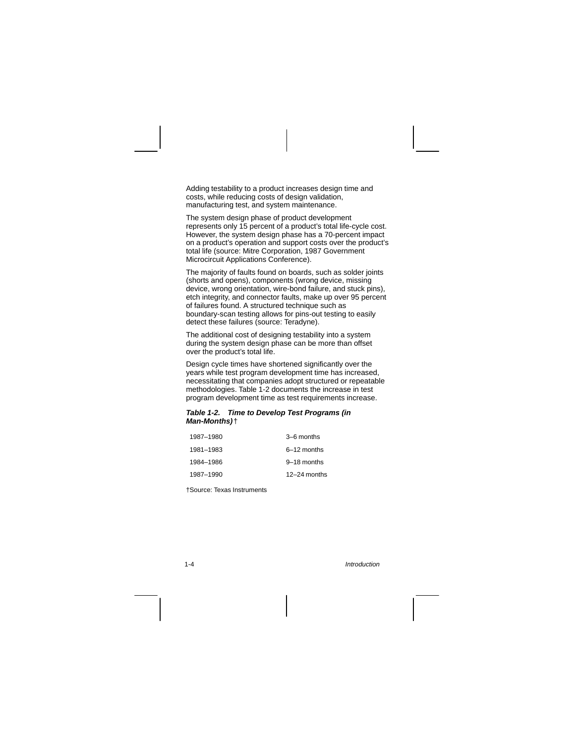Adding testability to a product increases design time and costs, while reducing costs of design validation, manufacturing test, and system maintenance.

The system design phase of product development represents only 15 percent of a product's total life-cycle cost. However, the system design phase has a 70-percent impact on a product's operation and support costs over the product's total life (source: Mitre Corporation, 1987 Government Microcircuit Applications Conference).

The majority of faults found on boards, such as solder joints (shorts and opens), components (wrong device, missing device, wrong orientation, wire-bond failure, and stuck pins), etch integrity, and connector faults, make up over 95 percent of failures found. A structured technique such as boundary-scan testing allows for pins-out testing to easily detect these failures (source: Teradyne).

The additional cost of designing testability into a system during the system design phase can be more than offset over the product's total life.

Design cycle times have shortened significantly over the years while test program development time has increased, necessitating that companies adopt structured or repeatable methodologies. Table 1-2 documents the increase in test program development time as test requirements increase.

***Table 1-2. Time to Develop Test Programs (in Man-Months)*** †

| | |
|---|---|
| 1987–1980 | 3–6 months |
| 1981–1983 | 6–12 months |
| 1984–1986 | 9–18 months |
| 1987–1990 | 12–24 months |

†Source: Texas Instruments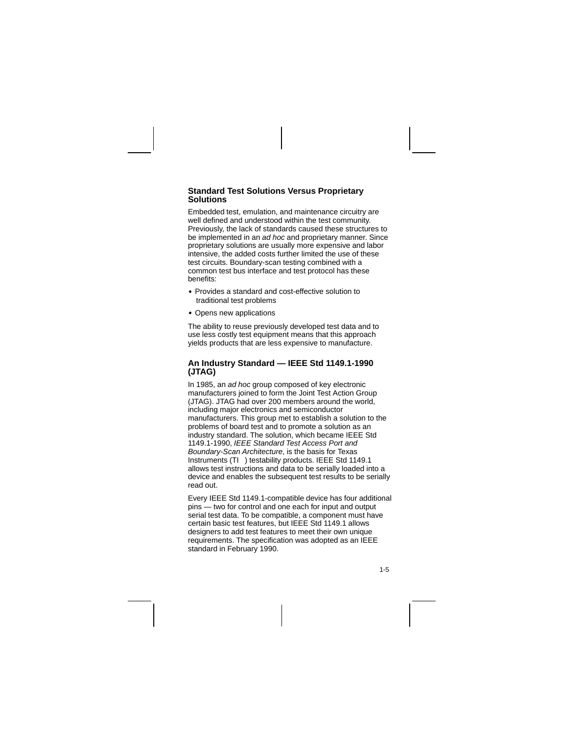## Standard Test Solutions Versus Proprietary Solutions

Embedded test, emulation, and maintenance circuitry are well defined and understood within the test community. Previously, the lack of standards caused these structures to be implemented in an *ad hoc* and proprietary manner. Since proprietary solutions are usually more expensive and labor intensive, the added costs further limited the use of these test circuits. Boundary-scan testing combined with a common test bus interface and test protocol has these benefits:

- Provides a standard and cost-effective solution to traditional test problems
- Opens new applications

The ability to reuse previously developed test data and to use less costly test equipment means that this approach yields products that are less expensive to manufacture.

## An Industry Standard — IEEE Std 1149.1-1990 (JTAG)

In 1985, an *ad hoc* group composed of key electronic manufacturers joined to form the Joint Test Action Group (JTAG). JTAG had over 200 members around the world, including major electronics and semiconductor manufacturers. This group met to establish a solution to the problems of board test and to promote a solution as an industry standard. The solution, which became IEEE Std 1149.1-1990, *IEEE Standard Test Access Port and Boundary-Scan Architecture*, is the basis for Texas Instruments (TI ) testability products. IEEE Std 1149.1 allows test instructions and data to be serially loaded into a device and enables the subsequent test results to be serially read out.

Every IEEE Std 1149.1-compatible device has four additional pins — two for control and one each for input and output serial test data. To be compatible, a component must have certain basic test features, but IEEE Std 1149.1 allows designers to add test features to meet their own unique requirements. The specification was adopted as an IEEE standard in February 1990.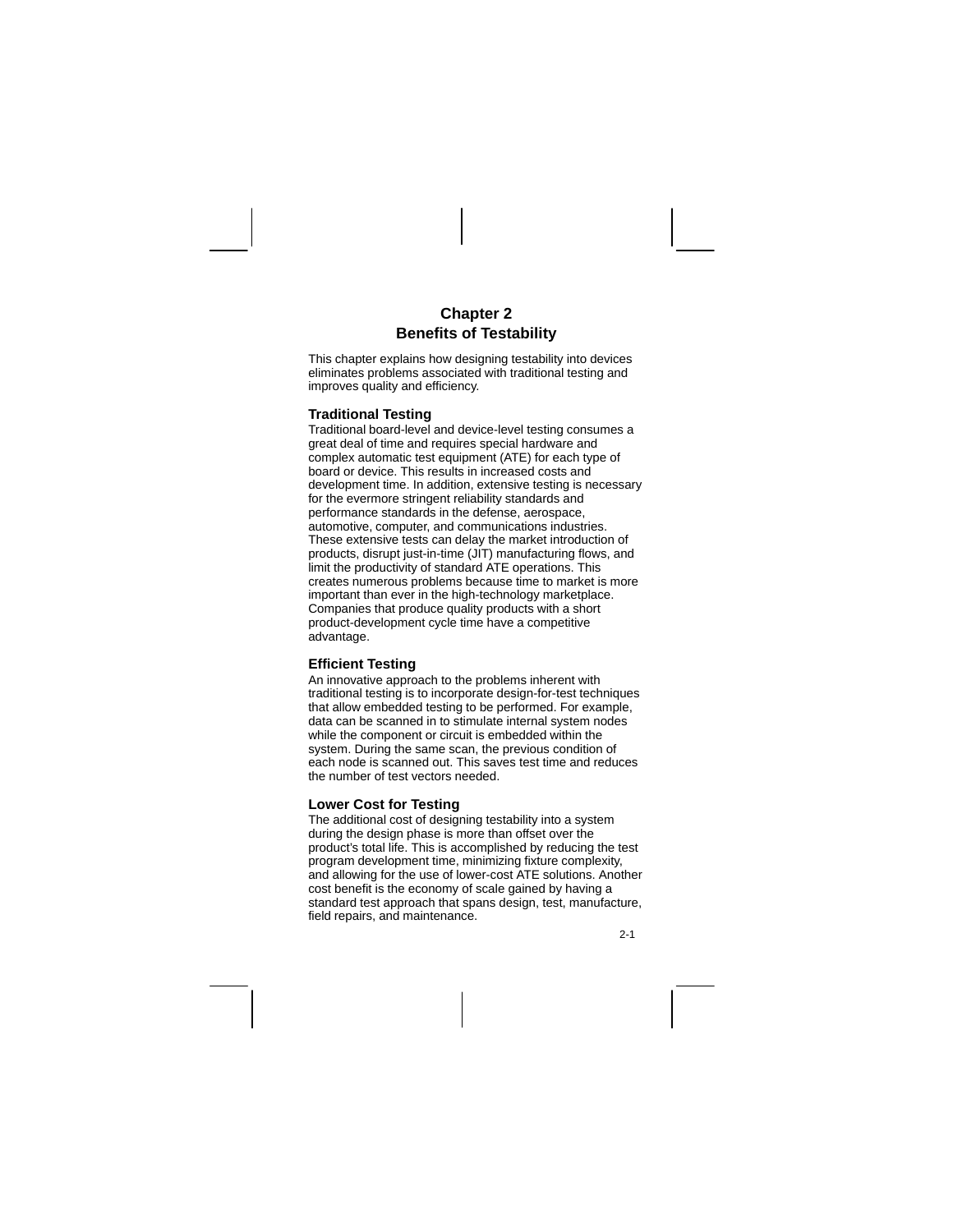# Chapter 2
# Benefits of Testability

This chapter explains how designing testability into devices eliminates problems associated with traditional testing and improves quality and efficiency.

## Traditional Testing

Traditional board-level and device-level testing consumes a great deal of time and requires special hardware and complex automatic test equipment (ATE) for each type of board or device. This results in increased costs and development time. In addition, extensive testing is necessary for the evermore stringent reliability standards and performance standards in the defense, aerospace, automotive, computer, and communications industries. These extensive tests can delay the market introduction of products, disrupt just-in-time (JIT) manufacturing flows, and limit the productivity of standard ATE operations. This creates numerous problems because time to market is more important than ever in the high-technology marketplace. Companies that produce quality products with a short product-development cycle time have a competitive advantage.

## Efficient Testing

An innovative approach to the problems inherent with traditional testing is to incorporate design-for-test techniques that allow embedded testing to be performed. For example, data can be scanned in to stimulate internal system nodes while the component or circuit is embedded within the system. During the same scan, the previous condition of each node is scanned out. This saves test time and reduces the number of test vectors needed.

## Lower Cost for Testing

The additional cost of designing testability into a system during the design phase is more than offset over the product's total life. This is accomplished by reducing the test program development time, minimizing fixture complexity, and allowing for the use of lower-cost ATE solutions. Another cost benefit is the economy of scale gained by having a standard test approach that spans design, test, manufacture, field repairs, and maintenance.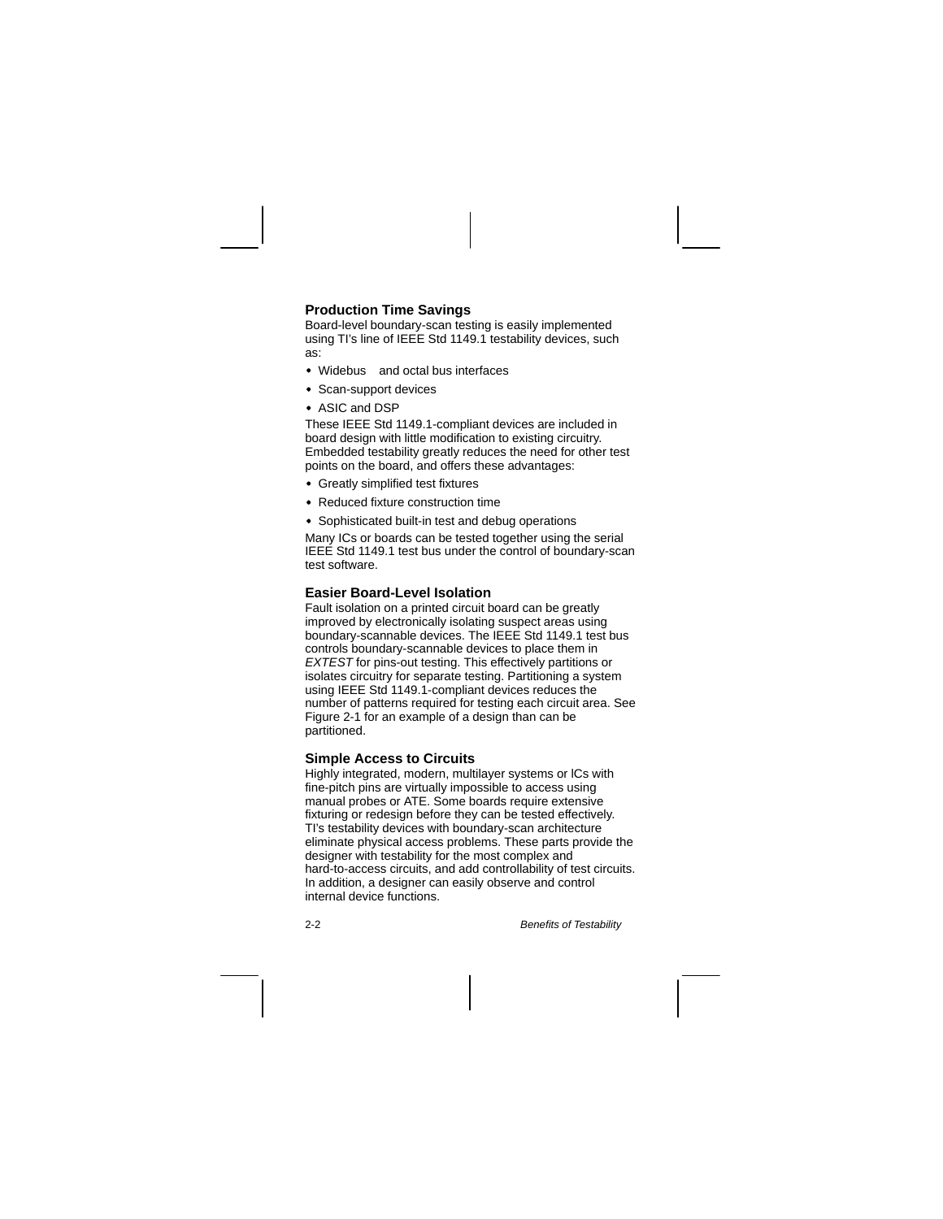### Production Time Savings

Board-level boundary-scan testing is easily implemented using TI's line of IEEE Std 1149.1 testability devices, such as:

- Widebus and octal bus interfaces
- Scan-support devices
- ASIC and DSP

These IEEE Std 1149.1-compliant devices are included in board design with little modification to existing circuitry. Embedded testability greatly reduces the need for other test points on the board, and offers these advantages:

- Greatly simplified test fixtures
- Reduced fixture construction time
- Sophisticated built-in test and debug operations

Many ICs or boards can be tested together using the serial IEEE Std 1149.1 test bus under the control of boundary-scan test software.

### Easier Board-Level Isolation

Fault isolation on a printed circuit board can be greatly improved by electronically isolating suspect areas using boundary-scannable devices. The IEEE Std 1149.1 test bus controls boundary-scannable devices to place them in *EXTEST* for pins-out testing. This effectively partitions or isolates circuitry for separate testing. Partitioning a system using IEEE Std 1149.1-compliant devices reduces the number of patterns required for testing each circuit area. See Figure 2-1 for an example of a design than can be partitioned.

### Simple Access to Circuits

Highly integrated, modern, multilayer systems or ICs with fine-pitch pins are virtually impossible to access using manual probes or ATE. Some boards require extensive fixturing or redesign before they can be tested effectively. TI's testability devices with boundary-scan architecture eliminate physical access problems. These parts provide the designer with testability for the most complex and hard-to-access circuits, and add controllability of test circuits. In addition, a designer can easily observe and control internal device functions.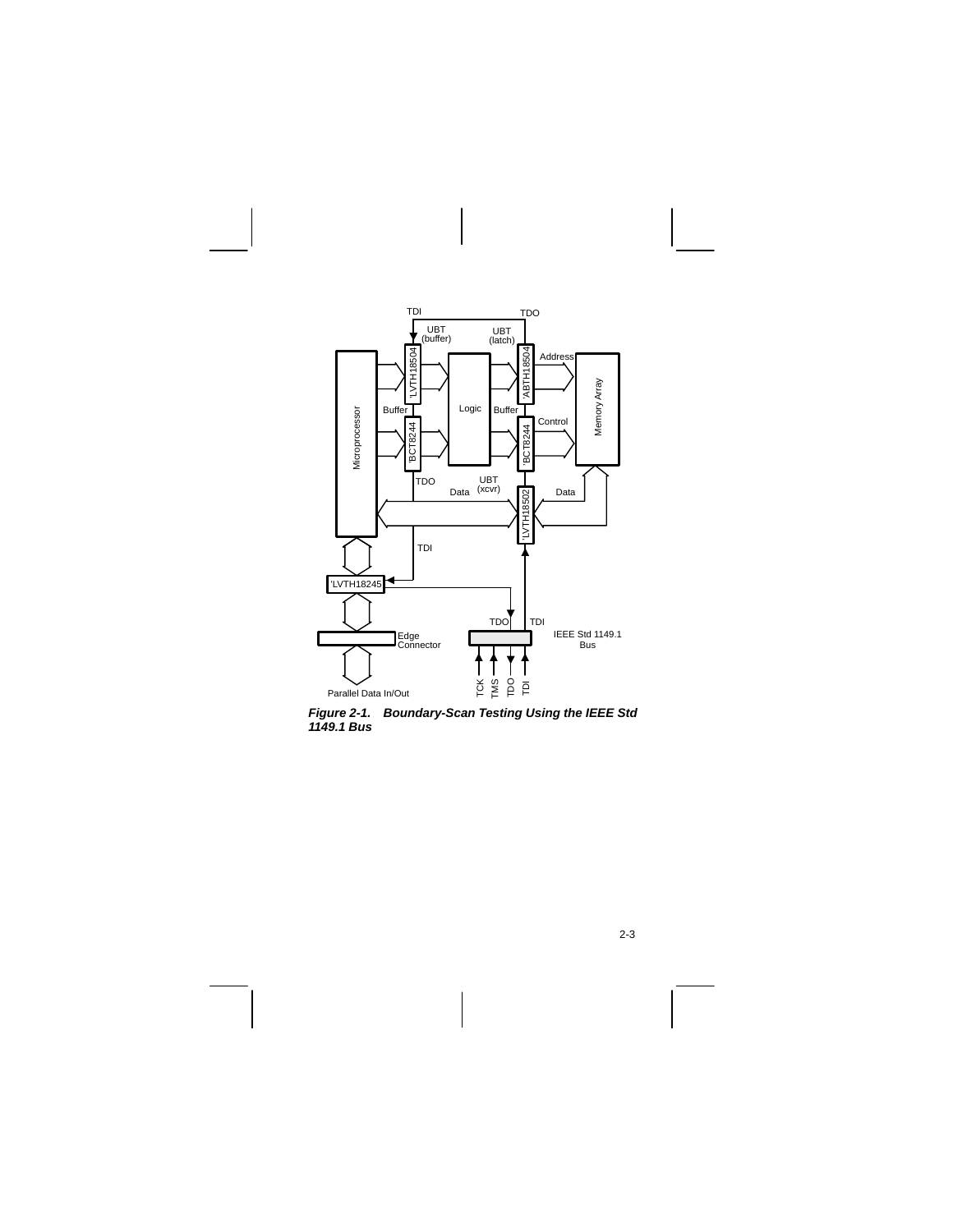*Figure 2-1. Boundary-Scan Testing Using the IEEE Std 1149.1 Bus*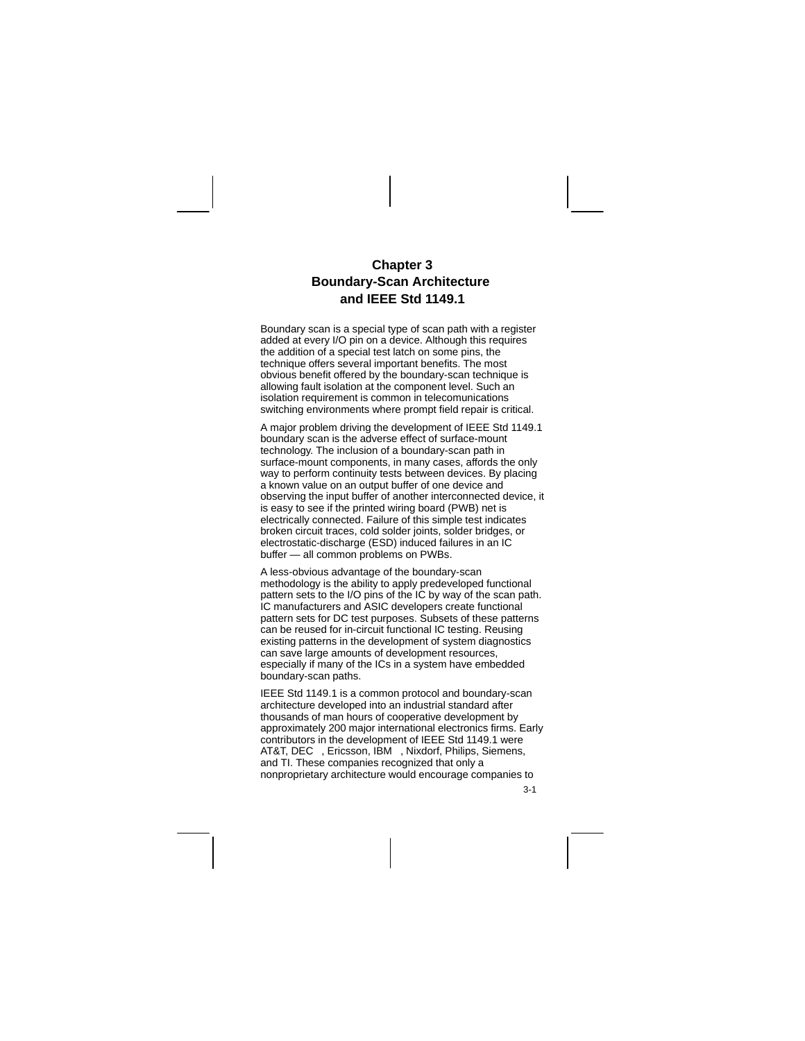# Chapter 3
# Boundary-Scan Architecture and IEEE Std 1149.1

Boundary scan is a special type of scan path with a register added at every I/O pin on a device. Although this requires the addition of a special test latch on some pins, the technique offers several important benefits. The most obvious benefit offered by the boundary-scan technique is allowing fault isolation at the component level. Such an isolation requirement is common in telecomunications switching environments where prompt field repair is critical.

A major problem driving the development of IEEE Std 1149.1 boundary scan is the adverse effect of surface-mount technology. The inclusion of a boundary-scan path in surface-mount components, in many cases, affords the only way to perform continuity tests between devices. By placing a known value on an output buffer of one device and observing the input buffer of another interconnected device, it is easy to see if the printed wiring board (PWB) net is electrically connected. Failure of this simple test indicates broken circuit traces, cold solder joints, solder bridges, or electrostatic-discharge (ESD) induced failures in an IC buffer — all common problems on PWBs.

A less-obvious advantage of the boundary-scan methodology is the ability to apply predeveloped functional pattern sets to the I/O pins of the IC by way of the scan path. IC manufacturers and ASIC developers create functional pattern sets for DC test purposes. Subsets of these patterns can be reused for in-circuit functional IC testing. Reusing existing patterns in the development of system diagnostics can save large amounts of development resources, especially if many of the ICs in a system have embedded boundary-scan paths.

IEEE Std 1149.1 is a common protocol and boundary-scan architecture developed into an industrial standard after thousands of man hours of cooperative development by approximately 200 major international electronics firms. Early contributors in the development of IEEE Std 1149.1 were AT&T, DEC , Ericsson, IBM , Nixdorf, Philips, Siemens, and TI. These companies recognized that only a nonproprietary architecture would encourage companies to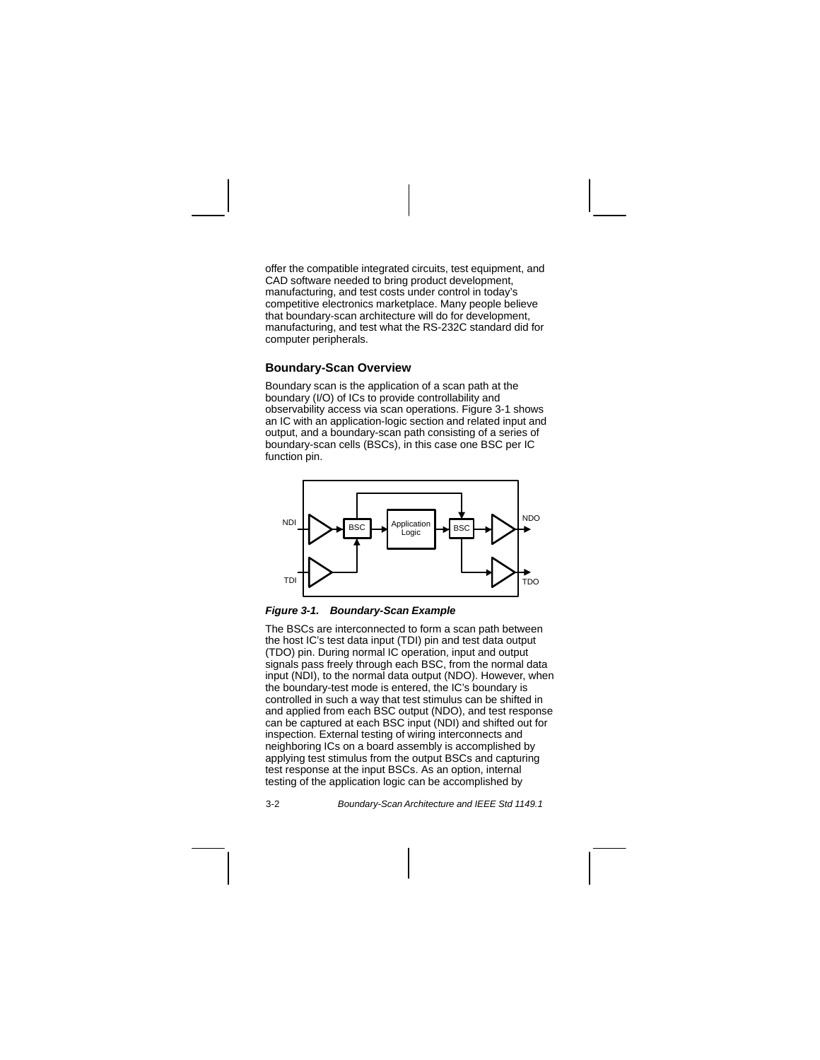offer the compatible integrated circuits, test equipment, and CAD software needed to bring product development, manufacturing, and test costs under control in today's competitive electronics marketplace. Many people believe that boundary-scan architecture will do for development, manufacturing, and test what the RS-232C standard did for computer peripherals.

## Boundary-Scan Overview

Boundary scan is the application of a scan path at the boundary (I/O) of ICs to provide controllability and observability access via scan operations. Figure 3-1 shows an IC with an application-logic section and related input and output, and a boundary-scan path consisting of a series of boundary-scan cells (BSCs), in this case one BSC per IC function pin.

***Figure 3-1. Boundary-Scan Example***

The BSCs are interconnected to form a scan path between the host IC's test data input (TDI) pin and test data output (TDO) pin. During normal IC operation, input and output signals pass freely through each BSC, from the normal data input (NDI), to the normal data output (NDO). However, when the boundary-test mode is entered, the IC's boundary is controlled in such a way that test stimulus can be shifted in and applied from each BSC output (NDO), and test response can be captured at each BSC input (NDI) and shifted out for inspection. External testing of wiring interconnects and neighboring ICs on a board assembly is accomplished by applying test stimulus from the output BSCs and capturing test response at the input BSCs. As an option, internal testing of the application logic can be accomplished by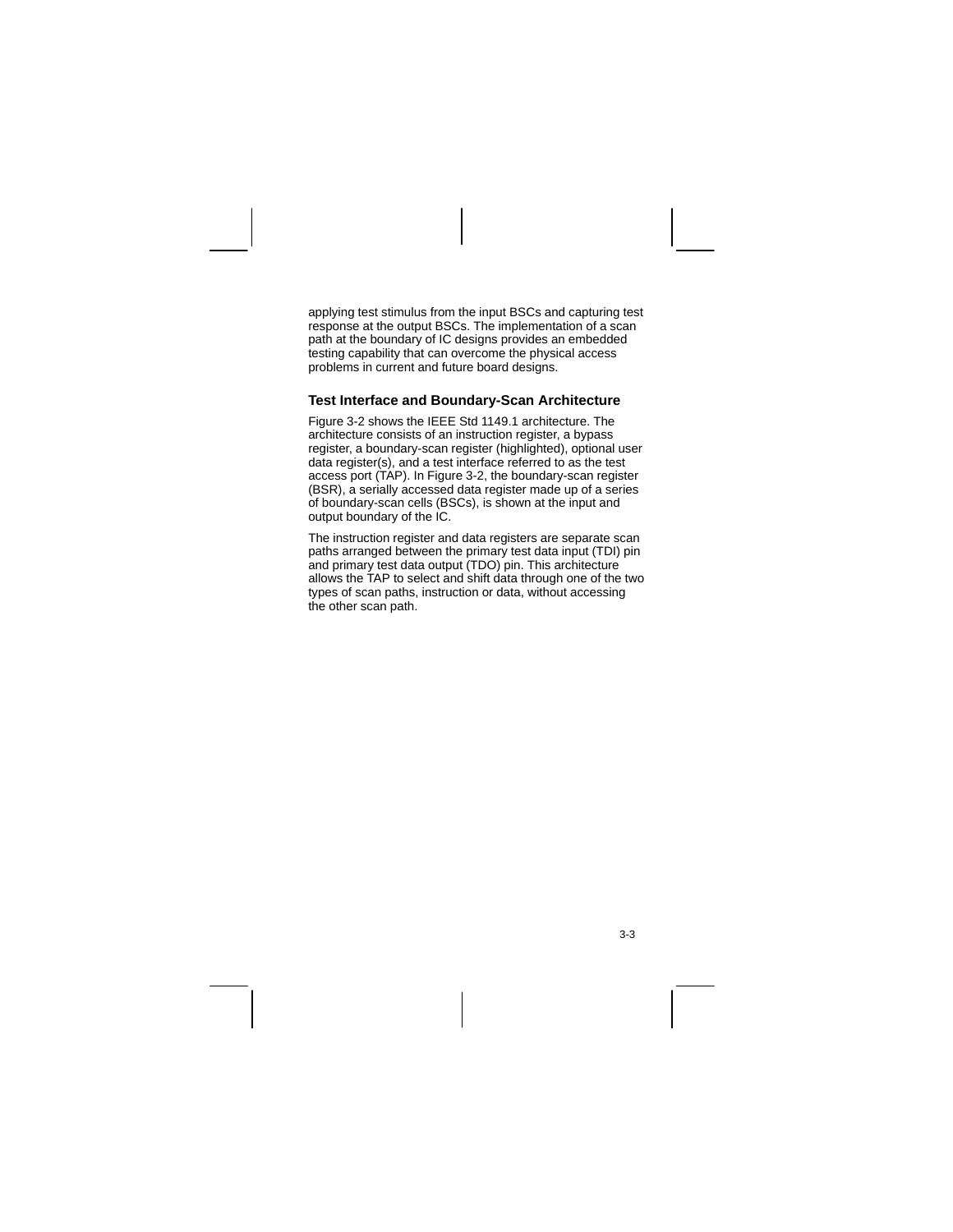applying test stimulus from the input BSCs and capturing test response at the output BSCs. The implementation of a scan path at the boundary of IC designs provides an embedded testing capability that can overcome the physical access problems in current and future board designs.

### Test Interface and Boundary-Scan Architecture

Figure 3-2 shows the IEEE Std 1149.1 architecture. The architecture consists of an instruction register, a bypass register, a boundary-scan register (highlighted), optional user data register(s), and a test interface referred to as the test access port (TAP). In Figure 3-2, the boundary-scan register (BSR), a serially accessed data register made up of a series of boundary-scan cells (BSCs), is shown at the input and output boundary of the IC.

The instruction register and data registers are separate scan paths arranged between the primary test data input (TDI) pin and primary test data output (TDO) pin. This architecture allows the TAP to select and shift data through one of the two types of scan paths, instruction or data, without accessing the other scan path.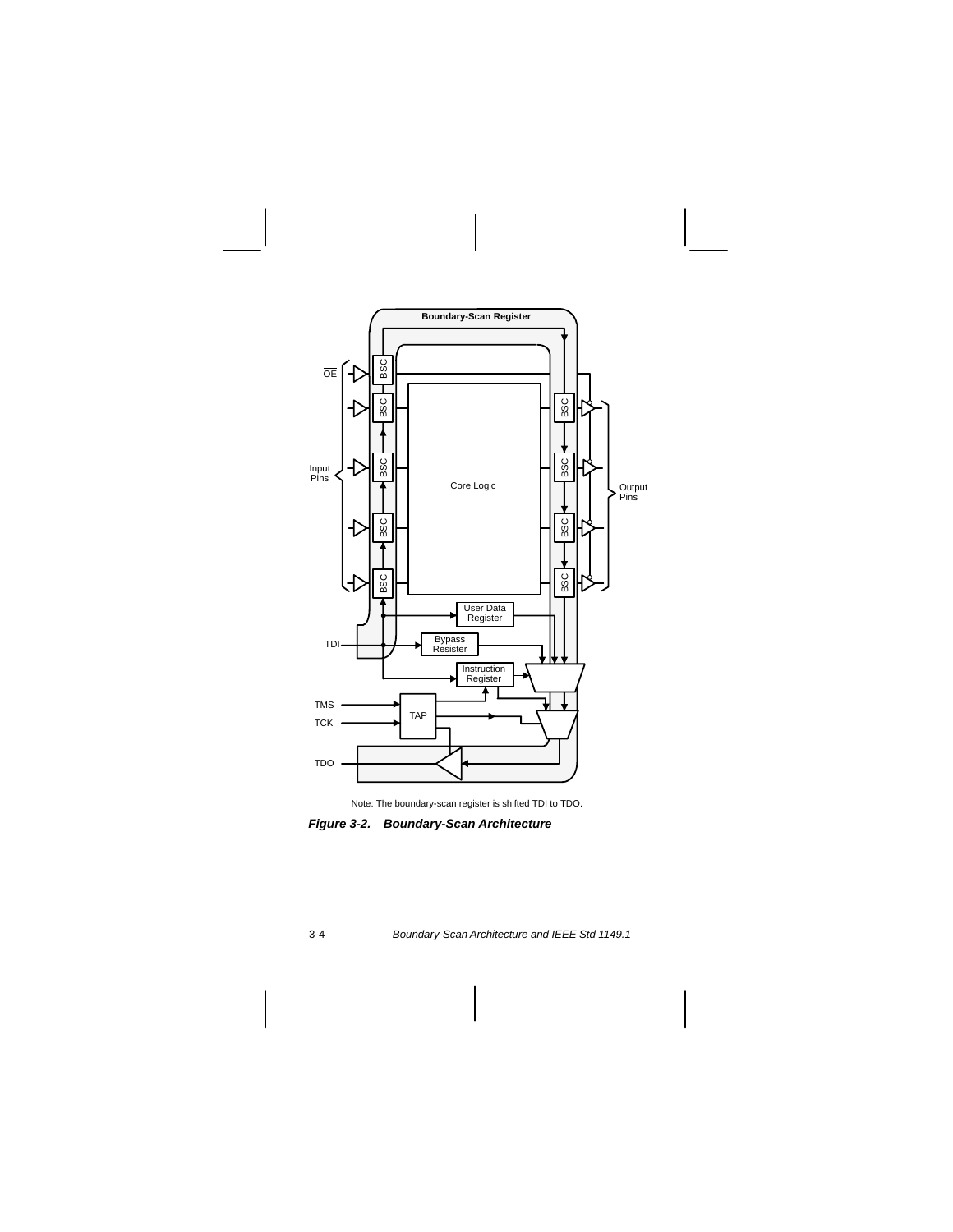Note: The boundary-scan register is shifted TDI to TDO.

***Figure 3-2. Boundary-Scan Architecture***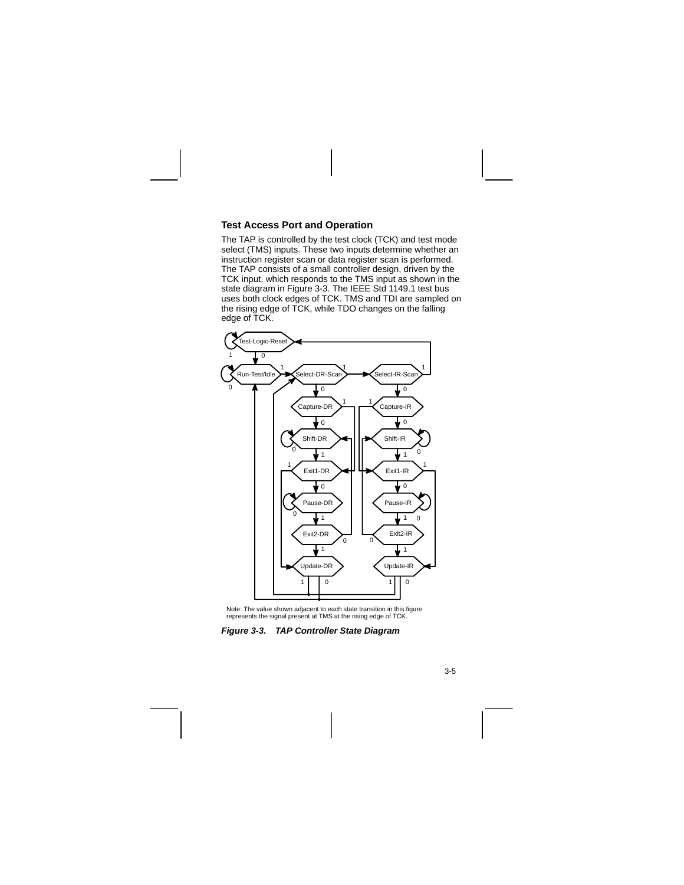### Test Access Port and Operation

The TAP is controlled by the test clock (TCK) and test mode select (TMS) inputs. These two inputs determine whether an instruction register scan or data register scan is performed. The TAP consists of a small controller design, driven by the TCK input, which responds to the TMS input as shown in the state diagram in Figure 3-3. The IEEE Std 1149.1 test bus uses both clock edges of TCK. TMS and TDI are sampled on the rising edge of TCK, while TDO changes on the falling edge of TCK.

Note: The value shown adjacent to each state transition in this figure represents the signal present at TMS at the rising edge of TCK.

***Figure 3-3. TAP Controller State Diagram***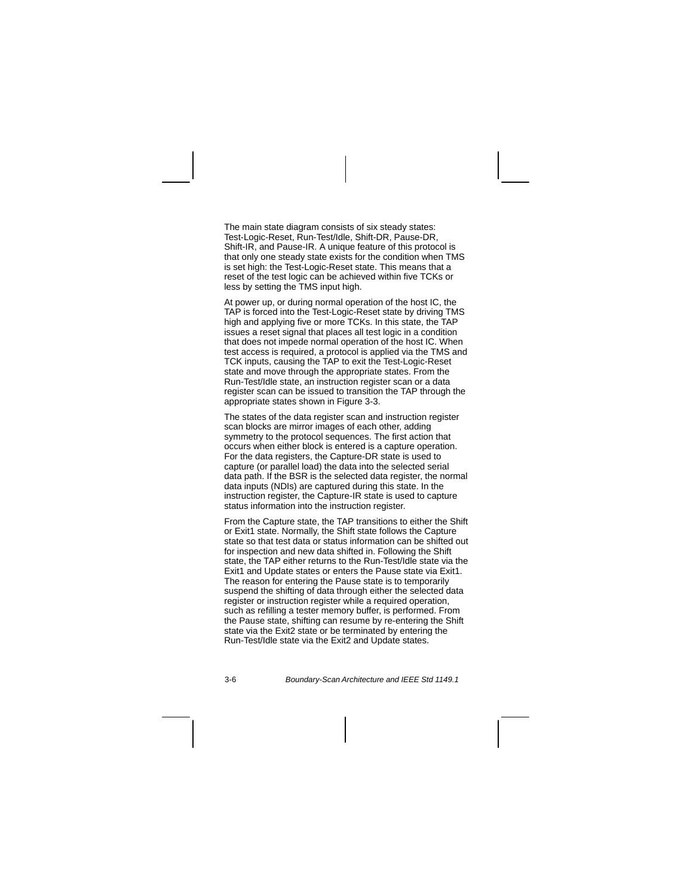The main state diagram consists of six steady states: Test-Logic-Reset, Run-Test/Idle, Shift-DR, Pause-DR, Shift-IR, and Pause-IR. A unique feature of this protocol is that only one steady state exists for the condition when TMS is set high: the Test-Logic-Reset state. This means that a reset of the test logic can be achieved within five TCKs or less by setting the TMS input high.

At power up, or during normal operation of the host IC, the TAP is forced into the Test-Logic-Reset state by driving TMS high and applying five or more TCKs. In this state, the TAP issues a reset signal that places all test logic in a condition that does not impede normal operation of the host IC. When test access is required, a protocol is applied via the TMS and TCK inputs, causing the TAP to exit the Test-Logic-Reset state and move through the appropriate states. From the Run-Test/Idle state, an instruction register scan or a data register scan can be issued to transition the TAP through the appropriate states shown in Figure 3-3.

The states of the data register scan and instruction register scan blocks are mirror images of each other, adding symmetry to the protocol sequences. The first action that occurs when either block is entered is a capture operation. For the data registers, the Capture-DR state is used to capture (or parallel load) the data into the selected serial data path. If the BSR is the selected data register, the normal data inputs (NDIs) are captured during this state. In the instruction register, the Capture-IR state is used to capture status information into the instruction register.

From the Capture state, the TAP transitions to either the Shift or Exit1 state. Normally, the Shift state follows the Capture state so that test data or status information can be shifted out for inspection and new data shifted in. Following the Shift state, the TAP either returns to the Run-Test/Idle state via the Exit1 and Update states or enters the Pause state via Exit1. The reason for entering the Pause state is to temporarily suspend the shifting of data through either the selected data register or instruction register while a required operation, such as refilling a tester memory buffer, is performed. From the Pause state, shifting can resume by re-entering the Shift state via the Exit2 state or be terminated by entering the Run-Test/Idle state via the Exit2 and Update states.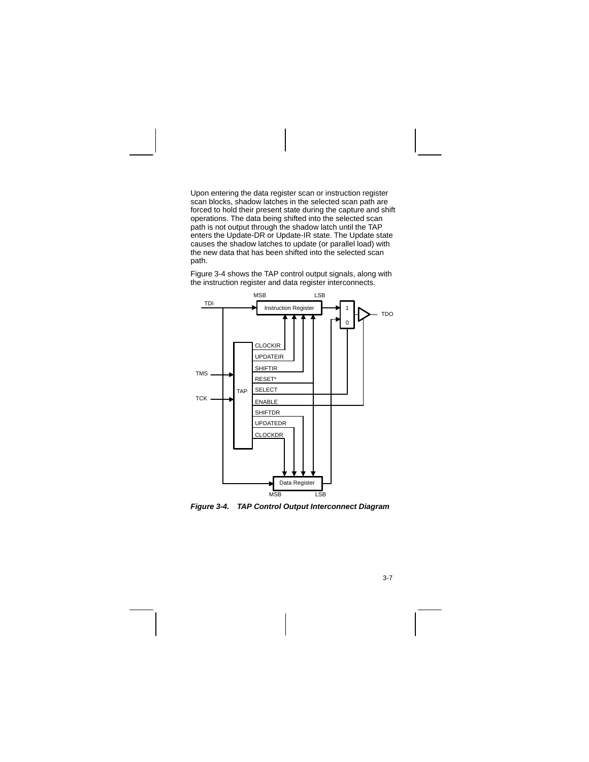Upon entering the data register scan or instruction register scan blocks, shadow latches in the selected scan path are forced to hold their present state during the capture and shift operations. The data being shifted into the selected scan path is not output through the shadow latch until the TAP enters the Update-DR or Update-IR state. The Update state causes the shadow latches to update (or parallel load) with the new data that has been shifted into the selected scan path.

Figure 3-4 shows the TAP control output signals, along with the instruction register and data register interconnects.

***Figure 3-4. TAP Control Output Interconnect Diagram***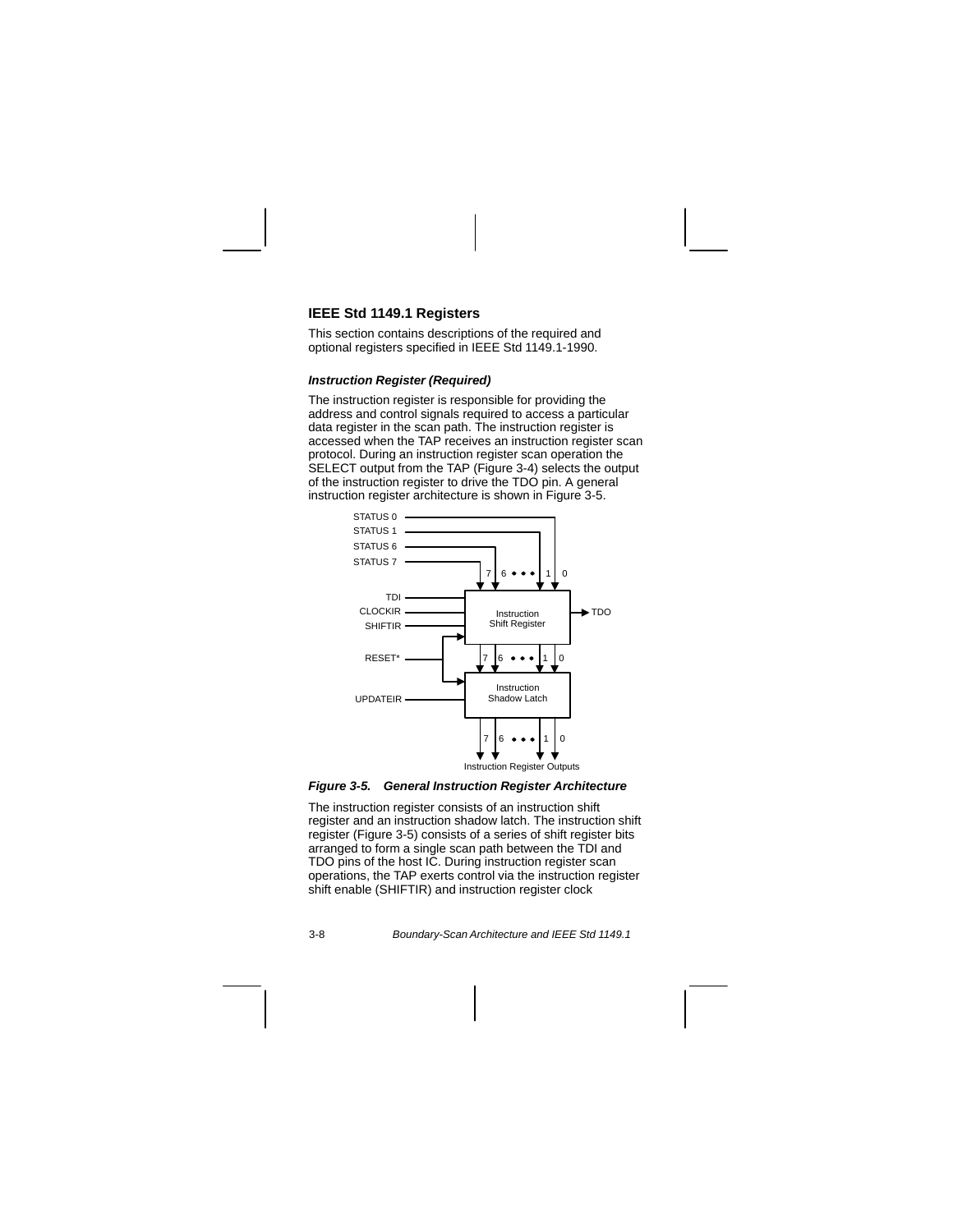## IEEE Std 1149.1 Registers

This section contains descriptions of the required and optional registers specified in IEEE Std 1149.1-1990.

### *Instruction Register (Required)*

The instruction register is responsible for providing the address and control signals required to access a particular data register in the scan path. The instruction register is accessed when the TAP receives an instruction register scan protocol. During an instruction register scan operation the SELECT output from the TAP (Figure 3-4) selects the output of the instruction register to drive the TDO pin. A general instruction register architecture is shown in Figure 3-5.

***Figure 3-5. General Instruction Register Architecture***

The instruction register consists of an instruction shift register and an instruction shadow latch. The instruction shift register (Figure 3-5) consists of a series of shift register bits arranged to form a single scan path between the TDI and TDO pins of the host IC. During instruction register scan operations, the TAP exerts control via the instruction register shift enable (SHIFTIR) and instruction register clock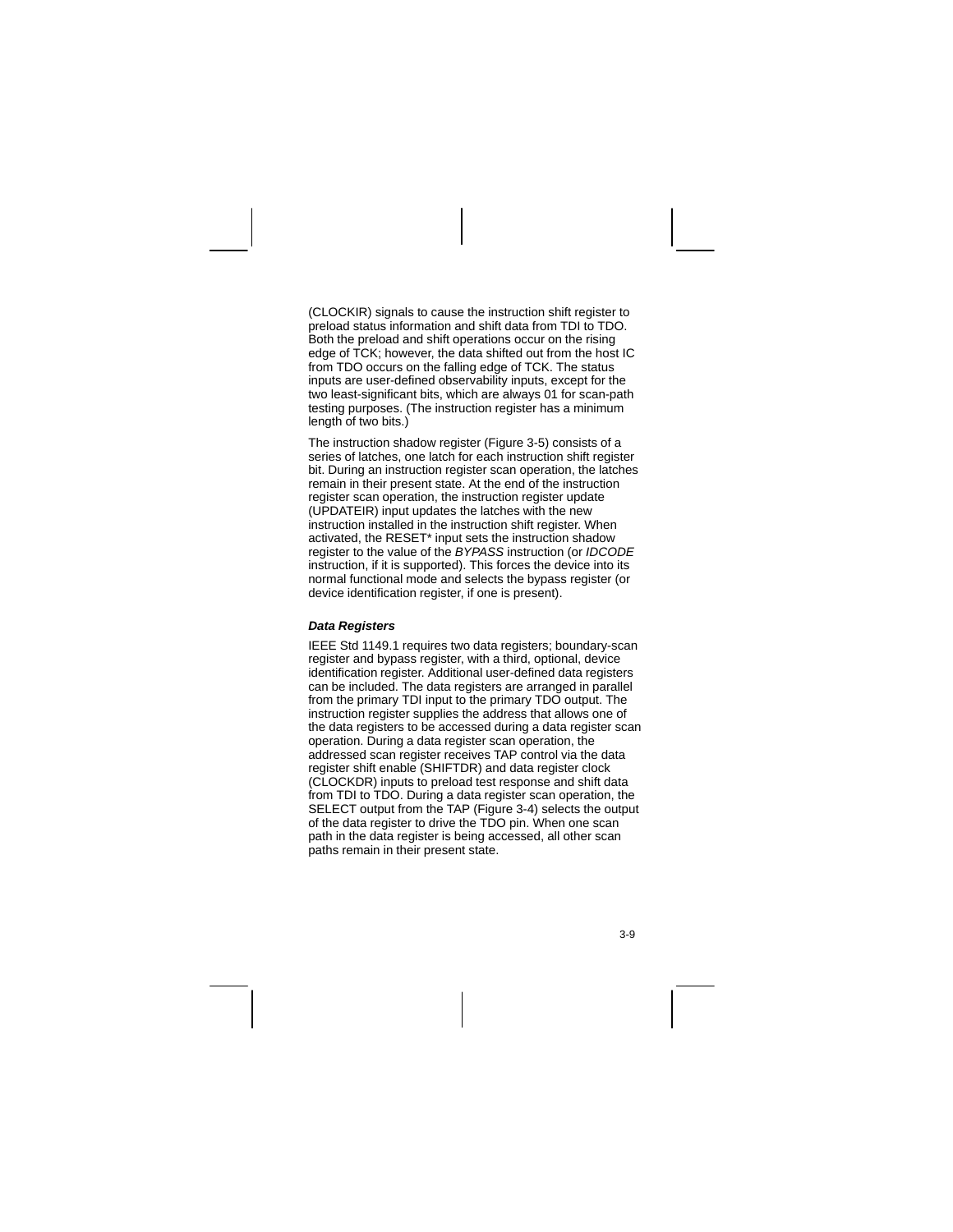(CLOCKIR) signals to cause the instruction shift register to preload status information and shift data from TDI to TDO. Both the preload and shift operations occur on the rising edge of TCK; however, the data shifted out from the host IC from TDO occurs on the falling edge of TCK. The status inputs are user-defined observability inputs, except for the two least-significant bits, which are always 01 for scan-path testing purposes. (The instruction register has a minimum length of two bits.)

The instruction shadow register (Figure 3-5) consists of a series of latches, one latch for each instruction shift register bit. During an instruction register scan operation, the latches remain in their present state. At the end of the instruction register scan operation, the instruction register update (UPDATEIR) input updates the latches with the new instruction installed in the instruction shift register. When activated, the RESET* input sets the instruction shadow register to the value of the *BYPASS* instruction (or *IDCODE* instruction, if it is supported). This forces the device into its normal functional mode and selects the bypass register (or device identification register, if one is present).

#### ***Data Registers***

IEEE Std 1149.1 requires two data registers; boundary-scan register and bypass register, with a third, optional, device identification register. Additional user-defined data registers can be included. The data registers are arranged in parallel from the primary TDI input to the primary TDO output. The instruction register supplies the address that allows one of the data registers to be accessed during a data register scan operation. During a data register scan operation, the addressed scan register receives TAP control via the data register shift enable (SHIFTDR) and data register clock (CLOCKDR) inputs to preload test response and shift data from TDI to TDO. During a data register scan operation, the SELECT output from the TAP (Figure 3-4) selects the output of the data register to drive the TDO pin. When one scan path in the data register is being accessed, all other scan paths remain in their present state.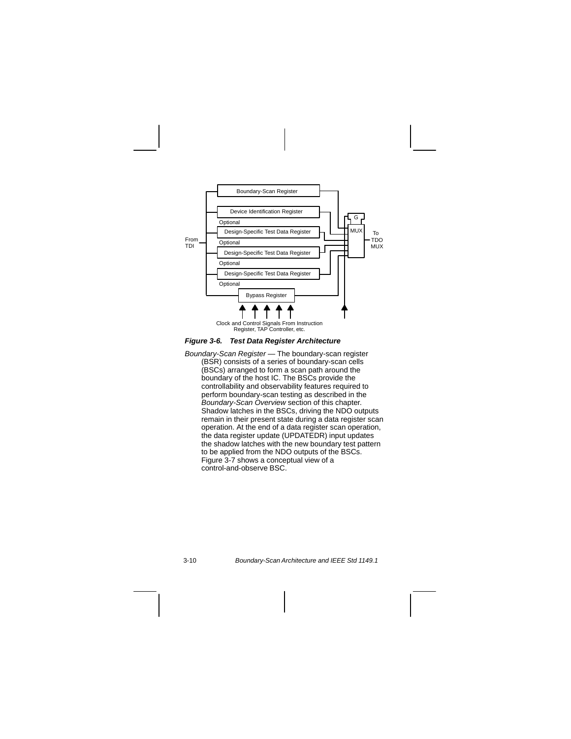**Figure 3-6. Test Data Register Architecture**

*Boundary-Scan Register* — The boundary-scan register (BSR) consists of a series of boundary-scan cells (BSCs) arranged to form a scan path around the boundary of the host IC. The BSCs provide the controllability and observability features required to perform boundary-scan testing as described in the *Boundary-Scan Overview* section of this chapter. Shadow latches in the BSCs, driving the NDO outputs remain in their present state during a data register scan operation. At the end of a data register scan operation, the data register update (UPDATEDR) input updates the shadow latches with the new boundary test pattern to be applied from the NDO outputs of the BSCs. Figure 3-7 shows a conceptual view of a control-and-observe BSC.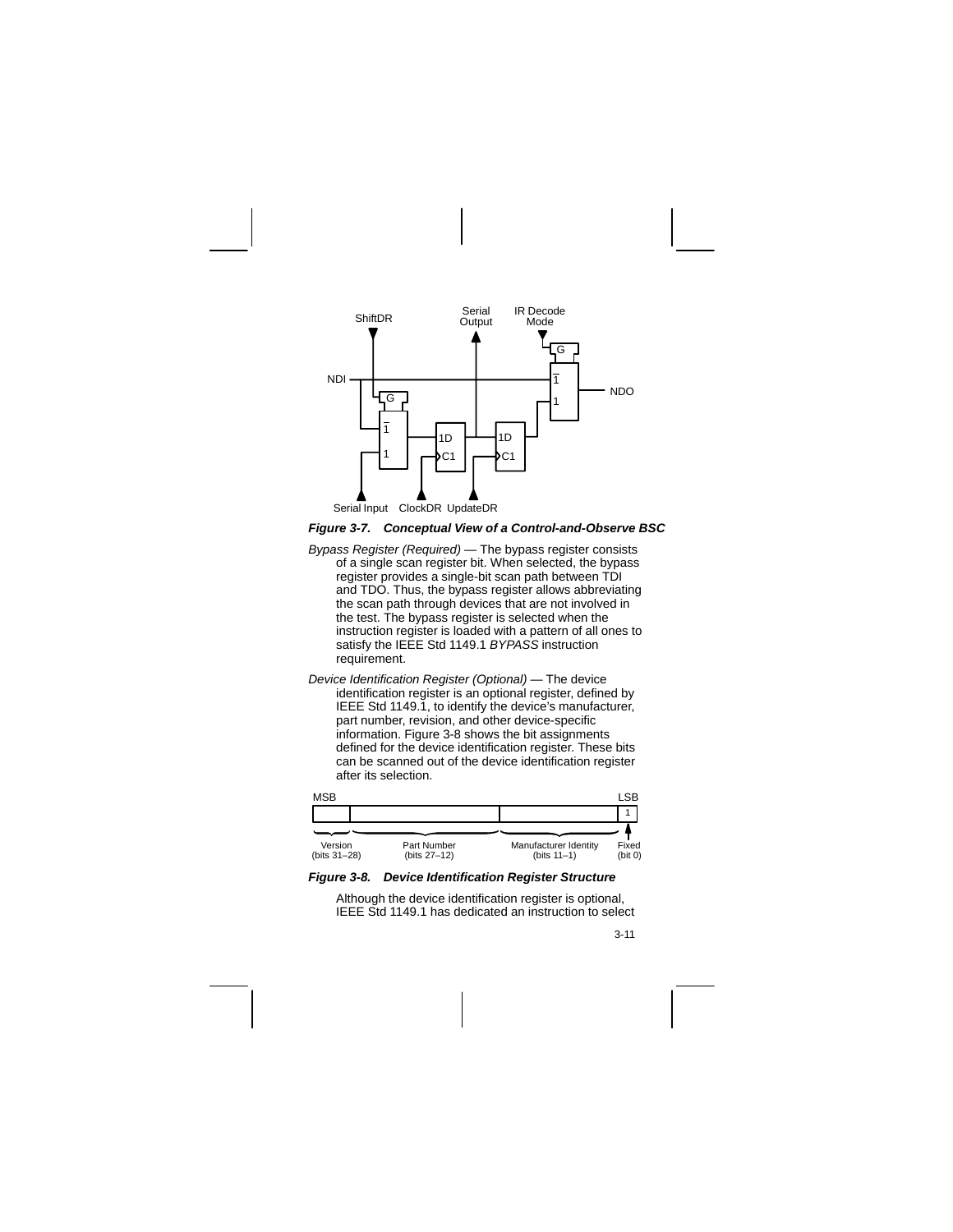**Figure 3-7. Conceptual View of a Control-and-Observe BSC**

*Bypass Register (Required)* — The bypass register consists of a single scan register bit. When selected, the bypass register provides a single-bit scan path between TDI and TDO. Thus, the bypass register allows abbreviating the scan path through devices that are not involved in the test. The bypass register is selected when the instruction register is loaded with a pattern of all ones to satisfy the IEEE Std 1149.1 *BYPASS* instruction requirement.

*Device Identification Register (Optional)* — The device identification register is an optional register, defined by IEEE Std 1149.1, to identify the device's manufacturer, part number, revision, and other device-specific information. Figure 3-8 shows the bit assignments defined for the device identification register. These bits can be scanned out of the device identification register after its selection.

| MSB | | | LSB |
|---|---|---|---|
| | | | 1 |
| Version (bits 31–28) | Part Number (bits 27–12) | Manufacturer Identity (bits 11–1) | Fixed (bit 0) |

**Figure 3-8. Device Identification Register Structure**

Although the device identification register is optional, IEEE Std 1149.1 has dedicated an instruction to select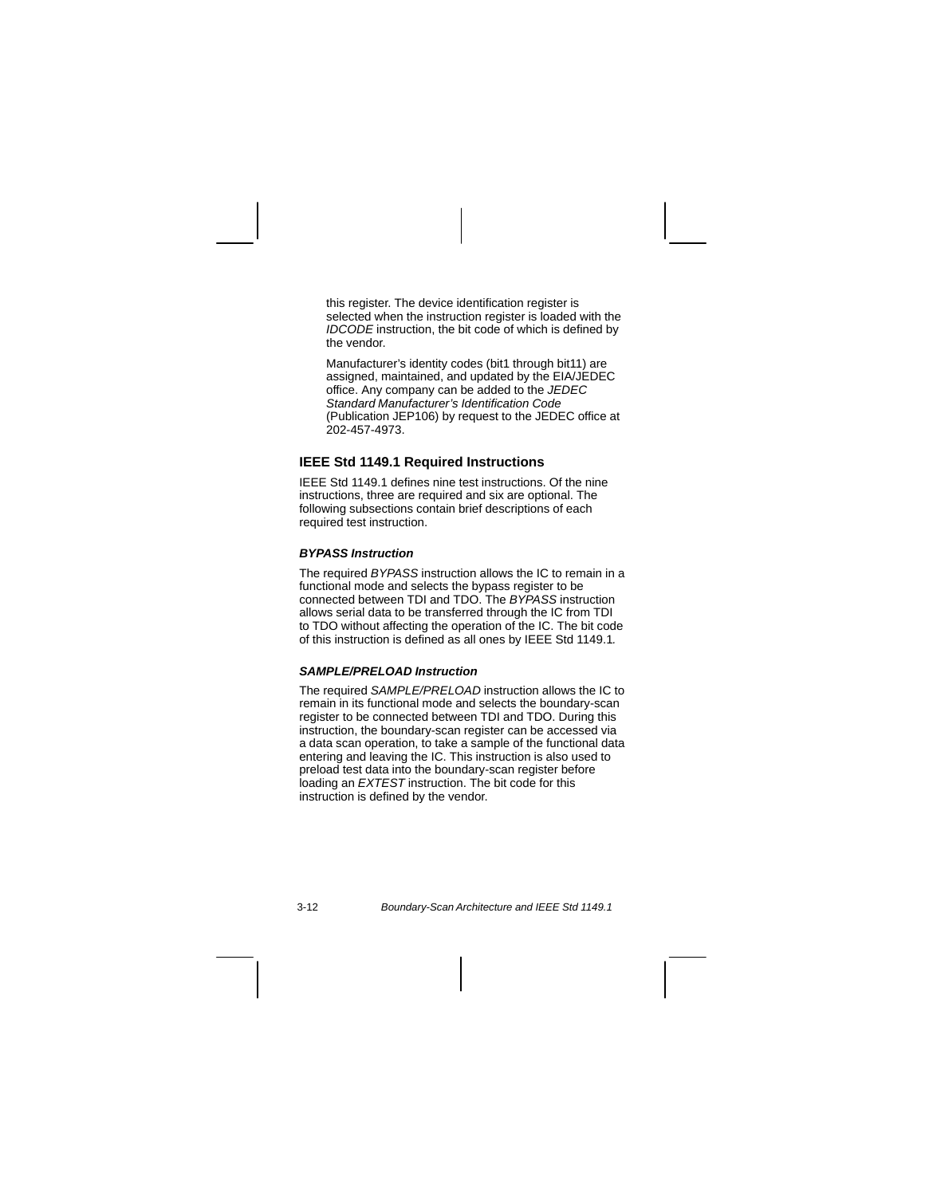this register. The device identification register is selected when the instruction register is loaded with the *IDCODE* instruction, the bit code of which is defined by the vendor.

Manufacturer's identity codes (bit1 through bit11) are assigned, maintained, and updated by the EIA/JEDEC office. Any company can be added to the *JEDEC Standard Manufacturer's Identification Code* (Publication JEP106) by request to the JEDEC office at 202-457-4973.

## IEEE Std 1149.1 Required Instructions

IEEE Std 1149.1 defines nine test instructions. Of the nine instructions, three are required and six are optional. The following subsections contain brief descriptions of each required test instruction.

### *BYPASS Instruction*

The required *BYPASS* instruction allows the IC to remain in a functional mode and selects the bypass register to be connected between TDI and TDO. The *BYPASS* instruction allows serial data to be transferred through the IC from TDI to TDO without affecting the operation of the IC. The bit code of this instruction is defined as all ones by IEEE Std 1149.1.

### *SAMPLE/PRELOAD Instruction*

The required *SAMPLE/PRELOAD* instruction allows the IC to remain in its functional mode and selects the boundary-scan register to be connected between TDI and TDO. During this instruction, the boundary-scan register can be accessed via a data scan operation, to take a sample of the functional data entering and leaving the IC. This instruction is also used to preload test data into the boundary-scan register before loading an *EXTEST* instruction. The bit code for this instruction is defined by the vendor.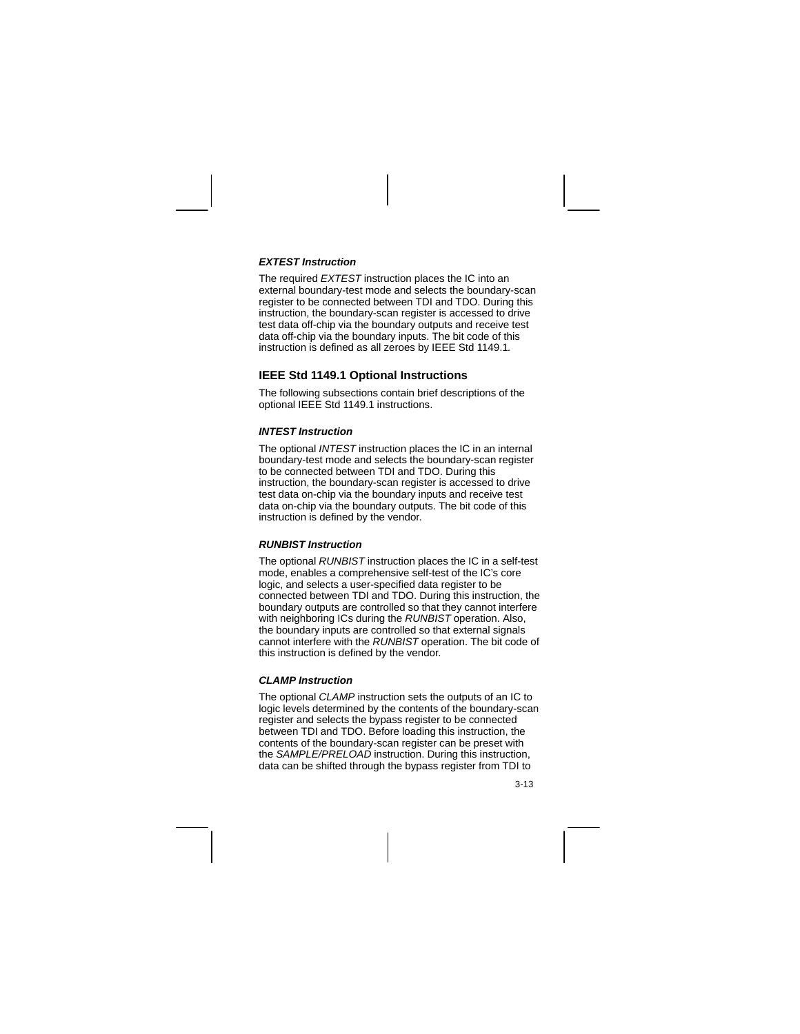#### ***EXTEST Instruction***

The required *EXTEST* instruction places the IC into an external boundary-test mode and selects the boundary-scan register to be connected between TDI and TDO. During this instruction, the boundary-scan register is accessed to drive test data off-chip via the boundary outputs and receive test data off-chip via the boundary inputs. The bit code of this instruction is defined as all zeroes by IEEE Std 1149.1.

### **IEEE Std 1149.1 Optional Instructions**

The following subsections contain brief descriptions of the optional IEEE Std 1149.1 instructions.

#### ***INTEST Instruction***

The optional *INTEST* instruction places the IC in an internal boundary-test mode and selects the boundary-scan register to be connected between TDI and TDO. During this instruction, the boundary-scan register is accessed to drive test data on-chip via the boundary inputs and receive test data on-chip via the boundary outputs. The bit code of this instruction is defined by the vendor.

#### ***RUNBIST Instruction***

The optional *RUNBIST* instruction places the IC in a self-test mode, enables a comprehensive self-test of the IC's core logic, and selects a user-specified data register to be connected between TDI and TDO. During this instruction, the boundary outputs are controlled so that they cannot interfere with neighboring ICs during the *RUNBIST* operation. Also, the boundary inputs are controlled so that external signals cannot interfere with the *RUNBIST* operation. The bit code of this instruction is defined by the vendor.

#### ***CLAMP Instruction***

The optional *CLAMP* instruction sets the outputs of an IC to logic levels determined by the contents of the boundary-scan register and selects the bypass register to be connected between TDI and TDO. Before loading this instruction, the contents of the boundary-scan register can be preset with the *SAMPLE/PRELOAD* instruction. During this instruction, data can be shifted through the bypass register from TDI to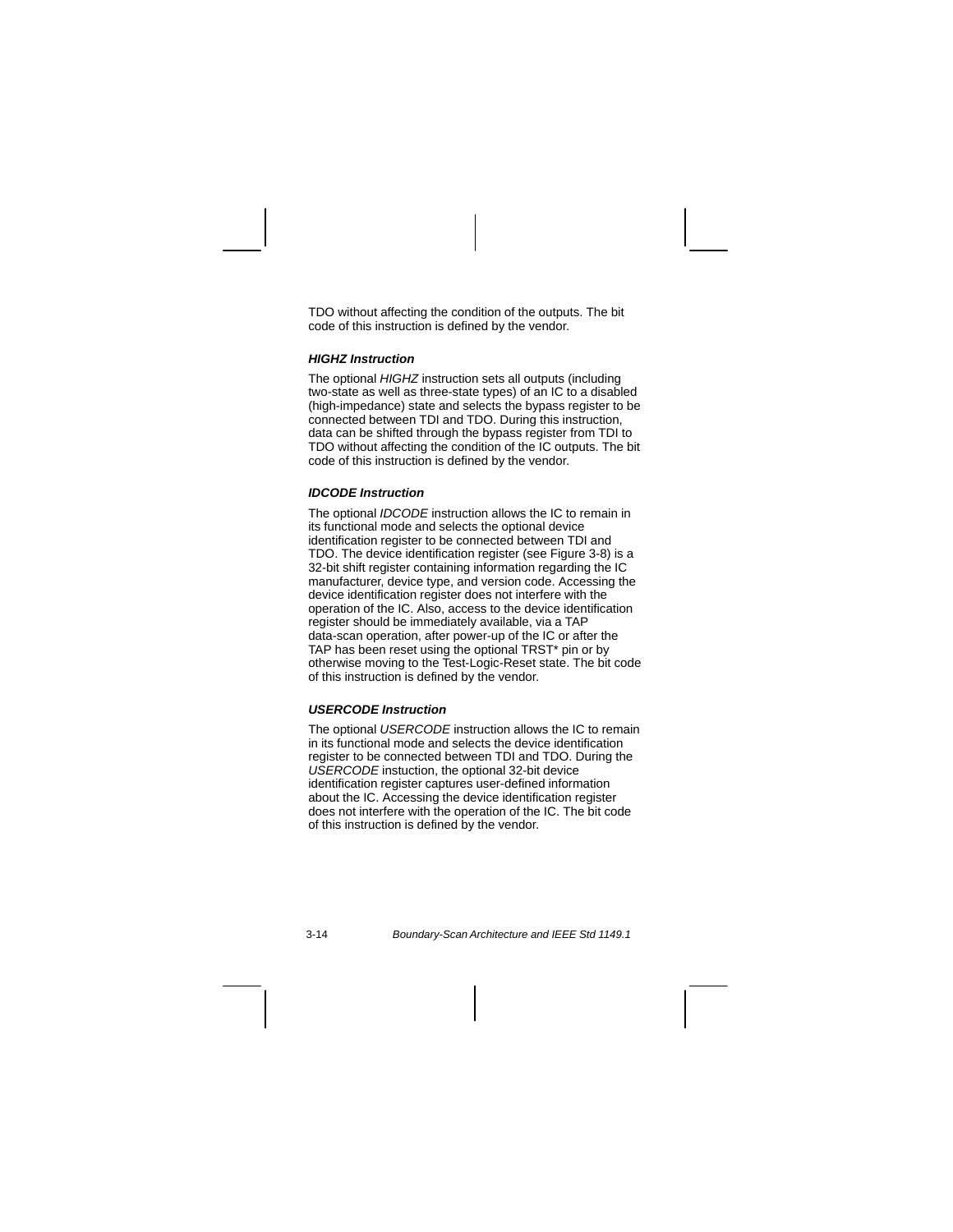TDO without affecting the condition of the outputs. The bit code of this instruction is defined by the vendor.

### *HIGHZ Instruction*

The optional *HIGHZ* instruction sets all outputs (including two-state as well as three-state types) of an IC to a disabled (high-impedance) state and selects the bypass register to be connected between TDI and TDO. During this instruction, data can be shifted through the bypass register from TDI to TDO without affecting the condition of the IC outputs. The bit code of this instruction is defined by the vendor.

### *IDCODE Instruction*

The optional *IDCODE* instruction allows the IC to remain in its functional mode and selects the optional device identification register to be connected between TDI and TDO. The device identification register (see Figure 3-8) is a 32-bit shift register containing information regarding the IC manufacturer, device type, and version code. Accessing the device identification register does not interfere with the operation of the IC. Also, access to the device identification register should be immediately available, via a TAP data-scan operation, after power-up of the IC or after the TAP has been reset using the optional TRST* pin or by otherwise moving to the Test-Logic-Reset state. The bit code of this instruction is defined by the vendor.

### *USERCODE Instruction*

The optional *USERCODE* instruction allows the IC to remain in its functional mode and selects the device identification register to be connected between TDI and TDO. During the *USERCODE* instuction, the optional 32-bit device identification register captures user-defined information about the IC. Accessing the device identification register does not interfere with the operation of the IC. The bit code of this instruction is defined by the vendor.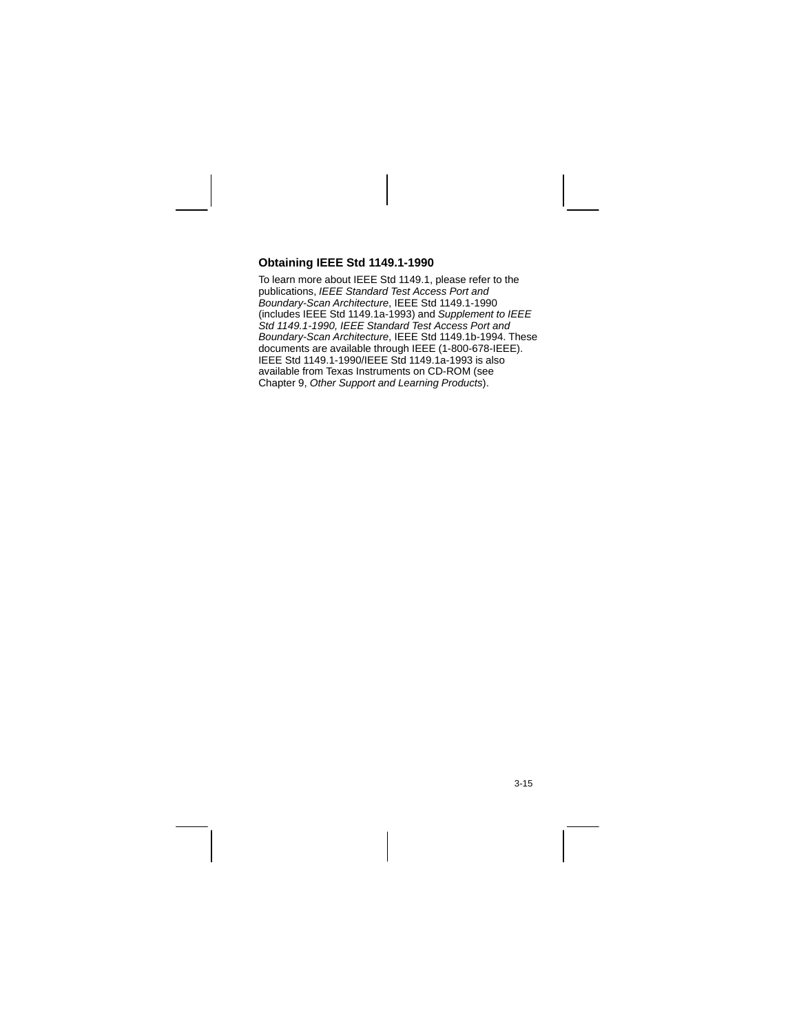### Obtaining IEEE Std 1149.1-1990

To learn more about IEEE Std 1149.1, please refer to the publications, *IEEE Standard Test Access Port and Boundary-Scan Architecture*, IEEE Std 1149.1-1990 (includes IEEE Std 1149.1a-1993) and *Supplement to IEEE Std 1149.1-1990, IEEE Standard Test Access Port and Boundary-Scan Architecture*, IEEE Std 1149.1b-1994. These documents are available through IEEE (1-800-678-IEEE). IEEE Std 1149.1-1990/IEEE Std 1149.1a-1993 is also available from Texas Instruments on CD-ROM (see Chapter 9, *Other Support and Learning Products*).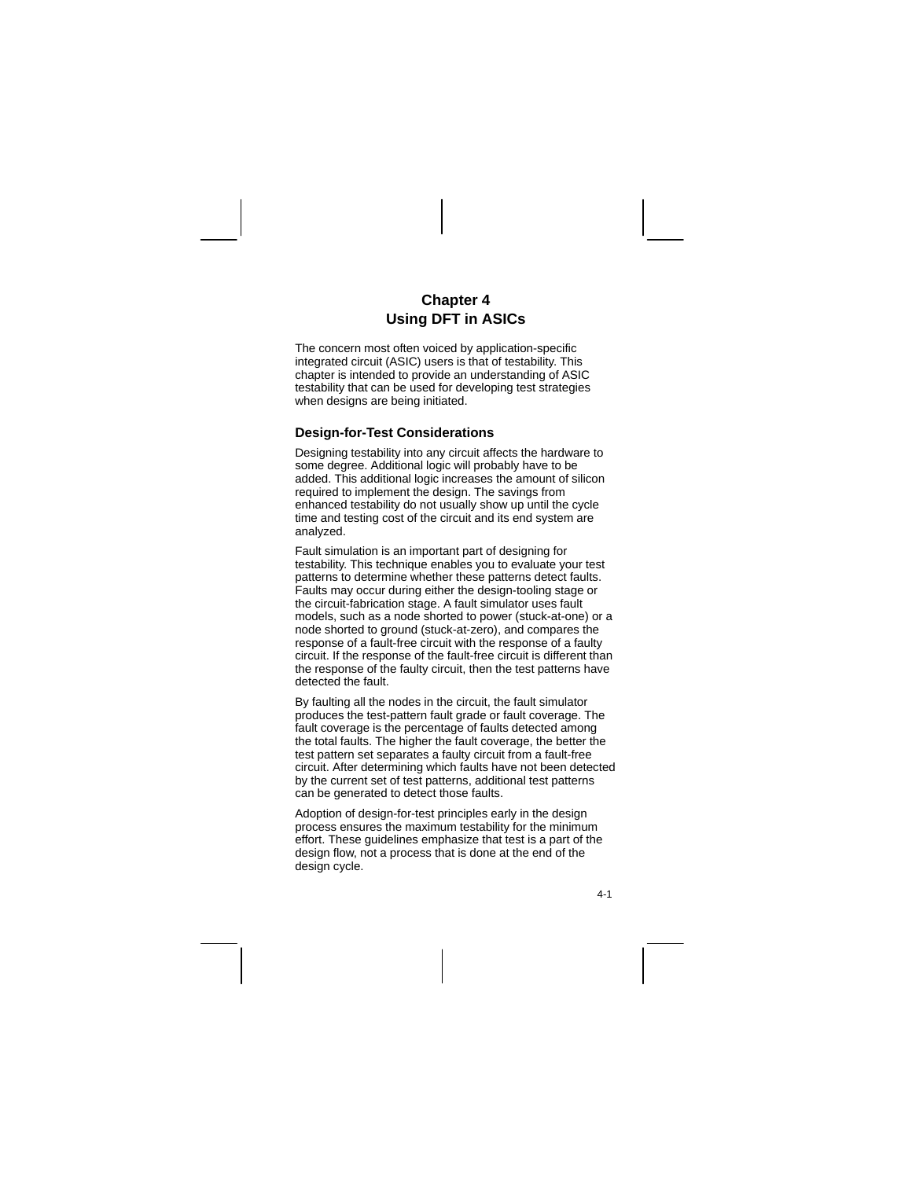# Chapter 4
# Using DFT in ASICs

The concern most often voiced by application-specific integrated circuit (ASIC) users is that of testability. This chapter is intended to provide an understanding of ASIC testability that can be used for developing test strategies when designs are being initiated.

## Design-for-Test Considerations

Designing testability into any circuit affects the hardware to some degree. Additional logic will probably have to be added. This additional logic increases the amount of silicon required to implement the design. The savings from enhanced testability do not usually show up until the cycle time and testing cost of the circuit and its end system are analyzed.

Fault simulation is an important part of designing for testability. This technique enables you to evaluate your test patterns to determine whether these patterns detect faults. Faults may occur during either the design-tooling stage or the circuit-fabrication stage. A fault simulator uses fault models, such as a node shorted to power (stuck-at-one) or a node shorted to ground (stuck-at-zero), and compares the response of a fault-free circuit with the response of a faulty circuit. If the response of the fault-free circuit is different than the response of the faulty circuit, then the test patterns have detected the fault.

By faulting all the nodes in the circuit, the fault simulator produces the test-pattern fault grade or fault coverage. The fault coverage is the percentage of faults detected among the total faults. The higher the fault coverage, the better the test pattern set separates a faulty circuit from a fault-free circuit. After determining which faults have not been detected by the current set of test patterns, additional test patterns can be generated to detect those faults.

Adoption of design-for-test principles early in the design process ensures the maximum testability for the minimum effort. These guidelines emphasize that test is a part of the design flow, not a process that is done at the end of the design cycle.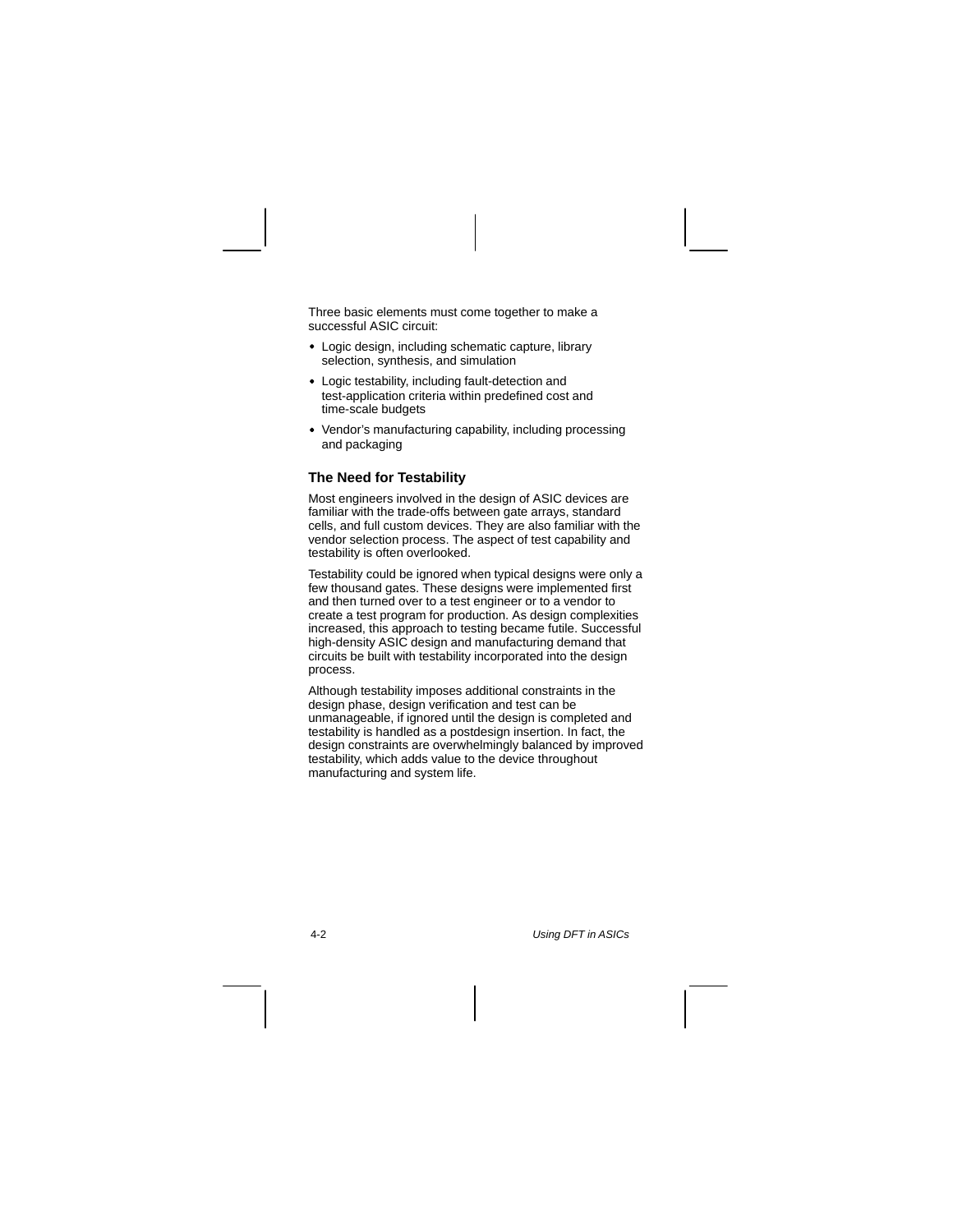Three basic elements must come together to make a successful ASIC circuit:

- Logic design, including schematic capture, library selection, synthesis, and simulation
- Logic testability, including fault-detection and test-application criteria within predefined cost and time-scale budgets
- Vendor's manufacturing capability, including processing and packaging

### The Need for Testability

Most engineers involved in the design of ASIC devices are familiar with the trade-offs between gate arrays, standard cells, and full custom devices. They are also familiar with the vendor selection process. The aspect of test capability and testability is often overlooked.

Testability could be ignored when typical designs were only a few thousand gates. These designs were implemented first and then turned over to a test engineer or to a vendor to create a test program for production. As design complexities increased, this approach to testing became futile. Successful high-density ASIC design and manufacturing demand that circuits be built with testability incorporated into the design process.

Although testability imposes additional constraints in the design phase, design verification and test can be unmanageable, if ignored until the design is completed and testability is handled as a postdesign insertion. In fact, the design constraints are overwhelmingly balanced by improved testability, which adds value to the device throughout manufacturing and system life.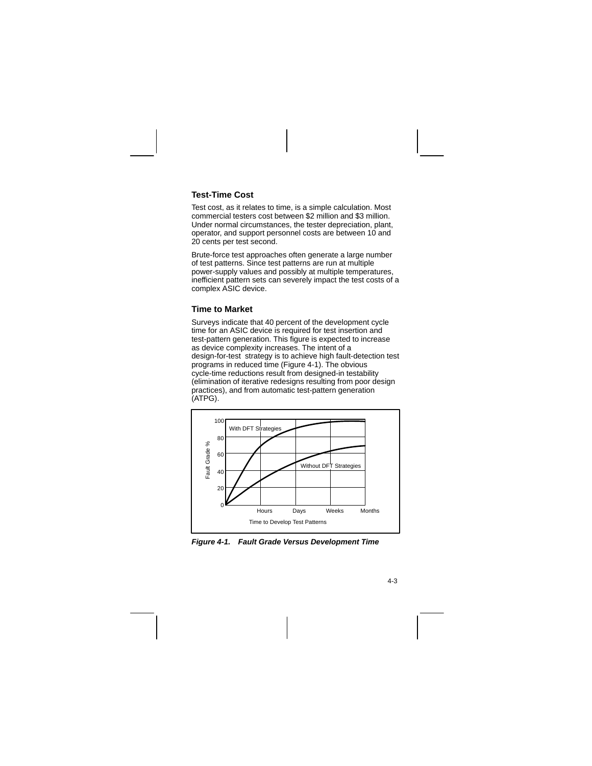### Test-Time Cost

Test cost, as it relates to time, is a simple calculation. Most commercial testers cost between $2 million and $3 million. Under normal circumstances, the tester depreciation, plant, operator, and support personnel costs are between 10 and 20 cents per test second.

Brute-force test approaches often generate a large number of test patterns. Since test patterns are run at multiple power-supply values and possibly at multiple temperatures, inefficient pattern sets can severely impact the test costs of a complex ASIC device.

### Time to Market

Surveys indicate that 40 percent of the development cycle time for an ASIC device is required for test insertion and test-pattern generation. This figure is expected to increase as device complexity increases. The intent of a design-for-test strategy is to achieve high fault-detection test programs in reduced time (Figure 4-1). The obvious cycle-time reductions result from designed-in testability (elimination of iterative redesigns resulting from poor design practices), and from automatic test-pattern generation (ATPG).

***Figure 4-1. Fault Grade Versus Development Time***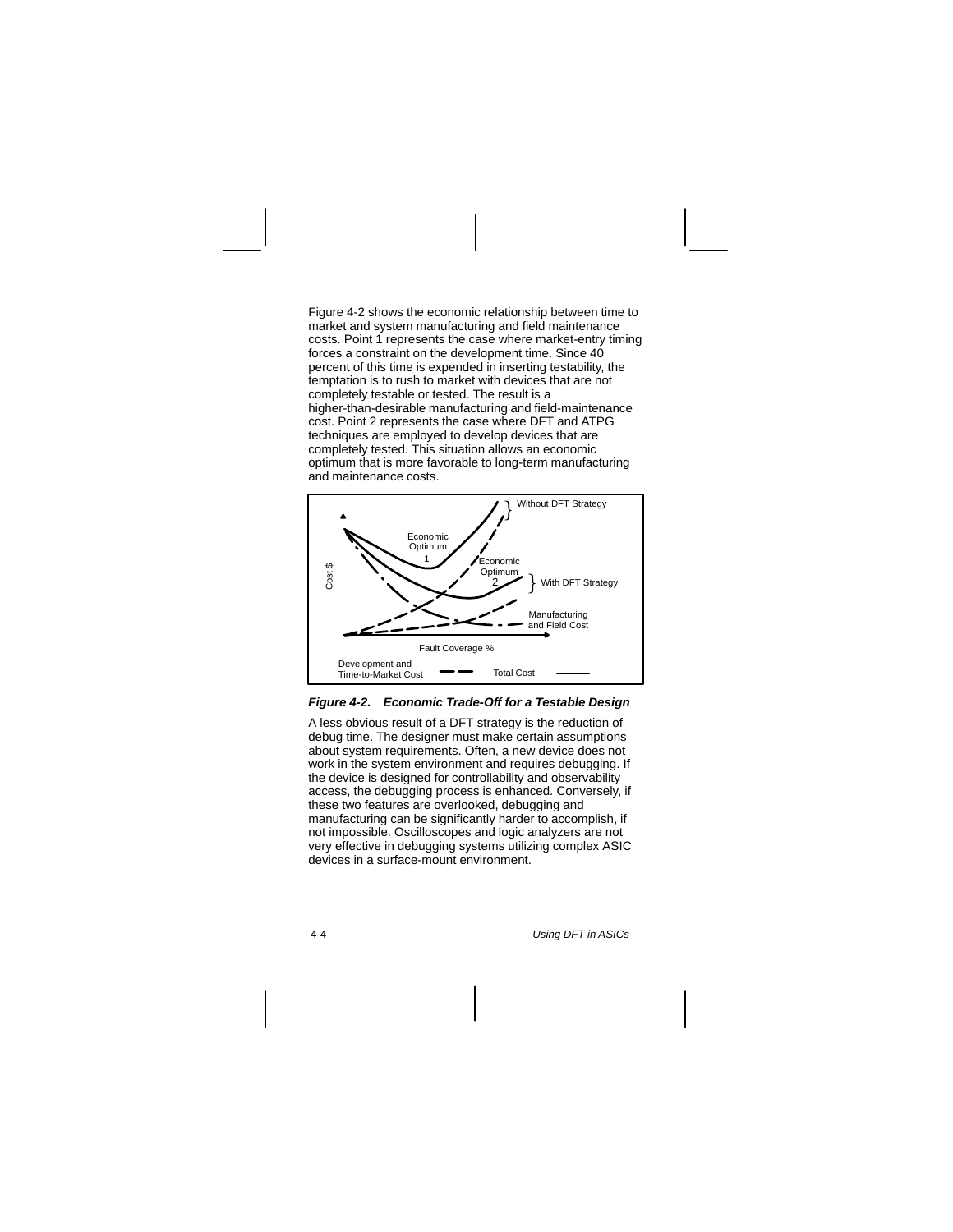Figure 4-2 shows the economic relationship between time to market and system manufacturing and field maintenance costs. Point 1 represents the case where market-entry timing forces a constraint on the development time. Since 40 percent of this time is expended in inserting testability, the temptation is to rush to market with devices that are not completely testable or tested. The result is a higher-than-desirable manufacturing and field-maintenance cost. Point 2 represents the case where DFT and ATPG techniques are employed to develop devices that are completely tested. This situation allows an economic optimum that is more favorable to long-term manufacturing and maintenance costs.

***Figure 4-2. Economic Trade-Off for a Testable Design***

A less obvious result of a DFT strategy is the reduction of debug time. The designer must make certain assumptions about system requirements. Often, a new device does not work in the system environment and requires debugging. If the device is designed for controllability and observability access, the debugging process is enhanced. Conversely, if these two features are overlooked, debugging and manufacturing can be significantly harder to accomplish, if not impossible. Oscilloscopes and logic analyzers are not very effective in debugging systems utilizing complex ASIC devices in a surface-mount environment.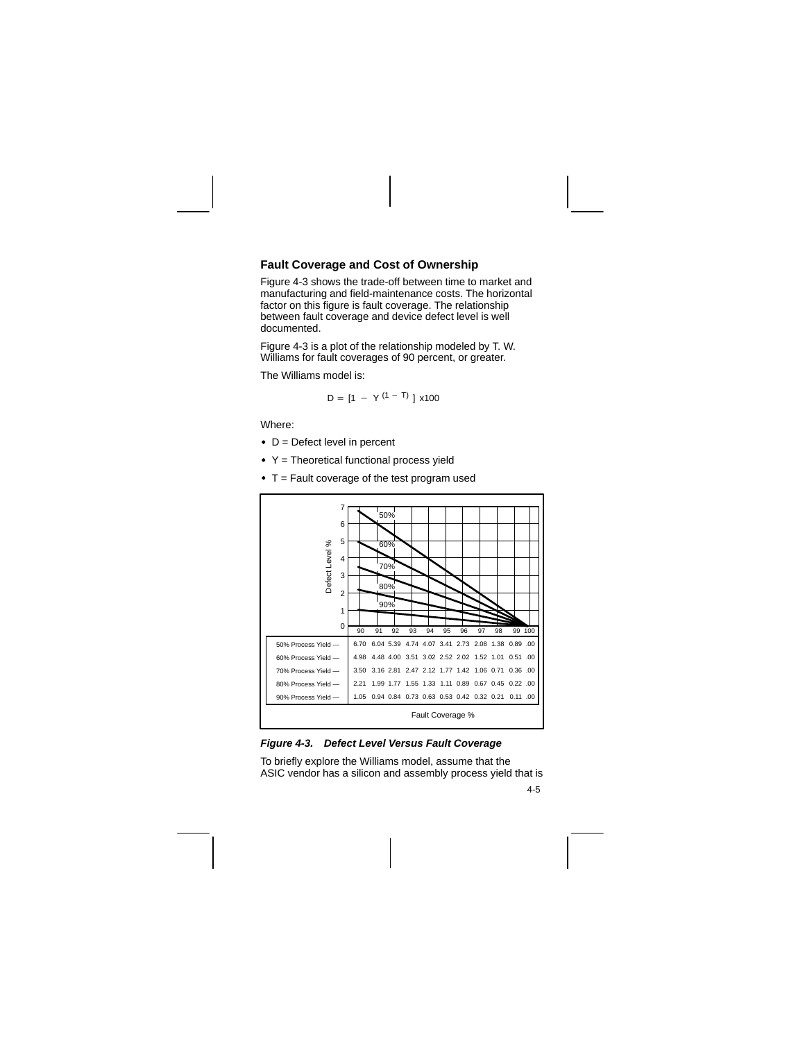## Fault Coverage and Cost of Ownership

Figure 4-3 shows the trade-off between time to market and manufacturing and field-maintenance costs. The horizontal factor on this figure is fault coverage. The relationship between fault coverage and device defect level is well documented.

Figure 4-3 is a plot of the relationship modeled by T. W. Williams for fault coverages of 90 percent, or greater.

The Williams model is:

$$D = [1 - Y^{(1 - T)}] \text{ x100}$$

Where:

- D = Defect level in percent
- Y = Theoretical functional process yield
- T = Fault coverage of the test program used

| Fault Coverage % | 90 | 91 | 92 | 93 | 94 | 95 | 96 | 97 | 98 | 99 | 100 |
|---|---|---|---|---|---|---|---|---|---|---|---|
| 50% Process Yield — | 6.70 | 6.04 | 5.39 | 4.74 | 4.07 | 3.41 | 2.73 | 2.08 | 1.38 | 0.89 | .00 |
| 60% Process Yield — | 4.98 | 4.48 | 4.00 | 3.51 | 3.02 | 2.52 | 2.02 | 1.52 | 1.01 | 0.51 | .00 |
| 70% Process Yield — | 3.50 | 3.16 | 2.81 | 2.47 | 2.12 | 1.77 | 1.42 | 1.06 | 0.71 | 0.36 | .00 |
| 80% Process Yield — | 2.21 | 1.99 | 1.77 | 1.55 | 1.33 | 1.11 | 0.89 | 0.67 | 0.45 | 0.22 | .00 |
| 90% Process Yield — | 1.05 | 0.94 | 0.84 | 0.73 | 0.63 | 0.53 | 0.42 | 0.32 | 0.21 | 0.11 | .00 |

***Figure 4-3. Defect Level Versus Fault Coverage***

To briefly explore the Williams model, assume that the ASIC vendor has a silicon and assembly process yield that is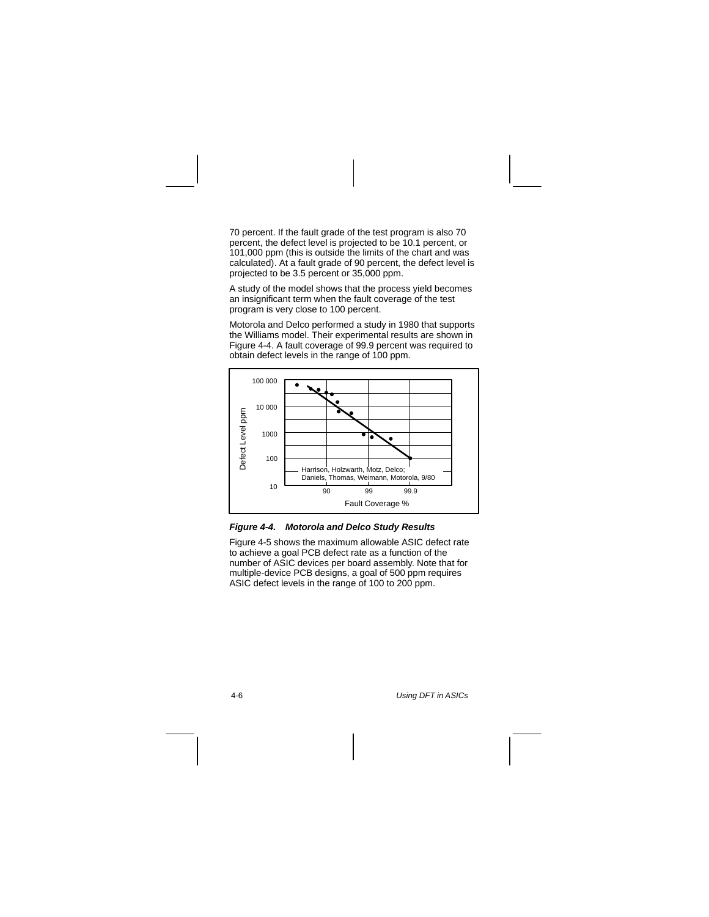70 percent. If the fault grade of the test program is also 70 percent, the defect level is projected to be 10.1 percent, or 101,000 ppm (this is outside the limits of the chart and was calculated). At a fault grade of 90 percent, the defect level is projected to be 3.5 percent or 35,000 ppm.

A study of the model shows that the process yield becomes an insignificant term when the fault coverage of the test program is very close to 100 percent.

Motorola and Delco performed a study in 1980 that supports the Williams model. Their experimental results are shown in Figure 4-4. A fault coverage of 99.9 percent was required to obtain defect levels in the range of 100 ppm.

***Figure 4-4. Motorola and Delco Study Results***

Figure 4-5 shows the maximum allowable ASIC defect rate to achieve a goal PCB defect rate as a function of the number of ASIC devices per board assembly. Note that for multiple-device PCB designs, a goal of 500 ppm requires ASIC defect levels in the range of 100 to 200 ppm.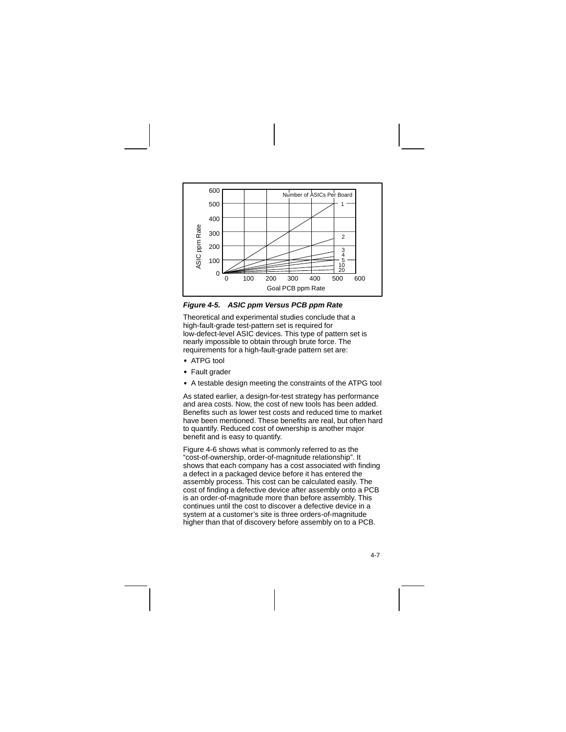*Figure 4-5. ASIC ppm Versus PCB ppm Rate*

Theoretical and experimental studies conclude that a high-fault-grade test-pattern set is required for low-defect-level ASIC devices. This type of pattern set is nearly impossible to obtain through brute force. The requirements for a high-fault-grade pattern set are:

- ATPG tool
- Fault grader
- A testable design meeting the constraints of the ATPG tool

As stated earlier, a design-for-test strategy has performance and area costs. Now, the cost of new tools has been added. Benefits such as lower test costs and reduced time to market have been mentioned. These benefits are real, but often hard to quantify. Reduced cost of ownership is another major benefit and is easy to quantify.

Figure 4-6 shows what is commonly referred to as the “cost-of-ownership, order-of-magnitude relationship”. It shows that each company has a cost associated with finding a defect in a packaged device before it has entered the assembly process. This cost can be calculated easily. The cost of finding a defective device after assembly onto a PCB is an order-of-magnitude more than before assembly. This continues until the cost to discover a defective device in a system at a customer’s site is three orders-of-magnitude higher than that of discovery before assembly on to a PCB.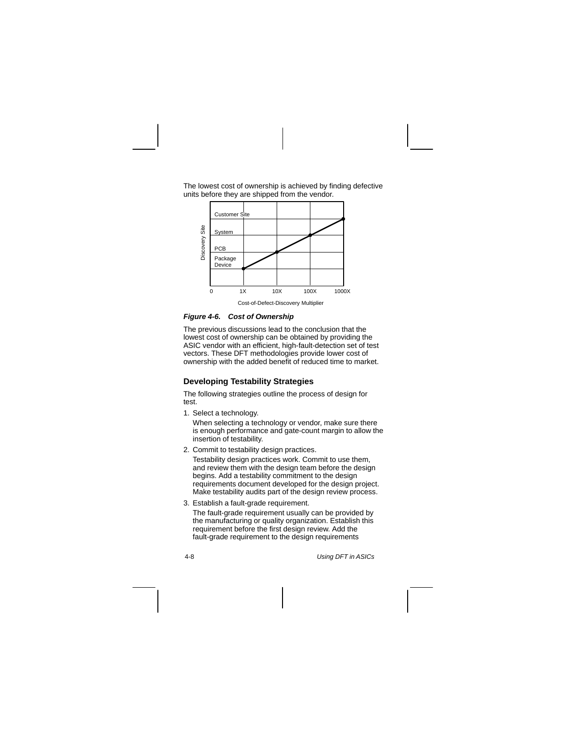The lowest cost of ownership is achieved by finding defective units before they are shipped from the vendor.

*Figure 4-6. Cost of Ownership*

The previous discussions lead to the conclusion that the lowest cost of ownership can be obtained by providing the ASIC vendor with an efficient, high-fault-detection set of test vectors. These DFT methodologies provide lower cost of ownership with the added benefit of reduced time to market.

## Developing Testability Strategies

The following strategies outline the process of design for test.

1. Select a technology.

   When selecting a technology or vendor, make sure there is enough performance and gate-count margin to allow the insertion of testability.

2. Commit to testability design practices.

   Testability design practices work. Commit to use them, and review them with the design team before the design begins. Add a testability commitment to the design requirements document developed for the design project. Make testability audits part of the design review process.

3. Establish a fault-grade requirement.

   The fault-grade requirement usually can be provided by the manufacturing or quality organization. Establish this requirement before the first design review. Add the fault-grade requirement to the design requirements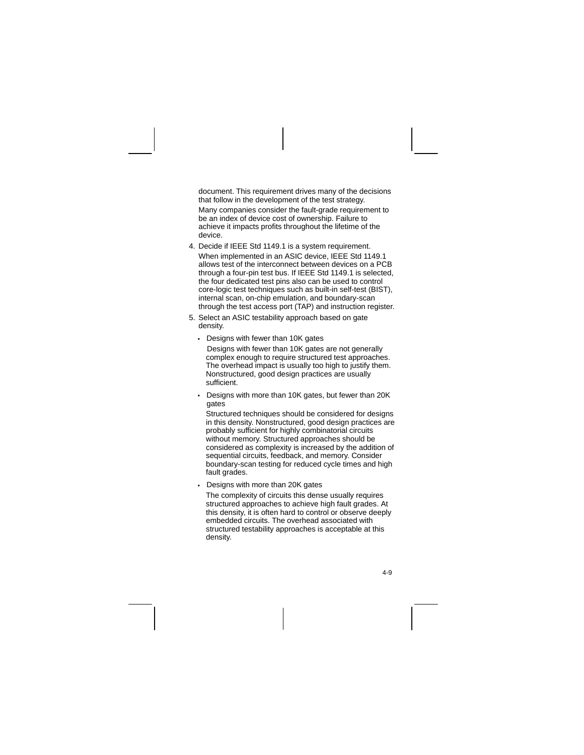document. This requirement drives many of the decisions that follow in the development of the test strategy.

Many companies consider the fault-grade requirement to be an index of device cost of ownership. Failure to achieve it impacts profits throughout the lifetime of the device.

4. Decide if IEEE Std 1149.1 is a system requirement.

   When implemented in an ASIC device, IEEE Std 1149.1 allows test of the interconnect between devices on a PCB through a four-pin test bus. If IEEE Std 1149.1 is selected, the four dedicated test pins also can be used to control core-logic test techniques such as built-in self-test (BIST), internal scan, on-chip emulation, and boundary-scan through the test access port (TAP) and instruction register.

5. Select an ASIC testability approach based on gate density.

   - Designs with fewer than 10K gates

     Designs with fewer than 10K gates are not generally complex enough to require structured test approaches. The overhead impact is usually too high to justify them. Nonstructured, good design practices are usually sufficient.

   - Designs with more than 10K gates, but fewer than 20K gates

     Structured techniques should be considered for designs in this density. Nonstructured, good design practices are probably sufficient for highly combinatorial circuits without memory. Structured approaches should be considered as complexity is increased by the addition of sequential circuits, feedback, and memory. Consider boundary-scan testing for reduced cycle times and high fault grades.

   - Designs with more than 20K gates

     The complexity of circuits this dense usually requires structured approaches to achieve high fault grades. At this density, it is often hard to control or observe deeply embedded circuits. The overhead associated with structured testability approaches is acceptable at this density.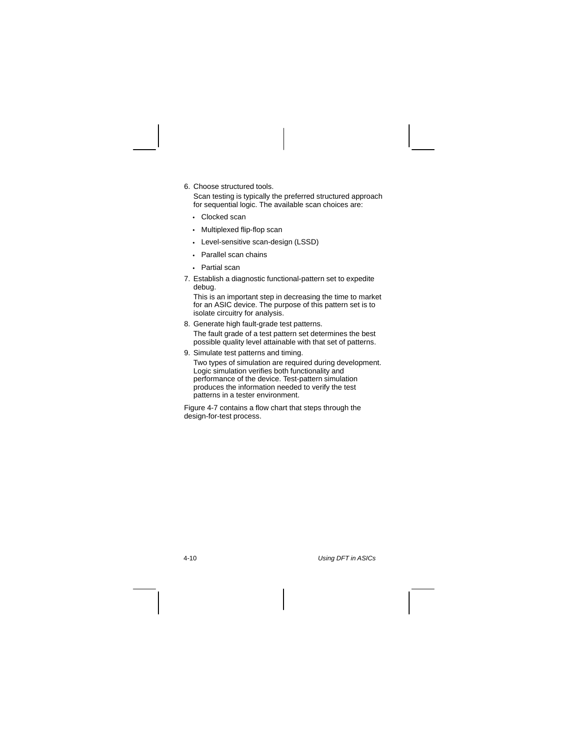6. Choose structured tools.

   Scan testing is typically the preferred structured approach for sequential logic. The available scan choices are:

   - Clocked scan
   - Multiplexed flip-flop scan
   - Level-sensitive scan-design (LSSD)
   - Parallel scan chains
   - Partial scan

7. Establish a diagnostic functional-pattern set to expedite debug.

   This is an important step in decreasing the time to market for an ASIC device. The purpose of this pattern set is to isolate circuitry for analysis.

8. Generate high fault-grade test patterns.

   The fault grade of a test pattern set determines the best possible quality level attainable with that set of patterns.

9. Simulate test patterns and timing.

   Two types of simulation are required during development. Logic simulation verifies both functionality and performance of the device. Test-pattern simulation produces the information needed to verify the test patterns in a tester environment.

Figure 4-7 contains a flow chart that steps through the design-for-test process.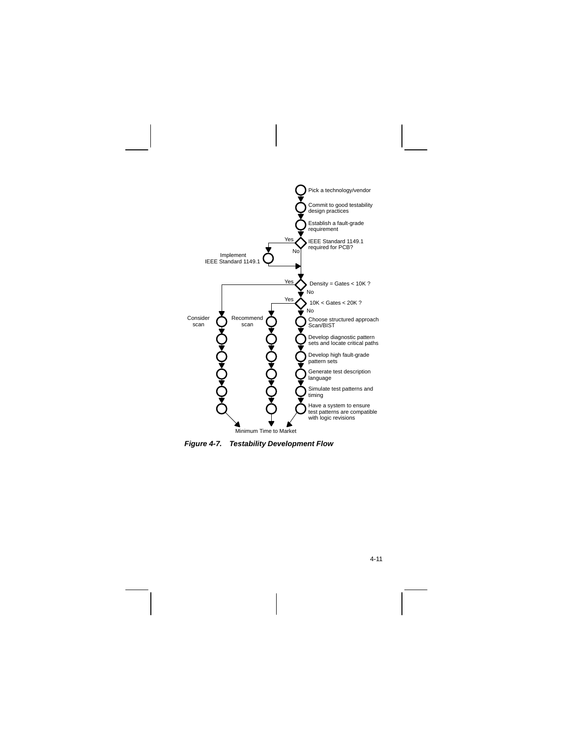Pick a technology/vendor

Commit to good testability design practices

Establish a fault-grade requirement

IEEE Standard 1149.1 required for PCB?

Yes — Implement IEEE Standard 1149.1

No

Density = Gates < 10K ?

Yes — Consider scan

No

10K < Gates < 20K ?

Yes — Recommend scan

No

Choose structured approach Scan/BIST

Develop diagnostic pattern sets and locate critical paths

Develop high fault-grade pattern sets

Generate test description language

Simulate test patterns and timing

Have a system to ensure test patterns are compatible with logic revisions

Minimum Time to Market

***Figure 4-7. Testability Development Flow***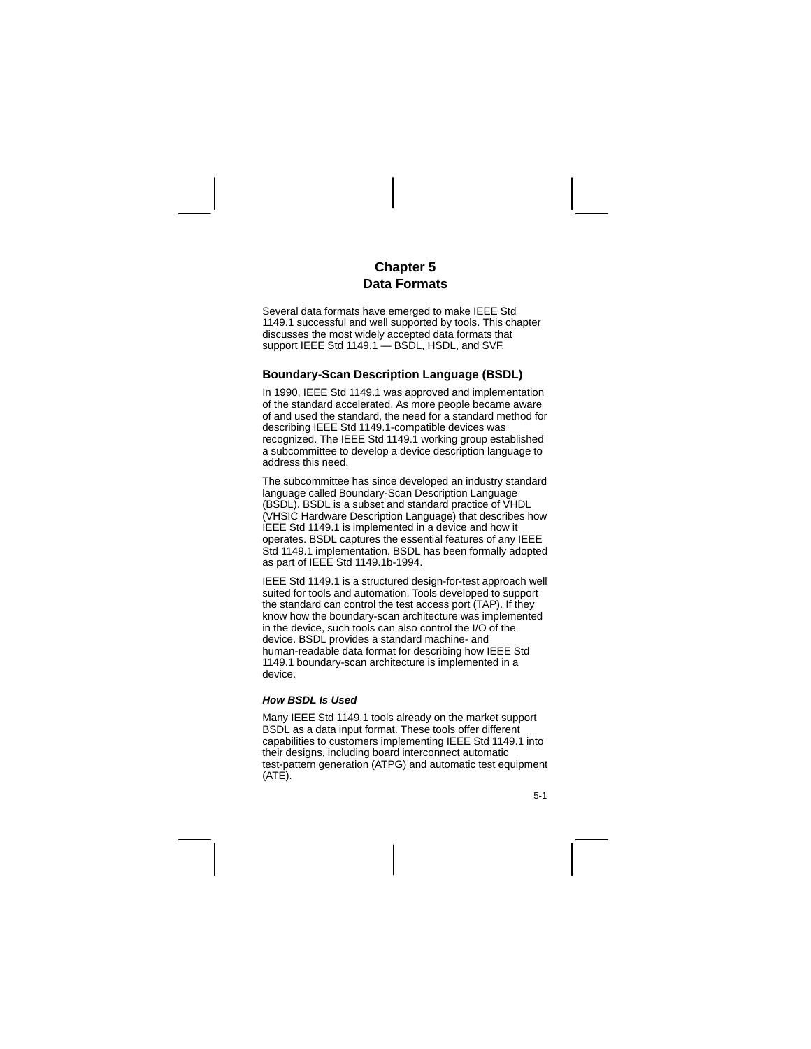# Chapter 5
# Data Formats

Several data formats have emerged to make IEEE Std 1149.1 successful and well supported by tools. This chapter discusses the most widely accepted data formats that support IEEE Std 1149.1 — BSDL, HSDL, and SVF.

## Boundary-Scan Description Language (BSDL)

In 1990, IEEE Std 1149.1 was approved and implementation of the standard accelerated. As more people became aware of and used the standard, the need for a standard method for describing IEEE Std 1149.1-compatible devices was recognized. The IEEE Std 1149.1 working group established a subcommittee to develop a device description language to address this need.

The subcommittee has since developed an industry standard language called Boundary-Scan Description Language (BSDL). BSDL is a subset and standard practice of VHDL (VHSIC Hardware Description Language) that describes how IEEE Std 1149.1 is implemented in a device and how it operates. BSDL captures the essential features of any IEEE Std 1149.1 implementation. BSDL has been formally adopted as part of IEEE Std 1149.1b-1994.

IEEE Std 1149.1 is a structured design-for-test approach well suited for tools and automation. Tools developed to support the standard can control the test access port (TAP). If they know how the boundary-scan architecture was implemented in the device, such tools can also control the I/O of the device. BSDL provides a standard machine- and human-readable data format for describing how IEEE Std 1149.1 boundary-scan architecture is implemented in a device.

### *How BSDL Is Used*

Many IEEE Std 1149.1 tools already on the market support BSDL as a data input format. These tools offer different capabilities to customers implementing IEEE Std 1149.1 into their designs, including board interconnect automatic test-pattern generation (ATPG) and automatic test equipment (ATE).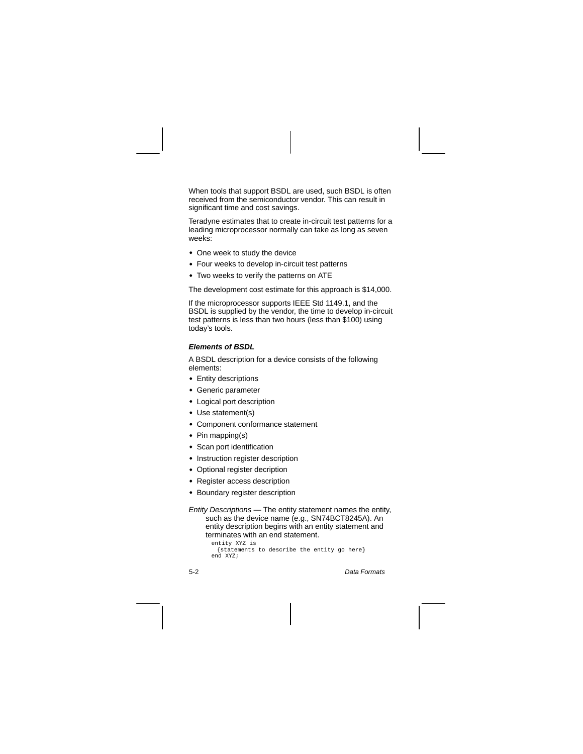When tools that support BSDL are used, such BSDL is often received from the semiconductor vendor. This can result in significant time and cost savings.

Teradyne estimates that to create in-circuit test patterns for a leading microprocessor normally can take as long as seven weeks:

- One week to study the device
- Four weeks to develop in-circuit test patterns
- Two weeks to verify the patterns on ATE

The development cost estimate for this approach is $14,000.

If the microprocessor supports IEEE Std 1149.1, and the BSDL is supplied by the vendor, the time to develop in-circuit test patterns is less than two hours (less than $100) using today's tools.

### *Elements of BSDL*

A BSDL description for a device consists of the following elements:

- Entity descriptions
- Generic parameter
- Logical port description
- Use statement(s)
- Component conformance statement
- Pin mapping(s)
- Scan port identification
- Instruction register description
- Optional register decription
- Register access description
- Boundary register description

*Entity Descriptions* — The entity statement names the entity, such as the device name (e.g., SN74BCT8245A). An entity description begins with an entity statement and terminates with an end statement.

```
entity XYZ is
  {statements to describe the entity go here}
end XYZ;
```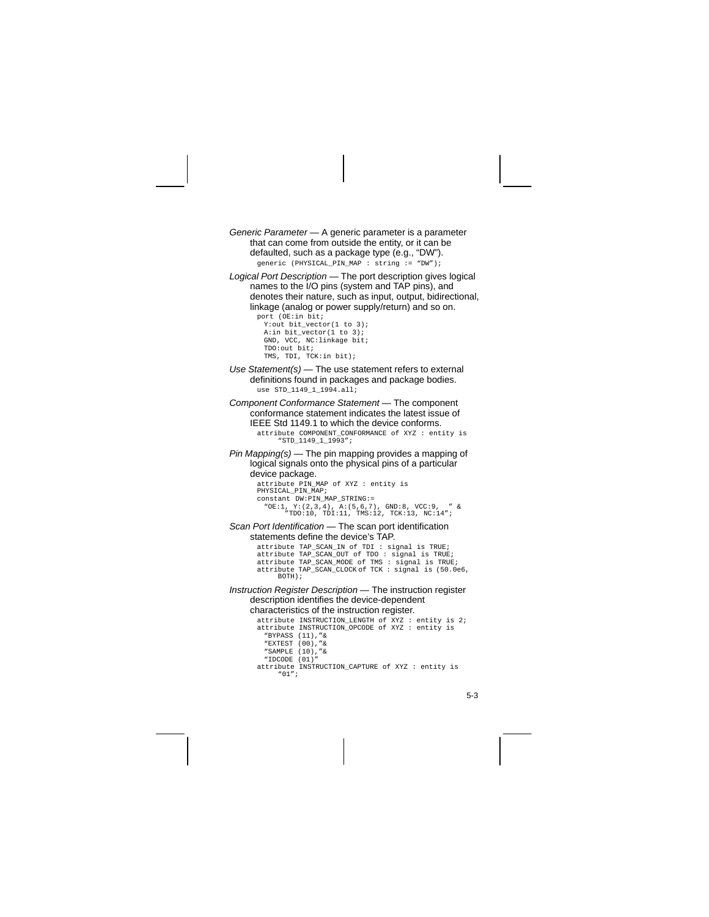*Generic Parameter* — A generic parameter is a parameter that can come from outside the entity, or it can be defaulted, such as a package type (e.g., “DW”).

```
generic (PHYSICAL_PIN_MAP : string := “DW”);
```

*Logical Port Description* — The port description gives logical names to the I/O pins (system and TAP pins), and denotes their nature, such as input, output, bidirectional, linkage (analog or power supply/return) and so on.

```
port (OE:in bit;
  Y:out bit_vector(1 to 3);
  A:in bit_vector(1 to 3);
  GND, VCC, NC:linkage bit;
  TDO:out bit;
  TMS, TDI, TCK:in bit);
```

*Use Statement(s)* — The use statement refers to external definitions found in packages and package bodies.

```
use STD_1149_1_1994.all;
```

*Component Conformance Statement* — The component conformance statement indicates the latest issue of IEEE Std 1149.1 to which the device conforms.

```
attribute COMPONENT_CONFORMANCE of XYZ : entity is
     “STD_1149_1_1993”;
```

*Pin Mapping(s)* — The pin mapping provides a mapping of logical signals onto the physical pins of a particular device package.

```
attribute PIN_MAP of XYZ : entity is
PHYSICAL_PIN_MAP;
constant DW:PIN_MAP_STRING:=
  “OE:1, Y:(2,3,4), A:(5,6,7), GND:8, VCC:9,  ” &
       “TDO:10, TDI:11, TMS:12, TCK:13, NC:14”;
```

*Scan Port Identification* — The scan port identification statements define the device’s TAP.

```
attribute TAP_SCAN_IN of TDI : signal is TRUE;
attribute TAP_SCAN_OUT of TDO : signal is TRUE;
attribute TAP_SCAN_MODE of TMS : signal is TRUE;
attribute TAP_SCAN_CLOCK of TCK : signal is (50.0e6,
     BOTH);
```

*Instruction Register Description* — The instruction register description identifies the device-dependent characteristics of the instruction register.

```
attribute INSTRUCTION_LENGTH of XYZ : entity is 2;
attribute INSTRUCTION_OPCODE of XYZ : entity is
  “BYPASS (11),”&
  “EXTEST (00),”&
  “SAMPLE (10),”&
  “IDCODE (01)”
attribute INSTRUCTION_CAPTURE of XYZ : entity is
     “01”;
```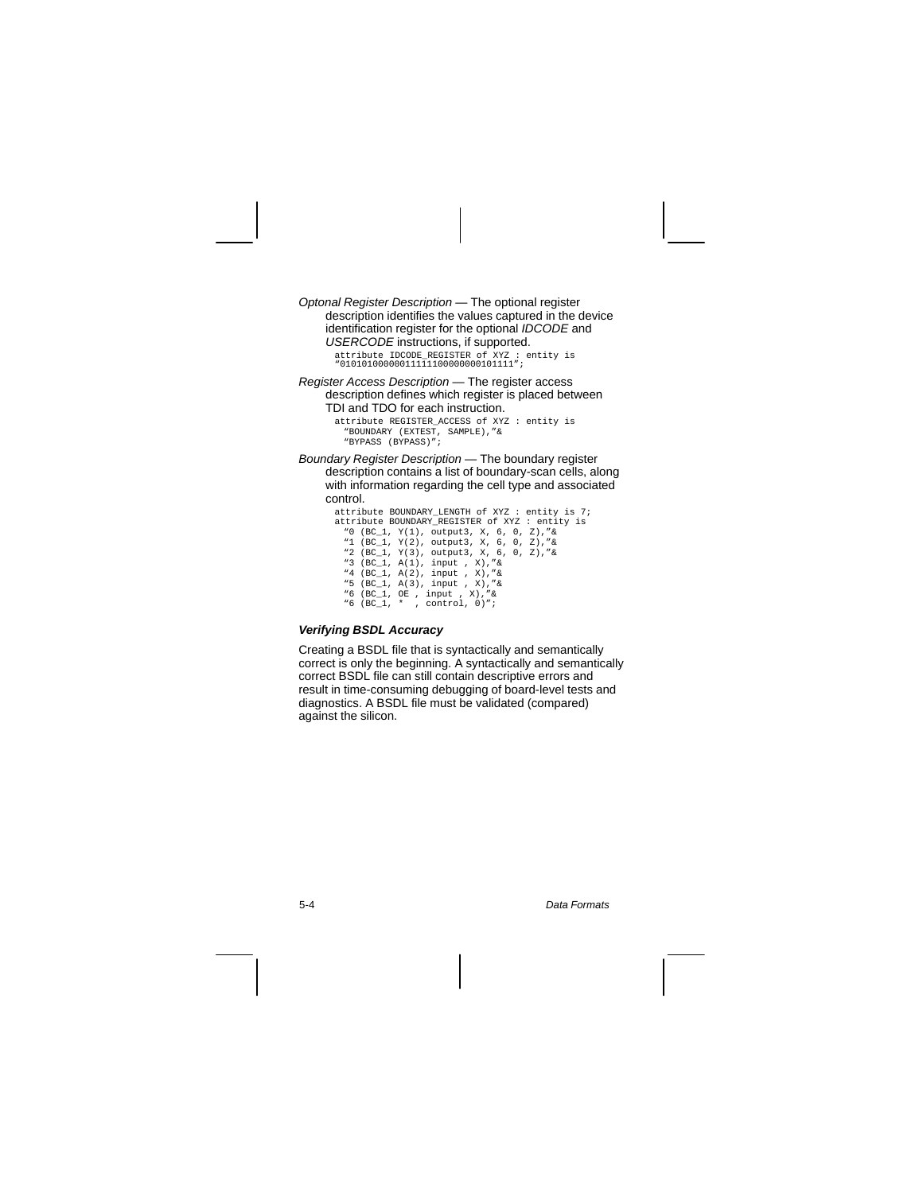*Optonal Register Description* — The optional register description identifies the values captured in the device identification register for the optional *IDCODE* and *USERCODE* instructions, if supported.

```
attribute IDCODE_REGISTER of XYZ : entity is
"01010100000011111100000000101111";
```

*Register Access Description* — The register access description defines which register is placed between TDI and TDO for each instruction.

```
attribute REGISTER_ACCESS of XYZ : entity is
  "BOUNDARY (EXTEST, SAMPLE),"&
  "BYPASS (BYPASS)";
```

*Boundary Register Description* — The boundary register description contains a list of boundary-scan cells, along with information regarding the cell type and associated control.

```
attribute BOUNDARY_LENGTH of XYZ : entity is 7;
attribute BOUNDARY_REGISTER of XYZ : entity is
  "0 (BC_1, Y(1), output3, X, 6, 0, Z),"&
  "1 (BC_1, Y(2), output3, X, 6, 0, Z),"&
  "2 (BC_1, Y(3), output3, X, 6, 0, Z),"&
  "3 (BC_1, A(1), input , X),"&
  "4 (BC_1, A(2), input , X),"&
  "5 (BC_1, A(3), input , X),"&
  "6 (BC_1, OE , input , X),"&
  "6 (BC_1, *  , control, 0)";
```

#### Verifying BSDL Accuracy

Creating a BSDL file that is syntactically and semantically correct is only the beginning. A syntactically and semantically correct BSDL file can still contain descriptive errors and result in time-consuming debugging of board-level tests and diagnostics. A BSDL file must be validated (compared) against the silicon.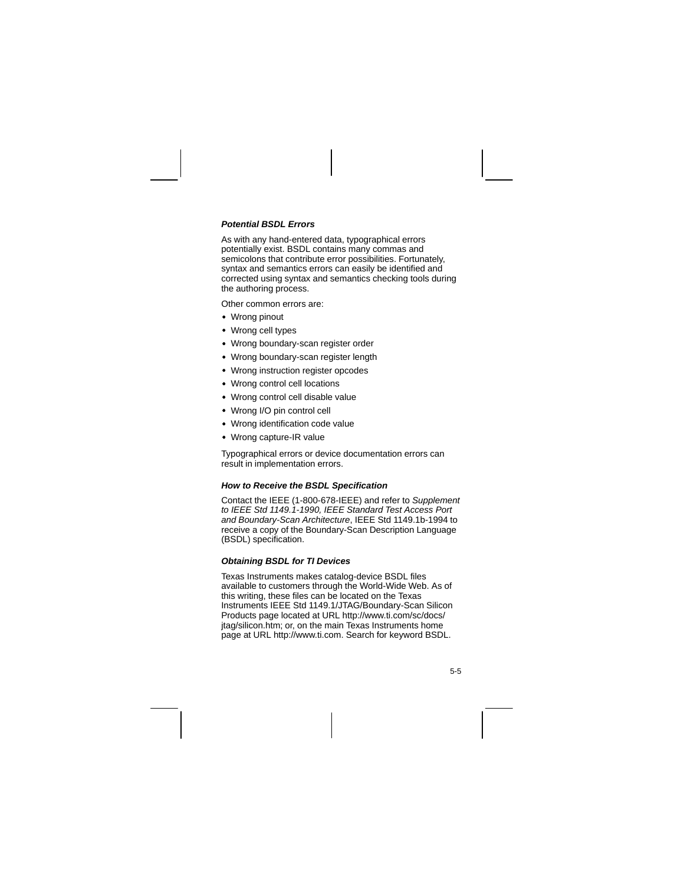### *Potential BSDL Errors*

As with any hand-entered data, typographical errors potentially exist. BSDL contains many commas and semicolons that contribute error possibilities. Fortunately, syntax and semantics errors can easily be identified and corrected using syntax and semantics checking tools during the authoring process.

Other common errors are:

- Wrong pinout
- Wrong cell types
- Wrong boundary-scan register order
- Wrong boundary-scan register length
- Wrong instruction register opcodes
- Wrong control cell locations
- Wrong control cell disable value
- Wrong I/O pin control cell
- Wrong identification code value
- Wrong capture-IR value

Typographical errors or device documentation errors can result in implementation errors.

### *How to Receive the BSDL Specification*

Contact the IEEE (1-800-678-IEEE) and refer to *Supplement to IEEE Std 1149.1-1990, IEEE Standard Test Access Port and Boundary-Scan Architecture*, IEEE Std 1149.1b-1994 to receive a copy of the Boundary-Scan Description Language (BSDL) specification.

### *Obtaining BSDL for TI Devices*

Texas Instruments makes catalog-device BSDL files available to customers through the World-Wide Web. As of this writing, these files can be located on the Texas Instruments IEEE Std 1149.1/JTAG/Boundary-Scan Silicon Products page located at URL http://www.ti.com/sc/docs/jtag/silicon.htm; or, on the main Texas Instruments home page at URL http://www.ti.com. Search for keyword BSDL.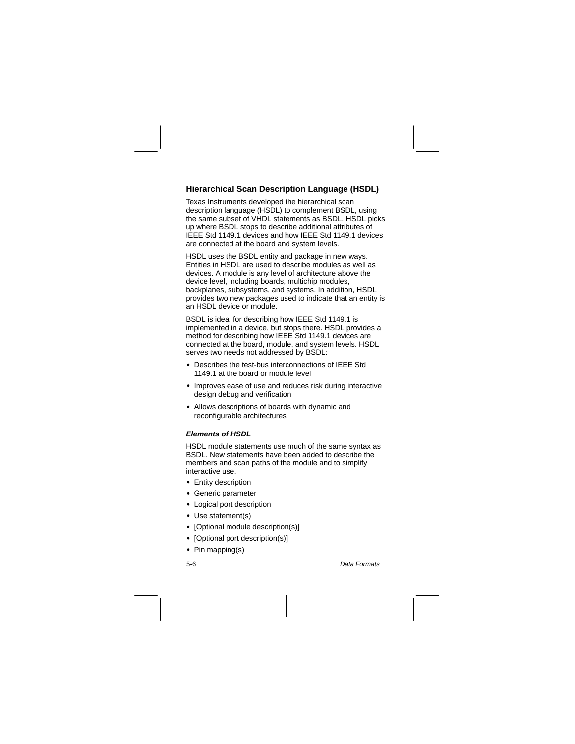## Hierarchical Scan Description Language (HSDL)

Texas Instruments developed the hierarchical scan description language (HSDL) to complement BSDL, using the same subset of VHDL statements as BSDL. HSDL picks up where BSDL stops to describe additional attributes of IEEE Std 1149.1 devices and how IEEE Std 1149.1 devices are connected at the board and system levels.

HSDL uses the BSDL entity and package in new ways. Entities in HSDL are used to describe modules as well as devices. A module is any level of architecture above the device level, including boards, multichip modules, backplanes, subsystems, and systems. In addition, HSDL provides two new packages used to indicate that an entity is an HSDL device or module.

BSDL is ideal for describing how IEEE Std 1149.1 is implemented in a device, but stops there. HSDL provides a method for describing how IEEE Std 1149.1 devices are connected at the board, module, and system levels. HSDL serves two needs not addressed by BSDL:

- Describes the test-bus interconnections of IEEE Std 1149.1 at the board or module level
- Improves ease of use and reduces risk during interactive design debug and verification
- Allows descriptions of boards with dynamic and reconfigurable architectures

### *Elements of HSDL*

HSDL module statements use much of the same syntax as BSDL. New statements have been added to describe the members and scan paths of the module and to simplify interactive use.

- Entity description
- Generic parameter
- Logical port description
- Use statement(s)
- [Optional module description(s)]
- [Optional port description(s)]
- Pin mapping(s)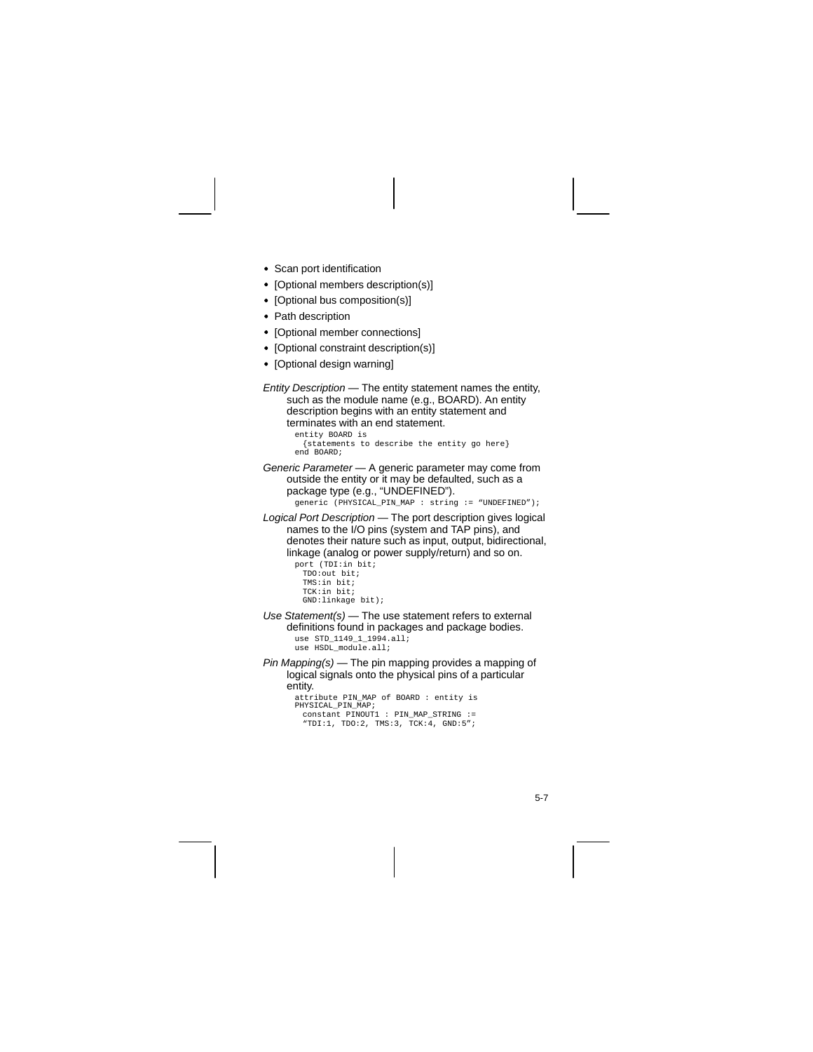- Scan port identification
- [Optional members description(s)]
- [Optional bus composition(s)]
- Path description
- [Optional member connections]
- [Optional constraint description(s)]
- [Optional design warning]

*Entity Description* — The entity statement names the entity, such as the module name (e.g., BOARD). An entity description begins with an entity statement and terminates with an end statement.

```
entity BOARD is
  {statements to describe the entity go here}
end BOARD;
```

*Generic Parameter* — A generic parameter may come from outside the entity or it may be defaulted, such as a package type (e.g., “UNDEFINED”).

```
generic (PHYSICAL_PIN_MAP : string := “UNDEFINED”);
```

*Logical Port Description* — The port description gives logical names to the I/O pins (system and TAP pins), and denotes their nature such as input, output, bidirectional, linkage (analog or power supply/return) and so on.

```
port (TDI:in bit;
  TDO:out bit;
  TMS:in bit;
  TCK:in bit;
  GND:linkage bit);
```

*Use Statement(s)* — The use statement refers to external definitions found in packages and package bodies.

```
use STD_1149_1_1994.all;
use HSDL_module.all;
```

*Pin Mapping(s)* — The pin mapping provides a mapping of logical signals onto the physical pins of a particular entity.

```
attribute PIN_MAP of BOARD : entity is
PHYSICAL_PIN_MAP;
  constant PINOUT1 : PIN_MAP_STRING :=
  “TDI:1, TDO:2, TMS:3, TCK:4, GND:5”;
```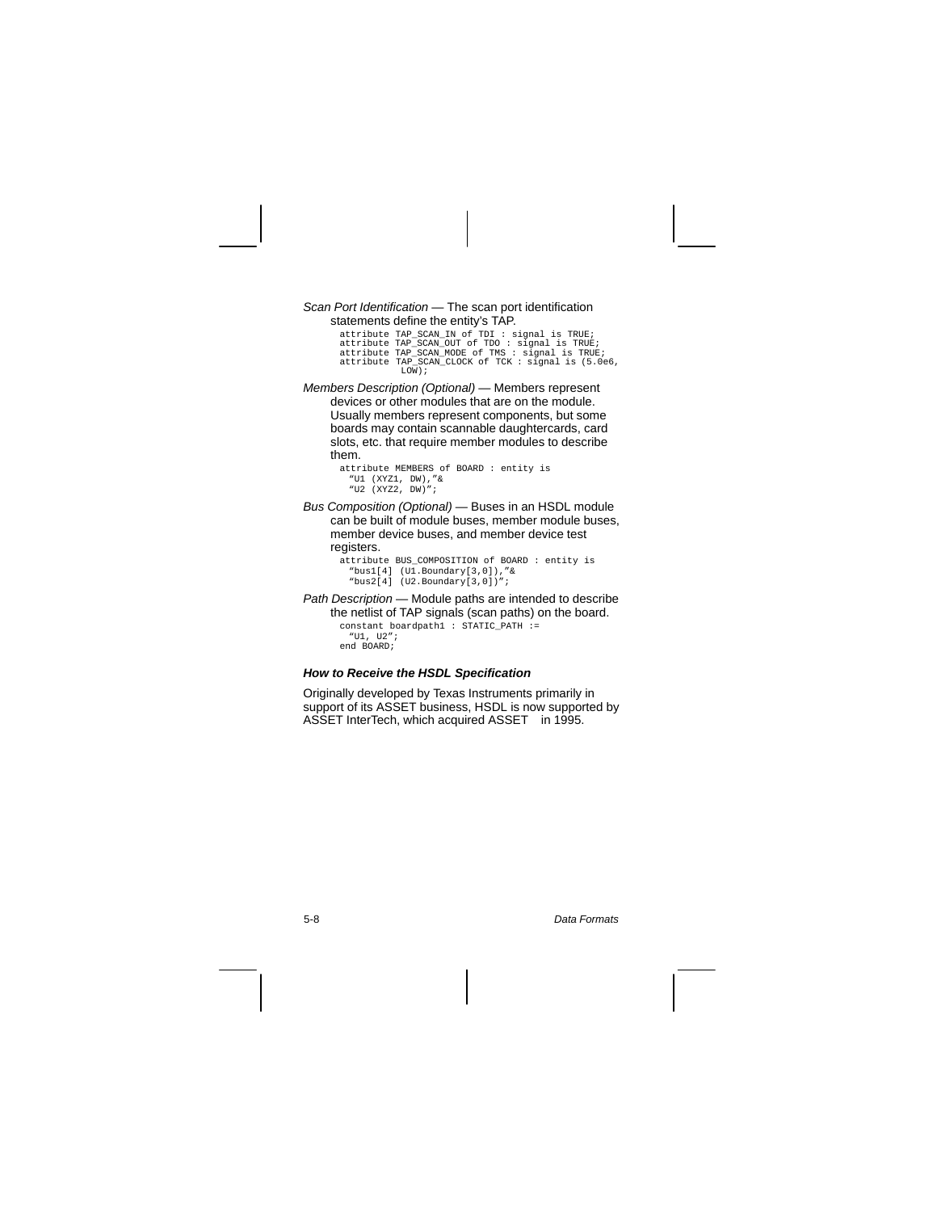*Scan Port Identification* — The scan port identification statements define the entity's TAP.

```
attribute TAP_SCAN_IN of TDI : signal is TRUE;
attribute TAP_SCAN_OUT of TDO : signal is TRUE;
attribute TAP_SCAN_MODE of TMS : signal is TRUE;
attribute TAP_SCAN_CLOCK of TCK : signal is (5.0e6,
            LOW);
```

*Members Description (Optional)* — Members represent devices or other modules that are on the module. Usually members represent components, but some boards may contain scannable daughtercards, card slots, etc. that require member modules to describe them.

```
attribute MEMBERS of BOARD : entity is
  "U1 (XYZ1, DW),"&
  "U2 (XYZ2, DW)";
```

*Bus Composition (Optional)* — Buses in an HSDL module can be built of module buses, member module buses, member device buses, and member device test registers.

```
attribute BUS_COMPOSITION of BOARD : entity is
  "bus1[4] (U1.Boundary[3,0]),"&
  "bus2[4] (U2.Boundary[3,0])";
```

*Path Description* — Module paths are intended to describe the netlist of TAP signals (scan paths) on the board.

```
constant boardpath1 : STATIC_PATH :=
  "U1, U2";
end BOARD;
```

#### *How to Receive the HSDL Specification*

Originally developed by Texas Instruments primarily in support of its ASSET business, HSDL is now supported by ASSET InterTech, which acquired ASSET in 1995.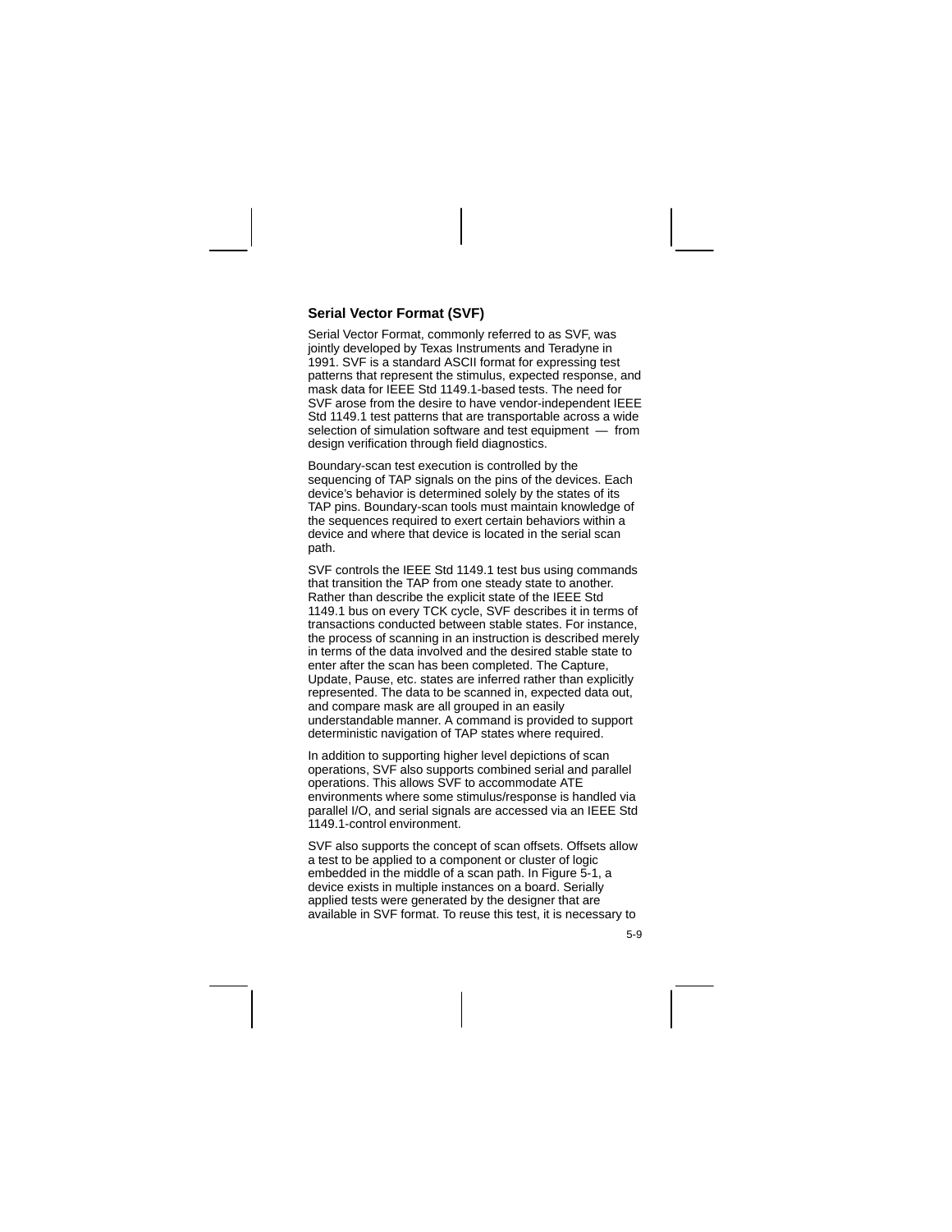## Serial Vector Format (SVF)

Serial Vector Format, commonly referred to as SVF, was jointly developed by Texas Instruments and Teradyne in 1991. SVF is a standard ASCII format for expressing test patterns that represent the stimulus, expected response, and mask data for IEEE Std 1149.1-based tests. The need for SVF arose from the desire to have vendor-independent IEEE Std 1149.1 test patterns that are transportable across a wide selection of simulation software and test equipment — from design verification through field diagnostics.

Boundary-scan test execution is controlled by the sequencing of TAP signals on the pins of the devices. Each device's behavior is determined solely by the states of its TAP pins. Boundary-scan tools must maintain knowledge of the sequences required to exert certain behaviors within a device and where that device is located in the serial scan path.

SVF controls the IEEE Std 1149.1 test bus using commands that transition the TAP from one steady state to another. Rather than describe the explicit state of the IEEE Std 1149.1 bus on every TCK cycle, SVF describes it in terms of transactions conducted between stable states. For instance, the process of scanning in an instruction is described merely in terms of the data involved and the desired stable state to enter after the scan has been completed. The Capture, Update, Pause, etc. states are inferred rather than explicitly represented. The data to be scanned in, expected data out, and compare mask are all grouped in an easily understandable manner. A command is provided to support deterministic navigation of TAP states where required.

In addition to supporting higher level depictions of scan operations, SVF also supports combined serial and parallel operations. This allows SVF to accommodate ATE environments where some stimulus/response is handled via parallel I/O, and serial signals are accessed via an IEEE Std 1149.1-control environment.

SVF also supports the concept of scan offsets. Offsets allow a test to be applied to a component or cluster of logic embedded in the middle of a scan path. In Figure 5-1, a device exists in multiple instances on a board. Serially applied tests were generated by the designer that are available in SVF format. To reuse this test, it is necessary to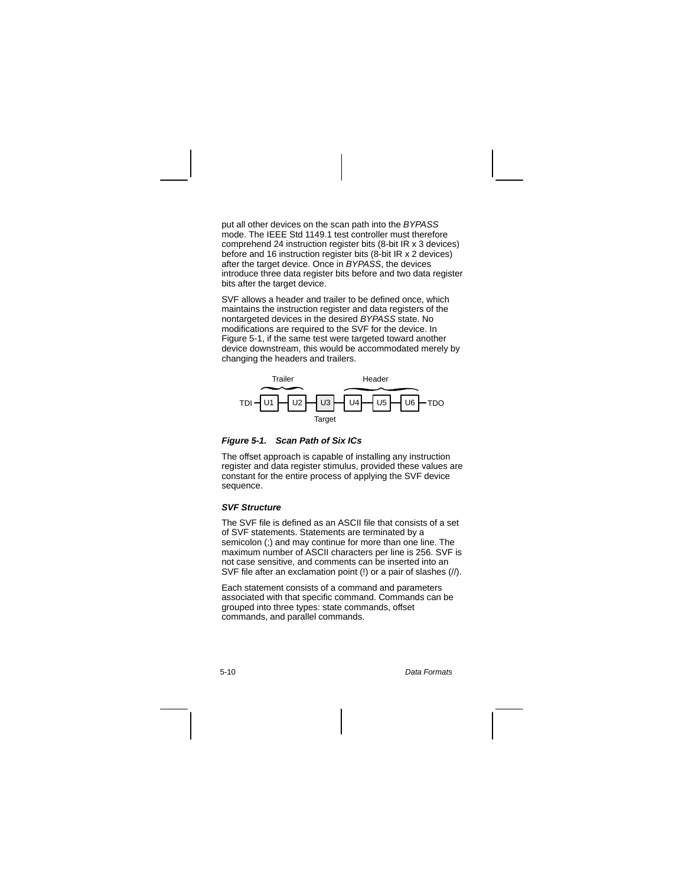put all other devices on the scan path into the *BYPASS* mode. The IEEE Std 1149.1 test controller must therefore comprehend 24 instruction register bits (8-bit IR x 3 devices) before and 16 instruction register bits (8-bit IR x 2 devices) after the target device. Once in *BYPASS*, the devices introduce three data register bits before and two data register bits after the target device.

SVF allows a header and trailer to be defined once, which maintains the instruction register and data registers of the nontargeted devices in the desired *BYPASS* state. No modifications are required to the SVF for the device. In Figure 5-1, if the same test were targeted toward another device downstream, this would be accommodated merely by changing the headers and trailers.

Trailer Header

TDI U1 U2 U3 U4 U5 U6 TDO

Target

***Figure 5-1. Scan Path of Six ICs***

The offset approach is capable of installing any instruction register and data register stimulus, provided these values are constant for the entire process of applying the SVF device sequence.

### *SVF Structure*

The SVF file is defined as an ASCII file that consists of a set of SVF statements. Statements are terminated by a semicolon (;) and may continue for more than one line. The maximum number of ASCII characters per line is 256. SVF is not case sensitive, and comments can be inserted into an SVF file after an exclamation point (!) or a pair of slashes (//).

Each statement consists of a command and parameters associated with that specific command. Commands can be grouped into three types: state commands, offset commands, and parallel commands.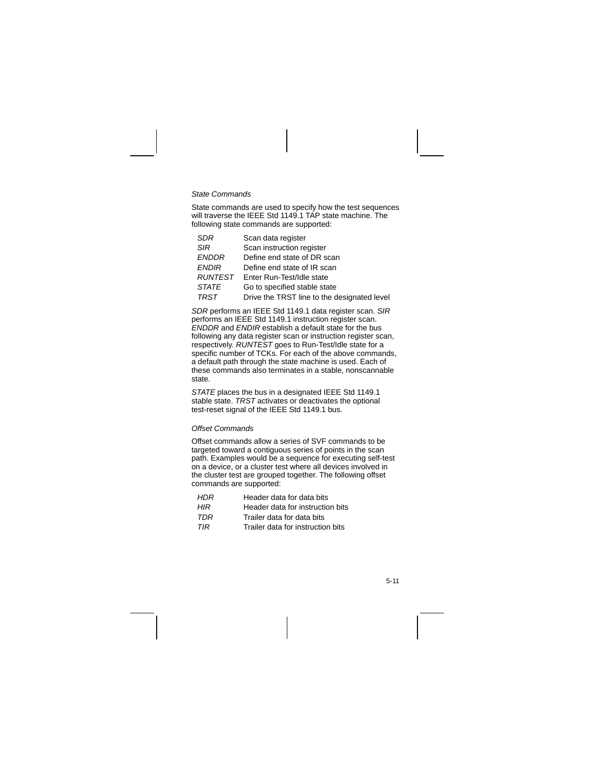### *State Commands*

State commands are used to specify how the test sequences will traverse the IEEE Std 1149.1 TAP state machine. The following state commands are supported:

| | |
|---|---|
| *SDR* | Scan data register |
| *SIR* | Scan instruction register |
| *ENDDR* | Define end state of DR scan |
| *ENDIR* | Define end state of IR scan |
| *RUNTEST* | Enter Run-Test/Idle state |
| *STATE* | Go to specified stable state |
| *TRST* | Drive the TRST line to the designated level |

*SDR* performs an IEEE Std 1149.1 data register scan. *SIR* performs an IEEE Std 1149.1 instruction register scan. *ENDDR* and *ENDIR* establish a default state for the bus following any data register scan or instruction register scan, respectively. *RUNTEST* goes to Run-Test/Idle state for a specific number of TCKs. For each of the above commands, a default path through the state machine is used. Each of these commands also terminates in a stable, nonscannable state.

*STATE* places the bus in a designated IEEE Std 1149.1 stable state. *TRST* activates or deactivates the optional test-reset signal of the IEEE Std 1149.1 bus.

### *Offset Commands*

Offset commands allow a series of SVF commands to be targeted toward a contiguous series of points in the scan path. Examples would be a sequence for executing self-test on a device, or a cluster test where all devices involved in the cluster test are grouped together. The following offset commands are supported:

| | |
|---|---|
| *HDR* | Header data for data bits |
| *HIR* | Header data for instruction bits |
| *TDR* | Trailer data for data bits |
| *TIR* | Trailer data for instruction bits |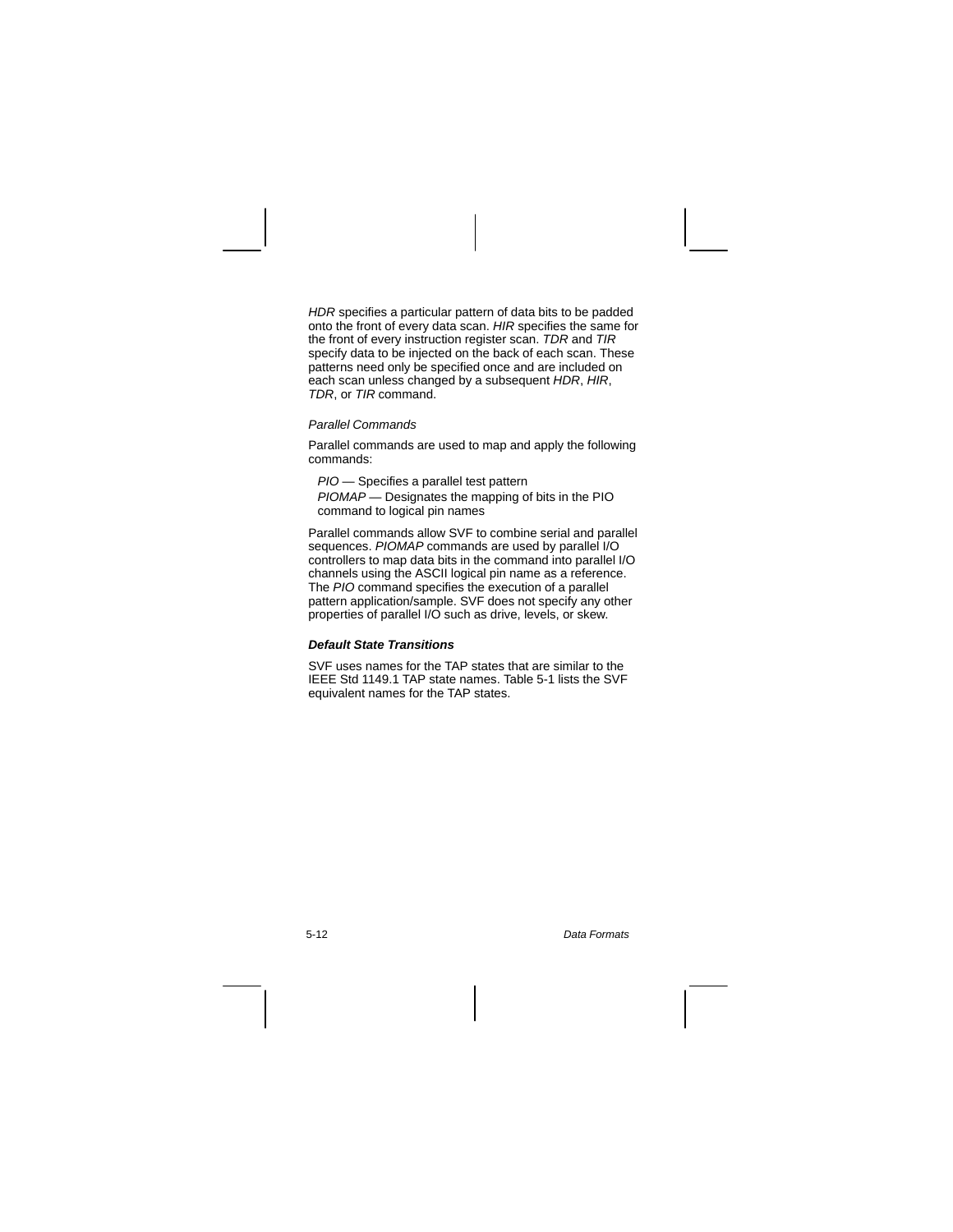*HDR* specifies a particular pattern of data bits to be padded onto the front of every data scan. *HIR* specifies the same for the front of every instruction register scan. *TDR* and *TIR* specify data to be injected on the back of each scan. These patterns need only be specified once and are included on each scan unless changed by a subsequent *HDR*, *HIR*, *TDR*, or *TIR* command.

*Parallel Commands*

Parallel commands are used to map and apply the following commands:

*PIO* — Specifies a parallel test pattern

*PIOMAP* — Designates the mapping of bits in the PIO command to logical pin names

Parallel commands allow SVF to combine serial and parallel sequences. *PIOMAP* commands are used by parallel I/O controllers to map data bits in the command into parallel I/O channels using the ASCII logical pin name as a reference. The *PIO* command specifies the execution of a parallel pattern application/sample. SVF does not specify any other properties of parallel I/O such as drive, levels, or skew.

### ***Default State Transitions***

SVF uses names for the TAP states that are similar to the IEEE Std 1149.1 TAP state names. Table 5-1 lists the SVF equivalent names for the TAP states.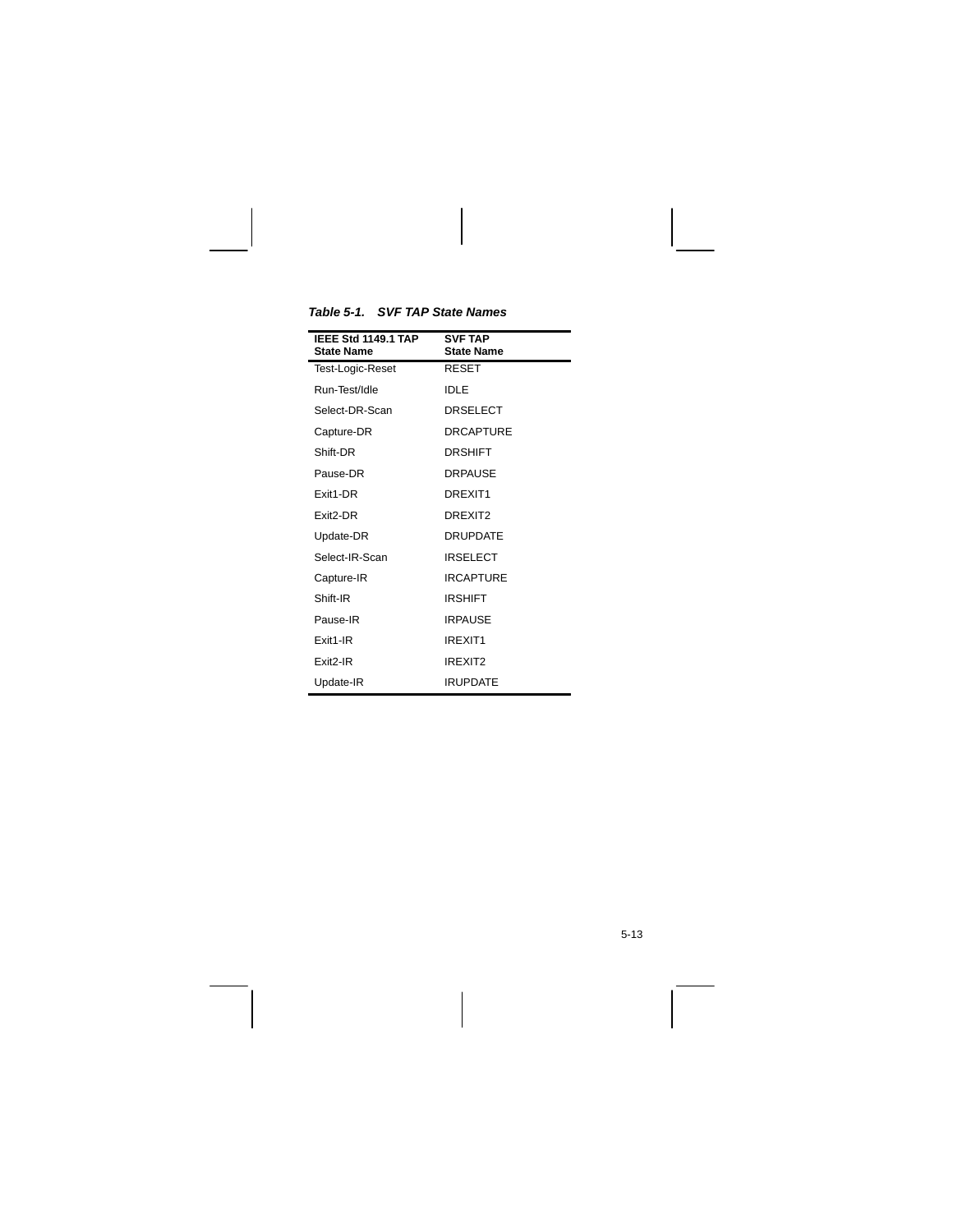***Table 5-1. SVF TAP State Names***

| IEEE Std 1149.1 TAP State Name | SVF TAP State Name |
| --- | --- |
| Test-Logic-Reset | RESET |
| Run-Test/Idle | IDLE |
| Select-DR-Scan | DRSELECT |
| Capture-DR | DRCAPTURE |
| Shift-DR | DRSHIFT |
| Pause-DR | DRPAUSE |
| Exit1-DR | DREXIT1 |
| Exit2-DR | DREXIT2 |
| Update-DR | DRUPDATE |
| Select-IR-Scan | IRSELECT |
| Capture-IR | IRCAPTURE |
| Shift-IR | IRSHIFT |
| Pause-IR | IRPAUSE |
| Exit1-IR | IREXIT1 |
| Exit2-IR | IREXIT2 |
| Update-IR | IRUPDATE |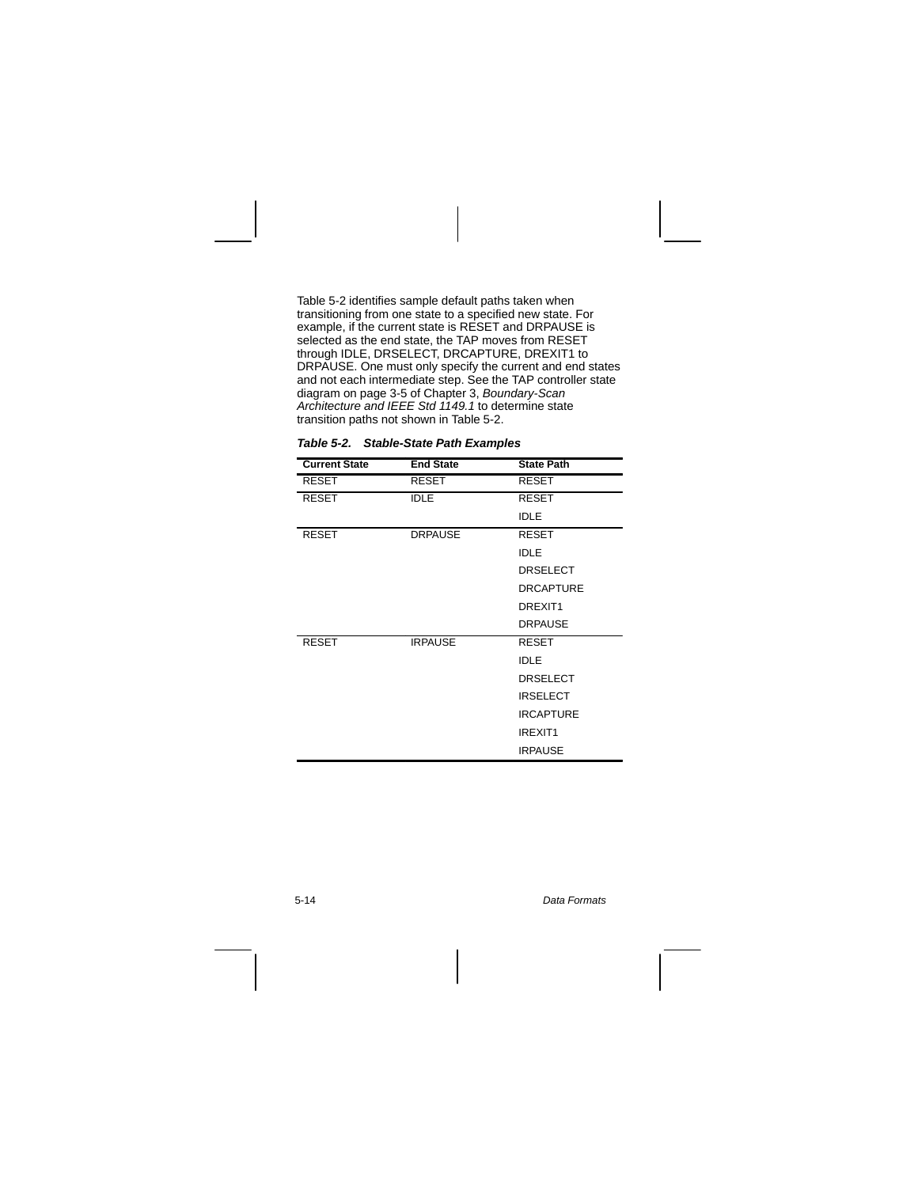Table 5-2 identifies sample default paths taken when transitioning from one state to a specified new state. For example, if the current state is RESET and DRPAUSE is selected as the end state, the TAP moves from RESET through IDLE, DRSELECT, DRCAPTURE, DREXIT1 to DRPAUSE. One must only specify the current and end states and not each intermediate step. See the TAP controller state diagram on page 3-5 of Chapter 3, *Boundary-Scan Architecture and IEEE Std 1149.1* to determine state transition paths not shown in Table 5-2.

***Table 5-2. Stable-State Path Examples***

| Current State | End State | State Path |
|---|---|---|
| RESET | RESET | RESET |
| RESET | IDLE | RESET |
| | | IDLE |
| RESET | DRPAUSE | RESET |
| | | IDLE |
| | | DRSELECT |
| | | DRCAPTURE |
| | | DREXIT1 |
| | | DRPAUSE |
| RESET | IRPAUSE | RESET |
| | | IDLE |
| | | DRSELECT |
| | | IRSELECT |
| | | IRCAPTURE |
| | | IREXIT1 |
| | | IRPAUSE |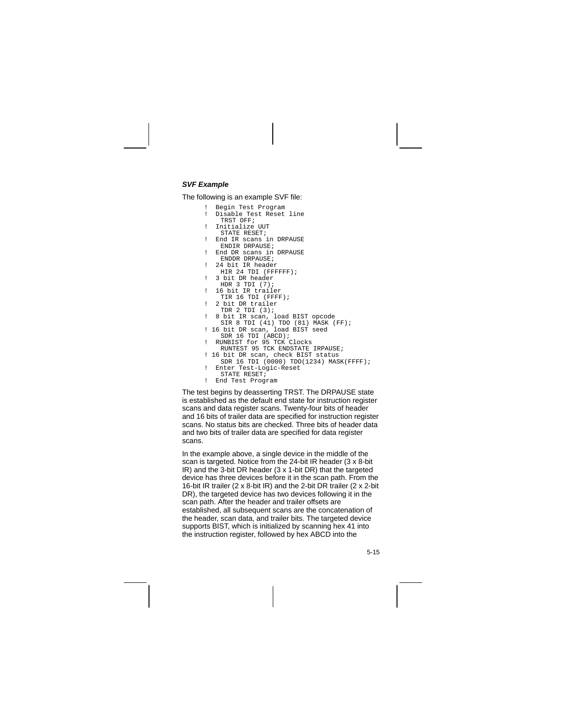### *SVF Example*

The following is an example SVF file:

```
!  Begin Test Program
!  Disable Test Reset line
    TRST OFF;
!  Initialize UUT
    STATE RESET;
!  End IR scans in DRPAUSE
    ENDIR DRPAUSE;
!  End DR scans in DRPAUSE
    ENDDR DRPAUSE;
!  24 bit IR header
    HIR 24 TDI (FFFFFF);
!  3 bit DR header
    HDR 3 TDI (7);
!  16 bit IR trailer
    TIR 16 TDI (FFFF);
!  2 bit DR trailer
    TDR 2 TDI (3);
!  8 bit IR scan, load BIST opcode
    SIR 8 TDI (41) TDO (81) MASK (FF);
! 16 bit DR scan, load BIST seed
    SDR 16 TDI (ABCD);
!  RUNBIST for 95 TCK Clocks
    RUNTEST 95 TCK ENDSTATE IRPAUSE;
! 16 bit DR scan, check BIST status
    SDR 16 TDI (0000) TDO(1234) MASK(FFFF);
!  Enter Test-Logic-Reset
    STATE RESET;
!  End Test Program
```

The test begins by deasserting TRST. The DRPAUSE state is established as the default end state for instruction register scans and data register scans. Twenty-four bits of header and 16 bits of trailer data are specified for instruction register scans. No status bits are checked. Three bits of header data and two bits of trailer data are specified for data register scans.

In the example above, a single device in the middle of the scan is targeted. Notice from the 24-bit IR header (3 x 8-bit IR) and the 3-bit DR header (3 x 1-bit DR) that the targeted device has three devices before it in the scan path. From the 16-bit IR trailer (2 x 8-bit IR) and the 2-bit DR trailer (2 x 2-bit DR), the targeted device has two devices following it in the scan path. After the header and trailer offsets are established, all subsequent scans are the concatenation of the header, scan data, and trailer bits. The targeted device supports BIST, which is initialized by scanning hex 41 into the instruction register, followed by hex ABCD into the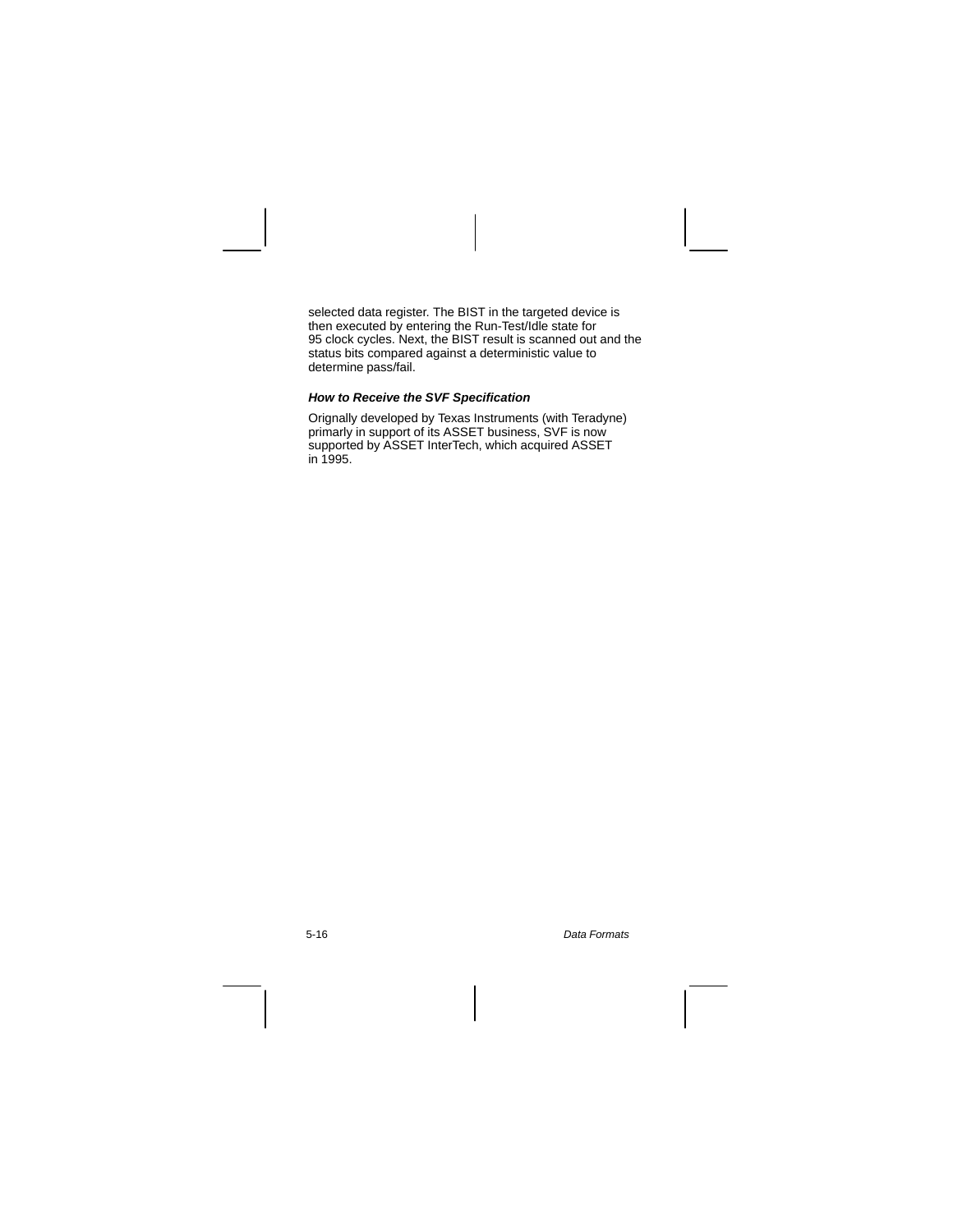selected data register. The BIST in the targeted device is then executed by entering the Run-Test/Idle state for 95 clock cycles. Next, the BIST result is scanned out and the status bits compared against a deterministic value to determine pass/fail.

#### *How to Receive the SVF Specification*

Orignally developed by Texas Instruments (with Teradyne) primarily in support of its ASSET business, SVF is now supported by ASSET InterTech, which acquired ASSET in 1995.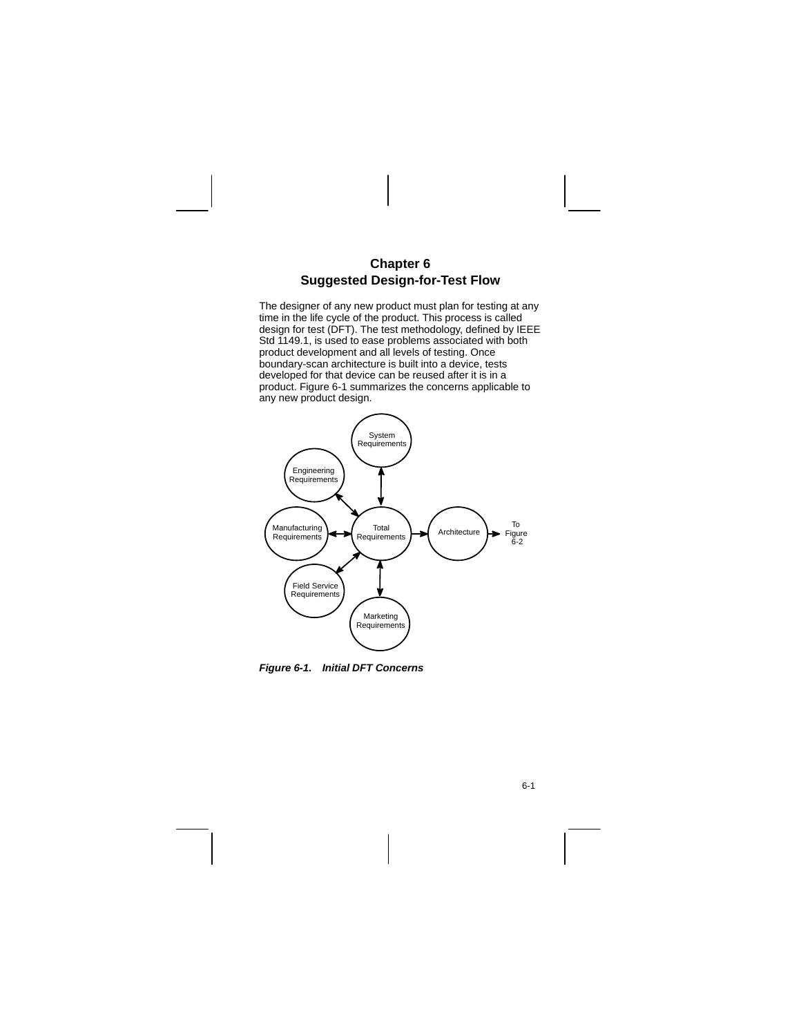# Chapter 6
# Suggested Design-for-Test Flow

The designer of any new product must plan for testing at any time in the life cycle of the product. This process is called design for test (DFT). The test methodology, defined by IEEE Std 1149.1, is used to ease problems associated with both product development and all levels of testing. Once boundary-scan architecture is built into a device, tests developed for that device can be reused after it is in a product. Figure 6-1 summarizes the concerns applicable to any new product design.

System Requirements

Engineering Requirements

Manufacturing Requirements

Total Requirements

Architecture

To Figure 6-2

Field Service Requirements

Marketing Requirements

***Figure 6-1. Initial DFT Concerns***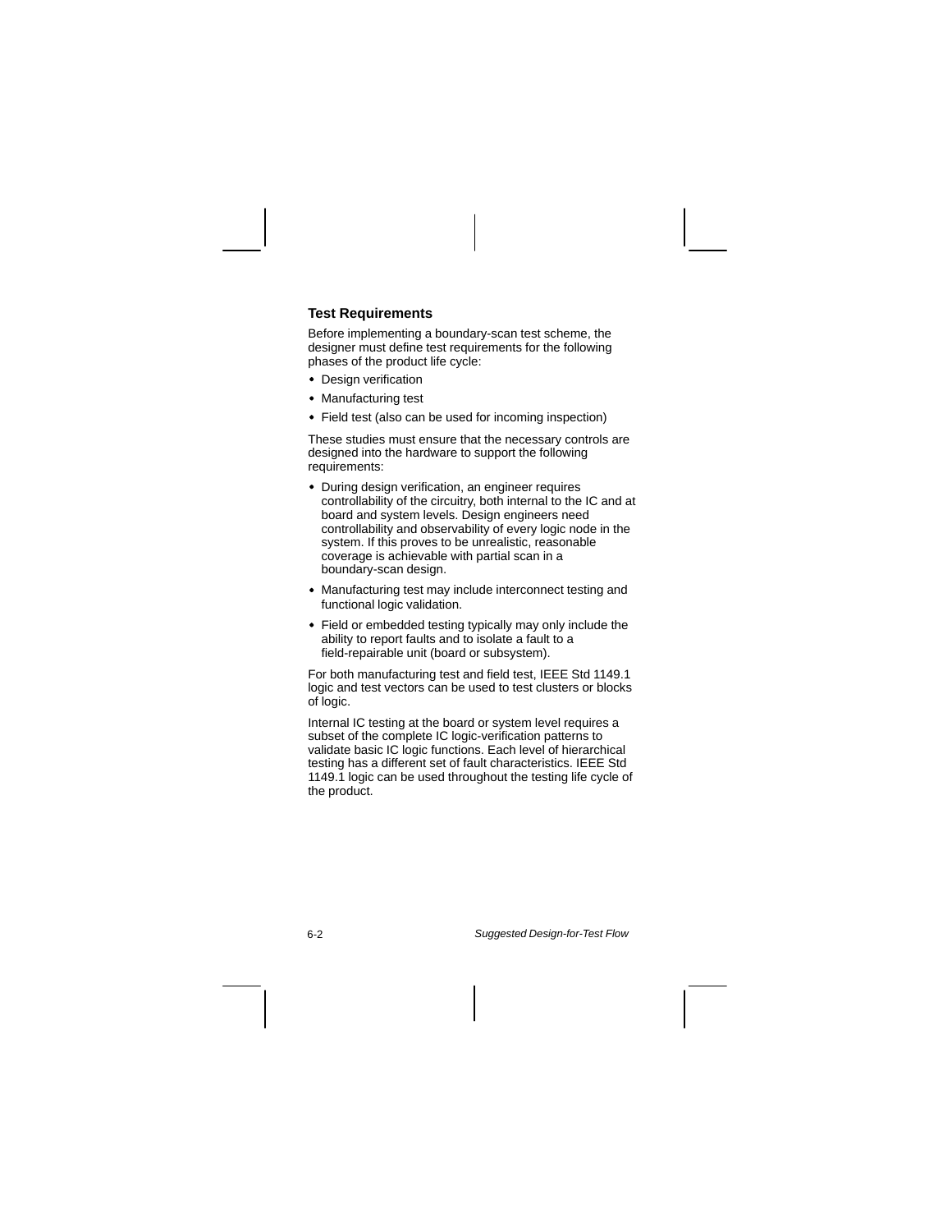### Test Requirements

Before implementing a boundary-scan test scheme, the designer must define test requirements for the following phases of the product life cycle:

- Design verification
- Manufacturing test
- Field test (also can be used for incoming inspection)

These studies must ensure that the necessary controls are designed into the hardware to support the following requirements:

- During design verification, an engineer requires controllability of the circuitry, both internal to the IC and at board and system levels. Design engineers need controllability and observability of every logic node in the system. If this proves to be unrealistic, reasonable coverage is achievable with partial scan in a boundary-scan design.
- Manufacturing test may include interconnect testing and functional logic validation.
- Field or embedded testing typically may only include the ability to report faults and to isolate a fault to a field-repairable unit (board or subsystem).

For both manufacturing test and field test, IEEE Std 1149.1 logic and test vectors can be used to test clusters or blocks of logic.

Internal IC testing at the board or system level requires a subset of the complete IC logic-verification patterns to validate basic IC logic functions. Each level of hierarchical testing has a different set of fault characteristics. IEEE Std 1149.1 logic can be used throughout the testing life cycle of the product.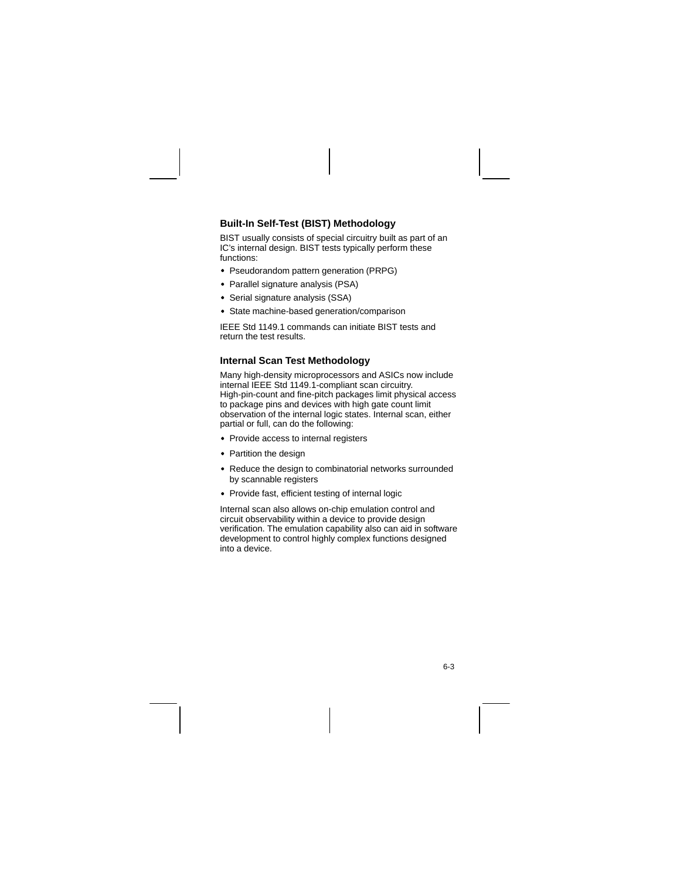### Built-In Self-Test (BIST) Methodology

BIST usually consists of special circuitry built as part of an IC's internal design. BIST tests typically perform these functions:

- Pseudorandom pattern generation (PRPG)
- Parallel signature analysis (PSA)
- Serial signature analysis (SSA)
- State machine-based generation/comparison

IEEE Std 1149.1 commands can initiate BIST tests and return the test results.

### Internal Scan Test Methodology

Many high-density microprocessors and ASICs now include internal IEEE Std 1149.1-compliant scan circuitry. High-pin-count and fine-pitch packages limit physical access to package pins and devices with high gate count limit observation of the internal logic states. Internal scan, either partial or full, can do the following:

- Provide access to internal registers
- Partition the design
- Reduce the design to combinatorial networks surrounded by scannable registers
- Provide fast, efficient testing of internal logic

Internal scan also allows on-chip emulation control and circuit observability within a device to provide design verification. The emulation capability also can aid in software development to control highly complex functions designed into a device.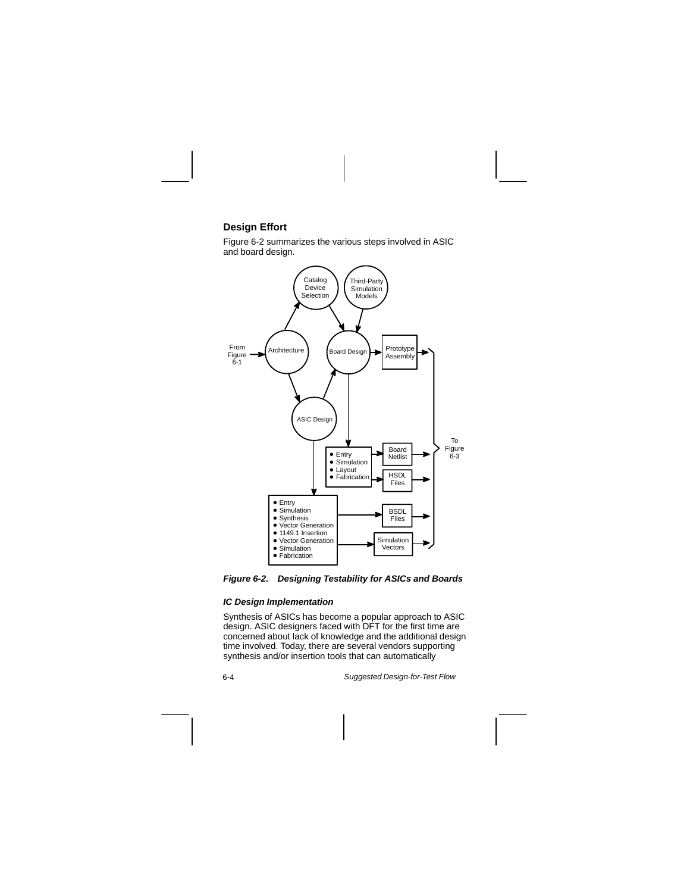### Design Effort

Figure 6-2 summarizes the various steps involved in ASIC and board design.

***Figure 6-2. Designing Testability for ASICs and Boards***

#### *IC Design Implementation*

Synthesis of ASICs has become a popular approach to ASIC design. ASIC designers faced with DFT for the first time are concerned about lack of knowledge and the additional design time involved. Today, there are several vendors supporting synthesis and/or insertion tools that can automatically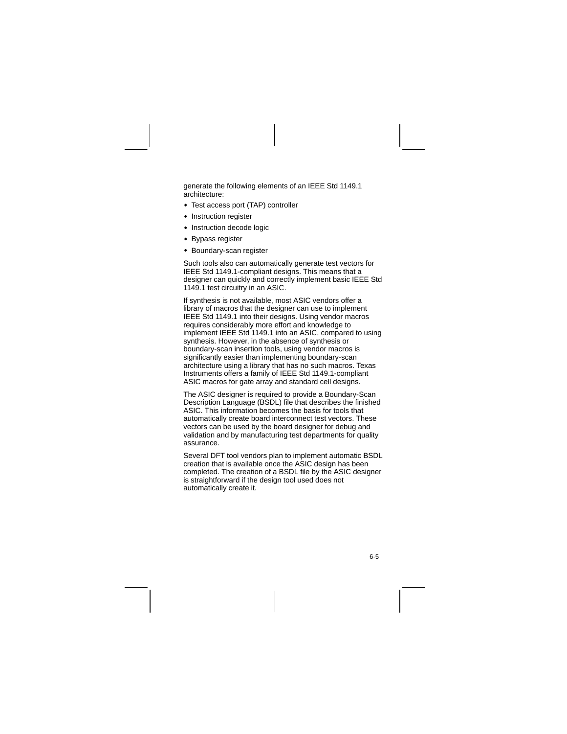generate the following elements of an IEEE Std 1149.1 architecture:

- Test access port (TAP) controller
- Instruction register
- Instruction decode logic
- Bypass register
- Boundary-scan register

Such tools also can automatically generate test vectors for IEEE Std 1149.1-compliant designs. This means that a designer can quickly and correctly implement basic IEEE Std 1149.1 test circuitry in an ASIC.

If synthesis is not available, most ASIC vendors offer a library of macros that the designer can use to implement IEEE Std 1149.1 into their designs. Using vendor macros requires considerably more effort and knowledge to implement IEEE Std 1149.1 into an ASIC, compared to using synthesis. However, in the absence of synthesis or boundary-scan insertion tools, using vendor macros is significantly easier than implementing boundary-scan architecture using a library that has no such macros. Texas Instruments offers a family of IEEE Std 1149.1-compliant ASIC macros for gate array and standard cell designs.

The ASIC designer is required to provide a Boundary-Scan Description Language (BSDL) file that describes the finished ASIC. This information becomes the basis for tools that automatically create board interconnect test vectors. These vectors can be used by the board designer for debug and validation and by manufacturing test departments for quality assurance.

Several DFT tool vendors plan to implement automatic BSDL creation that is available once the ASIC design has been completed. The creation of a BSDL file by the ASIC designer is straightforward if the design tool used does not automatically create it.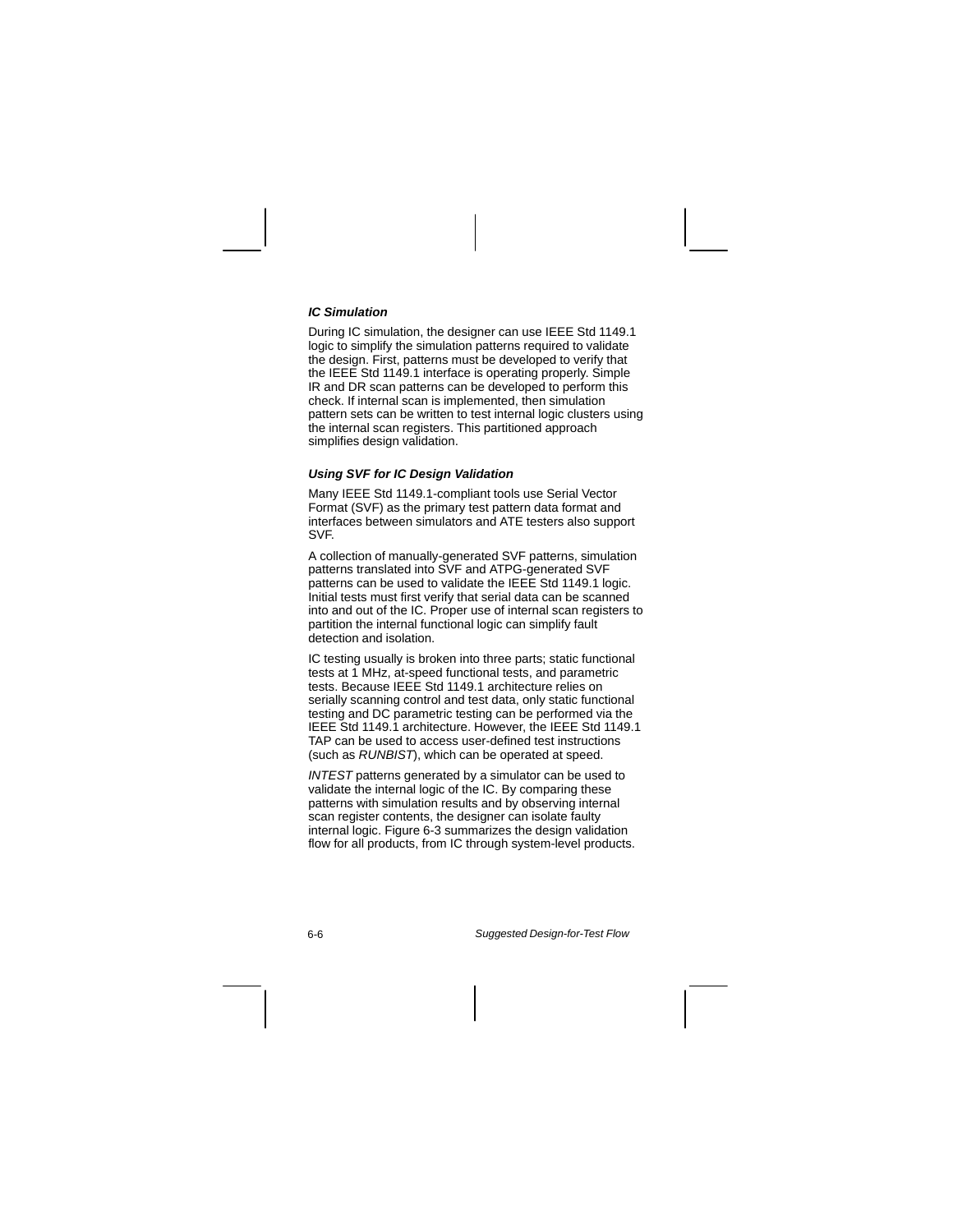### *IC Simulation*

During IC simulation, the designer can use IEEE Std 1149.1 logic to simplify the simulation patterns required to validate the design. First, patterns must be developed to verify that the IEEE Std 1149.1 interface is operating properly. Simple IR and DR scan patterns can be developed to perform this check. If internal scan is implemented, then simulation pattern sets can be written to test internal logic clusters using the internal scan registers. This partitioned approach simplifies design validation.

### *Using SVF for IC Design Validation*

Many IEEE Std 1149.1-compliant tools use Serial Vector Format (SVF) as the primary test pattern data format and interfaces between simulators and ATE testers also support SVF.

A collection of manually-generated SVF patterns, simulation patterns translated into SVF and ATPG-generated SVF patterns can be used to validate the IEEE Std 1149.1 logic. Initial tests must first verify that serial data can be scanned into and out of the IC. Proper use of internal scan registers to partition the internal functional logic can simplify fault detection and isolation.

IC testing usually is broken into three parts; static functional tests at 1 MHz, at-speed functional tests, and parametric tests. Because IEEE Std 1149.1 architecture relies on serially scanning control and test data, only static functional testing and DC parametric testing can be performed via the IEEE Std 1149.1 architecture. However, the IEEE Std 1149.1 TAP can be used to access user-defined test instructions (such as *RUNBIST*), which can be operated at speed.

*INTEST* patterns generated by a simulator can be used to validate the internal logic of the IC. By comparing these patterns with simulation results and by observing internal scan register contents, the designer can isolate faulty internal logic. Figure 6-3 summarizes the design validation flow for all products, from IC through system-level products.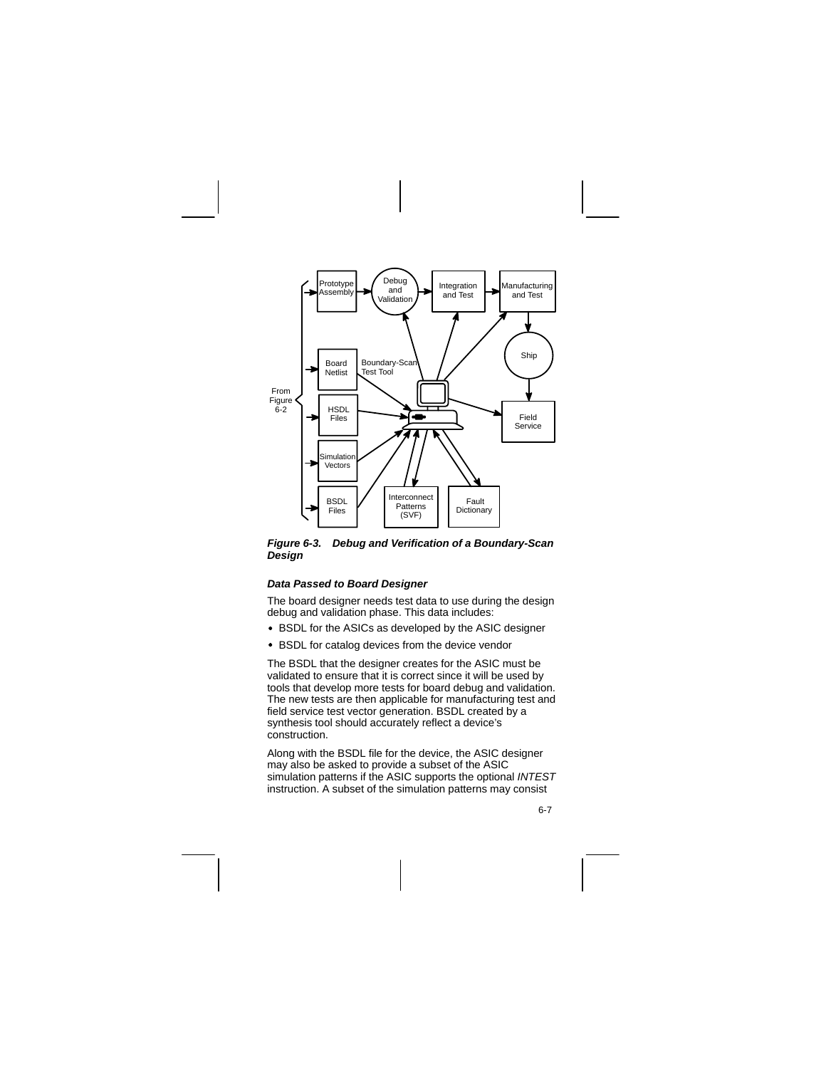*Figure 6-3. Debug and Verification of a Boundary-Scan Design*

### *Data Passed to Board Designer*

The board designer needs test data to use during the design debug and validation phase. This data includes:

- BSDL for the ASICs as developed by the ASIC designer
- BSDL for catalog devices from the device vendor

The BSDL that the designer creates for the ASIC must be validated to ensure that it is correct since it will be used by tools that develop more tests for board debug and validation. The new tests are then applicable for manufacturing test and field service test vector generation. BSDL created by a synthesis tool should accurately reflect a device's construction.

Along with the BSDL file for the device, the ASIC designer may also be asked to provide a subset of the ASIC simulation patterns if the ASIC supports the optional *INTEST* instruction. A subset of the simulation patterns may consist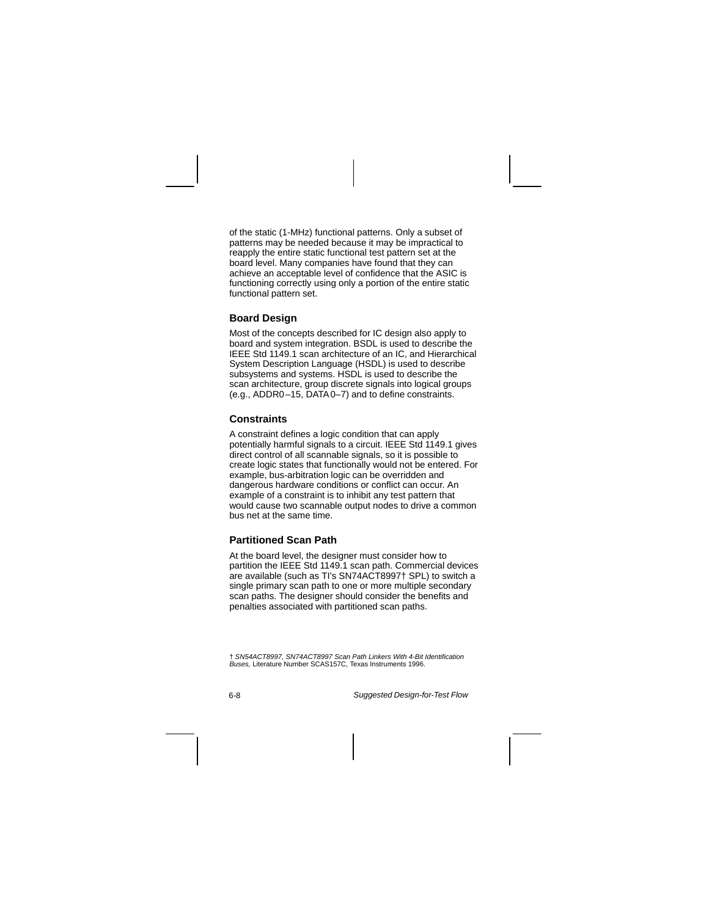of the static (1-MHz) functional patterns. Only a subset of patterns may be needed because it may be impractical to reapply the entire static functional test pattern set at the board level. Many companies have found that they can achieve an acceptable level of confidence that the ASIC is functioning correctly using only a portion of the entire static functional pattern set.

### Board Design

Most of the concepts described for IC design also apply to board and system integration. BSDL is used to describe the IEEE Std 1149.1 scan architecture of an IC, and Hierarchical System Description Language (HSDL) is used to describe subsystems and systems. HSDL is used to describe the scan architecture, group discrete signals into logical groups (e.g., ADDR0–15, DATA 0–7) and to define constraints.

### Constraints

A constraint defines a logic condition that can apply potentially harmful signals to a circuit. IEEE Std 1149.1 gives direct control of all scannable signals, so it is possible to create logic states that functionally would not be entered. For example, bus-arbitration logic can be overridden and dangerous hardware conditions or conflict can occur. An example of a constraint is to inhibit any test pattern that would cause two scannable output nodes to drive a common bus net at the same time.

### Partitioned Scan Path

At the board level, the designer must consider how to partition the IEEE Std 1149.1 scan path. Commercial devices are available (such as TI's SN74ACT8997† SPL) to switch a single primary scan path to one or more multiple secondary scan paths. The designer should consider the benefits and penalties associated with partitioned scan paths.

† *SN54ACT8997, SN74ACT8997 Scan Path Linkers With 4-Bit Identification Buses,* Literature Number SCAS157C, Texas Instruments 1996.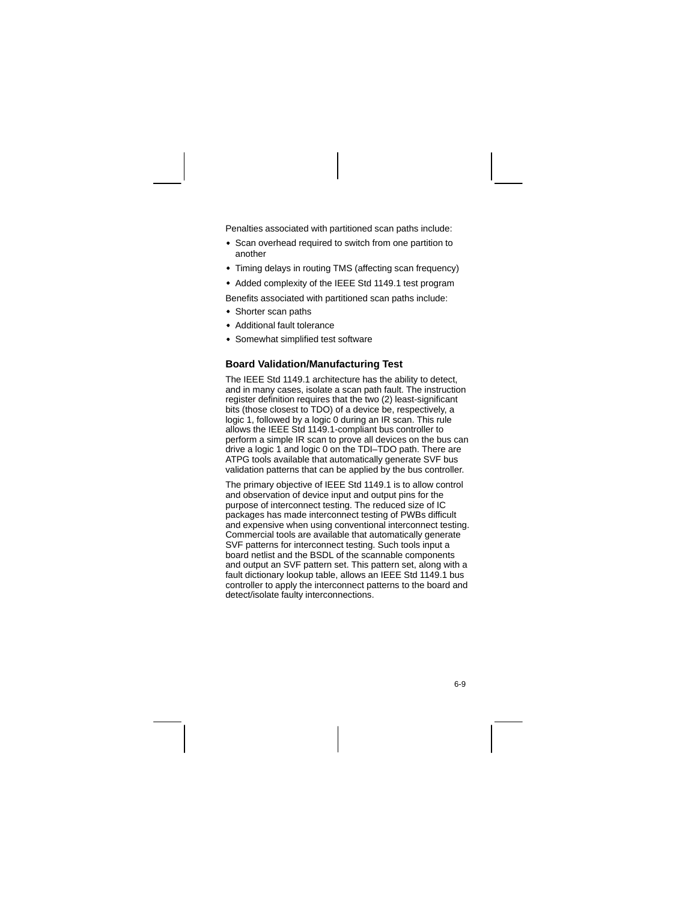Penalties associated with partitioned scan paths include:

- Scan overhead required to switch from one partition to another
- Timing delays in routing TMS (affecting scan frequency)
- Added complexity of the IEEE Std 1149.1 test program

Benefits associated with partitioned scan paths include:

- Shorter scan paths
- Additional fault tolerance
- Somewhat simplified test software

### Board Validation/Manufacturing Test

The IEEE Std 1149.1 architecture has the ability to detect, and in many cases, isolate a scan path fault. The instruction register definition requires that the two (2) least-significant bits (those closest to TDO) of a device be, respectively, a logic 1, followed by a logic 0 during an IR scan. This rule allows the IEEE Std 1149.1-compliant bus controller to perform a simple IR scan to prove all devices on the bus can drive a logic 1 and logic 0 on the TDI–TDO path. There are ATPG tools available that automatically generate SVF bus validation patterns that can be applied by the bus controller.

The primary objective of IEEE Std 1149.1 is to allow control and observation of device input and output pins for the purpose of interconnect testing. The reduced size of IC packages has made interconnect testing of PWBs difficult and expensive when using conventional interconnect testing. Commercial tools are available that automatically generate SVF patterns for interconnect testing. Such tools input a board netlist and the BSDL of the scannable components and output an SVF pattern set. This pattern set, along with a fault dictionary lookup table, allows an IEEE Std 1149.1 bus controller to apply the interconnect patterns to the board and detect/isolate faulty interconnections.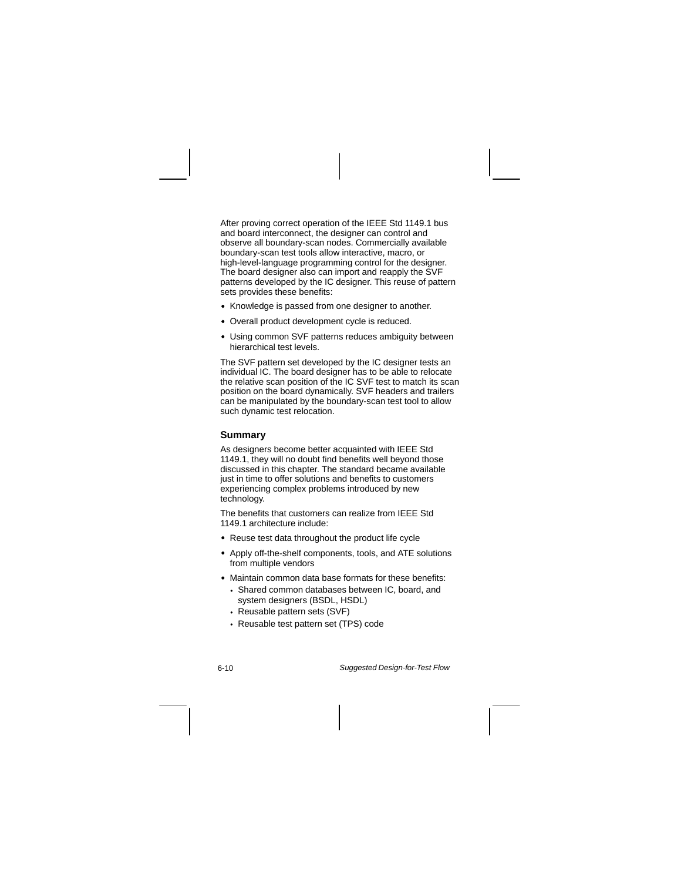After proving correct operation of the IEEE Std 1149.1 bus and board interconnect, the designer can control and observe all boundary-scan nodes. Commercially available boundary-scan test tools allow interactive, macro, or high-level-language programming control for the designer. The board designer also can import and reapply the SVF patterns developed by the IC designer. This reuse of pattern sets provides these benefits:

- Knowledge is passed from one designer to another.
- Overall product development cycle is reduced.
- Using common SVF patterns reduces ambiguity between hierarchical test levels.

The SVF pattern set developed by the IC designer tests an individual IC. The board designer has to be able to relocate the relative scan position of the IC SVF test to match its scan position on the board dynamically. SVF headers and trailers can be manipulated by the boundary-scan test tool to allow such dynamic test relocation.

## Summary

As designers become better acquainted with IEEE Std 1149.1, they will no doubt find benefits well beyond those discussed in this chapter. The standard became available just in time to offer solutions and benefits to customers experiencing complex problems introduced by new technology.

The benefits that customers can realize from IEEE Std 1149.1 architecture include:

- Reuse test data throughout the product life cycle
- Apply off-the-shelf components, tools, and ATE solutions from multiple vendors
- Maintain common data base formats for these benefits:
  - Shared common databases between IC, board, and system designers (BSDL, HSDL)
  - Reusable pattern sets (SVF)
  - Reusable test pattern set (TPS) code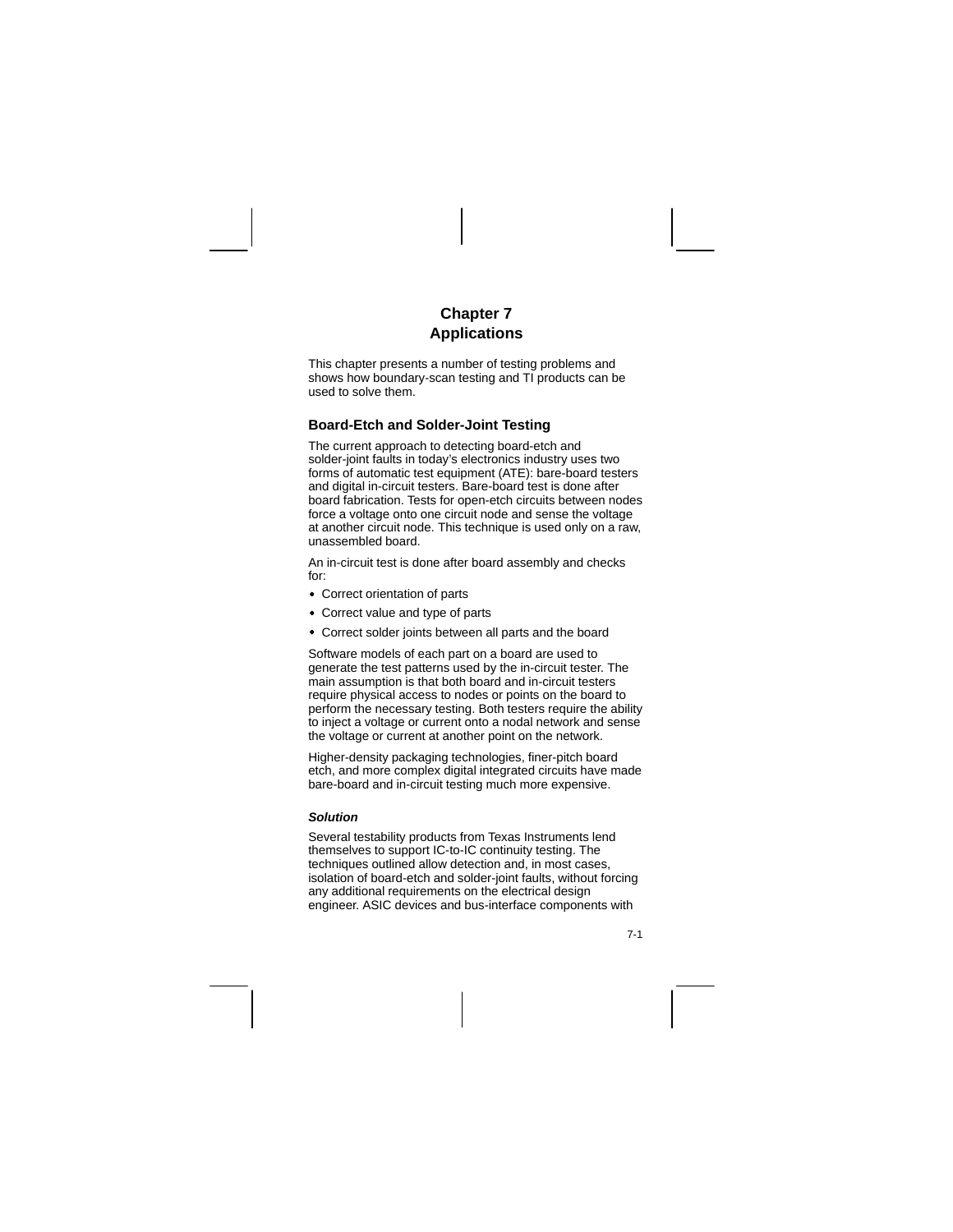# Chapter 7
# Applications

This chapter presents a number of testing problems and shows how boundary-scan testing and TI products can be used to solve them.

## Board-Etch and Solder-Joint Testing

The current approach to detecting board-etch and solder-joint faults in today's electronics industry uses two forms of automatic test equipment (ATE): bare-board testers and digital in-circuit testers. Bare-board test is done after board fabrication. Tests for open-etch circuits between nodes force a voltage onto one circuit node and sense the voltage at another circuit node. This technique is used only on a raw, unassembled board.

An in-circuit test is done after board assembly and checks for:

- Correct orientation of parts
- Correct value and type of parts
- Correct solder joints between all parts and the board

Software models of each part on a board are used to generate the test patterns used by the in-circuit tester. The main assumption is that both board and in-circuit testers require physical access to nodes or points on the board to perform the necessary testing. Both testers require the ability to inject a voltage or current onto a nodal network and sense the voltage or current at another point on the network.

Higher-density packaging technologies, finer-pitch board etch, and more complex digital integrated circuits have made bare-board and in-circuit testing much more expensive.

#### *Solution*

Several testability products from Texas Instruments lend themselves to support IC-to-IC continuity testing. The techniques outlined allow detection and, in most cases, isolation of board-etch and solder-joint faults, without forcing any additional requirements on the electrical design engineer. ASIC devices and bus-interface components with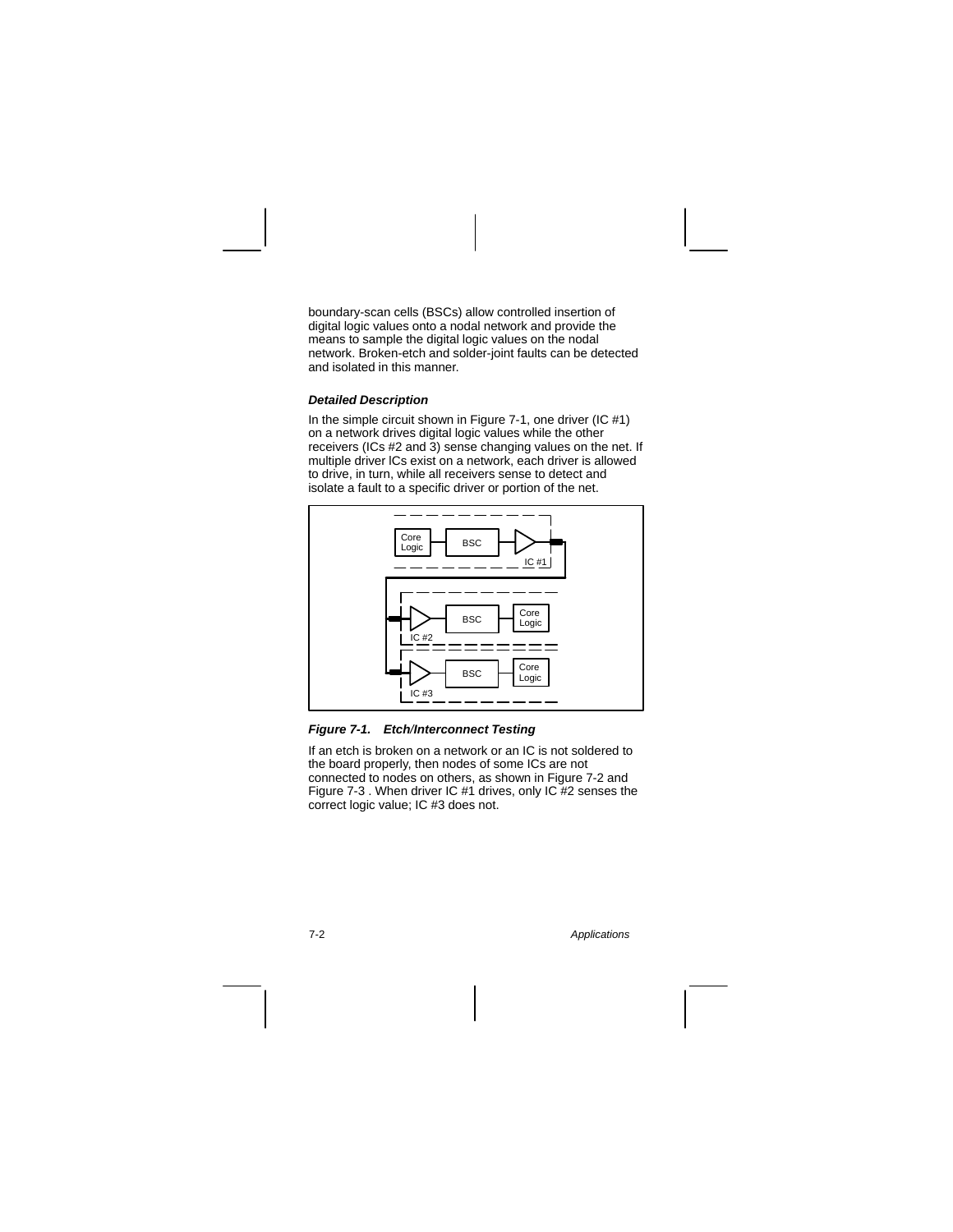boundary-scan cells (BSCs) allow controlled insertion of digital logic values onto a nodal network and provide the means to sample the digital logic values on the nodal network. Broken-etch and solder-joint faults can be detected and isolated in this manner.

#### *Detailed Description*

In the simple circuit shown in Figure 7-1, one driver (IC #1) on a network drives digital logic values while the other receivers (ICs #2 and 3) sense changing values on the net. If multiple driver ICs exist on a network, each driver is allowed to drive, in turn, while all receivers sense to detect and isolate a fault to a specific driver or portion of the net.

***Figure 7-1. Etch/Interconnect Testing***

If an etch is broken on a network or an IC is not soldered to the board properly, then nodes of some ICs are not connected to nodes on others, as shown in Figure 7-2 and Figure 7-3 . When driver IC #1 drives, only IC #2 senses the correct logic value; IC #3 does not.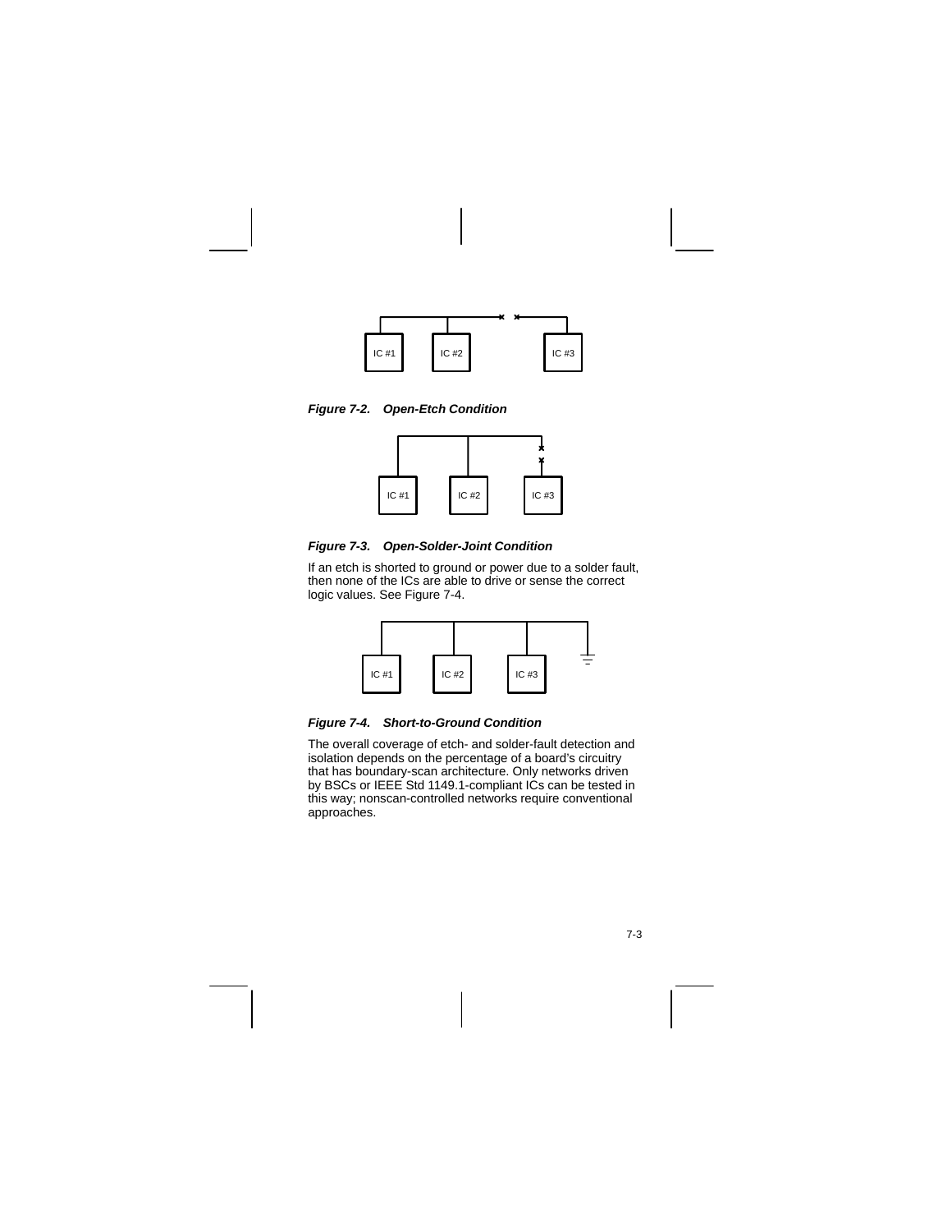*Figure 7-2. Open-Etch Condition*

*Figure 7-3. Open-Solder-Joint Condition*

If an etch is shorted to ground or power due to a solder fault, then none of the ICs are able to drive or sense the correct logic values. See Figure 7-4.

*Figure 7-4. Short-to-Ground Condition*

The overall coverage of etch- and solder-fault detection and isolation depends on the percentage of a board's circuitry that has boundary-scan architecture. Only networks driven by BSCs or IEEE Std 1149.1-compliant ICs can be tested in this way; nonscan-controlled networks require conventional approaches.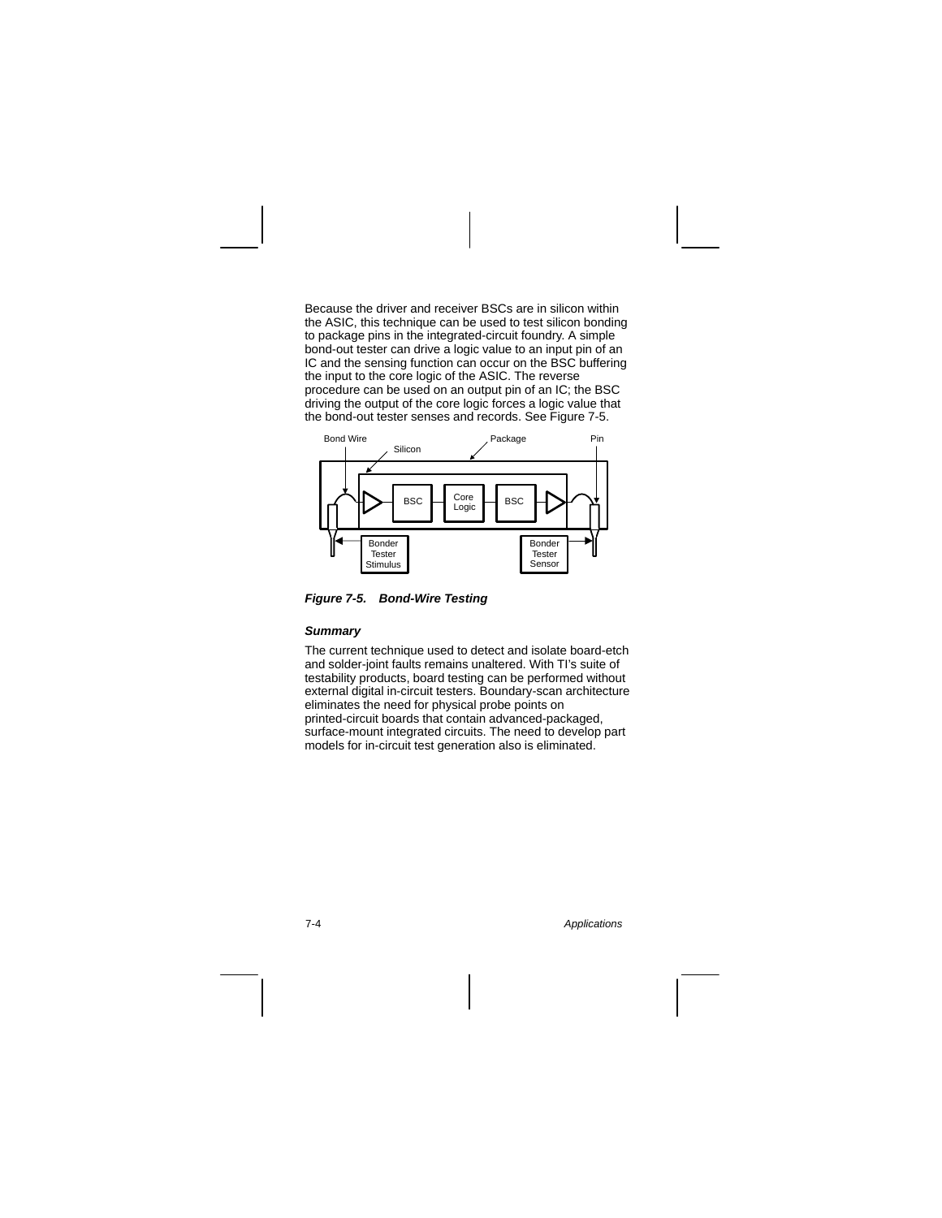Because the driver and receiver BSCs are in silicon within the ASIC, this technique can be used to test silicon bonding to package pins in the integrated-circuit foundry. A simple bond-out tester can drive a logic value to an input pin of an IC and the sensing function can occur on the BSC buffering the input to the core logic of the ASIC. The reverse procedure can be used on an output pin of an IC; the BSC driving the output of the core logic forces a logic value that the bond-out tester senses and records. See Figure 7-5.

***Figure 7-5. Bond-Wire Testing***

### *Summary*

The current technique used to detect and isolate board-etch and solder-joint faults remains unaltered. With TI's suite of testability products, board testing can be performed without external digital in-circuit testers. Boundary-scan architecture eliminates the need for physical probe points on printed-circuit boards that contain advanced-packaged, surface-mount integrated circuits. The need to develop part models for in-circuit test generation also is eliminated.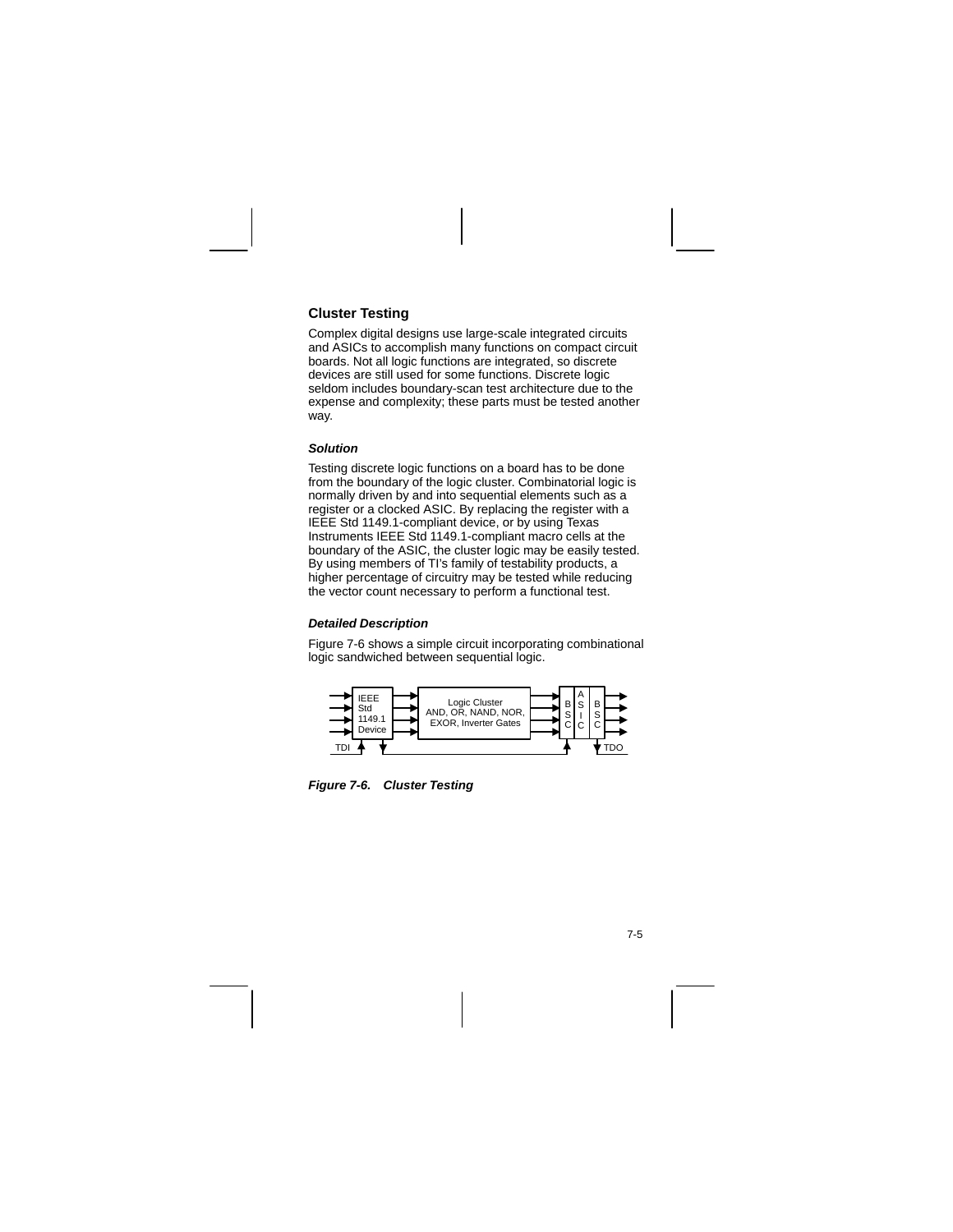## Cluster Testing

Complex digital designs use large-scale integrated circuits and ASICs to accomplish many functions on compact circuit boards. Not all logic functions are integrated, so discrete devices are still used for some functions. Discrete logic seldom includes boundary-scan test architecture due to the expense and complexity; these parts must be tested another way.

### *Solution*

Testing discrete logic functions on a board has to be done from the boundary of the logic cluster. Combinatorial logic is normally driven by and into sequential elements such as a register or a clocked ASIC. By replacing the register with a IEEE Std 1149.1-compliant device, or by using Texas Instruments IEEE Std 1149.1-compliant macro cells at the boundary of the ASIC, the cluster logic may be easily tested. By using members of TI's family of testability products, a higher percentage of circuitry may be tested while reducing the vector count necessary to perform a functional test.

### *Detailed Description*

Figure 7-6 shows a simple circuit incorporating combinational logic sandwiched between sequential logic.

IEEE Std 1149.1 Device | Logic Cluster AND, OR, NAND, NOR, EXOR, Inverter Gates | BSC | ASIC | BSC | TDI | TDO

***Figure 7-6. Cluster Testing***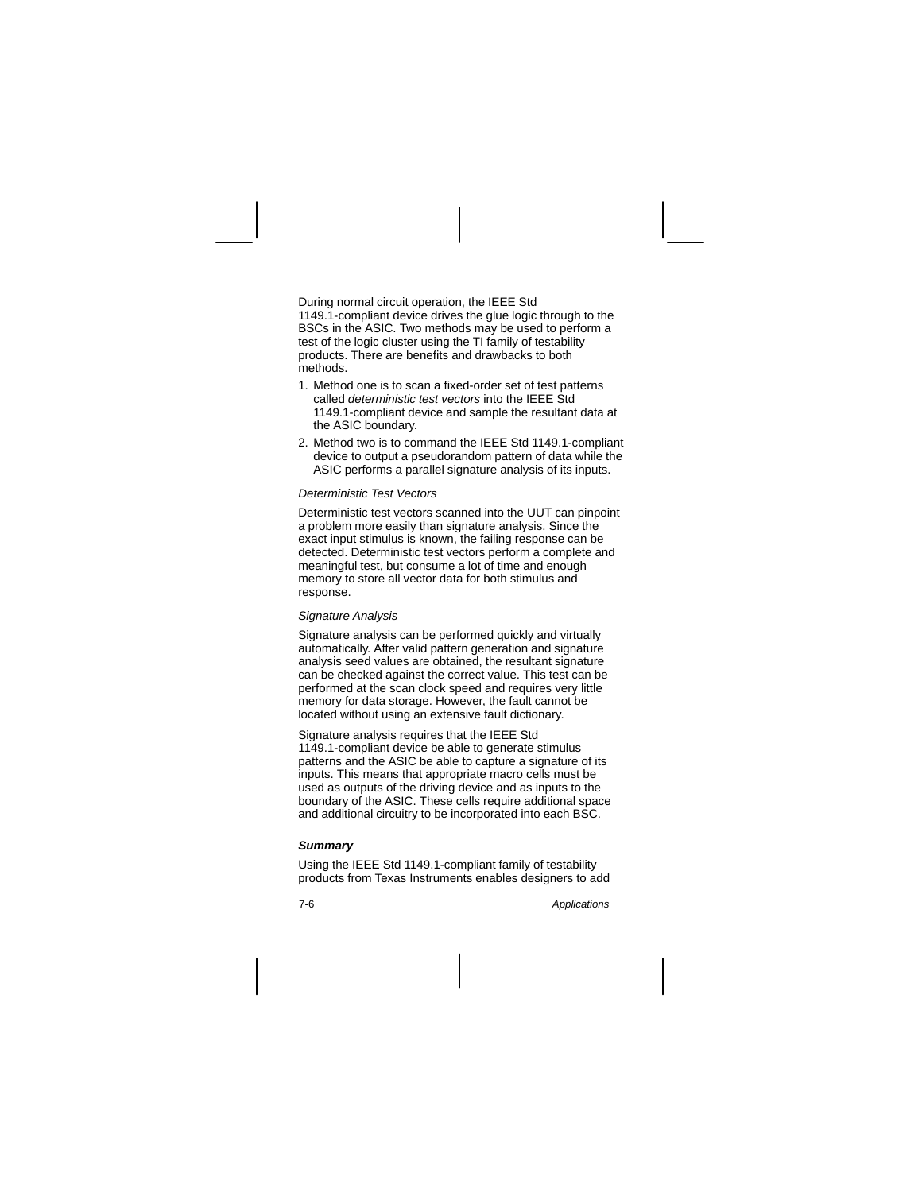During normal circuit operation, the IEEE Std 1149.1-compliant device drives the glue logic through to the BSCs in the ASIC. Two methods may be used to perform a test of the logic cluster using the TI family of testability products. There are benefits and drawbacks to both methods.

1. Method one is to scan a fixed-order set of test patterns called *deterministic test vectors* into the IEEE Std 1149.1-compliant device and sample the resultant data at the ASIC boundary.
2. Method two is to command the IEEE Std 1149.1-compliant device to output a pseudorandom pattern of data while the ASIC performs a parallel signature analysis of its inputs.

*Deterministic Test Vectors*

Deterministic test vectors scanned into the UUT can pinpoint a problem more easily than signature analysis. Since the exact input stimulus is known, the failing response can be detected. Deterministic test vectors perform a complete and meaningful test, but consume a lot of time and enough memory to store all vector data for both stimulus and response.

*Signature Analysis*

Signature analysis can be performed quickly and virtually automatically. After valid pattern generation and signature analysis seed values are obtained, the resultant signature can be checked against the correct value. This test can be performed at the scan clock speed and requires very little memory for data storage. However, the fault cannot be located without using an extensive fault dictionary.

Signature analysis requires that the IEEE Std 1149.1-compliant device be able to generate stimulus patterns and the ASIC be able to capture a signature of its inputs. This means that appropriate macro cells must be used as outputs of the driving device and as inputs to the boundary of the ASIC. These cells require additional space and additional circuitry to be incorporated into each BSC.

### *Summary*

Using the IEEE Std 1149.1-compliant family of testability products from Texas Instruments enables designers to add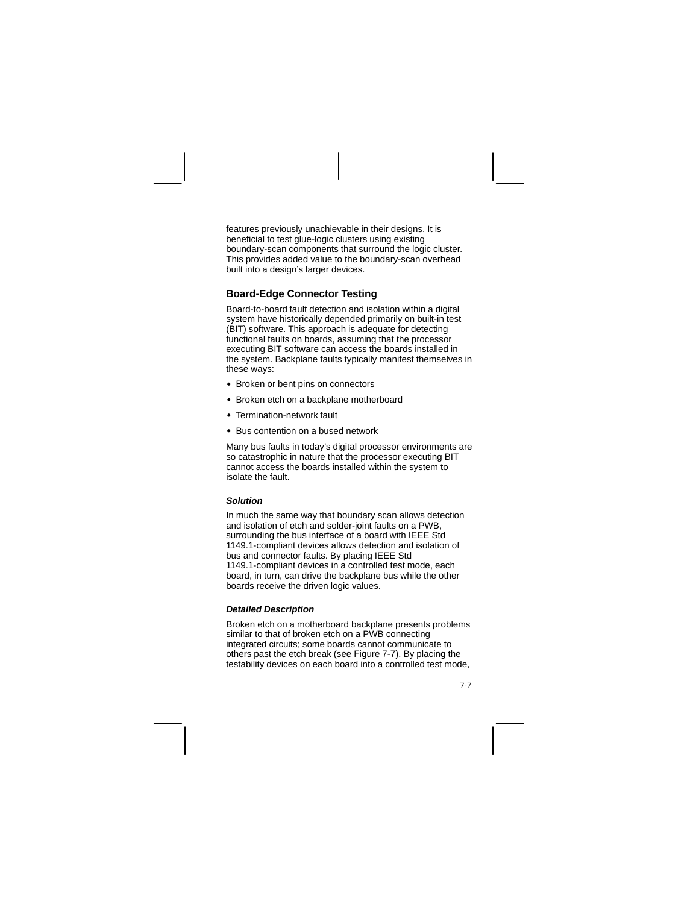features previously unachievable in their designs. It is beneficial to test glue-logic clusters using existing boundary-scan components that surround the logic cluster. This provides added value to the boundary-scan overhead built into a design's larger devices.

## Board-Edge Connector Testing

Board-to-board fault detection and isolation within a digital system have historically depended primarily on built-in test (BIT) software. This approach is adequate for detecting functional faults on boards, assuming that the processor executing BIT software can access the boards installed in the system. Backplane faults typically manifest themselves in these ways:

- Broken or bent pins on connectors
- Broken etch on a backplane motherboard
- Termination-network fault
- Bus contention on a bused network

Many bus faults in today's digital processor environments are so catastrophic in nature that the processor executing BIT cannot access the boards installed within the system to isolate the fault.

#### *Solution*

In much the same way that boundary scan allows detection and isolation of etch and solder-joint faults on a PWB, surrounding the bus interface of a board with IEEE Std 1149.1-compliant devices allows detection and isolation of bus and connector faults. By placing IEEE Std 1149.1-compliant devices in a controlled test mode, each board, in turn, can drive the backplane bus while the other boards receive the driven logic values.

#### *Detailed Description*

Broken etch on a motherboard backplane presents problems similar to that of broken etch on a PWB connecting integrated circuits; some boards cannot communicate to others past the etch break (see Figure 7-7). By placing the testability devices on each board into a controlled test mode,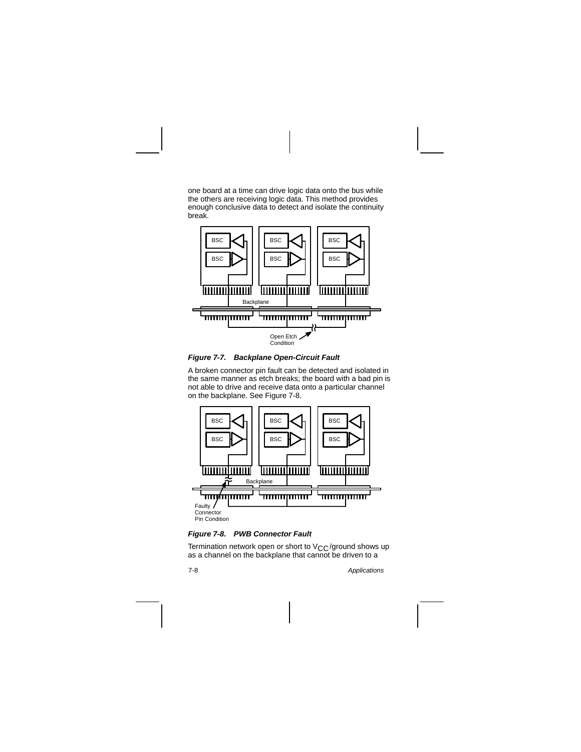one board at a time can drive logic data onto the bus while the others are receiving logic data. This method provides enough conclusive data to detect and isolate the continuity break.

***Figure 7-7. Backplane Open-Circuit Fault***

A broken connector pin fault can be detected and isolated in the same manner as etch breaks; the board with a bad pin is not able to drive and receive data onto a particular channel on the backplane. See Figure 7-8.

***Figure 7-8. PWB Connector Fault***

Termination network open or short to $V_{CC}$/ground shows up as a channel on the backplane that cannot be driven to a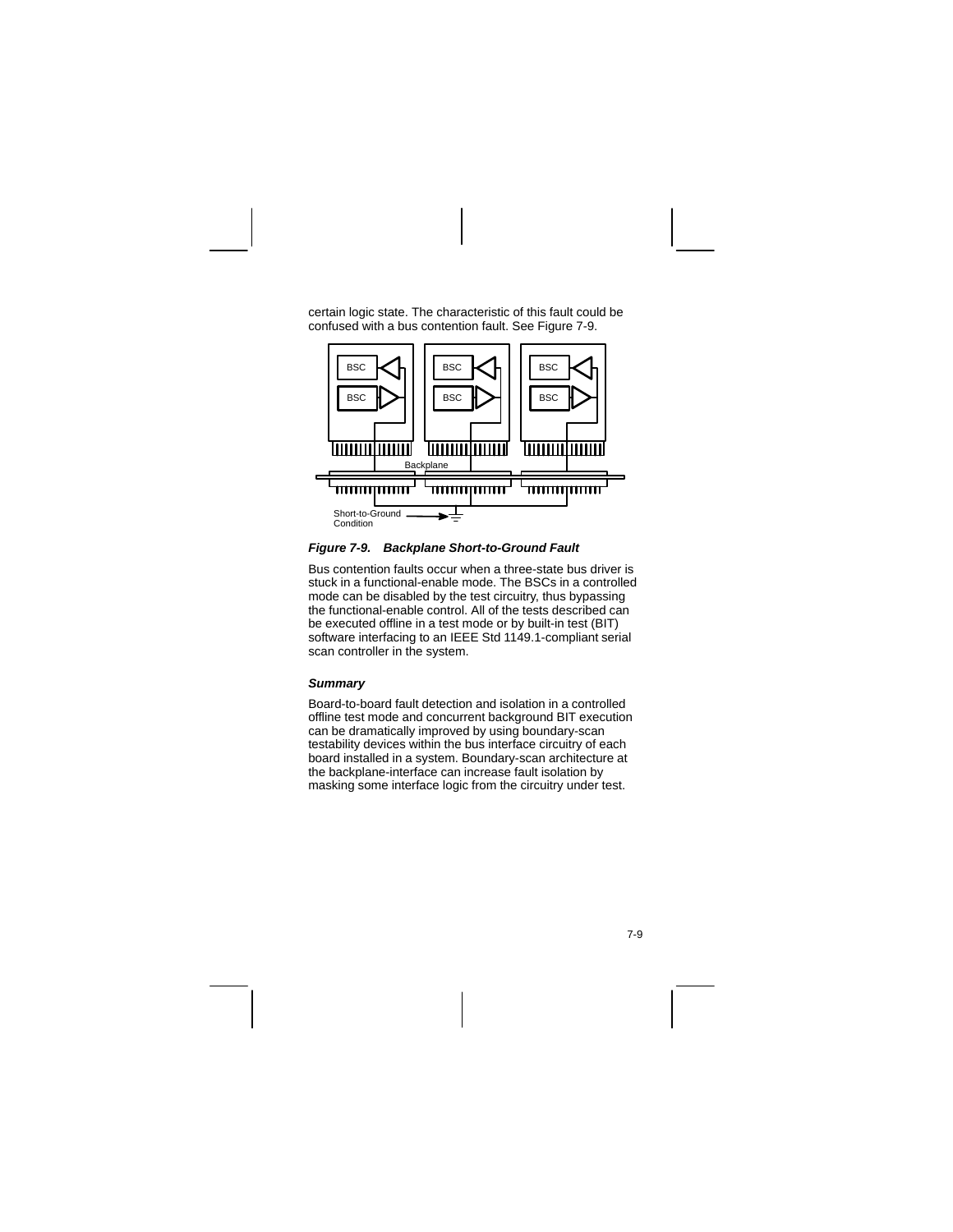certain logic state. The characteristic of this fault could be confused with a bus contention fault. See Figure 7-9.

*Figure 7-9. Backplane Short-to-Ground Fault*

Bus contention faults occur when a three-state bus driver is stuck in a functional-enable mode. The BSCs in a controlled mode can be disabled by the test circuitry, thus bypassing the functional-enable control. All of the tests described can be executed offline in a test mode or by built-in test (BIT) software interfacing to an IEEE Std 1149.1-compliant serial scan controller in the system.

### *Summary*

Board-to-board fault detection and isolation in a controlled offline test mode and concurrent background BIT execution can be dramatically improved by using boundary-scan testability devices within the bus interface circuitry of each board installed in a system. Boundary-scan architecture at the backplane-interface can increase fault isolation by masking some interface logic from the circuitry under test.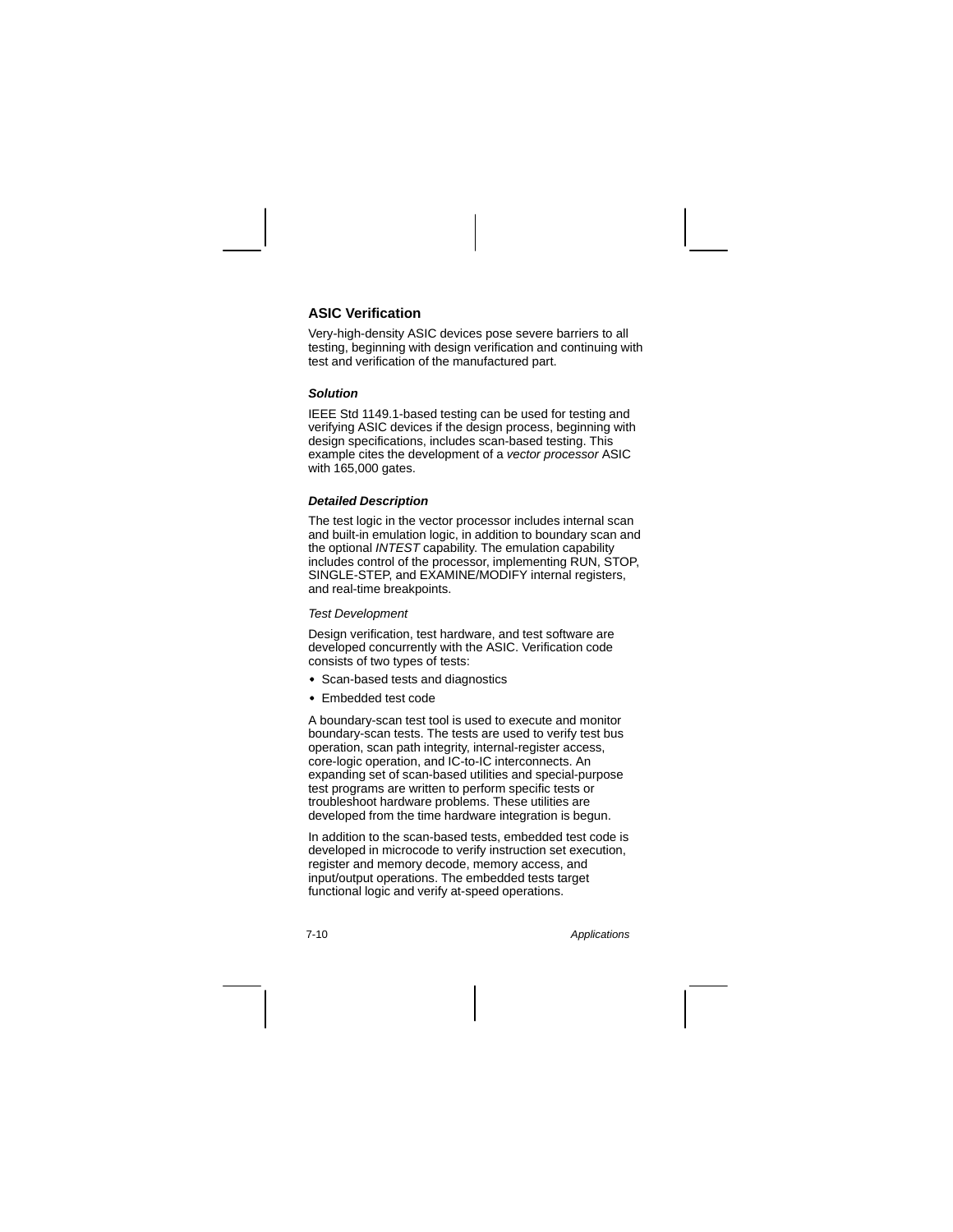## ASIC Verification

Very-high-density ASIC devices pose severe barriers to all testing, beginning with design verification and continuing with test and verification of the manufactured part.

### *Solution*

IEEE Std 1149.1-based testing can be used for testing and verifying ASIC devices if the design process, beginning with design specifications, includes scan-based testing. This example cites the development of a *vector processor* ASIC with 165,000 gates.

### *Detailed Description*

The test logic in the vector processor includes internal scan and built-in emulation logic, in addition to boundary scan and the optional *INTEST* capability. The emulation capability includes control of the processor, implementing RUN, STOP, SINGLE-STEP, and EXAMINE/MODIFY internal registers, and real-time breakpoints.

*Test Development*

Design verification, test hardware, and test software are developed concurrently with the ASIC. Verification code consists of two types of tests:

- Scan-based tests and diagnostics
- Embedded test code

A boundary-scan test tool is used to execute and monitor boundary-scan tests. The tests are used to verify test bus operation, scan path integrity, internal-register access, core-logic operation, and IC-to-IC interconnects. An expanding set of scan-based utilities and special-purpose test programs are written to perform specific tests or troubleshoot hardware problems. These utilities are developed from the time hardware integration is begun.

In addition to the scan-based tests, embedded test code is developed in microcode to verify instruction set execution, register and memory decode, memory access, and input/output operations. The embedded tests target functional logic and verify at-speed operations.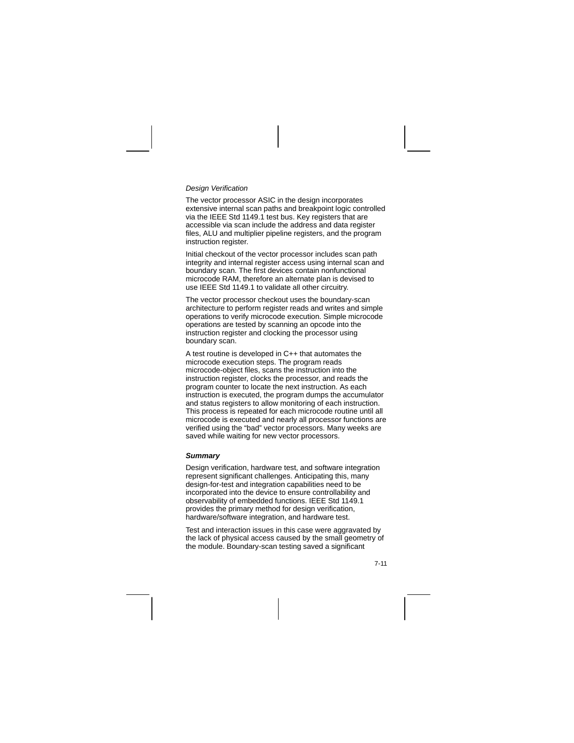*Design Verification*

The vector processor ASIC in the design incorporates extensive internal scan paths and breakpoint logic controlled via the IEEE Std 1149.1 test bus. Key registers that are accessible via scan include the address and data register files, ALU and multiplier pipeline registers, and the program instruction register.

Initial checkout of the vector processor includes scan path integrity and internal register access using internal scan and boundary scan. The first devices contain nonfunctional microcode RAM, therefore an alternate plan is devised to use IEEE Std 1149.1 to validate all other circuitry.

The vector processor checkout uses the boundary-scan architecture to perform register reads and writes and simple operations to verify microcode execution. Simple microcode operations are tested by scanning an opcode into the instruction register and clocking the processor using boundary scan.

A test routine is developed in C++ that automates the microcode execution steps. The program reads microcode-object files, scans the instruction into the instruction register, clocks the processor, and reads the program counter to locate the next instruction. As each instruction is executed, the program dumps the accumulator and status registers to allow monitoring of each instruction. This process is repeated for each microcode routine until all microcode is executed and nearly all processor functions are verified using the “bad” vector processors. Many weeks are saved while waiting for new vector processors.

### Summary

Design verification, hardware test, and software integration represent significant challenges. Anticipating this, many design-for-test and integration capabilities need to be incorporated into the device to ensure controllability and observability of embedded functions. IEEE Std 1149.1 provides the primary method for design verification, hardware/software integration, and hardware test.

Test and interaction issues in this case were aggravated by the lack of physical access caused by the small geometry of the module. Boundary-scan testing saved a significant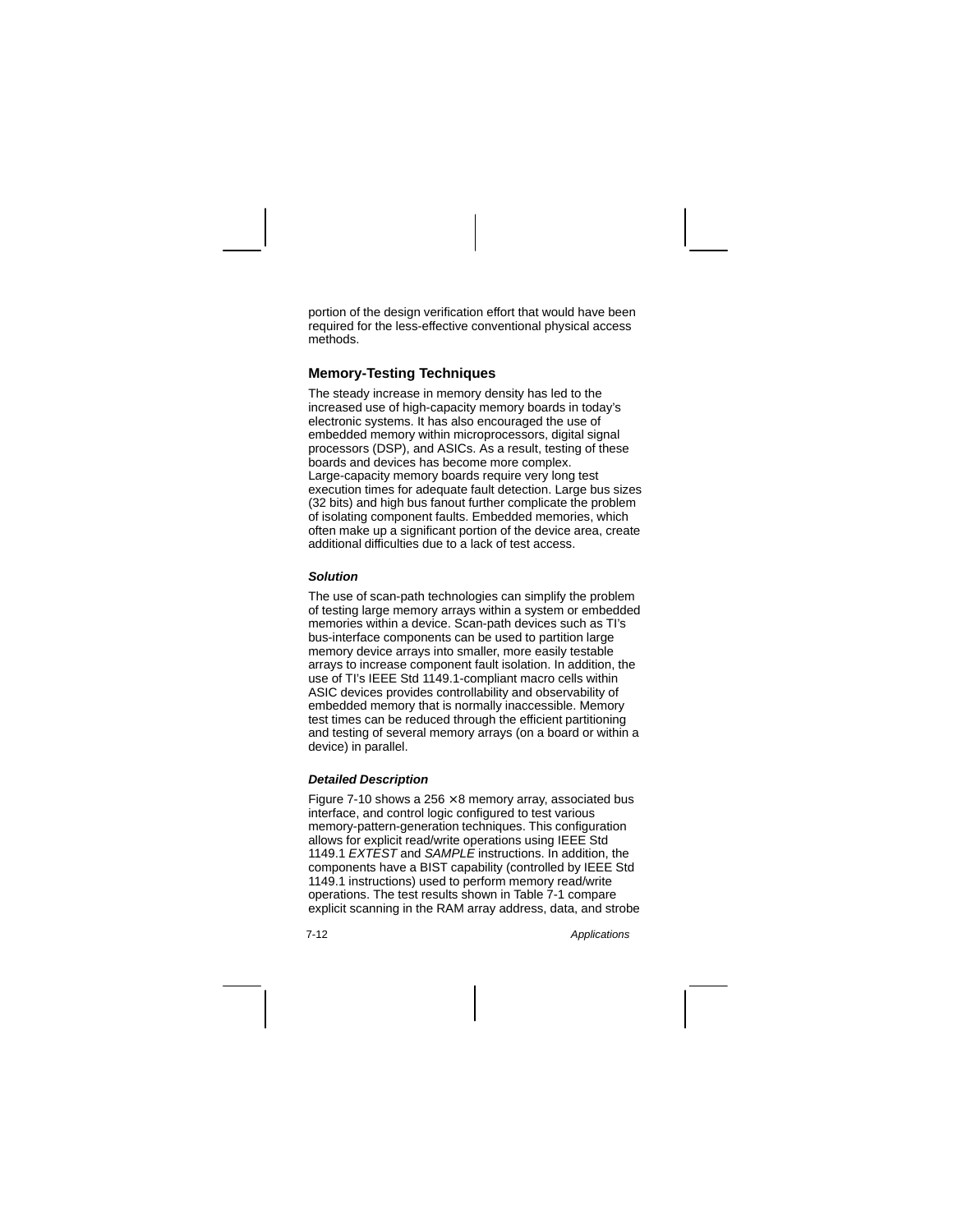portion of the design verification effort that would have been required for the less-effective conventional physical access methods.

## Memory-Testing Techniques

The steady increase in memory density has led to the increased use of high-capacity memory boards in today's electronic systems. It has also encouraged the use of embedded memory within microprocessors, digital signal processors (DSP), and ASICs. As a result, testing of these boards and devices has become more complex. Large-capacity memory boards require very long test execution times for adequate fault detection. Large bus sizes (32 bits) and high bus fanout further complicate the problem of isolating component faults. Embedded memories, which often make up a significant portion of the device area, create additional difficulties due to a lack of test access.

### *Solution*

The use of scan-path technologies can simplify the problem of testing large memory arrays within a system or embedded memories within a device. Scan-path devices such as TI's bus-interface components can be used to partition large memory device arrays into smaller, more easily testable arrays to increase component fault isolation. In addition, the use of TI's IEEE Std 1149.1-compliant macro cells within ASIC devices provides controllability and observability of embedded memory that is normally inaccessible. Memory test times can be reduced through the efficient partitioning and testing of several memory arrays (on a board or within a device) in parallel.

### *Detailed Description*

Figure 7-10 shows a 256 × 8 memory array, associated bus interface, and control logic configured to test various memory-pattern-generation techniques. This configuration allows for explicit read/write operations using IEEE Std 1149.1 *EXTEST* and *SAMPLE* instructions. In addition, the components have a BIST capability (controlled by IEEE Std 1149.1 instructions) used to perform memory read/write operations. The test results shown in Table 7-1 compare explicit scanning in the RAM array address, data, and strobe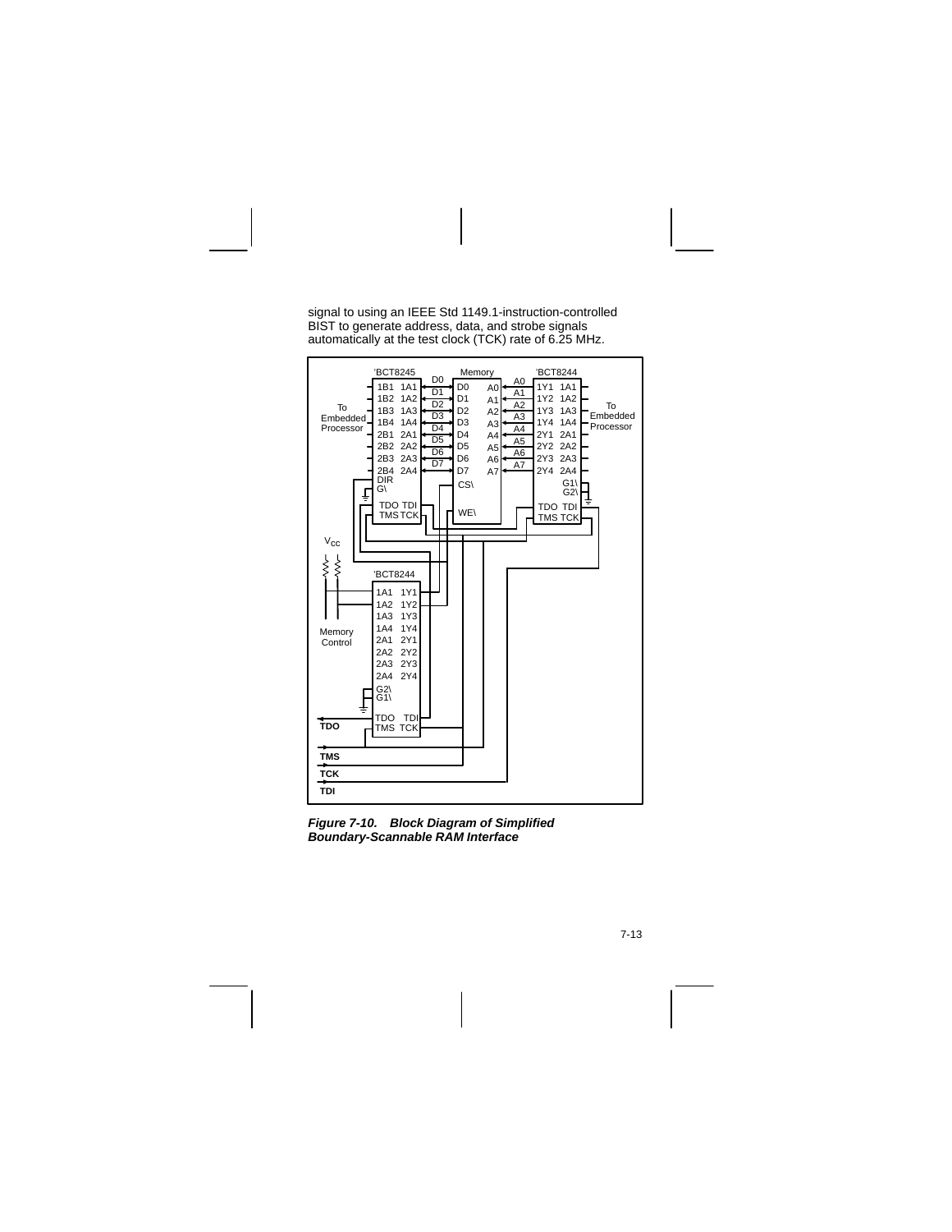signal to using an IEEE Std 1149.1-instruction-controlled BIST to generate address, data, and strobe signals automatically at the test clock (TCK) rate of 6.25 MHz.

***Figure 7-10. Block Diagram of Simplified Boundary-Scannable RAM Interface***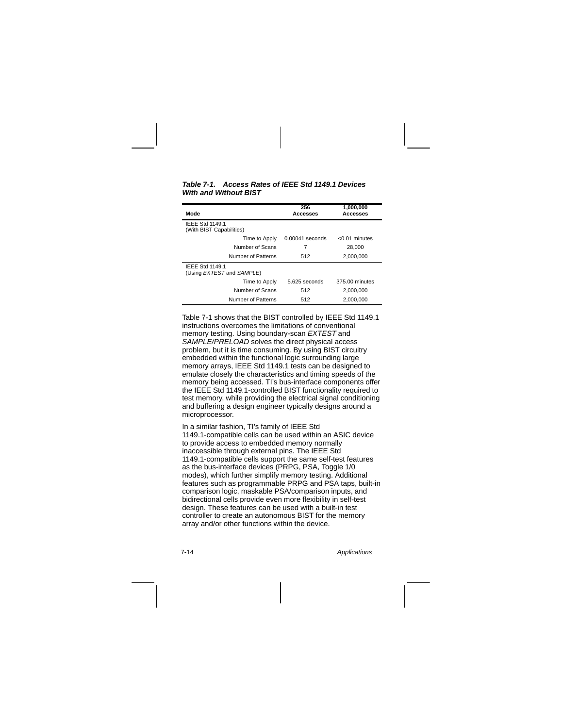**Table 7-1. Access Rates of IEEE Std 1149.1 Devices With and Without BIST**

| Mode | 256 Accesses | 1,000,000 Accesses |
|---|---|---|
| IEEE Std 1149.1 (With BIST Capabilities) | | |
| Time to Apply | 0.00041 seconds | <0.01 minutes |
| Number of Scans | 7 | 28,000 |
| Number of Patterns | 512 | 2,000,000 |
| IEEE Std 1149.1 (Using *EXTEST* and *SAMPLE*) | | |
| Time to Apply | 5.625 seconds | 375.00 minutes |
| Number of Scans | 512 | 2,000,000 |
| Number of Patterns | 512 | 2,000,000 |

Table 7-1 shows that the BIST controlled by IEEE Std 1149.1 instructions overcomes the limitations of conventional memory testing. Using boundary-scan *EXTEST* and *SAMPLE/PRELOAD* solves the direct physical access problem, but it is time consuming. By using BIST circuitry embedded within the functional logic surrounding large memory arrays, IEEE Std 1149.1 tests can be designed to emulate closely the characteristics and timing speeds of the memory being accessed. TI's bus-interface components offer the IEEE Std 1149.1-controlled BIST functionality required to test memory, while providing the electrical signal conditioning and buffering a design engineer typically designs around a microprocessor.

In a similar fashion, TI's family of IEEE Std 1149.1-compatible cells can be used within an ASIC device to provide access to embedded memory normally inaccessible through external pins. The IEEE Std 1149.1-compatible cells support the same self-test features as the bus-interface devices (PRPG, PSA, Toggle 1/0 modes), which further simplify memory testing. Additional features such as programmable PRPG and PSA taps, built-in comparison logic, maskable PSA/comparison inputs, and bidirectional cells provide even more flexibility in self-test design. These features can be used with a built-in test controller to create an autonomous BIST for the memory array and/or other functions within the device.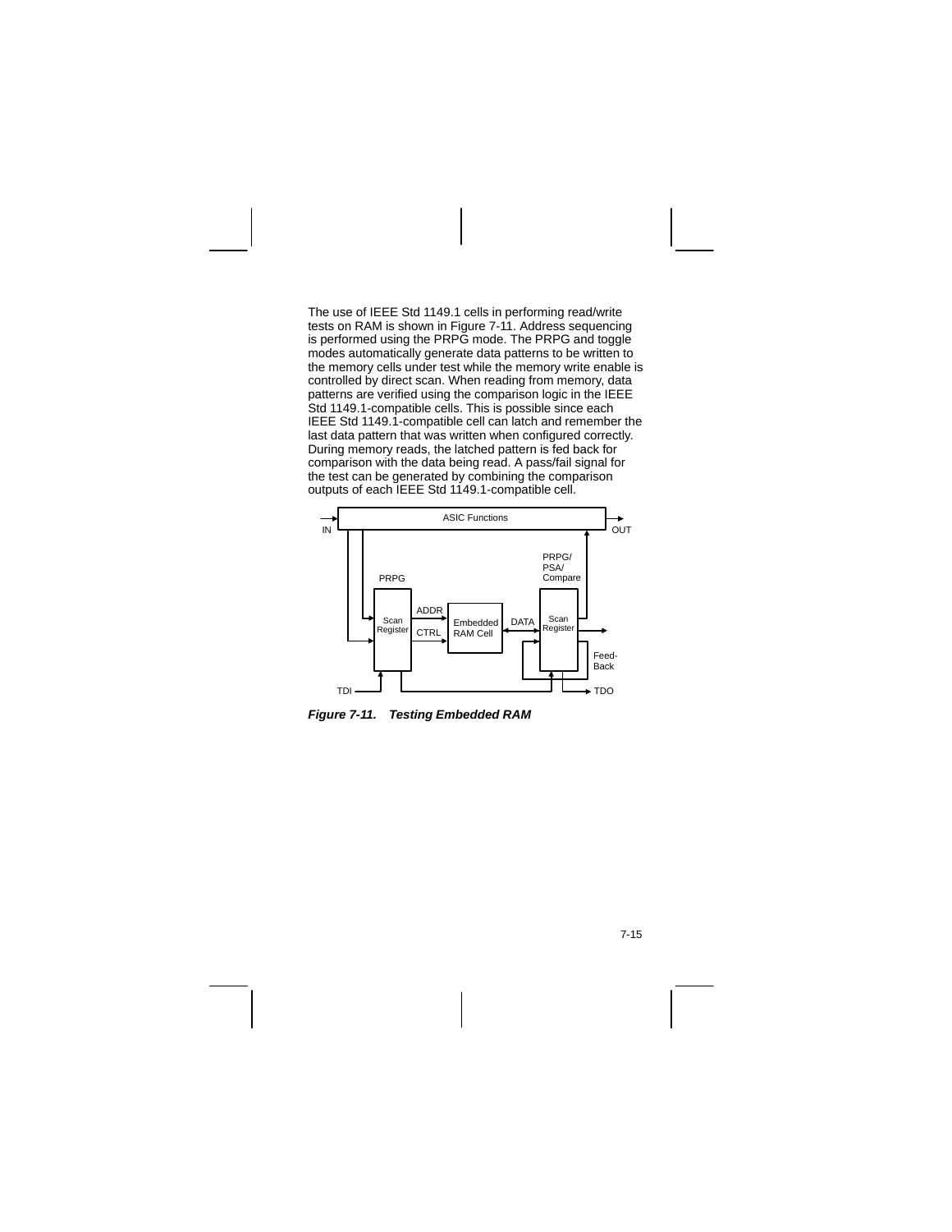The use of IEEE Std 1149.1 cells in performing read/write tests on RAM is shown in Figure 7-11. Address sequencing is performed using the PRPG mode. The PRPG and toggle modes automatically generate data patterns to be written to the memory cells under test while the memory write enable is controlled by direct scan. When reading from memory, data patterns are verified using the comparison logic in the IEEE Std 1149.1-compatible cells. This is possible since each IEEE Std 1149.1-compatible cell can latch and remember the last data pattern that was written when configured correctly. During memory reads, the latched pattern is fed back for comparison with the data being read. A pass/fail signal for the test can be generated by combining the comparison outputs of each IEEE Std 1149.1-compatible cell.

***Figure 7-11. Testing Embedded RAM***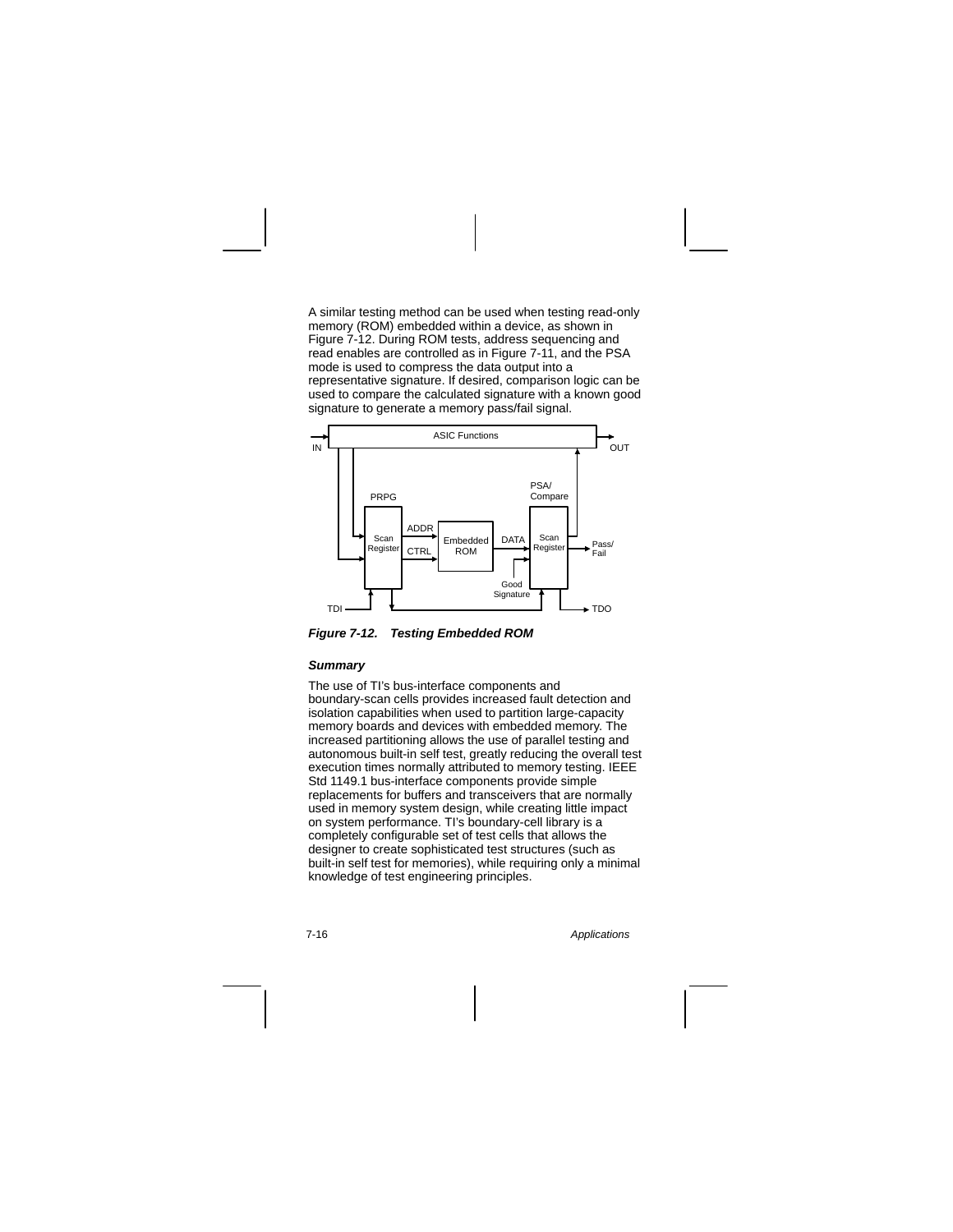A similar testing method can be used when testing read-only memory (ROM) embedded within a device, as shown in Figure 7-12. During ROM tests, address sequencing and read enables are controlled as in Figure 7-11, and the PSA mode is used to compress the data output into a representative signature. If desired, comparison logic can be used to compare the calculated signature with a known good signature to generate a memory pass/fail signal.

***Figure 7-12. Testing Embedded ROM***

### *Summary*

The use of TI's bus-interface components and boundary-scan cells provides increased fault detection and isolation capabilities when used to partition large-capacity memory boards and devices with embedded memory. The increased partitioning allows the use of parallel testing and autonomous built-in self test, greatly reducing the overall test execution times normally attributed to memory testing. IEEE Std 1149.1 bus-interface components provide simple replacements for buffers and transceivers that are normally used in memory system design, while creating little impact on system performance. TI's boundary-cell library is a completely configurable set of test cells that allows the designer to create sophisticated test structures (such as built-in self test for memories), while requiring only a minimal knowledge of test engineering principles.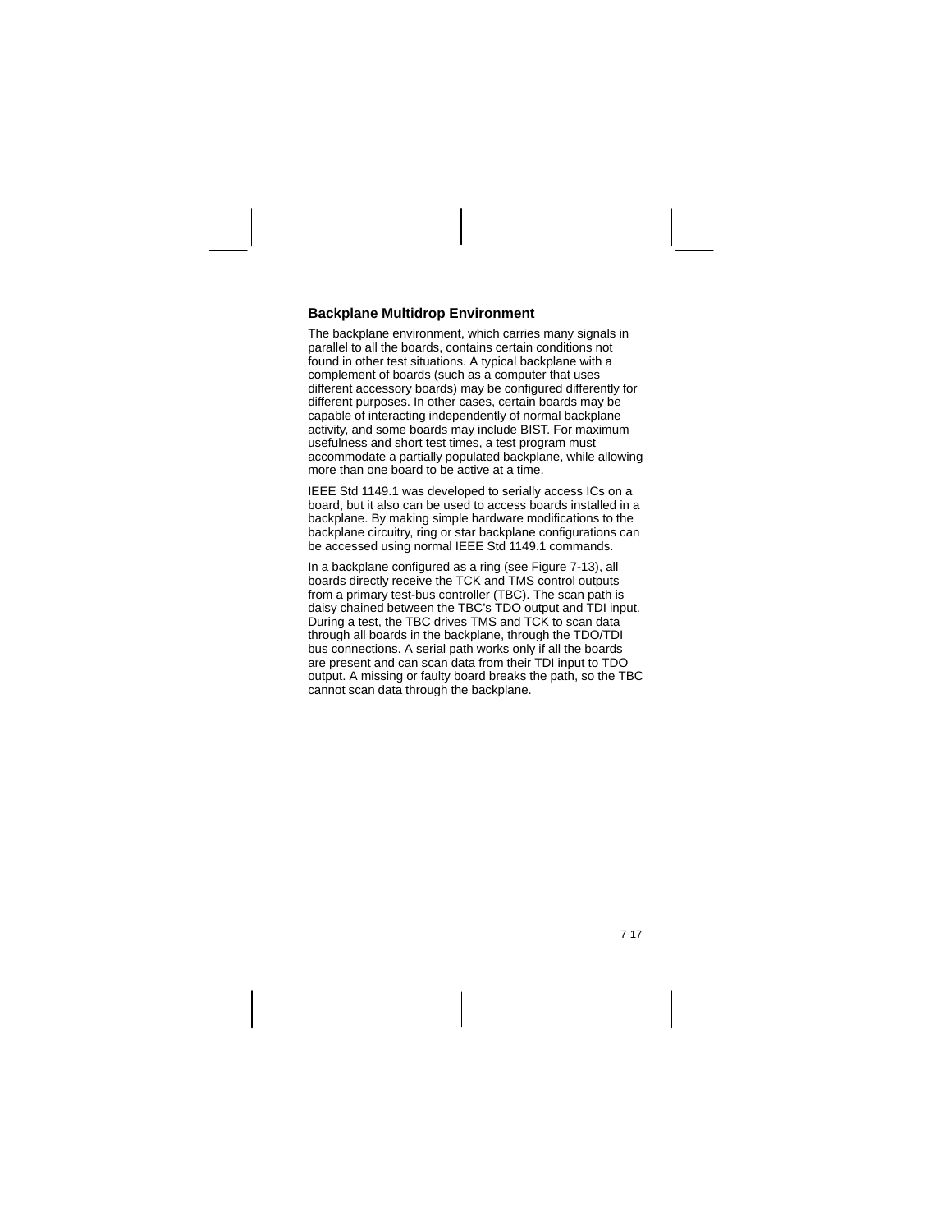### Backplane Multidrop Environment

The backplane environment, which carries many signals in parallel to all the boards, contains certain conditions not found in other test situations. A typical backplane with a complement of boards (such as a computer that uses different accessory boards) may be configured differently for different purposes. In other cases, certain boards may be capable of interacting independently of normal backplane activity, and some boards may include BIST. For maximum usefulness and short test times, a test program must accommodate a partially populated backplane, while allowing more than one board to be active at a time.

IEEE Std 1149.1 was developed to serially access ICs on a board, but it also can be used to access boards installed in a backplane. By making simple hardware modifications to the backplane circuitry, ring or star backplane configurations can be accessed using normal IEEE Std 1149.1 commands.

In a backplane configured as a ring (see Figure 7-13), all boards directly receive the TCK and TMS control outputs from a primary test-bus controller (TBC). The scan path is daisy chained between the TBC's TDO output and TDI input. During a test, the TBC drives TMS and TCK to scan data through all boards in the backplane, through the TDO/TDI bus connections. A serial path works only if all the boards are present and can scan data from their TDI input to TDO output. A missing or faulty board breaks the path, so the TBC cannot scan data through the backplane.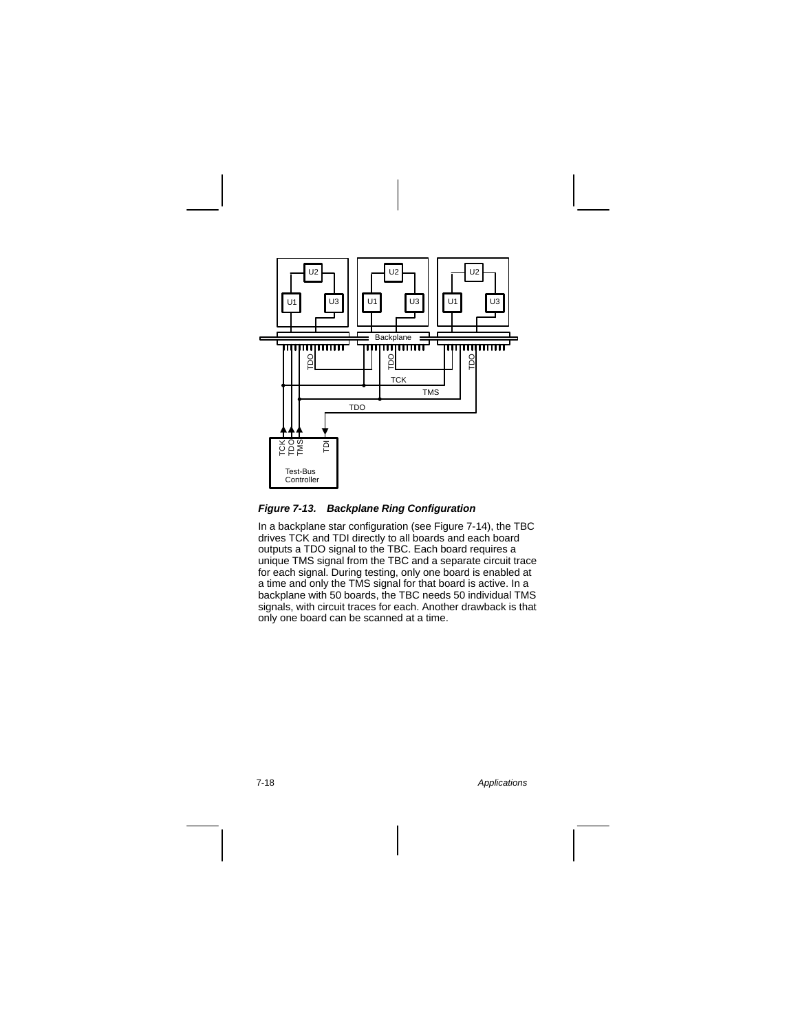*Figure 7-13. Backplane Ring Configuration*

In a backplane star configuration (see Figure 7-14), the TBC drives TCK and TDI directly to all boards and each board outputs a TDO signal to the TBC. Each board requires a unique TMS signal from the TBC and a separate circuit trace for each signal. During testing, only one board is enabled at a time and only the TMS signal for that board is active. In a backplane with 50 boards, the TBC needs 50 individual TMS signals, with circuit traces for each. Another drawback is that only one board can be scanned at a time.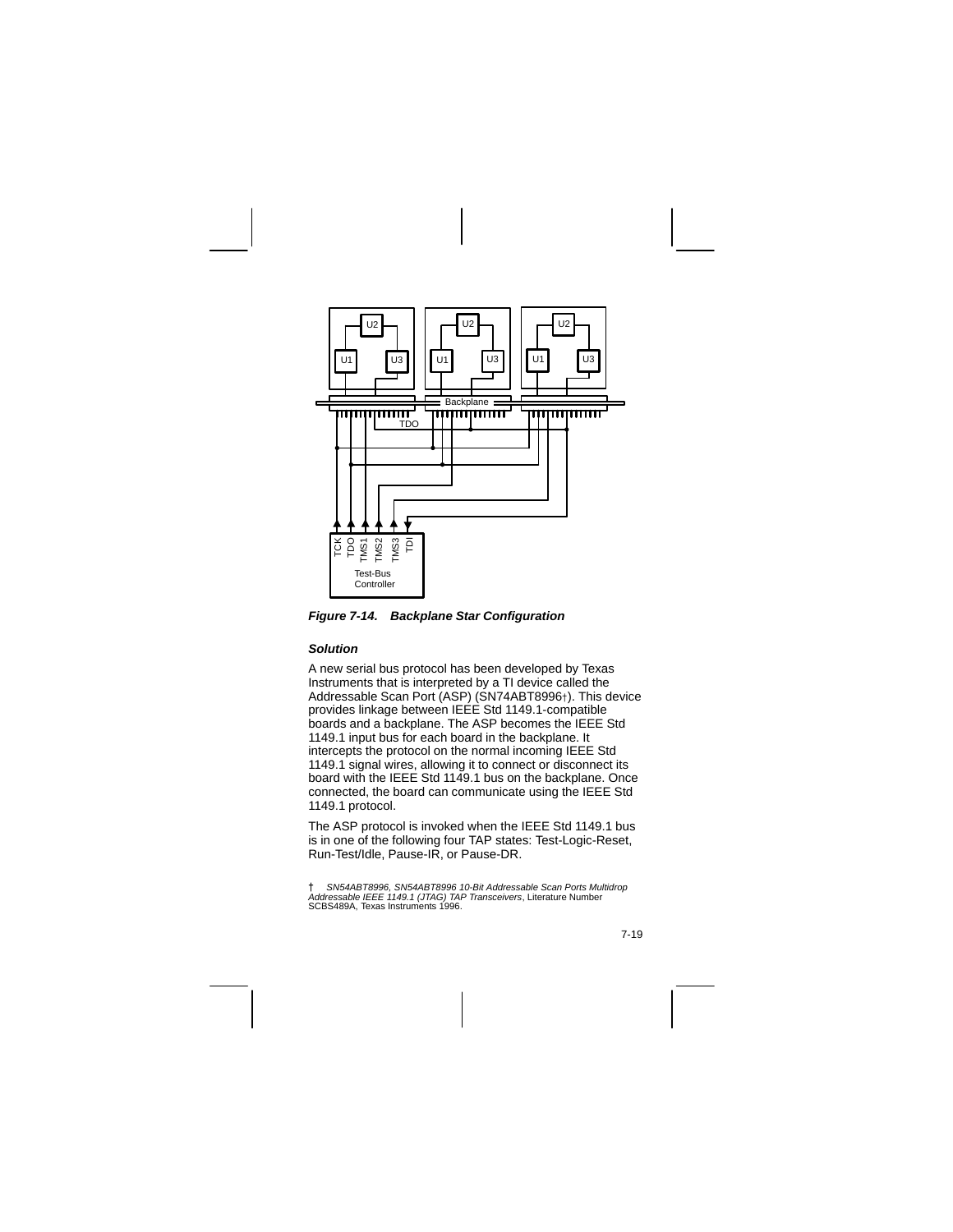***Figure 7-14. Backplane Star Configuration***

***Solution***

A new serial bus protocol has been developed by Texas Instruments that is interpreted by a TI device called the Addressable Scan Port (ASP) (SN74ABT8996†). This device provides linkage between IEEE Std 1149.1-compatible boards and a backplane. The ASP becomes the IEEE Std 1149.1 input bus for each board in the backplane. It intercepts the protocol on the normal incoming IEEE Std 1149.1 signal wires, allowing it to connect or disconnect its board with the IEEE Std 1149.1 bus on the backplane. Once connected, the board can communicate using the IEEE Std 1149.1 protocol.

The ASP protocol is invoked when the IEEE Std 1149.1 bus is in one of the following four TAP states: Test-Logic-Reset, Run-Test/Idle, Pause-IR, or Pause-DR.

† *SN54ABT8996, SN54ABT8996 10-Bit Addressable Scan Ports Multidrop Addressable IEEE 1149.1 (JTAG) TAP Transceivers*, Literature Number SCBS489A, Texas Instruments 1996.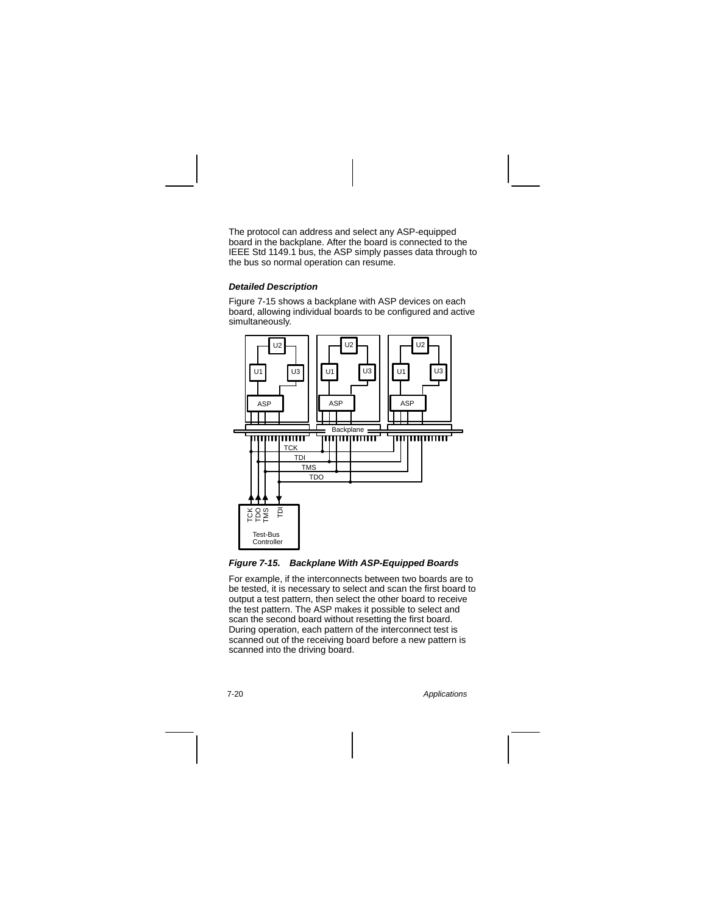The protocol can address and select any ASP-equipped board in the backplane. After the board is connected to the IEEE Std 1149.1 bus, the ASP simply passes data through to the bus so normal operation can resume.

### *Detailed Description*

Figure 7-15 shows a backplane with ASP devices on each board, allowing individual boards to be configured and active simultaneously.

***Figure 7-15. Backplane With ASP-Equipped Boards***

For example, if the interconnects between two boards are to be tested, it is necessary to select and scan the first board to output a test pattern, then select the other board to receive the test pattern. The ASP makes it possible to select and scan the second board without resetting the first board. During operation, each pattern of the interconnect test is scanned out of the receiving board before a new pattern is scanned into the driving board.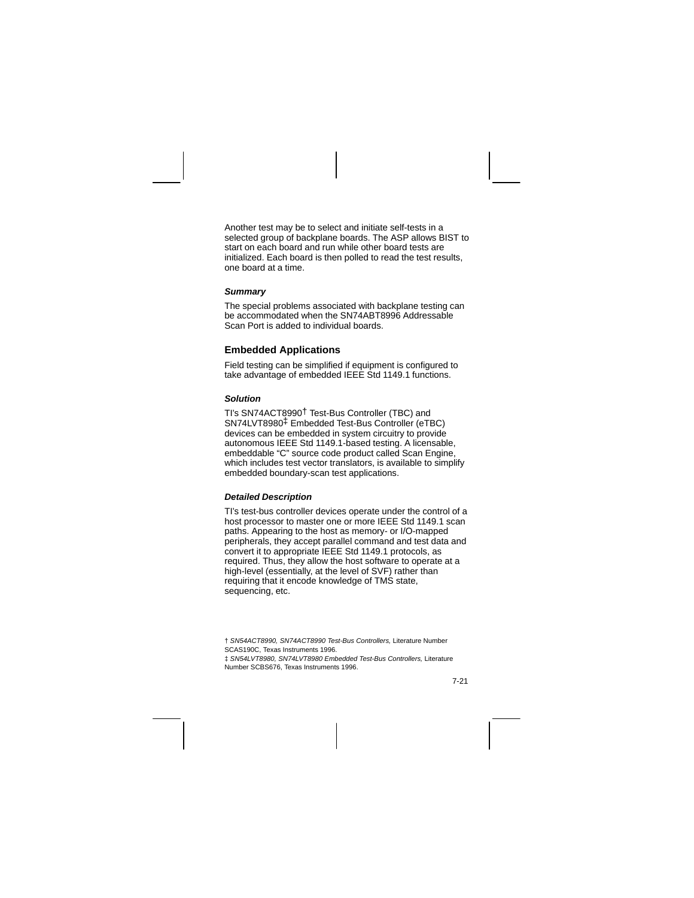Another test may be to select and initiate self-tests in a selected group of backplane boards. The ASP allows BIST to start on each board and run while other board tests are initialized. Each board is then polled to read the test results, one board at a time.

#### *Summary*

The special problems associated with backplane testing can be accommodated when the SN74ABT8996 Addressable Scan Port is added to individual boards.

### Embedded Applications

Field testing can be simplified if equipment is configured to take advantage of embedded IEEE Std 1149.1 functions.

#### *Solution*

TI's SN74ACT8990† Test-Bus Controller (TBC) and SN74LVT8980‡ Embedded Test-Bus Controller (eTBC) devices can be embedded in system circuitry to provide autonomous IEEE Std 1149.1-based testing. A licensable, embeddable "C" source code product called Scan Engine, which includes test vector translators, is available to simplify embedded boundary-scan test applications.

#### *Detailed Description*

TI's test-bus controller devices operate under the control of a host processor to master one or more IEEE Std 1149.1 scan paths. Appearing to the host as memory- or I/O-mapped peripherals, they accept parallel command and test data and convert it to appropriate IEEE Std 1149.1 protocols, as required. Thus, they allow the host software to operate at a high-level (essentially, at the level of SVF) rather than requiring that it encode knowledge of TMS state, sequencing, etc.

† *SN54ACT8990, SN74ACT8990 Test-Bus Controllers,* Literature Number SCAS190C, Texas Instruments 1996.

‡ *SN54LVT8980, SN74LVT8980 Embedded Test-Bus Controllers,* Literature Number SCBS676, Texas Instruments 1996.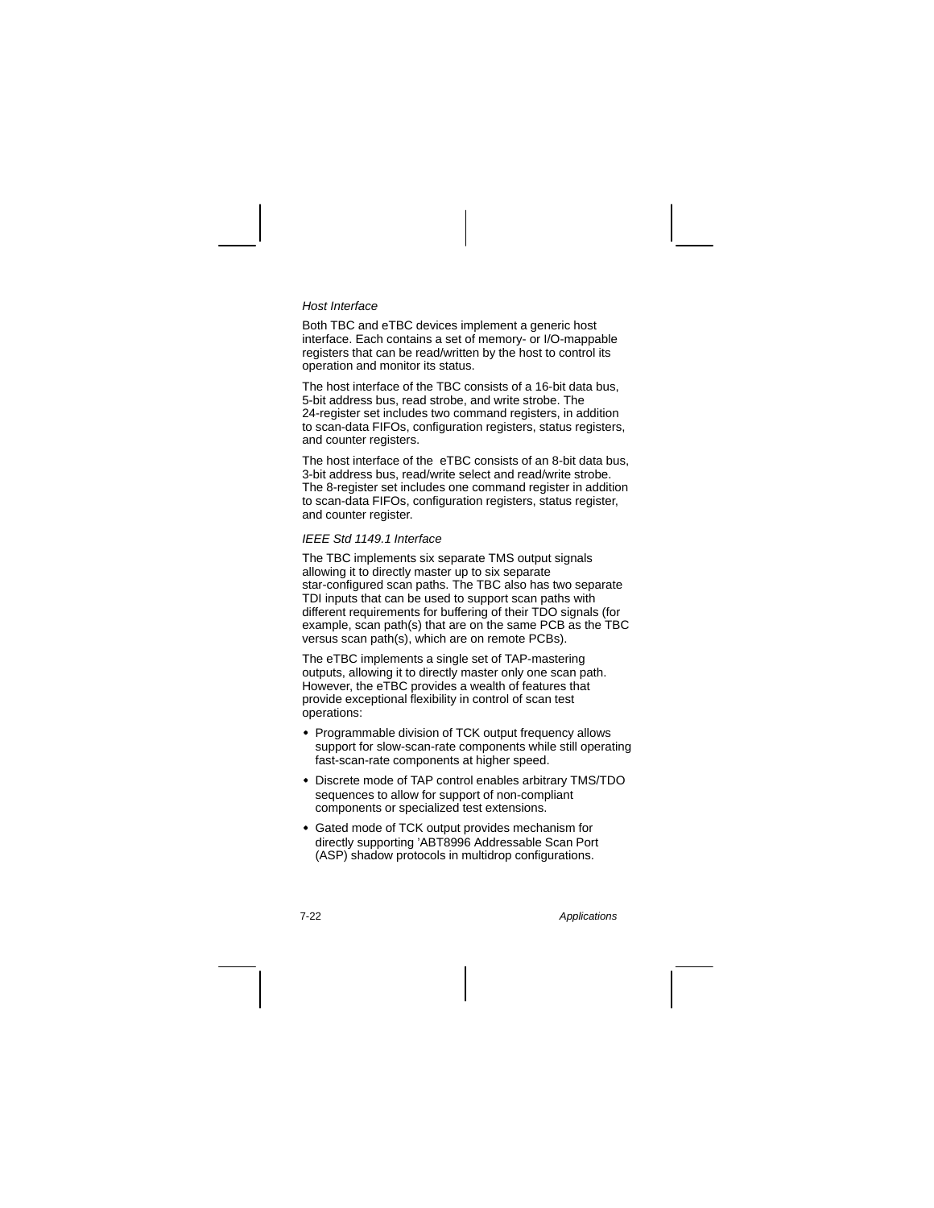*Host Interface*

Both TBC and eTBC devices implement a generic host interface. Each contains a set of memory- or I/O-mappable registers that can be read/written by the host to control its operation and monitor its status.

The host interface of the TBC consists of a 16-bit data bus, 5-bit address bus, read strobe, and write strobe. The 24-register set includes two command registers, in addition to scan-data FIFOs, configuration registers, status registers, and counter registers.

The host interface of the eTBC consists of an 8-bit data bus, 3-bit address bus, read/write select and read/write strobe. The 8-register set includes one command register in addition to scan-data FIFOs, configuration registers, status register, and counter register.

*IEEE Std 1149.1 Interface*

The TBC implements six separate TMS output signals allowing it to directly master up to six separate star-configured scan paths. The TBC also has two separate TDI inputs that can be used to support scan paths with different requirements for buffering of their TDO signals (for example, scan path(s) that are on the same PCB as the TBC versus scan path(s), which are on remote PCBs).

The eTBC implements a single set of TAP-mastering outputs, allowing it to directly master only one scan path. However, the eTBC provides a wealth of features that provide exceptional flexibility in control of scan test operations:

- Programmable division of TCK output frequency allows support for slow-scan-rate components while still operating fast-scan-rate components at higher speed.
- Discrete mode of TAP control enables arbitrary TMS/TDO sequences to allow for support of non-compliant components or specialized test extensions.
- Gated mode of TCK output provides mechanism for directly supporting ’ABT8996 Addressable Scan Port (ASP) shadow protocols in multidrop configurations.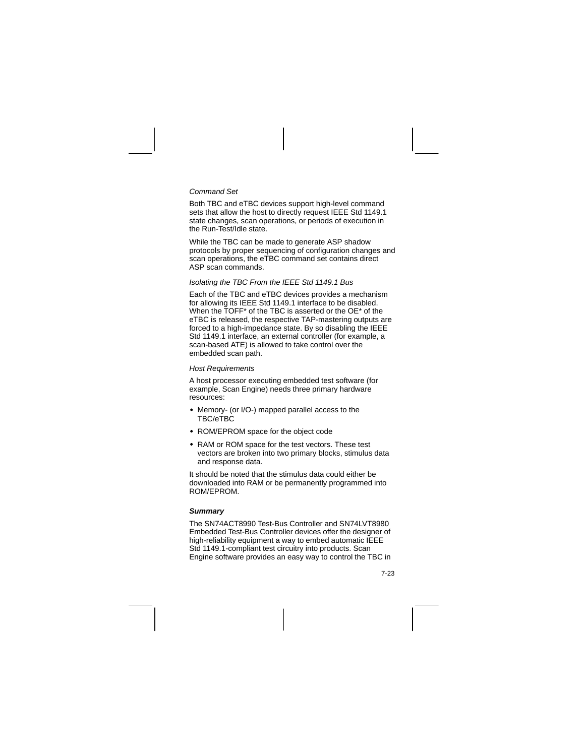*Command Set*

Both TBC and eTBC devices support high-level command sets that allow the host to directly request IEEE Std 1149.1 state changes, scan operations, or periods of execution in the Run-Test/Idle state.

While the TBC can be made to generate ASP shadow protocols by proper sequencing of configuration changes and scan operations, the eTBC command set contains direct ASP scan commands.

*Isolating the TBC From the IEEE Std 1149.1 Bus*

Each of the TBC and eTBC devices provides a mechanism for allowing its IEEE Std 1149.1 interface to be disabled. When the TOFF* of the TBC is asserted or the OE* of the eTBC is released, the respective TAP-mastering outputs are forced to a high-impedance state. By so disabling the IEEE Std 1149.1 interface, an external controller (for example, a scan-based ATE) is allowed to take control over the embedded scan path.

*Host Requirements*

A host processor executing embedded test software (for example, Scan Engine) needs three primary hardware resources:

- Memory- (or I/O-) mapped parallel access to the TBC/eTBC
- ROM/EPROM space for the object code
- RAM or ROM space for the test vectors. These test vectors are broken into two primary blocks, stimulus data and response data.

It should be noted that the stimulus data could either be downloaded into RAM or be permanently programmed into ROM/EPROM.

***Summary***

The SN74ACT8990 Test-Bus Controller and SN74LVT8980 Embedded Test-Bus Controller devices offer the designer of high-reliability equipment a way to embed automatic IEEE Std 1149.1-compliant test circuitry into products. Scan Engine software provides an easy way to control the TBC in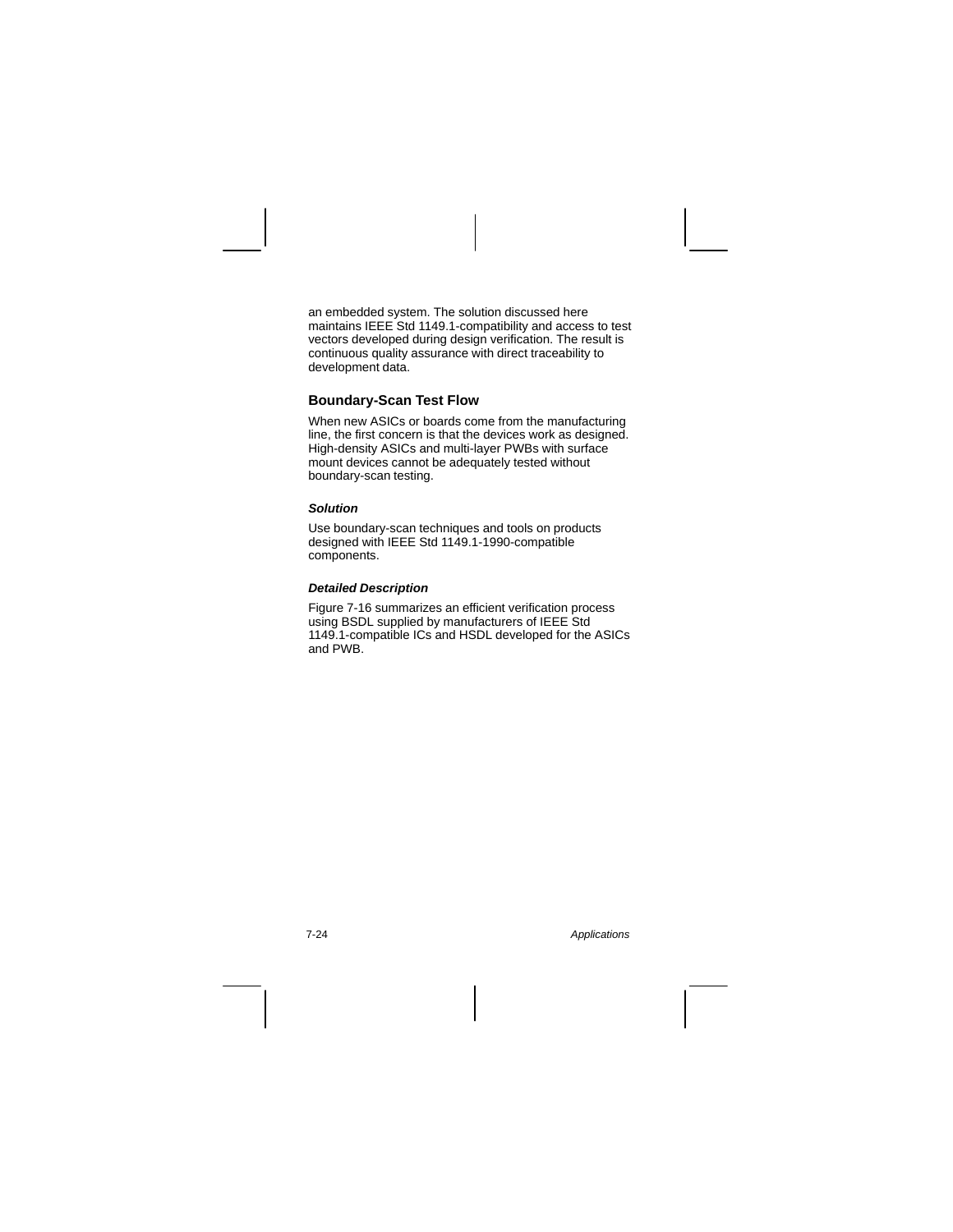an embedded system. The solution discussed here maintains IEEE Std 1149.1-compatibility and access to test vectors developed during design verification. The result is continuous quality assurance with direct traceability to development data.

## Boundary-Scan Test Flow

When new ASICs or boards come from the manufacturing line, the first concern is that the devices work as designed. High-density ASICs and multi-layer PWBs with surface mount devices cannot be adequately tested without boundary-scan testing.

### *Solution*

Use boundary-scan techniques and tools on products designed with IEEE Std 1149.1-1990-compatible components.

### *Detailed Description*

Figure 7-16 summarizes an efficient verification process using BSDL supplied by manufacturers of IEEE Std 1149.1-compatible ICs and HSDL developed for the ASICs and PWB.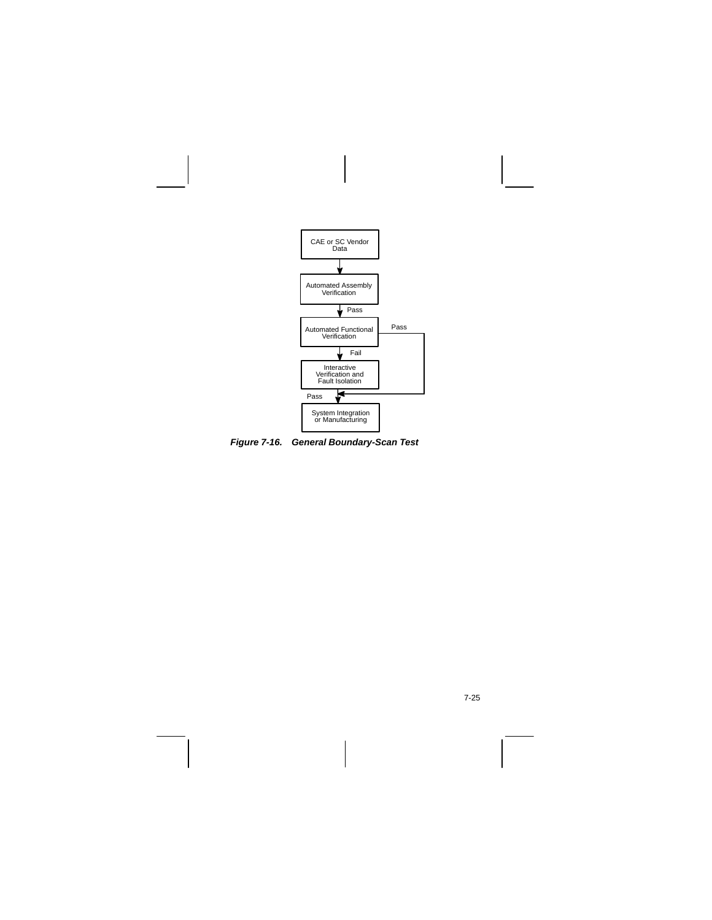CAE or SC Vendor Data

Automated Assembly Verification

Pass

Automated Functional Verification

Pass

Fail

Interactive Verification and Fault Isolation

Pass

System Integration or Manufacturing

***Figure 7-16. General Boundary-Scan Test***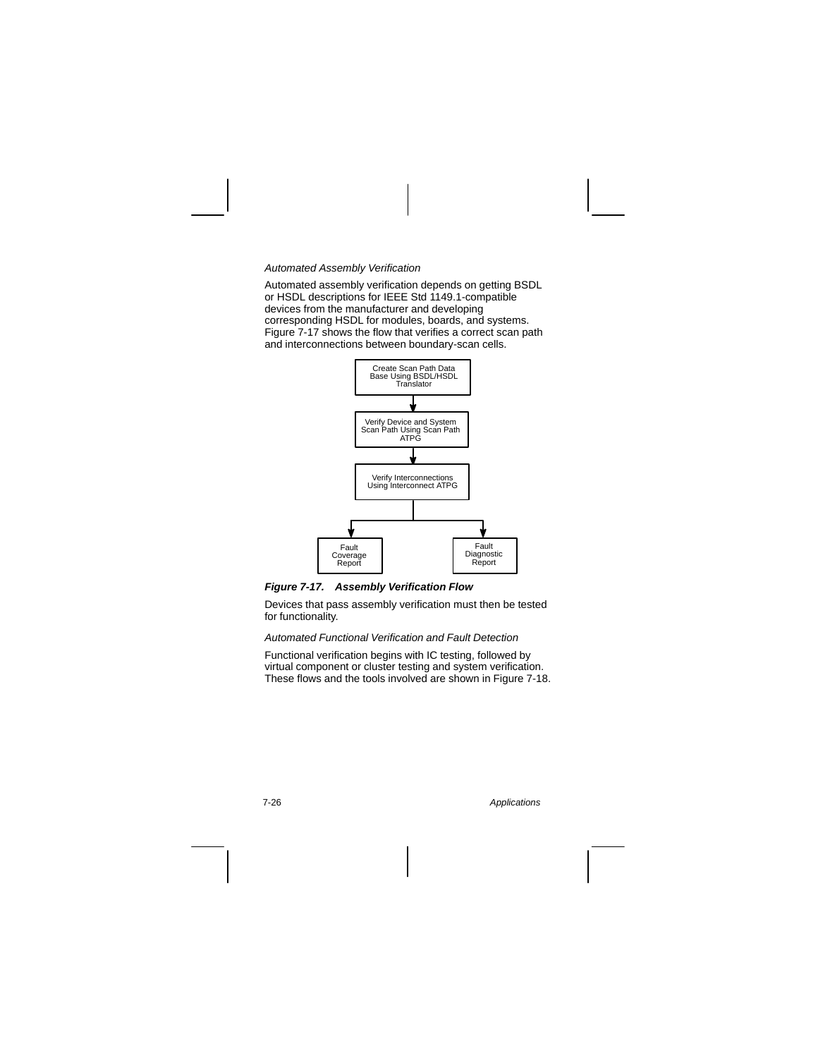### *Automated Assembly Verification*

Automated assembly verification depends on getting BSDL or HSDL descriptions for IEEE Std 1149.1-compatible devices from the manufacturer and developing corresponding HSDL for modules, boards, and systems. Figure 7-17 shows the flow that verifies a correct scan path and interconnections between boundary-scan cells.

Create Scan Path Data Base Using BSDL/HSDL Translator → Verify Device and System Scan Path Using Scan Path ATPG → Verify Interconnections Using Interconnect ATPG → Fault Coverage Report / Fault Diagnostic Report

***Figure 7-17. Assembly Verification Flow***

Devices that pass assembly verification must then be tested for functionality.

### *Automated Functional Verification and Fault Detection*

Functional verification begins with IC testing, followed by virtual component or cluster testing and system verification. These flows and the tools involved are shown in Figure 7-18.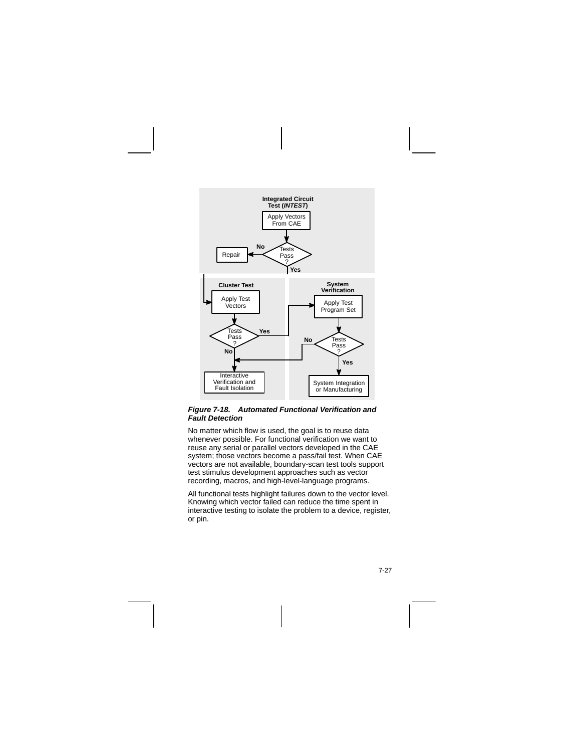**Integrated Circuit Test (*INTEST*)**

Apply Vectors From CAE

Tests Pass? — No → Repair; Yes → Cluster Test

**Cluster Test**

Apply Test Vectors

Tests Pass? — Yes → System Verification; No → Interactive Verification and Fault Isolation

**System Verification**

Apply Test Program Set

Tests Pass? — No → Interactive Verification and Fault Isolation; Yes → System Integration or Manufacturing

***Figure 7-18. Automated Functional Verification and Fault Detection***

No matter which flow is used, the goal is to reuse data whenever possible. For functional verification we want to reuse any serial or parallel vectors developed in the CAE system; those vectors become a pass/fail test. When CAE vectors are not available, boundary-scan test tools support test stimulus development approaches such as vector recording, macros, and high-level-language programs.

All functional tests highlight failures down to the vector level. Knowing which vector failed can reduce the time spent in interactive testing to isolate the problem to a device, register, or pin.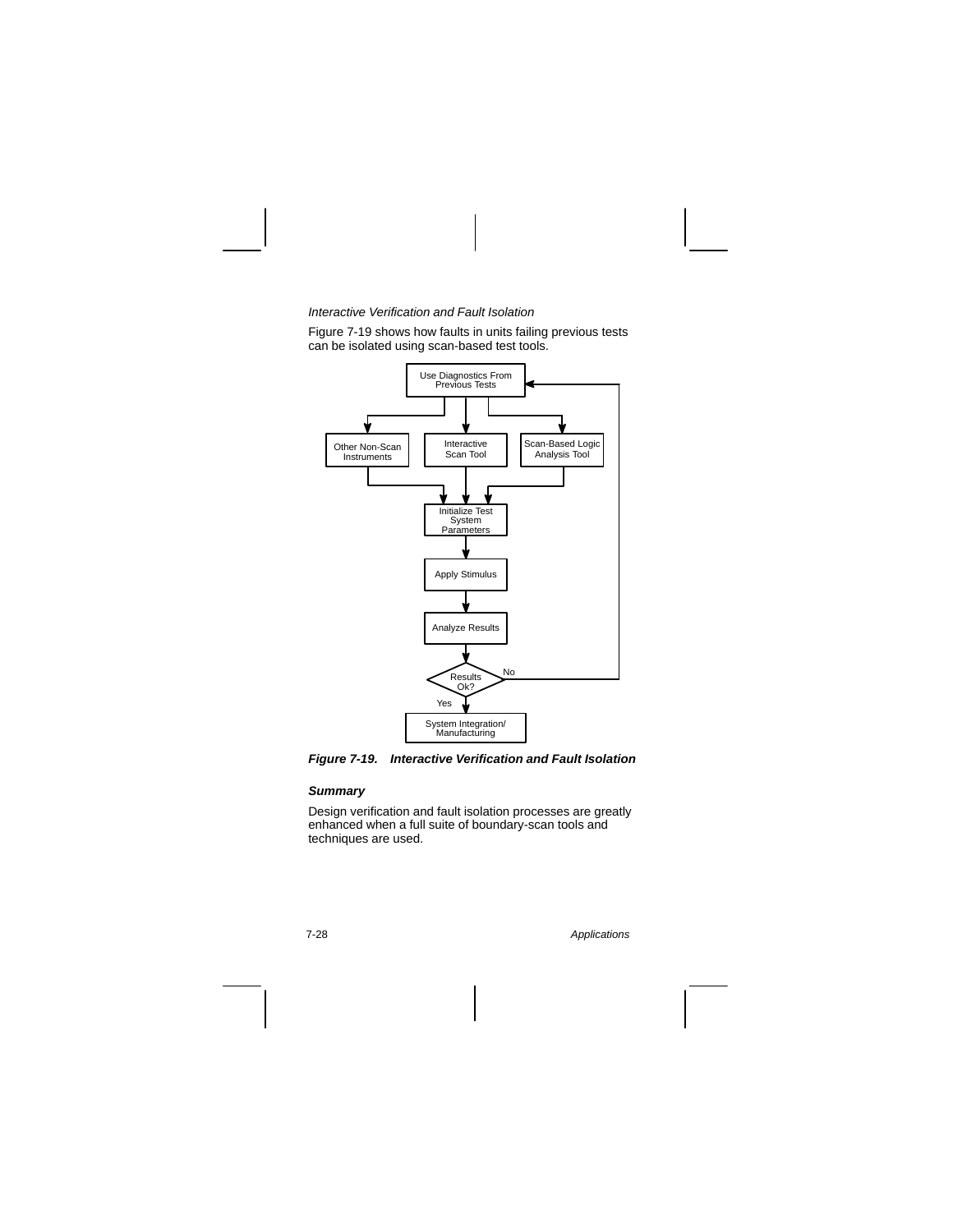*Interactive Verification and Fault Isolation*

Figure 7-19 shows how faults in units failing previous tests can be isolated using scan-based test tools.

***Figure 7-19. Interactive Verification and Fault Isolation***

### *Summary*

Design verification and fault isolation processes are greatly enhanced when a full suite of boundary-scan tools and techniques are used.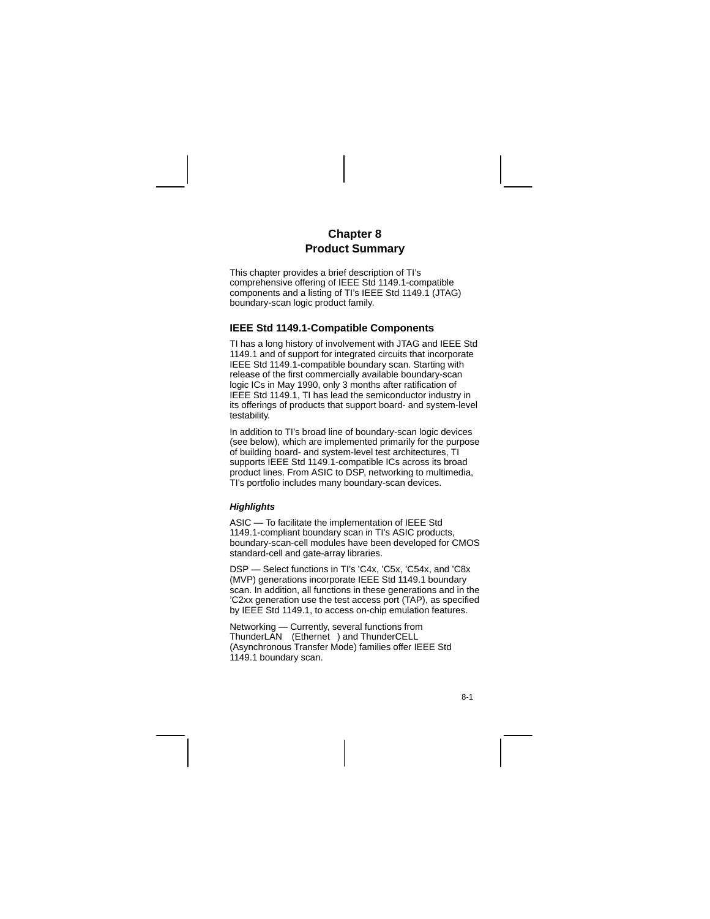# Chapter 8
# Product Summary

This chapter provides a brief description of TI's comprehensive offering of IEEE Std 1149.1-compatible components and a listing of TI's IEEE Std 1149.1 (JTAG) boundary-scan logic product family.

## IEEE Std 1149.1-Compatible Components

TI has a long history of involvement with JTAG and IEEE Std 1149.1 and of support for integrated circuits that incorporate IEEE Std 1149.1-compatible boundary scan. Starting with release of the first commercially available boundary-scan logic ICs in May 1990, only 3 months after ratification of IEEE Std 1149.1, TI has lead the semiconductor industry in its offerings of products that support board- and system-level testability.

In addition to TI's broad line of boundary-scan logic devices (see below), which are implemented primarily for the purpose of building board- and system-level test architectures, TI supports IEEE Std 1149.1-compatible ICs across its broad product lines. From ASIC to DSP, networking to multimedia, TI's portfolio includes many boundary-scan devices.

### *Highlights*

ASIC — To facilitate the implementation of IEEE Std 1149.1-compliant boundary scan in TI's ASIC products, boundary-scan-cell modules have been developed for CMOS standard-cell and gate-array libraries.

DSP — Select functions in TI's 'C4x, 'C5x, 'C54x, and 'C8x (MVP) generations incorporate IEEE Std 1149.1 boundary scan. In addition, all functions in these generations and in the 'C2xx generation use the test access port (TAP), as specified by IEEE Std 1149.1, to access on-chip emulation features.

Networking — Currently, several functions from ThunderLAN (Ethernet) and ThunderCELL (Asynchronous Transfer Mode) families offer IEEE Std 1149.1 boundary scan.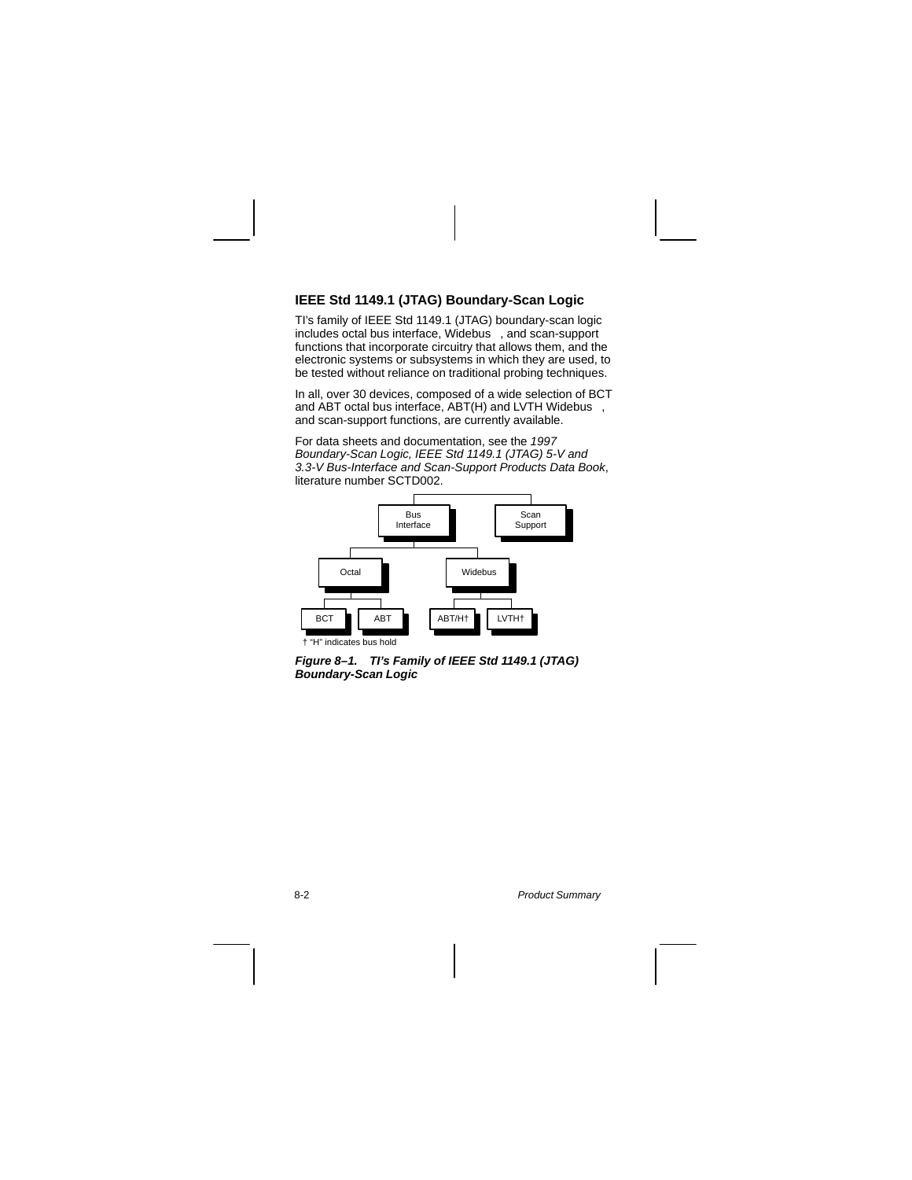## IEEE Std 1149.1 (JTAG) Boundary-Scan Logic

TI's family of IEEE Std 1149.1 (JTAG) boundary-scan logic includes octal bus interface, Widebus™, and scan-support functions that incorporate circuitry that allows them, and the electronic systems or subsystems in which they are used, to be tested without reliance on traditional probing techniques.

In all, over 30 devices, composed of a wide selection of BCT and ABT octal bus interface, ABT(H) and LVTH Widebus™, and scan-support functions, are currently available.

For data sheets and documentation, see the *1997 Boundary-Scan Logic, IEEE Std 1149.1 (JTAG) 5-V and 3.3-V Bus-Interface and Scan-Support Products Data Book*, literature number SCTD002.

- Bus Interface
  - Octal
    - BCT
    - ABT
  - Widebus
    - ABT/H†
    - LVTH†
- Scan Support

† "H" indicates bus hold

***Figure 8–1. TI's Family of IEEE Std 1149.1 (JTAG) Boundary-Scan Logic***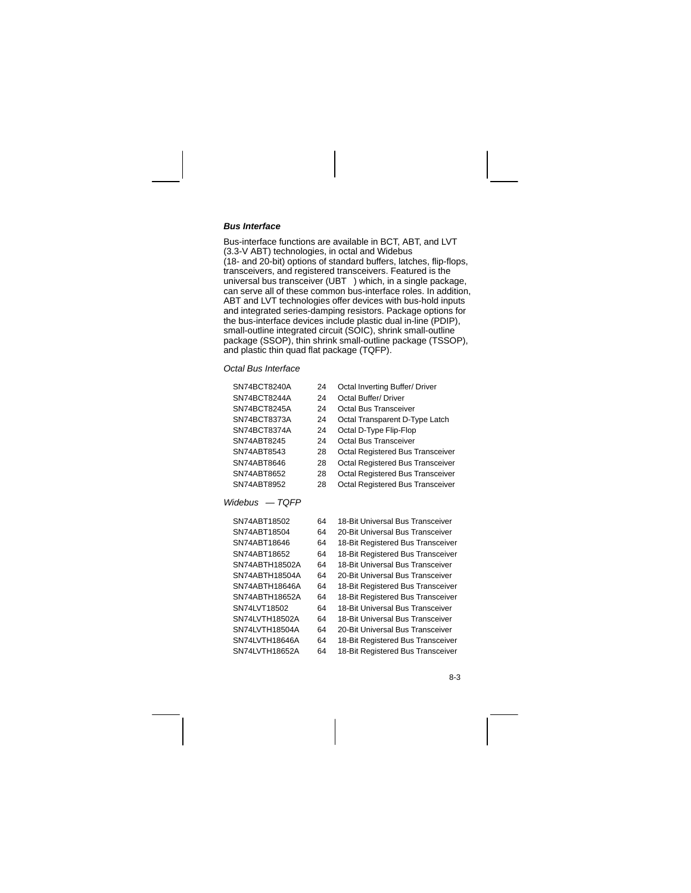### *Bus Interface*

Bus-interface functions are available in BCT, ABT, and LVT (3.3-V ABT) technologies, in octal and Widebus (18- and 20-bit) options of standard buffers, latches, flip-flops, transceivers, and registered transceivers. Featured is the universal bus transceiver (UBT ) which, in a single package, can serve all of these common bus-interface roles. In addition, ABT and LVT technologies offer devices with bus-hold inputs and integrated series-damping resistors. Package options for the bus-interface devices include plastic dual in-line (PDIP), small-outline integrated circuit (SOIC), shrink small-outline package (SSOP), thin shrink small-outline package (TSSOP), and plastic thin quad flat package (TQFP).

*Octal Bus Interface*

| | | |
|---|---|---|
| SN74BCT8240A | 24 | Octal Inverting Buffer/ Driver |
| SN74BCT8244A | 24 | Octal Buffer/ Driver |
| SN74BCT8245A | 24 | Octal Bus Transceiver |
| SN74BCT8373A | 24 | Octal Transparent D-Type Latch |
| SN74BCT8374A | 24 | Octal D-Type Flip-Flop |
| SN74ABT8245 | 24 | Octal Bus Transceiver |
| SN74ABT8543 | 28 | Octal Registered Bus Transceiver |
| SN74ABT8646 | 28 | Octal Registered Bus Transceiver |
| SN74ABT8652 | 28 | Octal Registered Bus Transceiver |
| SN74ABT8952 | 28 | Octal Registered Bus Transceiver |

*Widebus — TQFP*

| | | |
|---|---|---|
| SN74ABT18502 | 64 | 18-Bit Universal Bus Transceiver |
| SN74ABT18504 | 64 | 20-Bit Universal Bus Transceiver |
| SN74ABT18646 | 64 | 18-Bit Registered Bus Transceiver |
| SN74ABT18652 | 64 | 18-Bit Registered Bus Transceiver |
| SN74ABTH18502A | 64 | 18-Bit Universal Bus Transceiver |
| SN74ABTH18504A | 64 | 20-Bit Universal Bus Transceiver |
| SN74ABTH18646A | 64 | 18-Bit Registered Bus Transceiver |
| SN74ABTH18652A | 64 | 18-Bit Registered Bus Transceiver |
| SN74LVT18502 | 64 | 18-Bit Universal Bus Transceiver |
| SN74LVTH18502A | 64 | 18-Bit Universal Bus Transceiver |
| SN74LVTH18504A | 64 | 20-Bit Universal Bus Transceiver |
| SN74LVTH18646A | 64 | 18-Bit Registered Bus Transceiver |
| SN74LVTH18652A | 64 | 18-Bit Registered Bus Transceiver |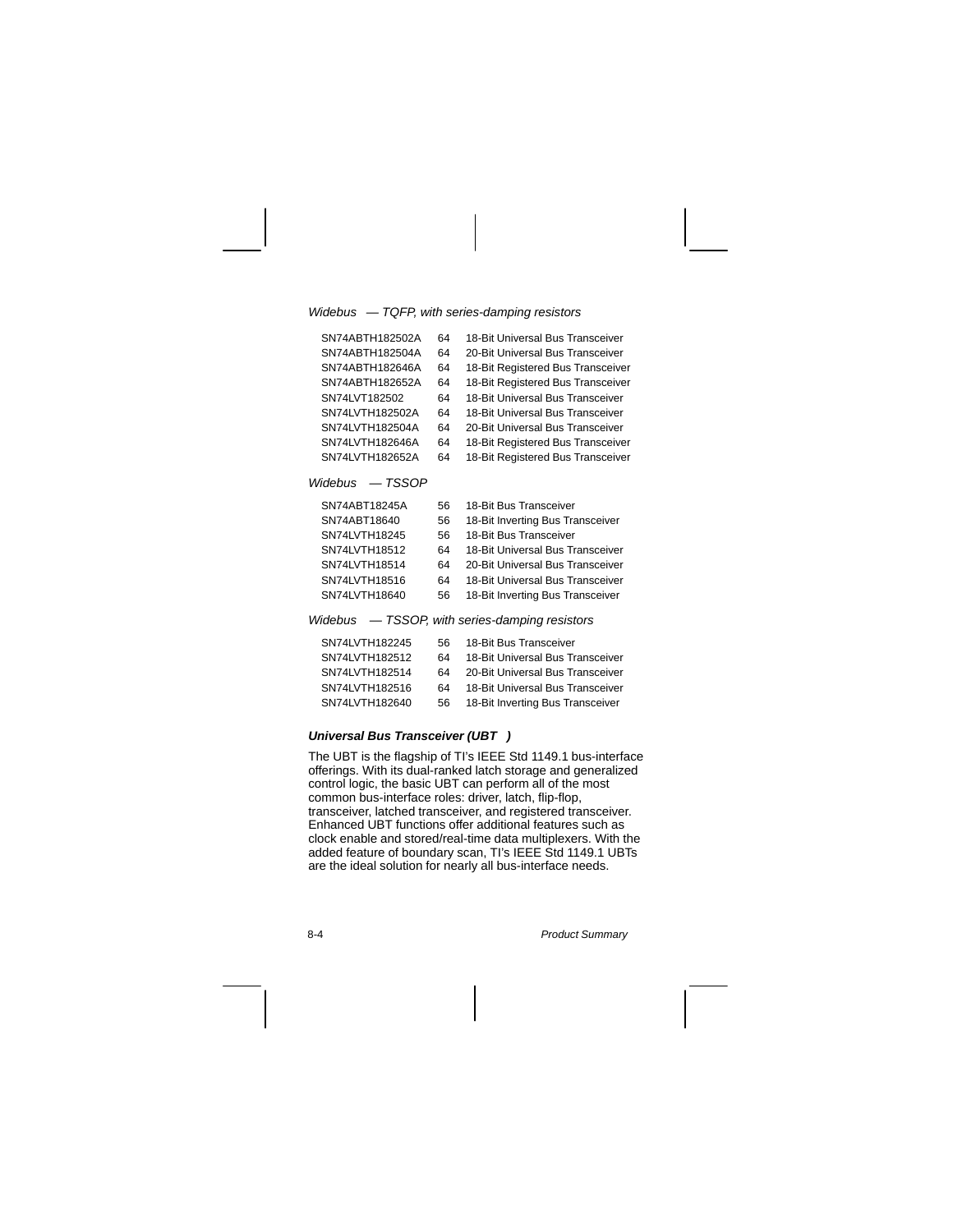*Widebus — TQFP, with series-damping resistors*

| | | |
|---|---|---|
| SN74ABTH182502A | 64 | 18-Bit Universal Bus Transceiver |
| SN74ABTH182504A | 64 | 20-Bit Universal Bus Transceiver |
| SN74ABTH182646A | 64 | 18-Bit Registered Bus Transceiver |
| SN74ABTH182652A | 64 | 18-Bit Registered Bus Transceiver |
| SN74LVT182502 | 64 | 18-Bit Universal Bus Transceiver |
| SN74LVTH182502A | 64 | 18-Bit Universal Bus Transceiver |
| SN74LVTH182504A | 64 | 20-Bit Universal Bus Transceiver |
| SN74LVTH182646A | 64 | 18-Bit Registered Bus Transceiver |
| SN74LVTH182652A | 64 | 18-Bit Registered Bus Transceiver |

*Widebus — TSSOP*

| | | |
|---|---|---|
| SN74ABT18245A | 56 | 18-Bit Bus Transceiver |
| SN74ABT18640 | 56 | 18-Bit Inverting Bus Transceiver |
| SN74LVTH18245 | 56 | 18-Bit Bus Transceiver |
| SN74LVTH18512 | 64 | 18-Bit Universal Bus Transceiver |
| SN74LVTH18514 | 64 | 20-Bit Universal Bus Transceiver |
| SN74LVTH18516 | 64 | 18-Bit Universal Bus Transceiver |
| SN74LVTH18640 | 56 | 18-Bit Inverting Bus Transceiver |

*Widebus — TSSOP, with series-damping resistors*

| | | |
|---|---|---|
| SN74LVTH182245 | 56 | 18-Bit Bus Transceiver |
| SN74LVTH182512 | 64 | 18-Bit Universal Bus Transceiver |
| SN74LVTH182514 | 64 | 20-Bit Universal Bus Transceiver |
| SN74LVTH182516 | 64 | 18-Bit Universal Bus Transceiver |
| SN74LVTH182640 | 56 | 18-Bit Inverting Bus Transceiver |

### *Universal Bus Transceiver (UBT )*

The UBT is the flagship of TI's IEEE Std 1149.1 bus-interface offerings. With its dual-ranked latch storage and generalized control logic, the basic UBT can perform all of the most common bus-interface roles: driver, latch, flip-flop, transceiver, latched transceiver, and registered transceiver. Enhanced UBT functions offer additional features such as clock enable and stored/real-time data multiplexers. With the added feature of boundary scan, TI's IEEE Std 1149.1 UBTs are the ideal solution for nearly all bus-interface needs.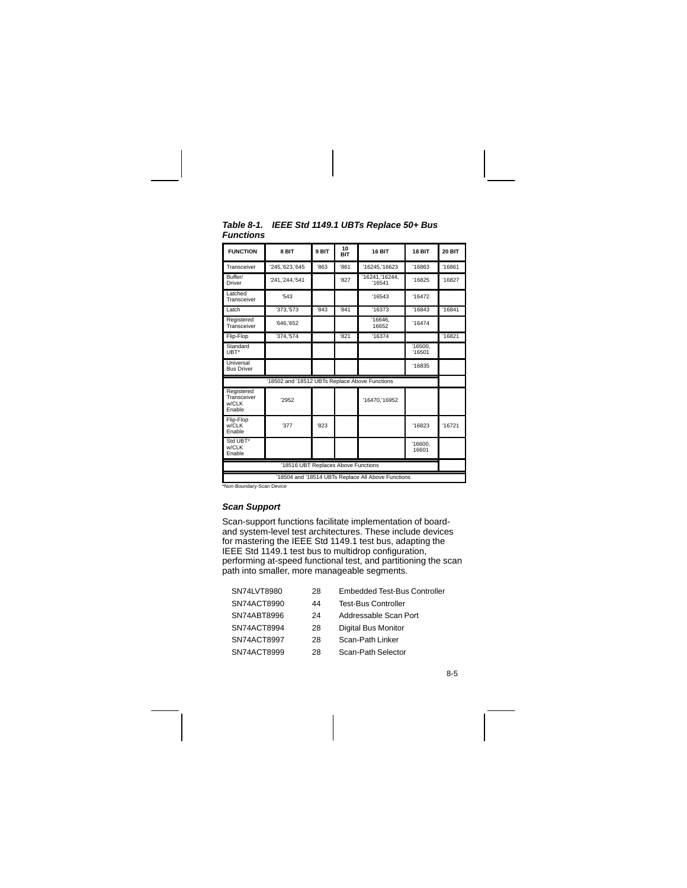***Table 8-1. IEEE Std 1149.1 UBTs Replace 50+ Bus Functions***

| FUNCTION | 8 BIT | 9 BIT | 10 BIT | 16 BIT | 18 BIT | 20 BIT |
|---|---|---|---|---|---|---|
| Transceiver | '245,'623,'645 | '863 | '861 | '16245,'16623 | '16863 | '16861 |
| Buffer/ Driver | '241,'244,'541 | | '827 | '16241,'16244, '16541 | '16825 | '16827 |
| Latched Transceiver | '543 | | | '16543 | '16472 | |
| Latch | '373,'573 | '843 | '841 | '16373 | '16843 | '16841 |
| Registered Transceiver | '646,'652 | | | '16646, 16652 | '16474 | |
| Flip-Flop | '374,'574 | | '821 | '16374 | | '16821 |
| Standard UBT* | | | | | '16500, '16501 | |
| Universal Bus Driver | | | | | '16835 | |
| '18502 and '18512 UBTs Replace Above Functions | | | | | | |
| Registered Transceiver w/CLK Enable | '2952 | | | '16470,'16952 | | |
| Flip-Flop w/CLK Enable | '377 | '823 | | | '16823 | '16721 |
| Std UBT* w/CLK Enable | | | | | '16600, 16601 | |
| '18516 UBT Replaces Above Functions | | | | | | |
| '18504 and '18514 UBTs Replace All Above Functions | | | | | | |

*Non-Boundary-Scan Device

### *Scan Support*

Scan-support functions facilitate implementation of board- and system-level test architectures. These include devices for mastering the IEEE Std 1149.1 test bus, adapting the IEEE Std 1149.1 test bus to multidrop configuration, performing at-speed functional test, and partitioning the scan path into smaller, more manageable segments.

| | | |
|---|---|---|
| SN74LVT8980 | 28 | Embedded Test-Bus Controller |
| SN74ACT8990 | 44 | Test-Bus Controller |
| SN74ABT8996 | 24 | Addressable Scan Port |
| SN74ACT8994 | 28 | Digital Bus Monitor |
| SN74ACT8997 | 28 | Scan-Path Linker |
| SN74ACT8999 | 28 | Scan-Path Selector |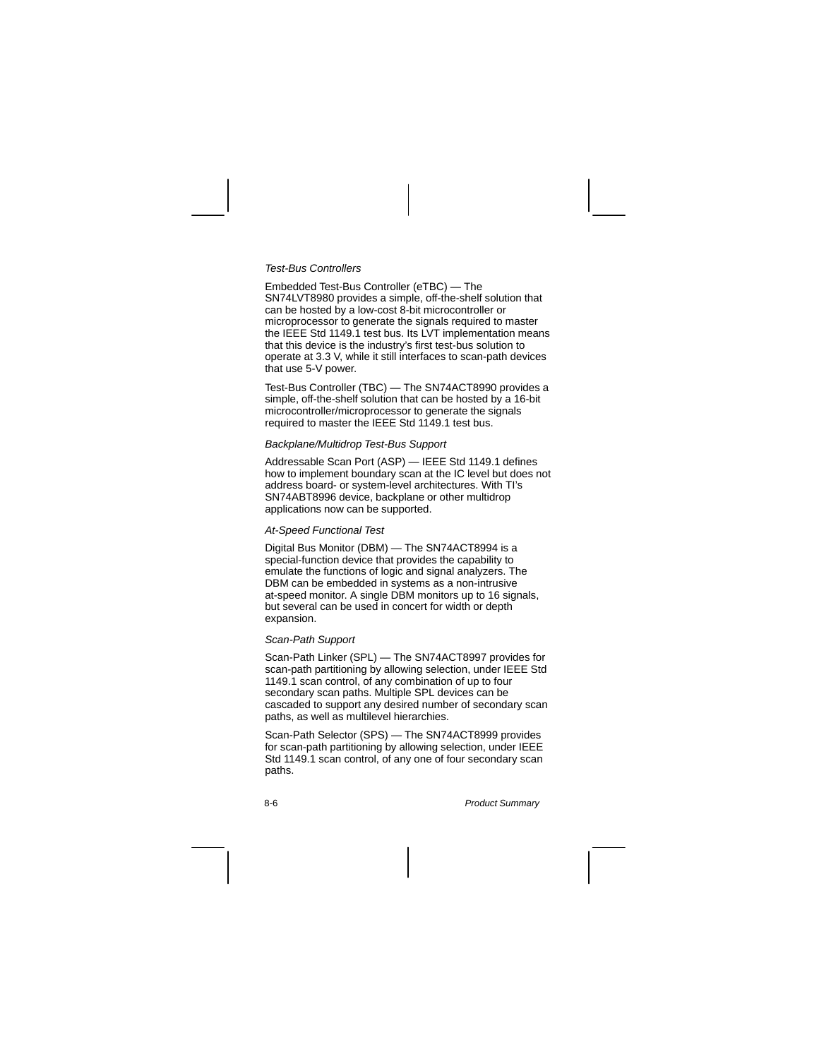*Test-Bus Controllers*

Embedded Test-Bus Controller (eTBC) — The SN74LVT8980 provides a simple, off-the-shelf solution that can be hosted by a low-cost 8-bit microcontroller or microprocessor to generate the signals required to master the IEEE Std 1149.1 test bus. Its LVT implementation means that this device is the industry's first test-bus solution to operate at 3.3 V, while it still interfaces to scan-path devices that use 5-V power.

Test-Bus Controller (TBC) — The SN74ACT8990 provides a simple, off-the-shelf solution that can be hosted by a 16-bit microcontroller/microprocessor to generate the signals required to master the IEEE Std 1149.1 test bus.

*Backplane/Multidrop Test-Bus Support*

Addressable Scan Port (ASP) — IEEE Std 1149.1 defines how to implement boundary scan at the IC level but does not address board- or system-level architectures. With TI's SN74ABT8996 device, backplane or other multidrop applications now can be supported.

*At-Speed Functional Test*

Digital Bus Monitor (DBM) — The SN74ACT8994 is a special-function device that provides the capability to emulate the functions of logic and signal analyzers. The DBM can be embedded in systems as a non-intrusive at-speed monitor. A single DBM monitors up to 16 signals, but several can be used in concert for width or depth expansion.

*Scan-Path Support*

Scan-Path Linker (SPL) — The SN74ACT8997 provides for scan-path partitioning by allowing selection, under IEEE Std 1149.1 scan control, of any combination of up to four secondary scan paths. Multiple SPL devices can be cascaded to support any desired number of secondary scan paths, as well as multilevel hierarchies.

Scan-Path Selector (SPS) — The SN74ACT8999 provides for scan-path partitioning by allowing selection, under IEEE Std 1149.1 scan control, of any one of four secondary scan paths.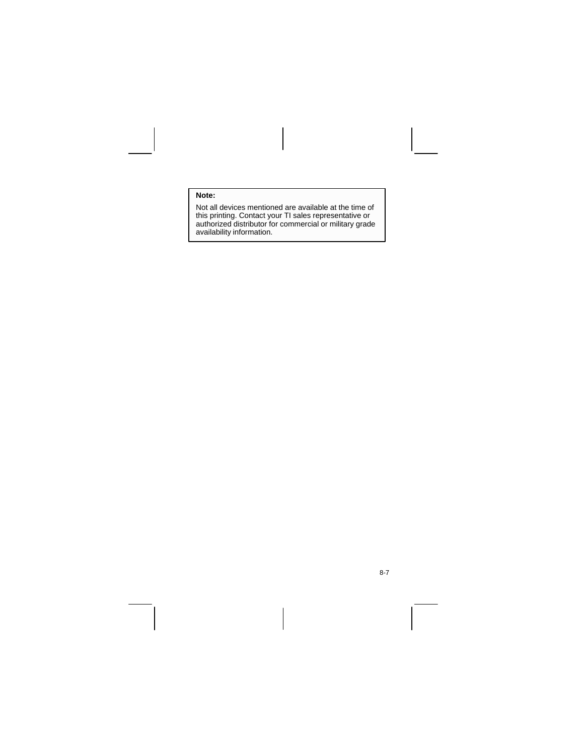**Note:**

Not all devices mentioned are available at the time of this printing. Contact your TI sales representative or authorized distributor for commercial or military grade availability information.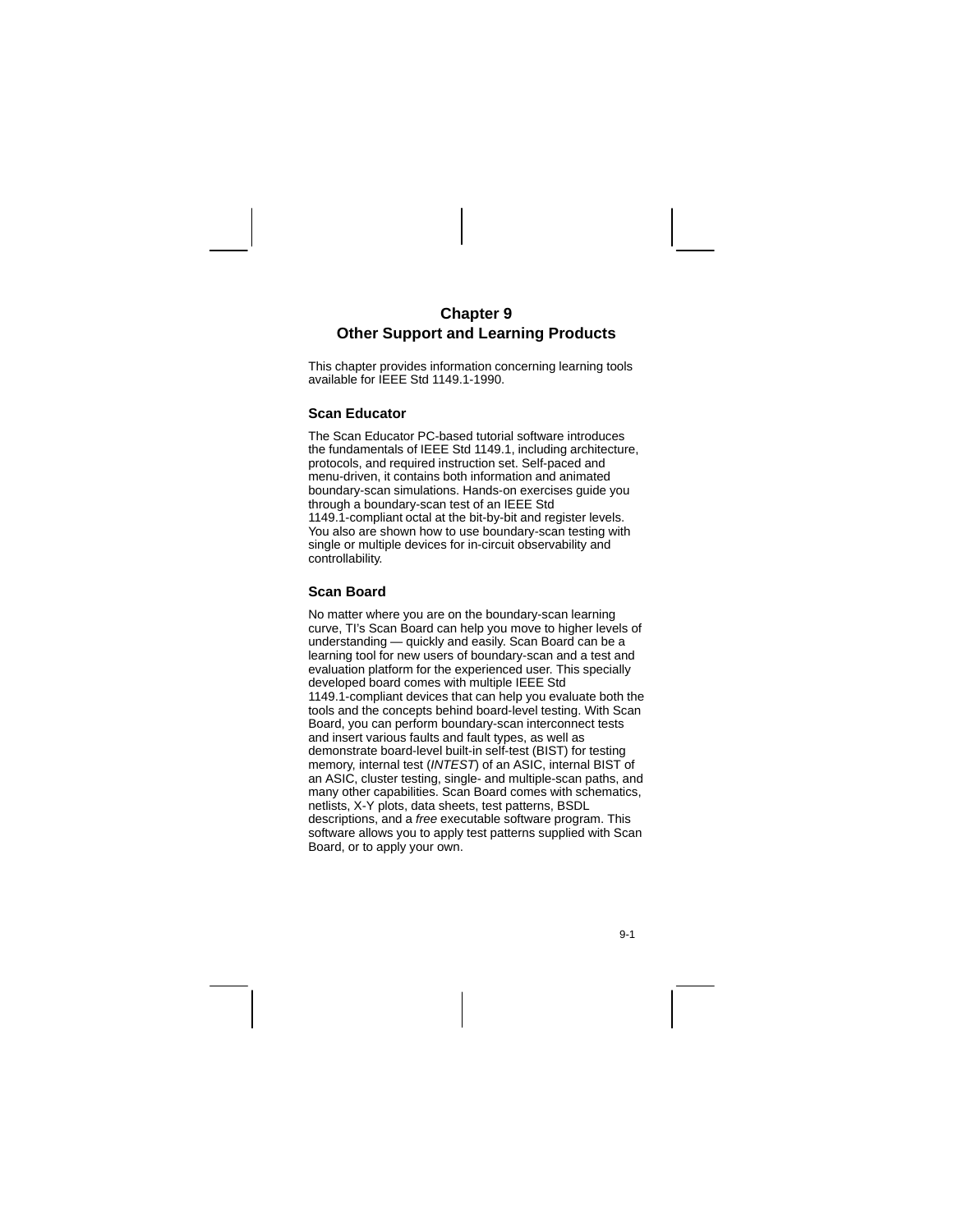# Chapter 9
# Other Support and Learning Products

This chapter provides information concerning learning tools available for IEEE Std 1149.1-1990.

## Scan Educator

The Scan Educator PC-based tutorial software introduces the fundamentals of IEEE Std 1149.1, including architecture, protocols, and required instruction set. Self-paced and menu-driven, it contains both information and animated boundary-scan simulations. Hands-on exercises guide you through a boundary-scan test of an IEEE Std 1149.1-compliant octal at the bit-by-bit and register levels. You also are shown how to use boundary-scan testing with single or multiple devices for in-circuit observability and controllability.

## Scan Board

No matter where you are on the boundary-scan learning curve, TI's Scan Board can help you move to higher levels of understanding — quickly and easily. Scan Board can be a learning tool for new users of boundary-scan and a test and evaluation platform for the experienced user. This specially developed board comes with multiple IEEE Std 1149.1-compliant devices that can help you evaluate both the tools and the concepts behind board-level testing. With Scan Board, you can perform boundary-scan interconnect tests and insert various faults and fault types, as well as demonstrate board-level built-in self-test (BIST) for testing memory, internal test (*INTEST*) of an ASIC, internal BIST of an ASIC, cluster testing, single- and multiple-scan paths, and many other capabilities. Scan Board comes with schematics, netlists, X-Y plots, data sheets, test patterns, BSDL descriptions, and a *free* executable software program. This software allows you to apply test patterns supplied with Scan Board, or to apply your own.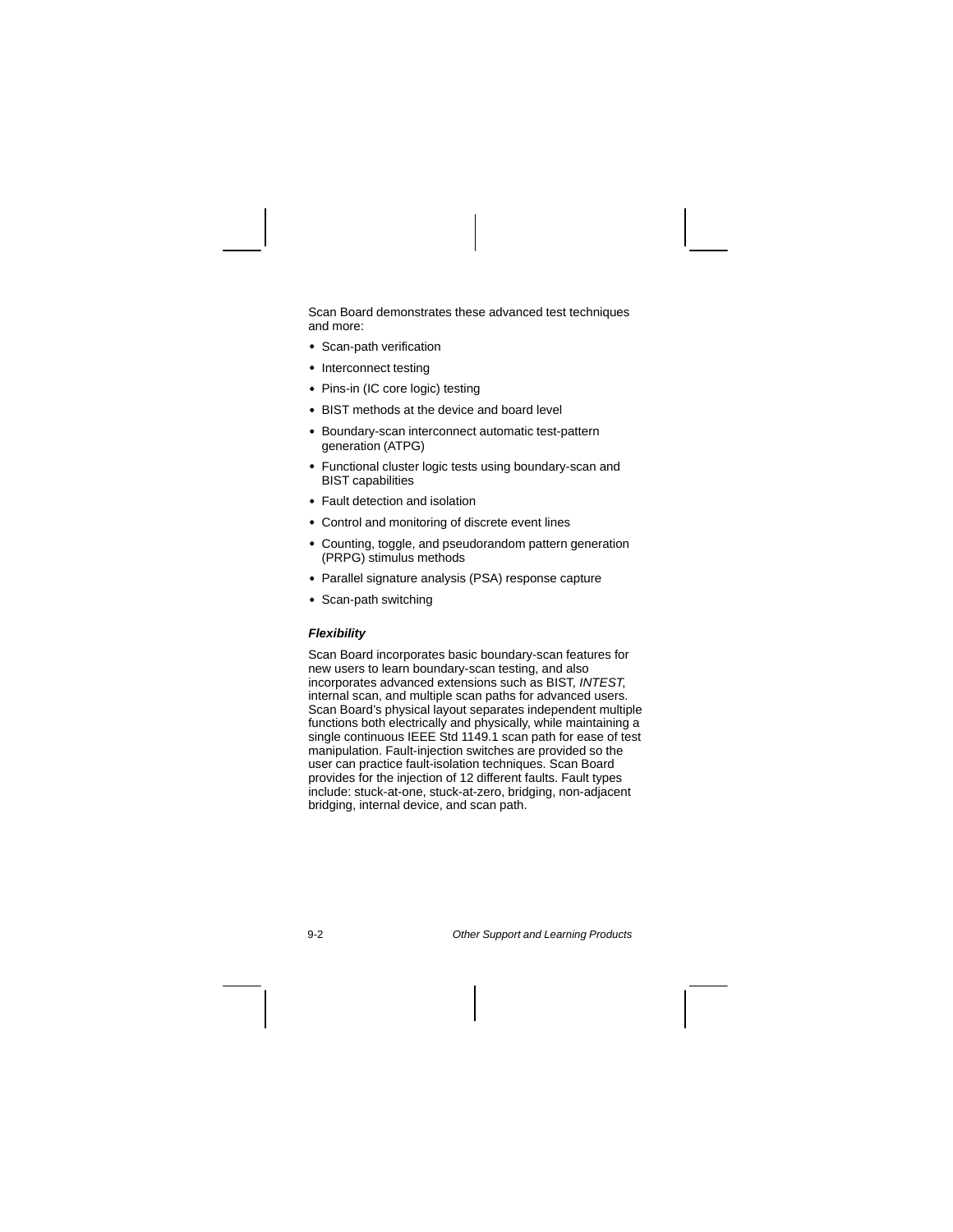Scan Board demonstrates these advanced test techniques and more:

- Scan-path verification
- Interconnect testing
- Pins-in (IC core logic) testing
- BIST methods at the device and board level
- Boundary-scan interconnect automatic test-pattern generation (ATPG)
- Functional cluster logic tests using boundary-scan and BIST capabilities
- Fault detection and isolation
- Control and monitoring of discrete event lines
- Counting, toggle, and pseudorandom pattern generation (PRPG) stimulus methods
- Parallel signature analysis (PSA) response capture
- Scan-path switching

#### *Flexibility*

Scan Board incorporates basic boundary-scan features for new users to learn boundary-scan testing, and also incorporates advanced extensions such as BIST, *INTEST*, internal scan, and multiple scan paths for advanced users. Scan Board's physical layout separates independent multiple functions both electrically and physically, while maintaining a single continuous IEEE Std 1149.1 scan path for ease of test manipulation. Fault-injection switches are provided so the user can practice fault-isolation techniques. Scan Board provides for the injection of 12 different faults. Fault types include: stuck-at-one, stuck-at-zero, bridging, non-adjacent bridging, internal device, and scan path.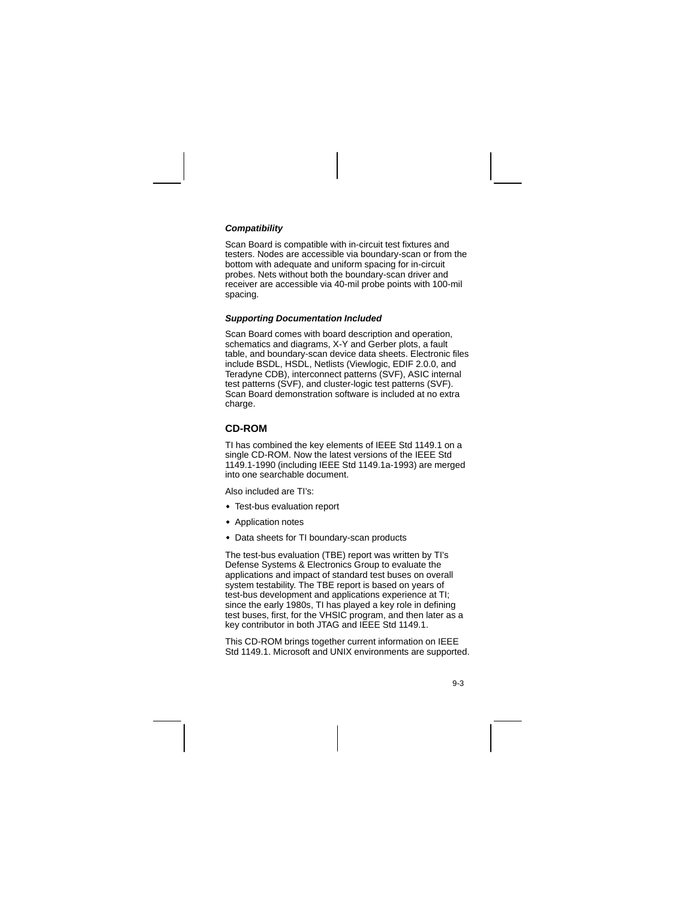#### *Compatibility*

Scan Board is compatible with in-circuit test fixtures and testers. Nodes are accessible via boundary-scan or from the bottom with adequate and uniform spacing for in-circuit probes. Nets without both the boundary-scan driver and receiver are accessible via 40-mil probe points with 100-mil spacing.

#### *Supporting Documentation Included*

Scan Board comes with board description and operation, schematics and diagrams, X-Y and Gerber plots, a fault table, and boundary-scan device data sheets. Electronic files include BSDL, HSDL, Netlists (Viewlogic, EDIF 2.0.0, and Teradyne CDB), interconnect patterns (SVF), ASIC internal test patterns (SVF), and cluster-logic test patterns (SVF). Scan Board demonstration software is included at no extra charge.

### CD-ROM

TI has combined the key elements of IEEE Std 1149.1 on a single CD-ROM. Now the latest versions of the IEEE Std 1149.1-1990 (including IEEE Std 1149.1a-1993) are merged into one searchable document.

Also included are TI's:

- Test-bus evaluation report
- Application notes
- Data sheets for TI boundary-scan products

The test-bus evaluation (TBE) report was written by TI's Defense Systems & Electronics Group to evaluate the applications and impact of standard test buses on overall system testability. The TBE report is based on years of test-bus development and applications experience at TI; since the early 1980s, TI has played a key role in defining test buses, first, for the VHSIC program, and then later as a key contributor in both JTAG and IEEE Std 1149.1.

This CD-ROM brings together current information on IEEE Std 1149.1. Microsoft and UNIX environments are supported.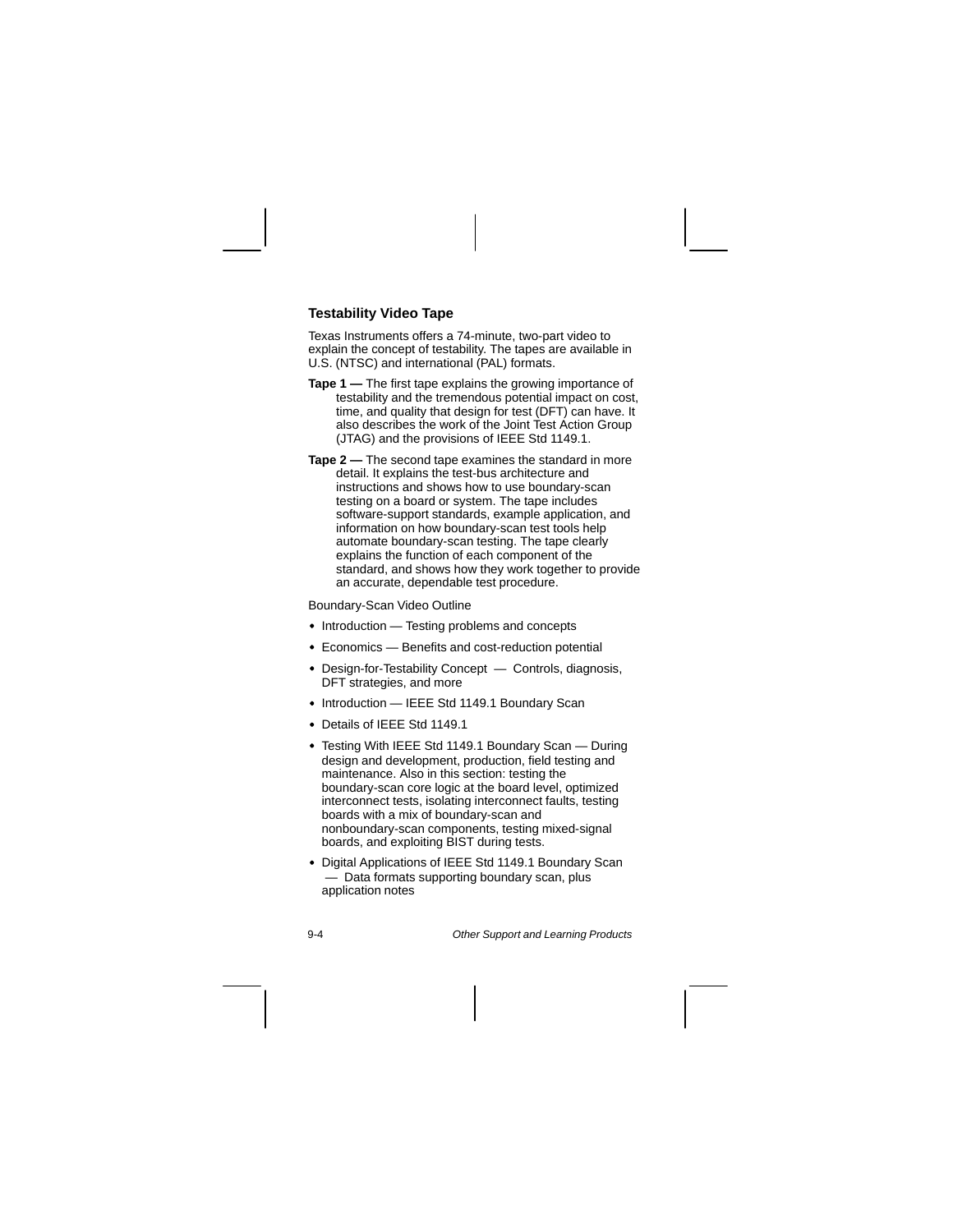### Testability Video Tape

Texas Instruments offers a 74-minute, two-part video to explain the concept of testability. The tapes are available in U.S. (NTSC) and international (PAL) formats.

**Tape 1 —** The first tape explains the growing importance of testability and the tremendous potential impact on cost, time, and quality that design for test (DFT) can have. It also describes the work of the Joint Test Action Group (JTAG) and the provisions of IEEE Std 1149.1.

**Tape 2 —** The second tape examines the standard in more detail. It explains the test-bus architecture and instructions and shows how to use boundary-scan testing on a board or system. The tape includes software-support standards, example application, and information on how boundary-scan test tools help automate boundary-scan testing. The tape clearly explains the function of each component of the standard, and shows how they work together to provide an accurate, dependable test procedure.

Boundary-Scan Video Outline

- Introduction — Testing problems and concepts
- Economics — Benefits and cost-reduction potential
- Design-for-Testability Concept — Controls, diagnosis, DFT strategies, and more
- Introduction — IEEE Std 1149.1 Boundary Scan
- Details of IEEE Std 1149.1
- Testing With IEEE Std 1149.1 Boundary Scan — During design and development, production, field testing and maintenance. Also in this section: testing the boundary-scan core logic at the board level, optimized interconnect tests, isolating interconnect faults, testing boards with a mix of boundary-scan and nonboundary-scan components, testing mixed-signal boards, and exploiting BIST during tests.
- Digital Applications of IEEE Std 1149.1 Boundary Scan — Data formats supporting boundary scan, plus application notes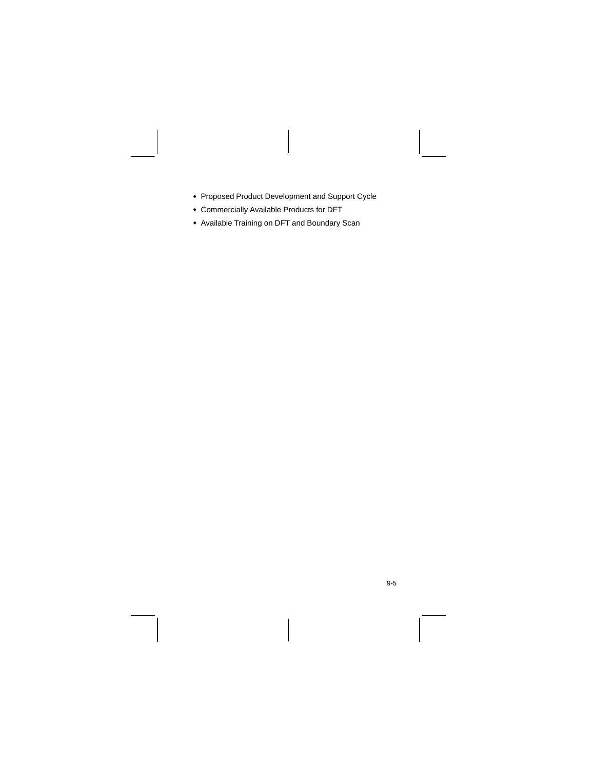- Proposed Product Development and Support Cycle
- Commercially Available Products for DFT
- Available Training on DFT and Boundary Scan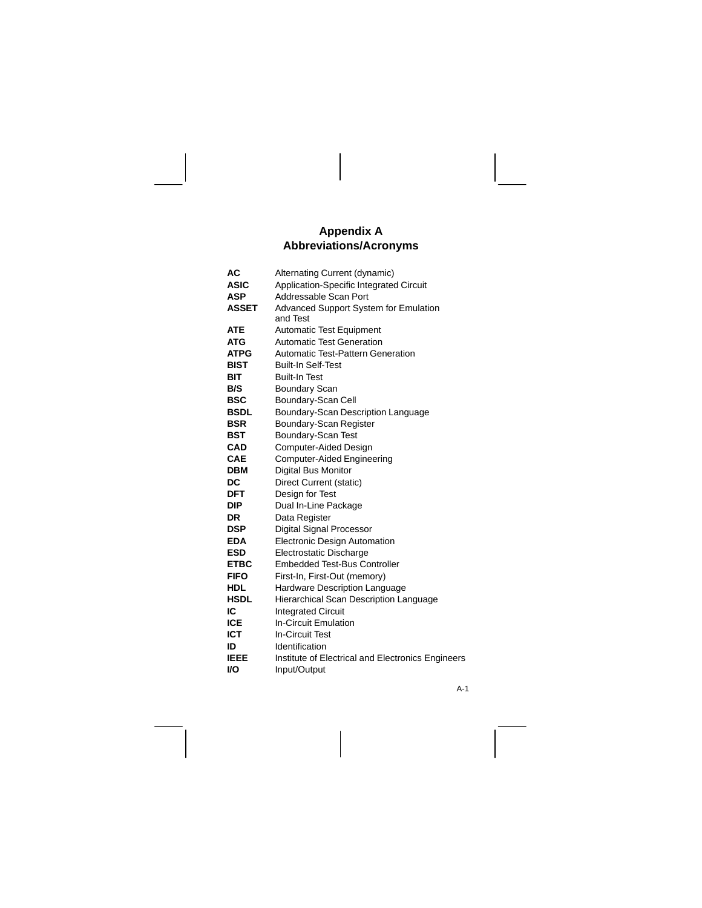# Appendix A
# Abbreviations/Acronyms

| | |
|---|---|
| **AC** | Alternating Current (dynamic) |
| **ASIC** | Application-Specific Integrated Circuit |
| **ASP** | Addressable Scan Port |
| **ASSET** | Advanced Support System for Emulation and Test |
| **ATE** | Automatic Test Equipment |
| **ATG** | Automatic Test Generation |
| **ATPG** | Automatic Test-Pattern Generation |
| **BIST** | Built-In Self-Test |
| **BIT** | Built-In Test |
| **B/S** | Boundary Scan |
| **BSC** | Boundary-Scan Cell |
| **BSDL** | Boundary-Scan Description Language |
| **BSR** | Boundary-Scan Register |
| **BST** | Boundary-Scan Test |
| **CAD** | Computer-Aided Design |
| **CAE** | Computer-Aided Engineering |
| **DBM** | Digital Bus Monitor |
| **DC** | Direct Current (static) |
| **DFT** | Design for Test |
| **DIP** | Dual In-Line Package |
| **DR** | Data Register |
| **DSP** | Digital Signal Processor |
| **EDA** | Electronic Design Automation |
| **ESD** | Electrostatic Discharge |
| **ETBC** | Embedded Test-Bus Controller |
| **FIFO** | First-In, First-Out (memory) |
| **HDL** | Hardware Description Language |
| **HSDL** | Hierarchical Scan Description Language |
| **IC** | Integrated Circuit |
| **ICE** | In-Circuit Emulation |
| **ICT** | In-Circuit Test |
| **ID** | Identification |
| **IEEE** | Institute of Electrical and Electronics Engineers |
| **I/O** | Input/Output |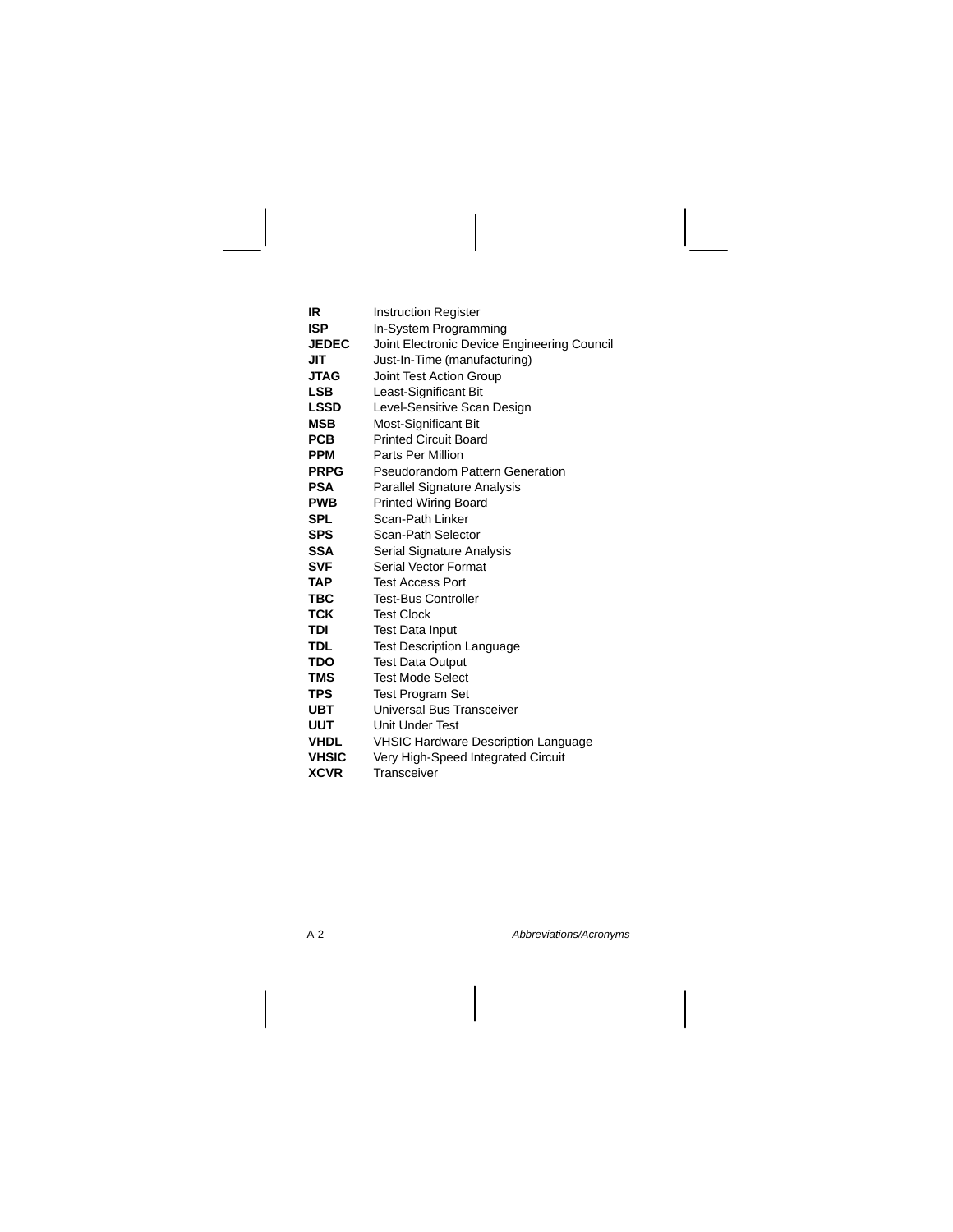| | |
|---|---|
| **IR** | Instruction Register |
| **ISP** | In-System Programming |
| **JEDEC** | Joint Electronic Device Engineering Council |
| **JIT** | Just-In-Time (manufacturing) |
| **JTAG** | Joint Test Action Group |
| **LSB** | Least-Significant Bit |
| **LSSD** | Level-Sensitive Scan Design |
| **MSB** | Most-Significant Bit |
| **PCB** | Printed Circuit Board |
| **PPM** | Parts Per Million |
| **PRPG** | Pseudorandom Pattern Generation |
| **PSA** | Parallel Signature Analysis |
| **PWB** | Printed Wiring Board |
| **SPL** | Scan-Path Linker |
| **SPS** | Scan-Path Selector |
| **SSA** | Serial Signature Analysis |
| **SVF** | Serial Vector Format |
| **TAP** | Test Access Port |
| **TBC** | Test-Bus Controller |
| **TCK** | Test Clock |
| **TDI** | Test Data Input |
| **TDL** | Test Description Language |
| **TDO** | Test Data Output |
| **TMS** | Test Mode Select |
| **TPS** | Test Program Set |
| **UBT** | Universal Bus Transceiver |
| **UUT** | Unit Under Test |
| **VHDL** | VHSIC Hardware Description Language |
| **VHSIC** | Very High-Speed Integrated Circuit |
| **XCVR** | Transceiver |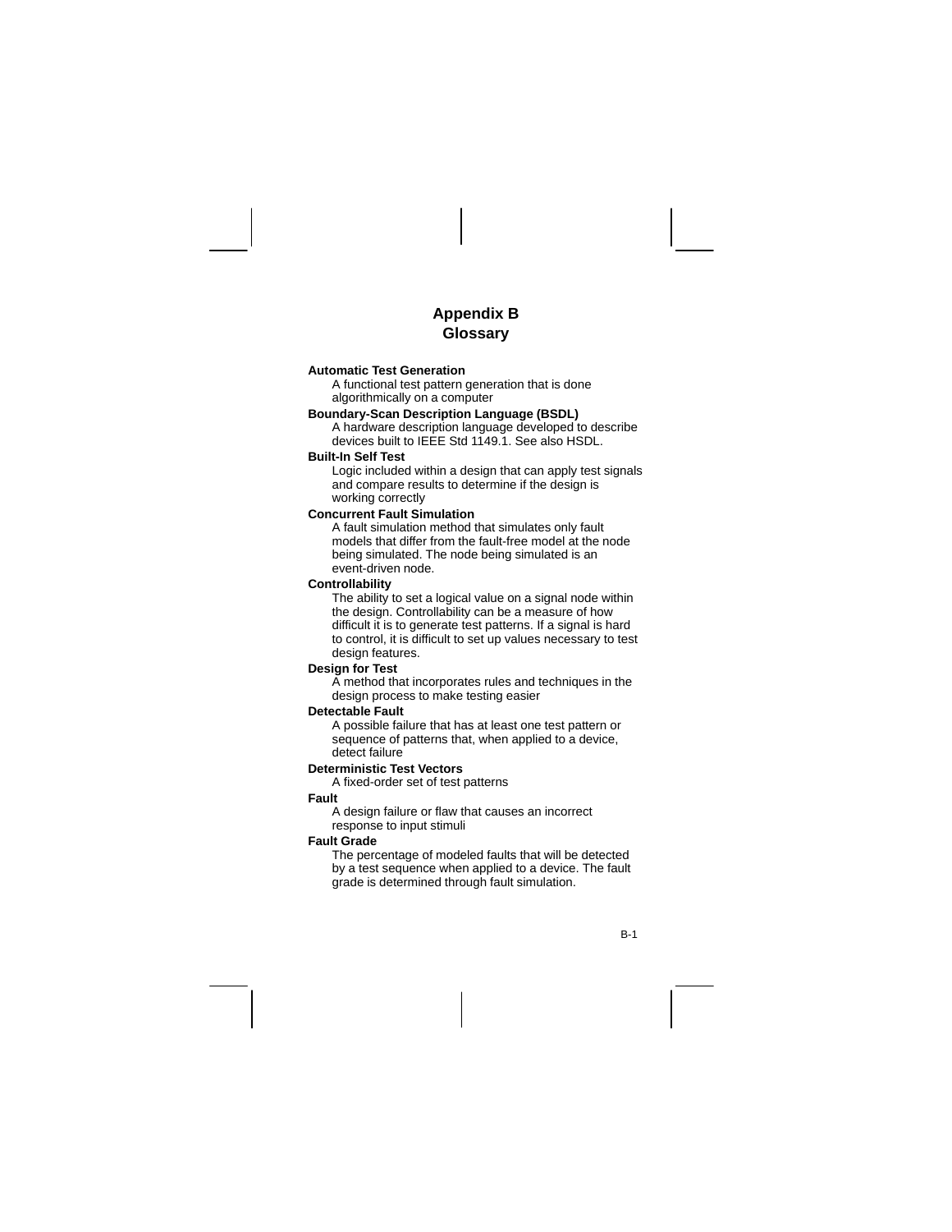# Appendix B
# Glossary

**Automatic Test Generation**
A functional test pattern generation that is done algorithmically on a computer

**Boundary-Scan Description Language (BSDL)**
A hardware description language developed to describe devices built to IEEE Std 1149.1. See also HSDL.

**Built-In Self Test**
Logic included within a design that can apply test signals and compare results to determine if the design is working correctly

**Concurrent Fault Simulation**
A fault simulation method that simulates only fault models that differ from the fault-free model at the node being simulated. The node being simulated is an event-driven node.

**Controllability**
The ability to set a logical value on a signal node within the design. Controllability can be a measure of how difficult it is to generate test patterns. If a signal is hard to control, it is difficult to set up values necessary to test design features.

**Design for Test**
A method that incorporates rules and techniques in the design process to make testing easier

**Detectable Fault**
A possible failure that has at least one test pattern or sequence of patterns that, when applied to a device, detect failure

**Deterministic Test Vectors**
A fixed-order set of test patterns

**Fault**
A design failure or flaw that causes an incorrect response to input stimuli

**Fault Grade**
The percentage of modeled faults that will be detected by a test sequence when applied to a device. The fault grade is determined through fault simulation.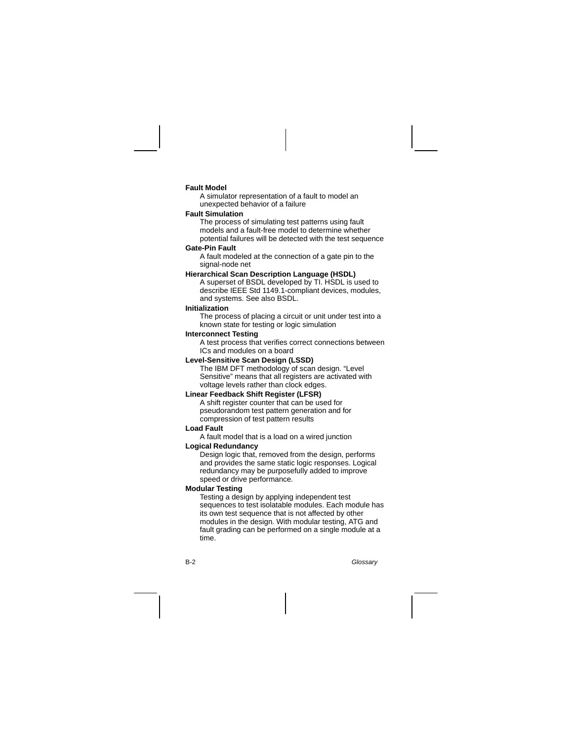**Fault Model**

A simulator representation of a fault to model an unexpected behavior of a failure

**Fault Simulation**

The process of simulating test patterns using fault models and a fault-free model to determine whether potential failures will be detected with the test sequence

**Gate-Pin Fault**

A fault modeled at the connection of a gate pin to the signal-node net

**Hierarchical Scan Description Language (HSDL)**

A superset of BSDL developed by TI. HSDL is used to describe IEEE Std 1149.1-compliant devices, modules, and systems. See also BSDL.

**Initialization**

The process of placing a circuit or unit under test into a known state for testing or logic simulation

**Interconnect Testing**

A test process that verifies correct connections between ICs and modules on a board

**Level-Sensitive Scan Design (LSSD)**

The IBM DFT methodology of scan design. “Level Sensitive” means that all registers are activated with voltage levels rather than clock edges.

**Linear Feedback Shift Register (LFSR)**

A shift register counter that can be used for pseudorandom test pattern generation and for compression of test pattern results

**Load Fault**

A fault model that is a load on a wired junction

**Logical Redundancy**

Design logic that, removed from the design, performs and provides the same static logic responses. Logical redundancy may be purposefully added to improve speed or drive performance.

**Modular Testing**

Testing a design by applying independent test sequences to test isolatable modules. Each module has its own test sequence that is not affected by other modules in the design. With modular testing, ATG and fault grading can be performed on a single module at a time.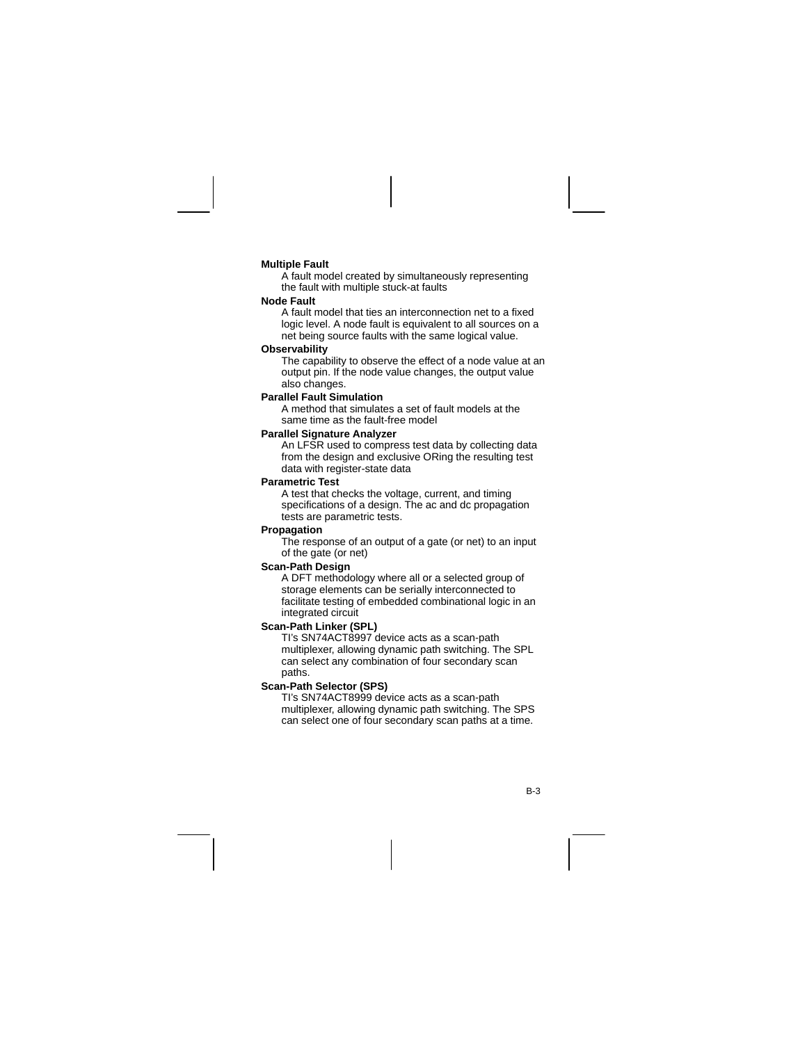**Multiple Fault**

A fault model created by simultaneously representing the fault with multiple stuck-at faults

**Node Fault**

A fault model that ties an interconnection net to a fixed logic level. A node fault is equivalent to all sources on a net being source faults with the same logical value.

**Observability**

The capability to observe the effect of a node value at an output pin. If the node value changes, the output value also changes.

**Parallel Fault Simulation**

A method that simulates a set of fault models at the same time as the fault-free model

**Parallel Signature Analyzer**

An LFSR used to compress test data by collecting data from the design and exclusive ORing the resulting test data with register-state data

**Parametric Test**

A test that checks the voltage, current, and timing specifications of a design. The ac and dc propagation tests are parametric tests.

**Propagation**

The response of an output of a gate (or net) to an input of the gate (or net)

**Scan-Path Design**

A DFT methodology where all or a selected group of storage elements can be serially interconnected to facilitate testing of embedded combinational logic in an integrated circuit

**Scan-Path Linker (SPL)**

TI's SN74ACT8997 device acts as a scan-path multiplexer, allowing dynamic path switching. The SPL can select any combination of four secondary scan paths.

**Scan-Path Selector (SPS)**

TI's SN74ACT8999 device acts as a scan-path multiplexer, allowing dynamic path switching. The SPS can select one of four secondary scan paths at a time.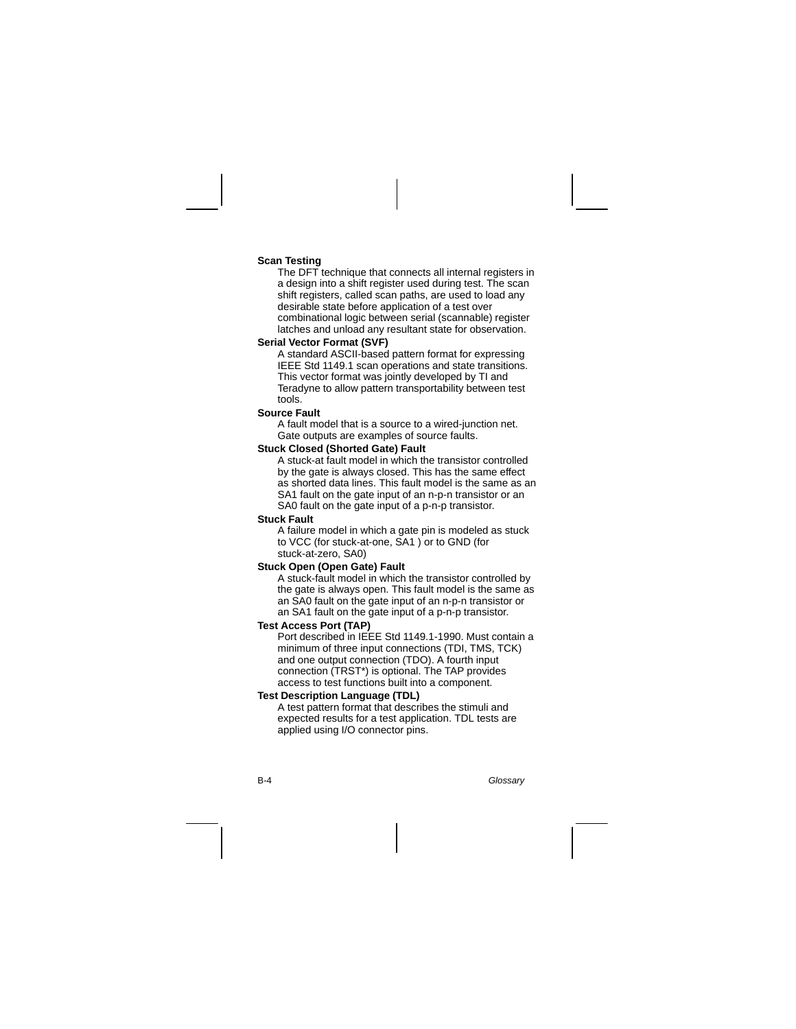**Scan Testing**

The DFT technique that connects all internal registers in a design into a shift register used during test. The scan shift registers, called scan paths, are used to load any desirable state before application of a test over combinational logic between serial (scannable) register latches and unload any resultant state for observation.

**Serial Vector Format (SVF)**

A standard ASCII-based pattern format for expressing IEEE Std 1149.1 scan operations and state transitions. This vector format was jointly developed by TI and Teradyne to allow pattern transportability between test tools.

**Source Fault**

A fault model that is a source to a wired-junction net. Gate outputs are examples of source faults.

**Stuck Closed (Shorted Gate) Fault**

A stuck-at fault model in which the transistor controlled by the gate is always closed. This has the same effect as shorted data lines. This fault model is the same as an SA1 fault on the gate input of an n-p-n transistor or an SA0 fault on the gate input of a p-n-p transistor.

**Stuck Fault**

A failure model in which a gate pin is modeled as stuck to VCC (for stuck-at-one, SA1 ) or to GND (for stuck-at-zero, SA0)

**Stuck Open (Open Gate) Fault**

A stuck-fault model in which the transistor controlled by the gate is always open. This fault model is the same as an SA0 fault on the gate input of an n-p-n transistor or an SA1 fault on the gate input of a p-n-p transistor.

**Test Access Port (TAP)**

Port described in IEEE Std 1149.1-1990. Must contain a minimum of three input connections (TDI, TMS, TCK) and one output connection (TDO). A fourth input connection (TRST*) is optional. The TAP provides access to test functions built into a component.

**Test Description Language (TDL)**

A test pattern format that describes the stimuli and expected results for a test application. TDL tests are applied using I/O connector pins.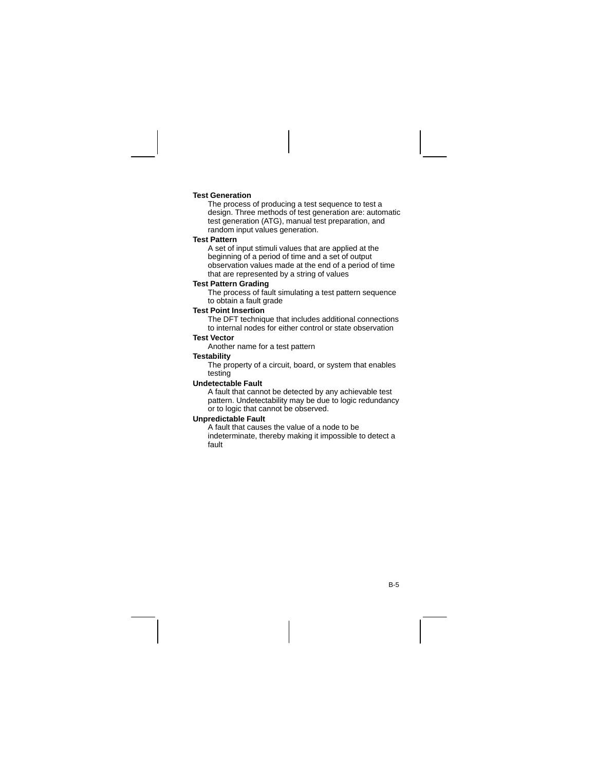**Test Generation**

The process of producing a test sequence to test a design. Three methods of test generation are: automatic test generation (ATG), manual test preparation, and random input values generation.

**Test Pattern**

A set of input stimuli values that are applied at the beginning of a period of time and a set of output observation values made at the end of a period of time that are represented by a string of values

**Test Pattern Grading**

The process of fault simulating a test pattern sequence to obtain a fault grade

**Test Point Insertion**

The DFT technique that includes additional connections to internal nodes for either control or state observation

**Test Vector**

Another name for a test pattern

**Testability**

The property of a circuit, board, or system that enables testing

**Undetectable Fault**

A fault that cannot be detected by any achievable test pattern. Undetectability may be due to logic redundancy or to logic that cannot be observed.

**Unpredictable Fault**

A fault that causes the value of a node to be indeterminate, thereby making it impossible to detect a fault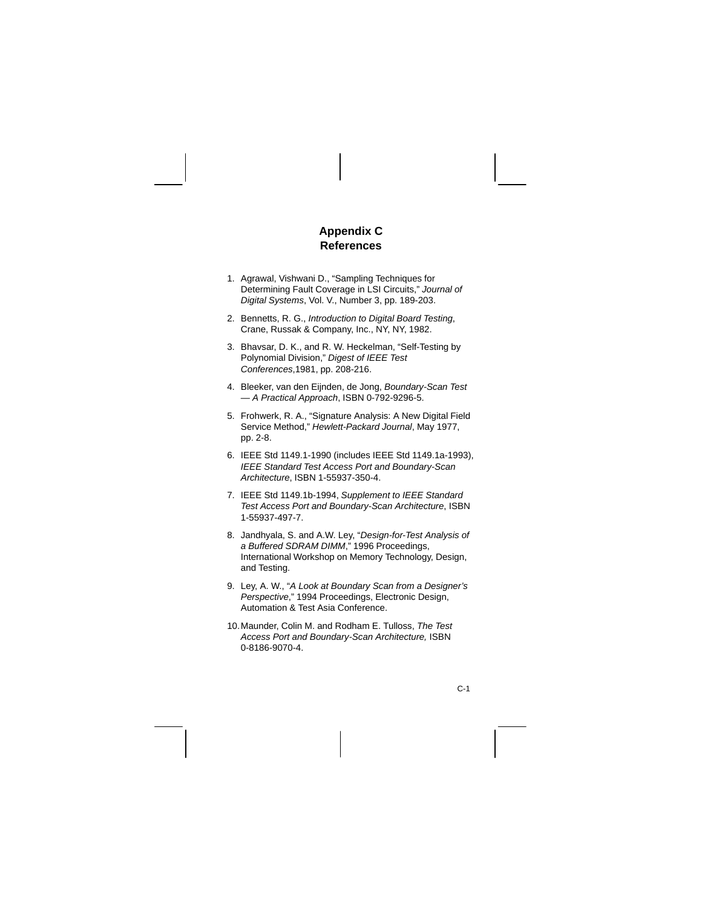# Appendix C
# References

1. Agrawal, Vishwani D., “Sampling Techniques for Determining Fault Coverage in LSI Circuits,” *Journal of Digital Systems*, Vol. V., Number 3, pp. 189-203.

2. Bennetts, R. G., *Introduction to Digital Board Testing*, Crane, Russak & Company, Inc., NY, NY, 1982.

3. Bhavsar, D. K., and R. W. Heckelman, “Self-Testing by Polynomial Division,” *Digest of IEEE Test Conferences*,1981, pp. 208-216.

4. Bleeker, van den Eijnden, de Jong, *Boundary-Scan Test — A Practical Approach*, ISBN 0-792-9296-5.

5. Frohwerk, R. A., “Signature Analysis: A New Digital Field Service Method,” *Hewlett-Packard Journal*, May 1977, pp. 2-8.

6. IEEE Std 1149.1-1990 (includes IEEE Std 1149.1a-1993), *IEEE Standard Test Access Port and Boundary-Scan Architecture*, ISBN 1-55937-350-4.

7. IEEE Std 1149.1b-1994, *Supplement to IEEE Standard Test Access Port and Boundary-Scan Architecture*, ISBN 1-55937-497-7.

8. Jandhyala, S. and A.W. Ley, “*Design-for-Test Analysis of a Buffered SDRAM DIMM*,” 1996 Proceedings, International Workshop on Memory Technology, Design, and Testing.

9. Ley, A. W., “*A Look at Boundary Scan from a Designer’s Perspective*,” 1994 Proceedings, Electronic Design, Automation & Test Asia Conference.

10. Maunder, Colin M. and Rodham E. Tulloss, *The Test Access Port and Boundary-Scan Architecture,* ISBN 0-8186-9070-4.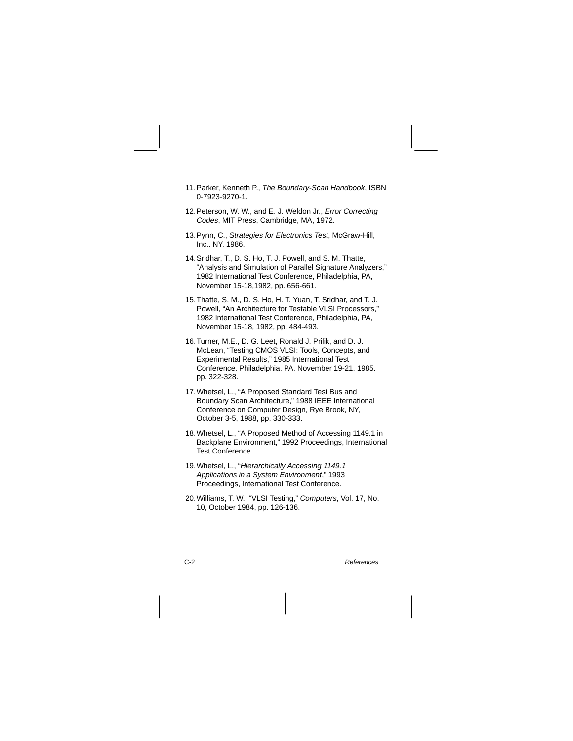11. Parker, Kenneth P., *The Boundary-Scan Handbook*, ISBN 0-7923-9270-1.

12. Peterson, W. W., and E. J. Weldon Jr., *Error Correcting Codes*, MIT Press, Cambridge, MA, 1972.

13. Pynn, C., *Strategies for Electronics Test*, McGraw-Hill, Inc., NY, 1986.

14. Sridhar, T., D. S. Ho, T. J. Powell, and S. M. Thatte, “Analysis and Simulation of Parallel Signature Analyzers,” 1982 International Test Conference, Philadelphia, PA, November 15-18,1982, pp. 656-661.

15. Thatte, S. M., D. S. Ho, H. T. Yuan, T. Sridhar, and T. J. Powell, “An Architecture for Testable VLSI Processors,” 1982 International Test Conference, Philadelphia, PA, November 15-18, 1982, pp. 484-493.

16. Turner, M.E., D. G. Leet, Ronald J. Prilik, and D. J. McLean, “Testing CMOS VLSI: Tools, Concepts, and Experimental Results,” 1985 International Test Conference, Philadelphia, PA, November 19-21, 1985, pp. 322-328.

17. Whetsel, L., “A Proposed Standard Test Bus and Boundary Scan Architecture,” 1988 IEEE International Conference on Computer Design, Rye Brook, NY, October 3-5, 1988, pp. 330-333.

18. Whetsel, L., “A Proposed Method of Accessing 1149.1 in Backplane Environment,” 1992 Proceedings, International Test Conference.

19. Whetsel, L., “*Hierarchically Accessing 1149.1 Applications in a System Environment*,” 1993 Proceedings, International Test Conference.

20. Williams, T. W., “VLSI Testing,” *Computers*, Vol. 17, No. 10, October 1984, pp. 126-136.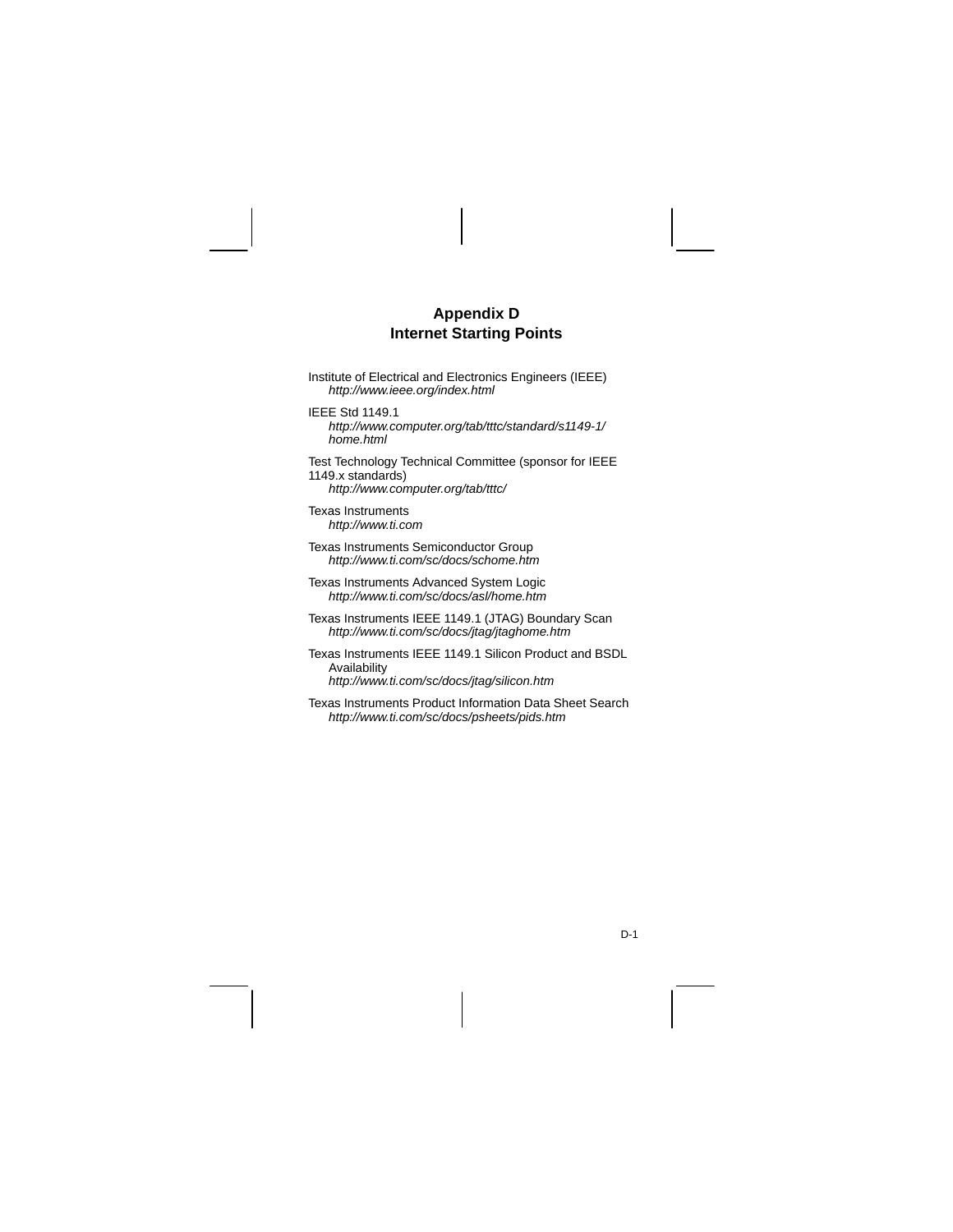# Appendix D
# Internet Starting Points

Institute of Electrical and Electronics Engineers (IEEE)
*http://www.ieee.org/index.html*

IEEE Std 1149.1
*http://www.computer.org/tab/tttc/standard/s1149-1/home.html*

Test Technology Technical Committee (sponsor for IEEE 1149.x standards)
*http://www.computer.org/tab/tttc/*

Texas Instruments
*http://www.ti.com*

Texas Instruments Semiconductor Group
*http://www.ti.com/sc/docs/schome.htm*

Texas Instruments Advanced System Logic
*http://www.ti.com/sc/docs/asl/home.htm*

Texas Instruments IEEE 1149.1 (JTAG) Boundary Scan
*http://www.ti.com/sc/docs/jtag/jtaghome.htm*

Texas Instruments IEEE 1149.1 Silicon Product and BSDL Availability
*http://www.ti.com/sc/docs/jtag/silicon.htm*

Texas Instruments Product Information Data Sheet Search
*http://www.ti.com/sc/docs/psheets/pids.htm*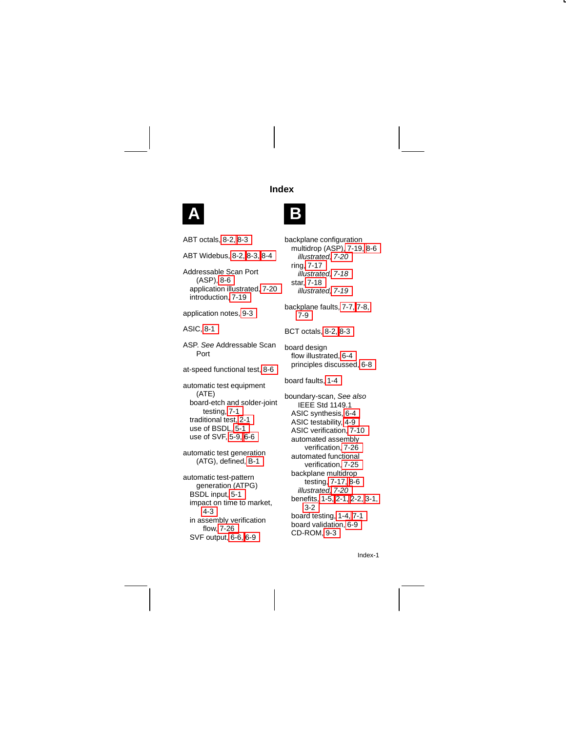# Index

## A

ABT octals, 8-2, 8-3

ABT Widebus, 8-2, 8-3, 8-4

Addressable Scan Port (ASP), 8-6
- application illustrated, 7-20
- introduction, 7-19

application notes, 9-3

ASIC, 8-1

ASP. *See* Addressable Scan Port

at-speed functional test, 8-6

automatic test equipment (ATE)
- board-etch and solder-joint testing, 7-1
- traditional test, 2-1
- use of BSDL, 5-1
- use of SVF, 5-9, 6-6

automatic test generation (ATG), defined, B-1

automatic test-pattern generation (ATPG)
- BSDL input, 5-1
- impact on time to market, 4-3
- in assembly verification flow, 7-26
- SVF output, 6-6, 6-9

## B

backplane configuration
- multidrop (ASP), 7-19, 8-6
  - *illustrated*, *7-20*
- ring, 7-17
  - *illustrated*, *7-18*
- star, 7-18
  - *illustrated*, *7-19*

backplane faults, 7-7, 7-8, 7-9

BCT octals, 8-2, 8-3

board design
- flow illustrated, 6-4
- principles discussed, 6-8

board faults, 1-4

boundary-scan, *See also* IEEE Std 1149.1
- ASIC synthesis, 6-4
- ASIC testability, 4-9
- ASIC verification, 7-10
- automated assembly verification, 7-26
- automated functional verification, 7-25
- backplane multidrop testing, 7-17, 8-6
  - *illustrated*, *7-20*
- benefits, 1-5, 2-1, 2-2, 3-1, 3-2
- board testing, 1-4, 7-1
- board validation, 6-9
- CD-ROM, 9-3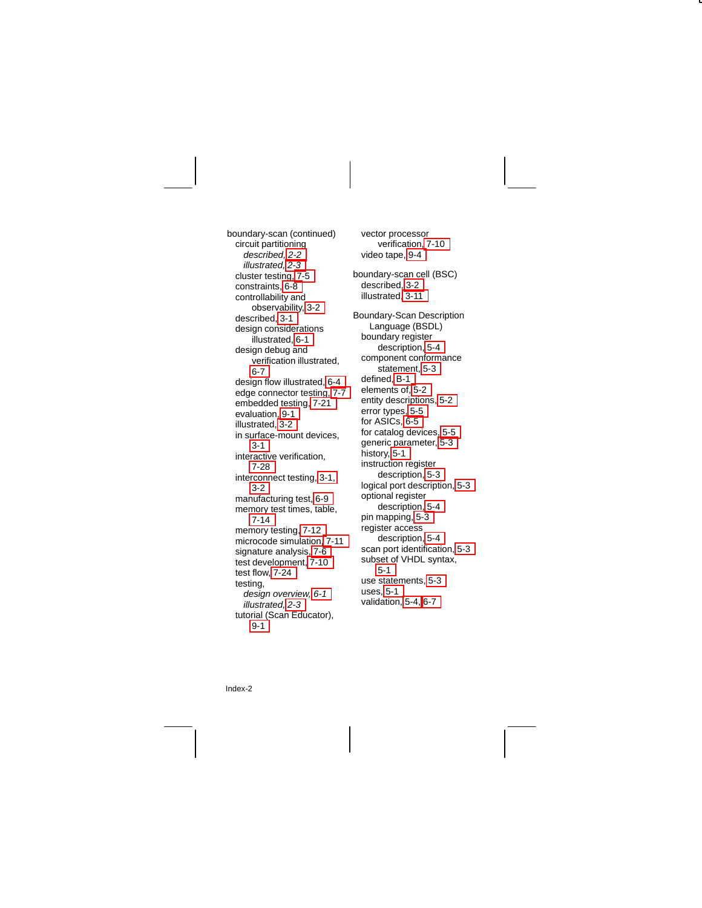boundary-scan (continued)
- circuit partitioning
  - *described, 2-2*
  - *illustrated, 2-3*
- cluster testing, 7-5
- constraints, 6-8
- controllability and observability, 3-2
- described, 3-1
- design considerations illustrated, 6-1
- design debug and verification illustrated, 6-7
- design flow illustrated, 6-4
- edge connector testing, 7-7
- embedded testing, 7-21
- evaluation, 9-1
- illustrated, 3-2
- in surface-mount devices, 3-1
- interactive verification, 7-28
- interconnect testing, 3-1, 3-2
- manufacturing test, 6-9
- memory test times, table, 7-14
- memory testing, 7-12
- microcode simulation, 7-11
- signature analysis, 7-6
- test development, 7-10
- test flow, 7-24
- testing,
  - *design overview, 6-1*
  - *illustrated, 2-3*
- tutorial (Scan Educator), 9-1
- vector processor verification, 7-10
- video tape, 9-4

boundary-scan cell (BSC)
- described, 3-2
- illustrated, 3-11

Boundary-Scan Description Language (BSDL)
- boundary register description, 5-4
- component conformance statement, 5-3
- defined, B-1
- elements of, 5-2
- entity descriptions, 5-2
- error types, 5-5
- for ASICs, 6-5
- for catalog devices, 5-5
- generic parameter, 5-3
- history, 5-1
- instruction register description, 5-3
- logical port description, 5-3
- optional register description, 5-4
- pin mapping, 5-3
- register access description, 5-4
- scan port identification, 5-3
- subset of VHDL syntax, 5-1
- use statements, 5-3
- uses, 5-1
- validation, 5-4, 6-7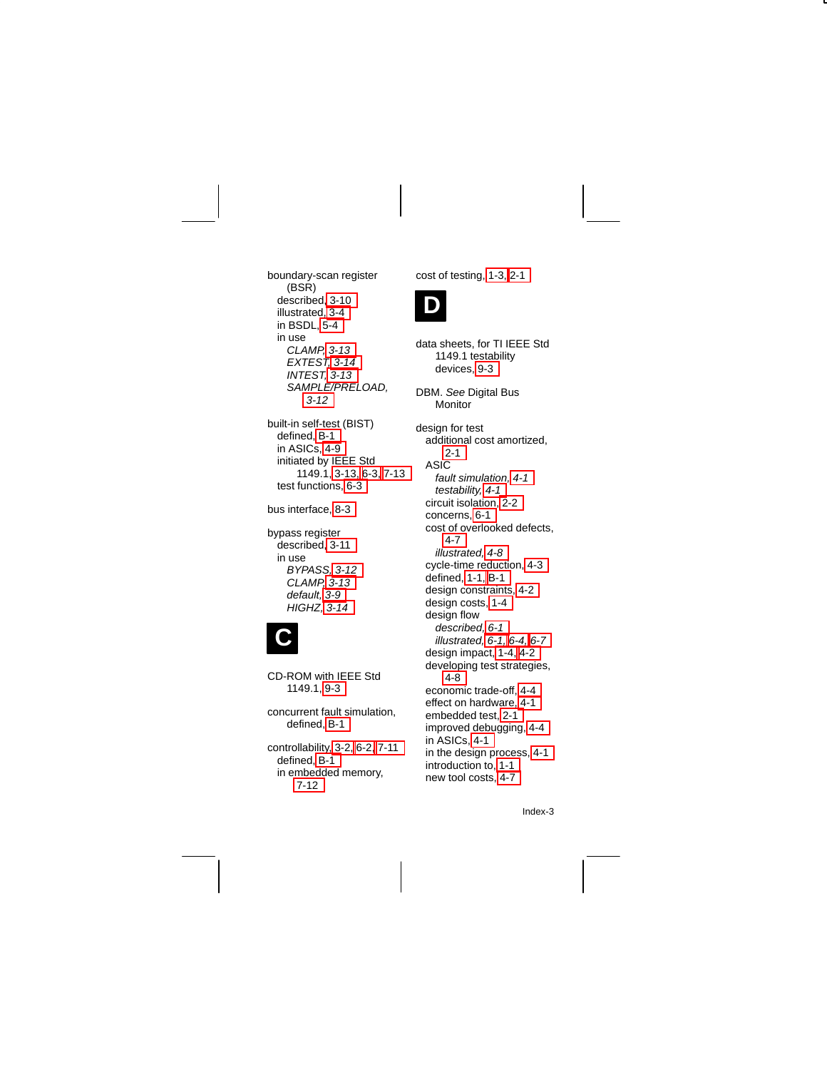boundary-scan register (BSR)
- described, 3-10
- illustrated, 3-4
- in BSDL, 5-4
- in use
  - *CLAMP*, *3-13*
  - *EXTEST*, *3-14*
  - *INTEST*, *3-13*
  - *SAMPLE/PRELOAD*, *3-12*

built-in self-test (BIST)
- defined, B-1
- in ASICs, 4-9
- initiated by IEEE Std 1149.1, 3-13, 6-3, 7-13
- test functions, 6-3

bus interface, 8-3

bypass register
- described, 3-11
- in use
  - *BYPASS*, *3-12*
  - *CLAMP*, *3-13*
  - *default*, *3-9*
  - *HIGHZ*, *3-14*

## C

CD-ROM with IEEE Std 1149.1, 9-3

concurrent fault simulation, defined, B-1

controllability, 3-2, 6-2, 7-11
- defined, B-1
- in embedded memory, 7-12

cost of testing, 1-3, 2-1

## D

data sheets, for TI IEEE Std 1149.1 testability devices, 9-3

DBM. *See* Digital Bus Monitor

design for test
- additional cost amortized, 2-1
- ASIC
  - *fault simulation*, *4-1*
  - *testability*, *4-1*
- circuit isolation, 2-2
- concerns, 6-1
- cost of overlooked defects, 4-7
  - *illustrated*, *4-8*
- cycle-time reduction, 4-3
- defined, 1-1, B-1
- design constraints, 4-2
- design costs, 1-4
- design flow
  - *described*, *6-1*
  - *illustrated*, *6-1*, *6-4*, *6-7*
- design impact, 1-4, 4-2
- developing test strategies, 4-8
- economic trade-off, 4-4
- effect on hardware, 4-1
- embedded test, 2-1
- improved debugging, 4-4
- in ASICs, 4-1
- in the design process, 4-1
- introduction to, 1-1
- new tool costs, 4-7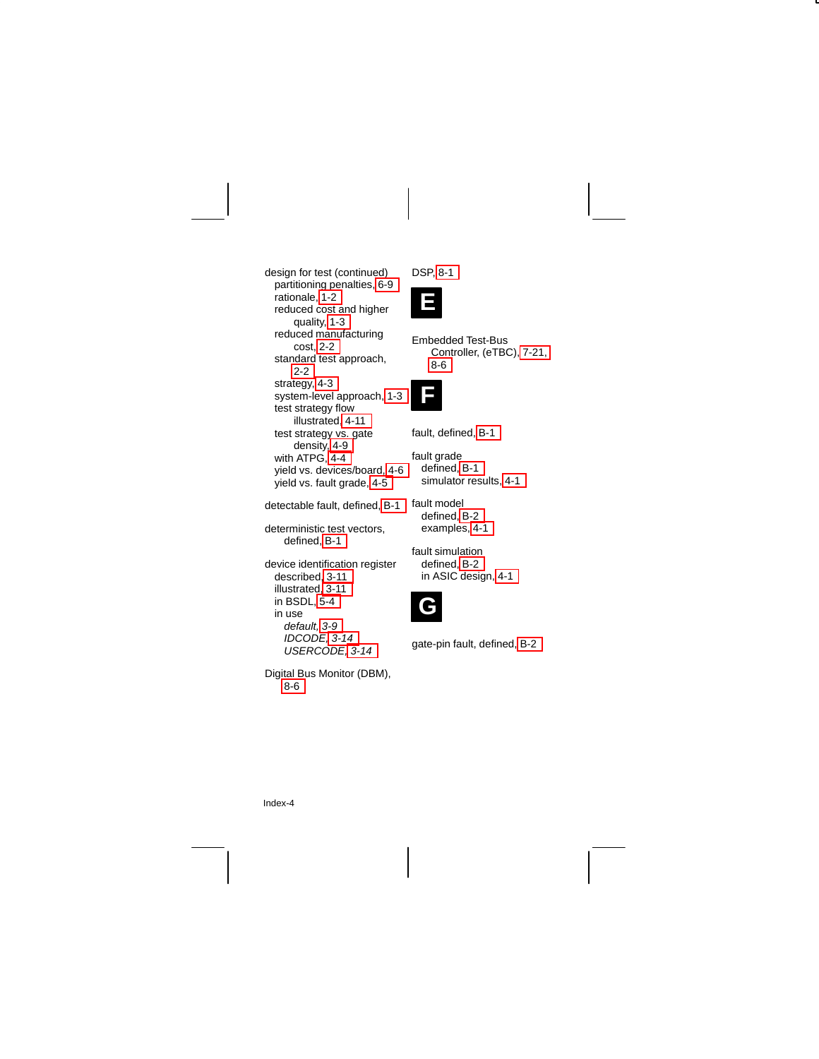design for test (continued)
- partitioning penalties, 6-9
- rationale, 1-2
- reduced cost and higher quality, 1-3
- reduced manufacturing cost, 2-2
- standard test approach, 2-2
- strategy, 4-3
- system-level approach, 1-3
- test strategy flow
  - illustrated, 4-11
- test strategy vs. gate density, 4-9
- with ATPG, 4-4
- yield vs. devices/board, 4-6
- yield vs. fault grade, 4-5

detectable fault, defined, B-1

deterministic test vectors, defined, B-1

device identification register
- described, 3-11
- illustrated, 3-11
- in BSDL, 5-4
- in use
  - *default,* 3-9
  - *IDCODE,* 3-14
  - *USERCODE,* 3-14

Digital Bus Monitor (DBM), 8-6

DSP, 8-1

## E

Embedded Test-Bus Controller, (eTBC), 7-21, 8-6

## F

fault, defined, B-1

fault grade
- defined, B-1
- simulator results, 4-1

fault model
- defined, B-2
- examples, 4-1

fault simulation
- defined, B-2
- in ASIC design, 4-1

## G

gate-pin fault, defined, B-2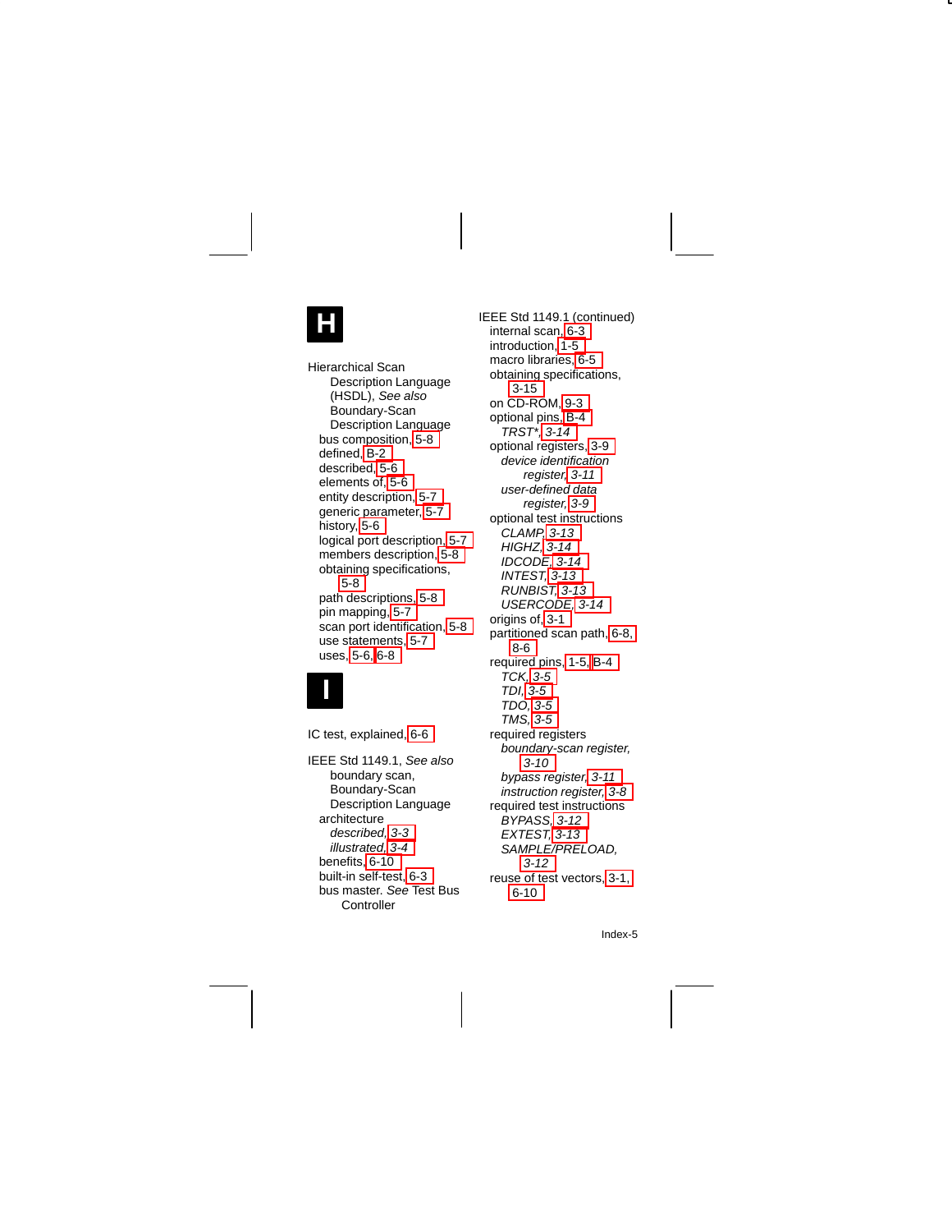# H

Hierarchical Scan Description Language (HSDL), *See also* Boundary-Scan Description Language
- bus composition, 5-8
- defined, B-2
- described, 5-6
- elements of, 5-6
- entity description, 5-7
- generic parameter, 5-7
- history, 5-6
- logical port description, 5-7
- members description, 5-8
- obtaining specifications, 5-8
- path descriptions, 5-8
- pin mapping, 5-7
- scan port identification, 5-8
- use statements, 5-7
- uses, 5-6, 6-8

# I

IC test, explained, 6-6

IEEE Std 1149.1, *See also* boundary scan, Boundary-Scan Description Language
- architecture
  - *described*, 3-3
  - *illustrated*, 3-4
- benefits, 6-10
- built-in self-test, 6-3
- bus master. *See* Test Bus Controller

IEEE Std 1149.1 (continued)
- internal scan, 6-3
- introduction, 1-5
- macro libraries, 6-5
- obtaining specifications, 3-15
- on CD-ROM, 9-3
- optional pins, B-4
  - *TRST\**, 3-14
- optional registers, 3-9
  - *device identification register*, 3-11
  - *user-defined data register*, 3-9
- optional test instructions
  - *CLAMP*, 3-13
  - *HIGHZ*, 3-14
  - *IDCODE*, 3-14
  - *INTEST*, 3-13
  - *RUNBIST*, 3-13
  - *USERCODE*, 3-14
- origins of, 3-1
- partitioned scan path, 6-8, 8-6
- required pins, 1-5, B-4
  - *TCK*, 3-5
  - *TDI*, 3-5
  - *TDO*, 3-5
  - *TMS*, 3-5
- required registers
  - *boundary-scan register*, 3-10
  - *bypass register*, 3-11
  - *instruction register*, 3-8
- required test instructions
  - *BYPASS*, 3-12
  - *EXTEST*, 3-13
  - *SAMPLE/PRELOAD*, 3-12
- reuse of test vectors, 3-1, 6-10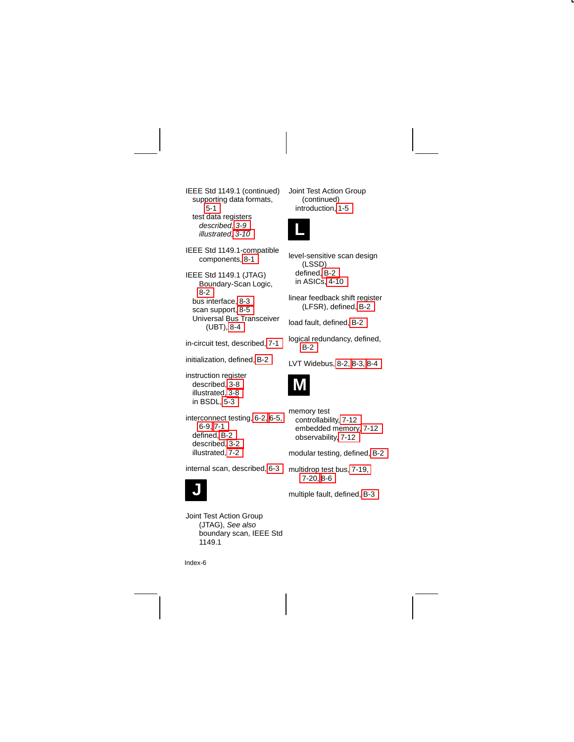IEEE Std 1149.1 (continued)
- supporting data formats, 5-1
- test data registers
  - *described,* 3-9
  - *illustrated,* 3-10

IEEE Std 1149.1-compatible components, 8-1

IEEE Std 1149.1 (JTAG)
- Boundary-Scan Logic, 8-2
- bus interface, 8-3
- scan support, 8-5
- Universal Bus Transceiver (UBT), 8-4

in-circuit test, described, 7-1

initialization, defined, B-2

instruction register
- described, 3-8
- illustrated, 3-8
- in BSDL, 5-3

interconnect testing, 6-2, 6-5, 6-9, 7-1
- defined, B-2
- described, 3-2
- illustrated, 7-2

internal scan, described, 6-3

## J

Joint Test Action Group (JTAG), *See also* boundary scan, IEEE Std 1149.1

Joint Test Action Group (continued)
- introduction, 1-5

## L

level-sensitive scan design (LSSD)
- defined, B-2
- in ASICs, 4-10

linear feedback shift register (LFSR), defined, B-2

load fault, defined, B-2

logical redundancy, defined, B-2

LVT Widebus, 8-2, 8-3, 8-4

## M

memory test
- controllability, 7-12
- embedded memory, 7-12
- observability, 7-12

modular testing, defined, B-2

multidrop test bus, 7-19, 7-20, 8-6

multiple fault, defined, B-3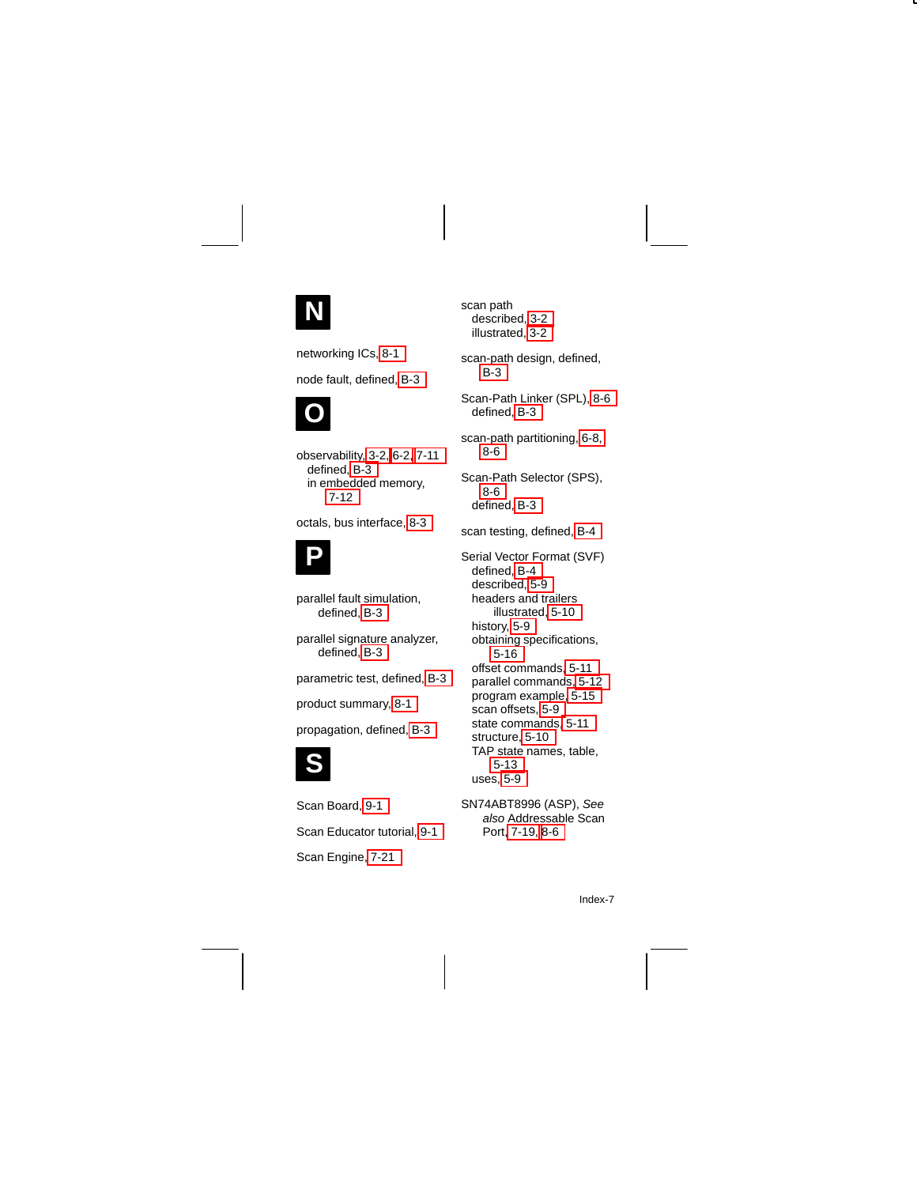## N

networking ICs, 8-1

node fault, defined, B-3

## O

observability, 3-2, 6-2, 7-11
  defined, B-3
  in embedded memory, 7-12

octals, bus interface, 8-3

## P

parallel fault simulation, defined, B-3

parallel signature analyzer, defined, B-3

parametric test, defined, B-3

product summary, 8-1

propagation, defined, B-3

## S

Scan Board, 9-1

Scan Educator tutorial, 9-1

Scan Engine, 7-21

scan path
  described, 3-2
  illustrated, 3-2

scan-path design, defined, B-3

Scan-Path Linker (SPL), 8-6
  defined, B-3

scan-path partitioning, 6-8, 8-6

Scan-Path Selector (SPS), 8-6
  defined, B-3

scan testing, defined, B-4

Serial Vector Format (SVF)
  defined, B-4
  described, 5-9
  headers and trailers
    illustrated, 5-10
  history, 5-9
  obtaining specifications, 5-16
  offset commands, 5-11
  parallel commands, 5-12
  program example, 5-15
  scan offsets, 5-9
  state commands, 5-11
  structure, 5-10
  TAP state names, table, 5-13
  uses, 5-9

SN74ABT8996 (ASP), *See also* Addressable Scan Port, 7-19, 8-6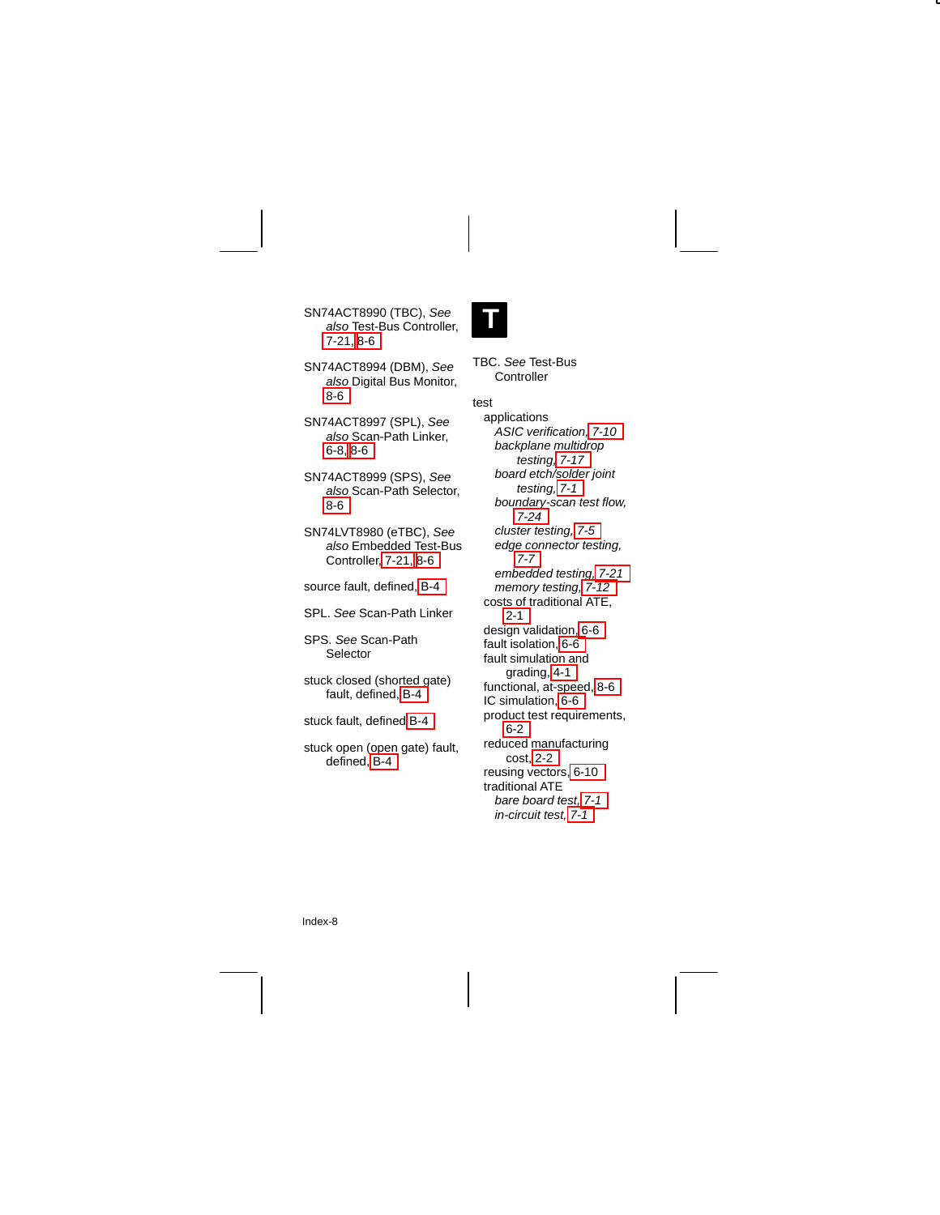SN74ACT8990 (TBC), *See also* Test-Bus Controller, 7-21, 8-6

SN74ACT8994 (DBM), *See also* Digital Bus Monitor, 8-6

SN74ACT8997 (SPL), *See also* Scan-Path Linker, 6-8, 8-6

SN74ACT8999 (SPS), *See also* Scan-Path Selector, 8-6

SN74LVT8980 (eTBC), *See also* Embedded Test-Bus Controller, 7-21, 8-6

source fault, defined, B-4

SPL. *See* Scan-Path Linker

SPS. *See* Scan-Path Selector

stuck closed (shorted gate) fault, defined, B-4

stuck fault, defined B-4

stuck open (open gate) fault, defined, B-4

# T

TBC. *See* Test-Bus Controller

test
- applications
  - *ASIC verification, 7-10*
  - *backplane multidrop testing, 7-17*
  - *board etch/solder joint testing, 7-1*
  - *boundary-scan test flow, 7-24*
  - *cluster testing, 7-5*
  - *edge connector testing, 7-7*
  - *embedded testing, 7-21*
  - *memory testing, 7-12*
- costs of traditional ATE, 2-1
- design validation, 6-6
- fault isolation, 6-6
- fault simulation and grading, 4-1
- functional, at-speed, 8-6
- IC simulation, 6-6
- product test requirements, 6-2
- reduced manufacturing cost, 2-2
- reusing vectors, 6-10
- traditional ATE
  - *bare board test, 7-1*
  - *in-circuit test, 7-1*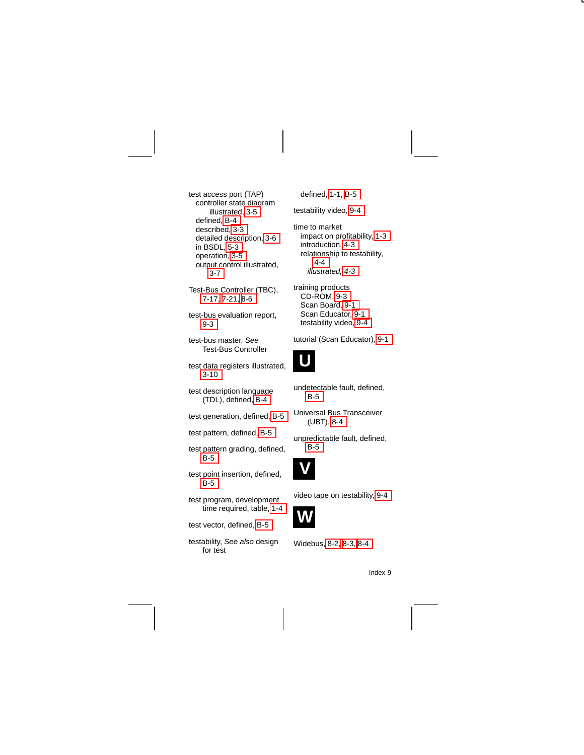test access port (TAP)
  controller state diagram
    illustrated, 3-5
  defined, B-4
  described, 3-3
  detailed description, 3-6
  in BSDL, 5-3
  operation, 3-5
  output control illustrated, 3-7

Test-Bus Controller (TBC), 7-17, 7-21, 8-6

test-bus evaluation report, 9-3

test-bus master. *See* Test-Bus Controller

test data registers illustrated, 3-10

test description language (TDL), defined, B-4

test generation, defined, B-5

test pattern, defined, B-5

test pattern grading, defined, B-5

test point insertion, defined, B-5

test program, development time required, table, 1-4

test vector, defined, B-5

testability, *See also* design for test
  defined, 1-1, B-5

testability video, 9-4

time to market
  impact on profitability, 1-3
  introduction, 4-3
  relationship to testability, 4-4
    *illustrated*, *4-3*

training products
  CD-ROM, 9-3
  Scan Board, 9-1
  Scan Educator, 9-1
  testability video, 9-4

tutorial (Scan Educator), 9-1

# U

undetectable fault, defined, B-5

Universal Bus Transceiver (UBT), 8-4

unpredictable fault, defined, B-5

# V

video tape on testability, 9-4

# W

Widebus, 8-2, 8-3, 8-4